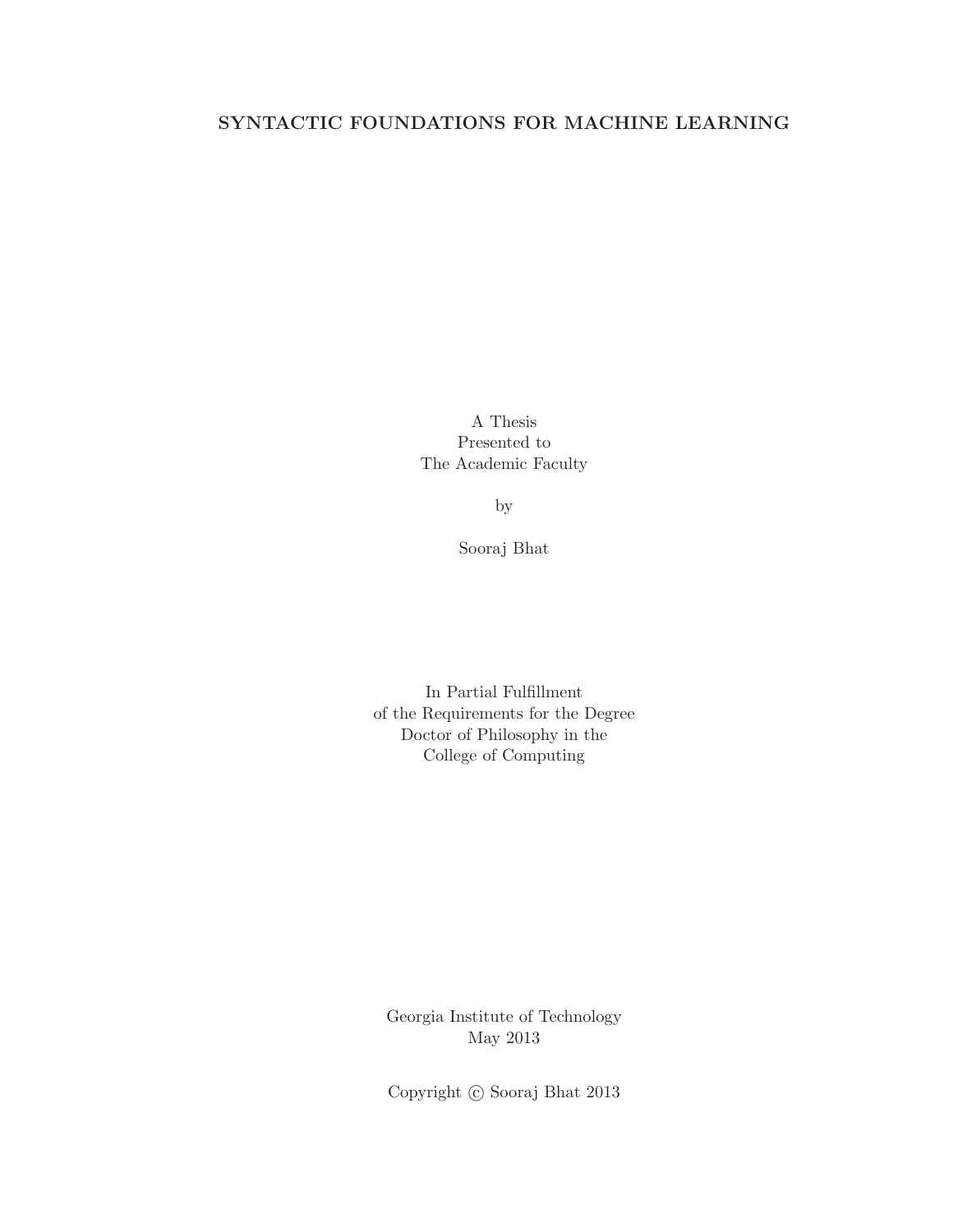# SYNTACTIC FOUNDATIONS FOR MACHINE LEARNING

A Thesis
Presented to
The Academic Faculty

by

Sooraj Bhat

In Partial Fulfillment
of the Requirements for the Degree
Doctor of Philosophy in the
College of Computing

Georgia Institute of Technology
May 2013

Copyright © Sooraj Bhat 2013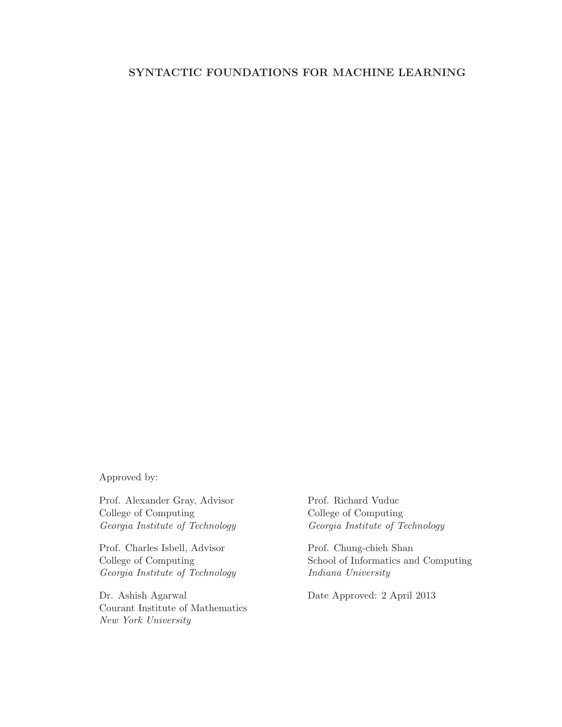# SYNTACTIC FOUNDATIONS FOR MACHINE LEARNING

Approved by:

Prof. Alexander Gray, Advisor
College of Computing
*Georgia Institute of Technology*

Prof. Charles Isbell, Advisor
College of Computing
*Georgia Institute of Technology*

Dr. Ashish Agarwal
Courant Institute of Mathematics
*New York University*

Prof. Richard Vuduc
College of Computing
*Georgia Institute of Technology*

Prof. Chung-chieh Shan
School of Informatics and Computing
*Indiana University*

Date Approved: 2 April 2013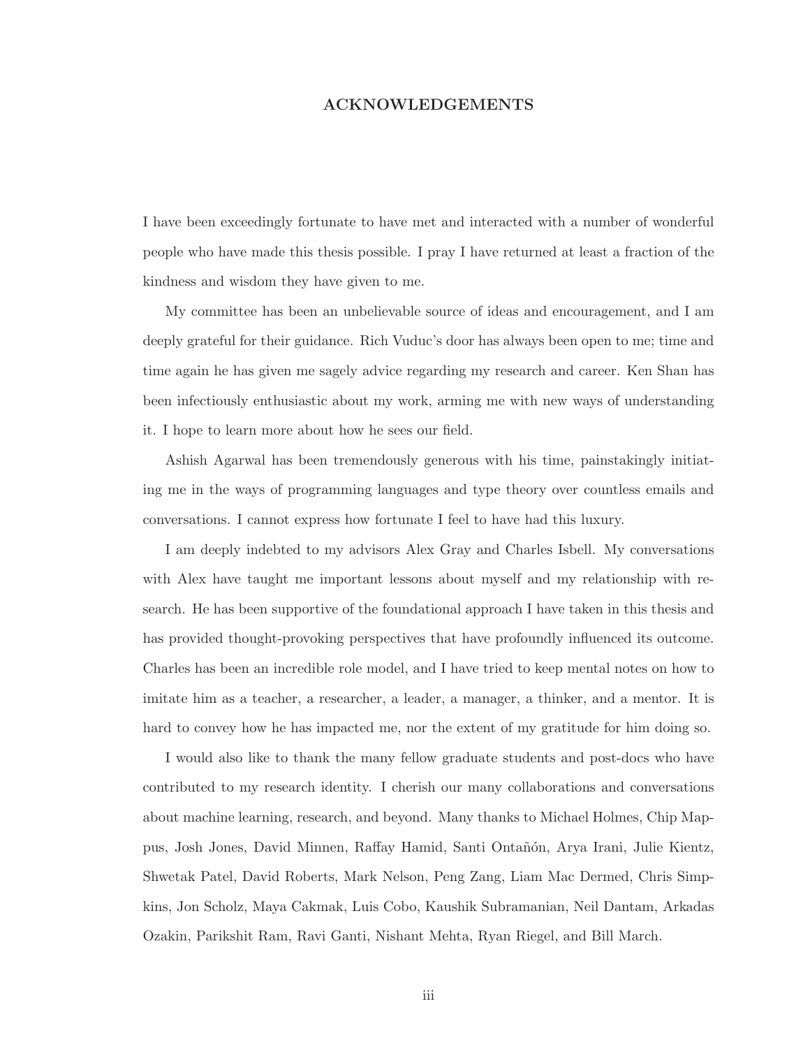# ACKNOWLEDGEMENTS

I have been exceedingly fortunate to have met and interacted with a number of wonderful people who have made this thesis possible. I pray I have returned at least a fraction of the kindness and wisdom they have given to me.

My committee has been an unbelievable source of ideas and encouragement, and I am deeply grateful for their guidance. Rich Vuduc's door has always been open to me; time and time again he has given me sagely advice regarding my research and career. Ken Shan has been infectiously enthusiastic about my work, arming me with new ways of understanding it. I hope to learn more about how he sees our field.

Ashish Agarwal has been tremendously generous with his time, painstakingly initiating me in the ways of programming languages and type theory over countless emails and conversations. I cannot express how fortunate I feel to have had this luxury.

I am deeply indebted to my advisors Alex Gray and Charles Isbell. My conversations with Alex have taught me important lessons about myself and my relationship with research. He has been supportive of the foundational approach I have taken in this thesis and has provided thought-provoking perspectives that have profoundly influenced its outcome. Charles has been an incredible role model, and I have tried to keep mental notes on how to imitate him as a teacher, a researcher, a leader, a manager, a thinker, and a mentor. It is hard to convey how he has impacted me, nor the extent of my gratitude for him doing so.

I would also like to thank the many fellow graduate students and post-docs who have contributed to my research identity. I cherish our many collaborations and conversations about machine learning, research, and beyond. Many thanks to Michael Holmes, Chip Mappus, Josh Jones, David Minnen, Raffay Hamid, Santi Ontañón, Arya Irani, Julie Kientz, Shwetak Patel, David Roberts, Mark Nelson, Peng Zang, Liam Mac Dermed, Chris Simpkins, Jon Scholz, Maya Cakmak, Luis Cobo, Kaushik Subramanian, Neil Dantam, Arkadas Ozakin, Parikshit Ram, Ravi Ganti, Nishant Mehta, Ryan Riegel, and Bill March.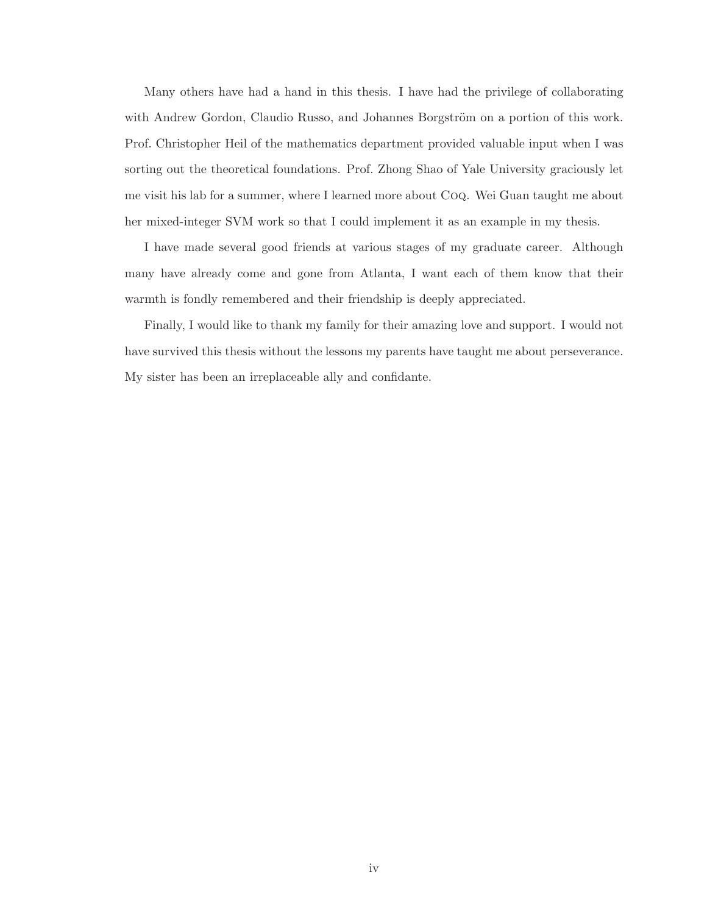Many others have had a hand in this thesis. I have had the privilege of collaborating with Andrew Gordon, Claudio Russo, and Johannes Borgström on a portion of this work. Prof. Christopher Heil of the mathematics department provided valuable input when I was sorting out the theoretical foundations. Prof. Zhong Shao of Yale University graciously let me visit his lab for a summer, where I learned more about Coq. Wei Guan taught me about her mixed-integer SVM work so that I could implement it as an example in my thesis.

I have made several good friends at various stages of my graduate career. Although many have already come and gone from Atlanta, I want each of them know that their warmth is fondly remembered and their friendship is deeply appreciated.

Finally, I would like to thank my family for their amazing love and support. I would not have survived this thesis without the lessons my parents have taught me about perseverance. My sister has been an irreplaceable ally and confidante.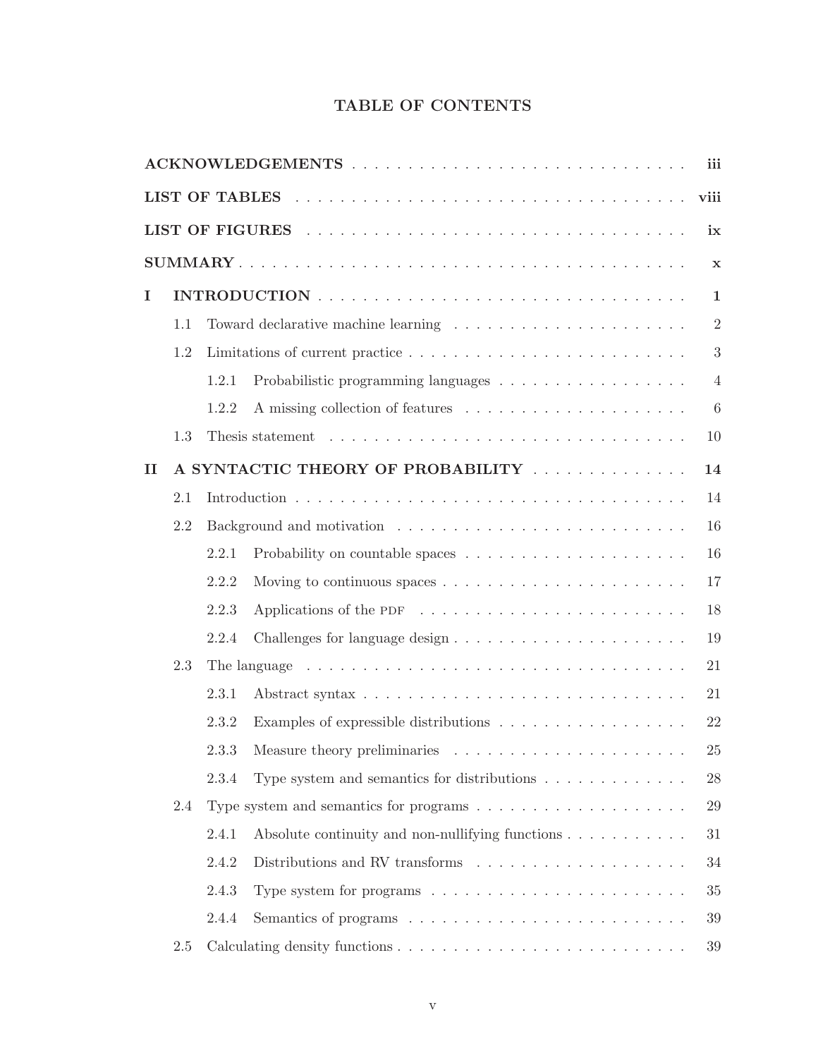# TABLE OF CONTENTS

**ACKNOWLEDGEMENTS** . . . . . . . . . . **iii**

**LIST OF TABLES** . . . . . . . . . . **viii**

**LIST OF FIGURES** . . . . . . . . . . **ix**

**SUMMARY** . . . . . . . . . . **x**

**I INTRODUCTION** . . . . . . . . . . **1**

- 1.1 Toward declarative machine learning . . . . . . . . . . 2
- 1.2 Limitations of current practice . . . . . . . . . . 3
  - 1.2.1 Probabilistic programming languages . . . . . . . . . . 4
  - 1.2.2 A missing collection of features . . . . . . . . . . 6
- 1.3 Thesis statement . . . . . . . . . . 10

**II A SYNTACTIC THEORY OF PROBABILITY** . . . . . . . . . . **14**

- 2.1 Introduction . . . . . . . . . . 14
- 2.2 Background and motivation . . . . . . . . . . 16
  - 2.2.1 Probability on countable spaces . . . . . . . . . . 16
  - 2.2.2 Moving to continuous spaces . . . . . . . . . . 17
  - 2.2.3 Applications of the PDF . . . . . . . . . . 18
  - 2.2.4 Challenges for language design . . . . . . . . . . 19
- 2.3 The language . . . . . . . . . . 21
  - 2.3.1 Abstract syntax . . . . . . . . . . 21
  - 2.3.2 Examples of expressible distributions . . . . . . . . . . 22
  - 2.3.3 Measure theory preliminaries . . . . . . . . . . 25
  - 2.3.4 Type system and semantics for distributions . . . . . . . . . . 28
- 2.4 Type system and semantics for programs . . . . . . . . . . 29
  - 2.4.1 Absolute continuity and non-nullifying functions . . . . . . . . . . 31
  - 2.4.2 Distributions and RV transforms . . . . . . . . . . 34
  - 2.4.3 Type system for programs . . . . . . . . . . 35
  - 2.4.4 Semantics of programs . . . . . . . . . . 39
- 2.5 Calculating density functions . . . . . . . . . . 39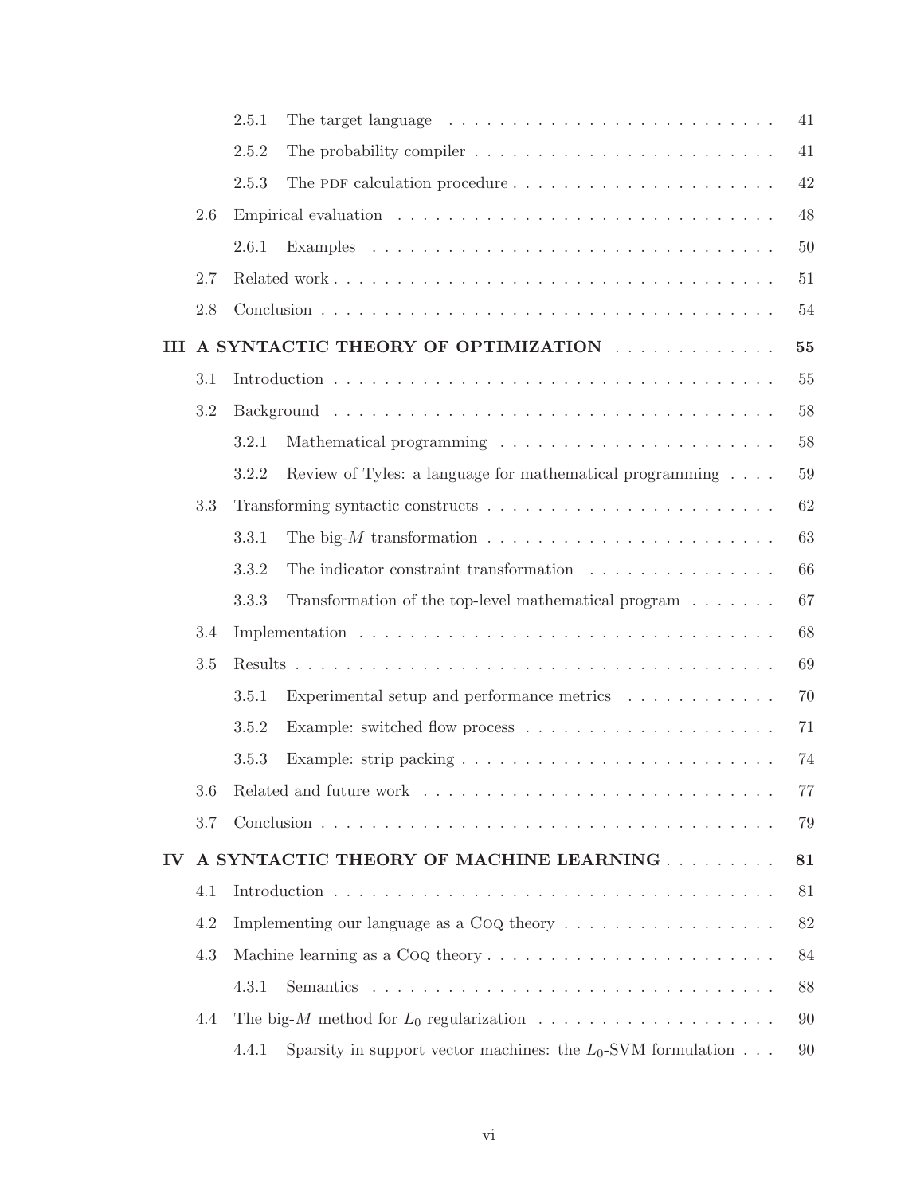- 2.5.1 The target language . . . . . . . . . . . . . . . . . . . . . . . . . 41
- 2.5.2 The probability compiler . . . . . . . . . . . . . . . . . . . . . . . . 41
- 2.5.3 The PDF calculation procedure . . . . . . . . . . . . . . . . . . . . 42
- 2.6 Empirical evaluation . . . . . . . . . . . . . . . . . . . . . . . . . . . . 48
  - 2.6.1 Examples . . . . . . . . . . . . . . . . . . . . . . . . . . . . . . . 50
- 2.7 Related work . . . . . . . . . . . . . . . . . . . . . . . . . . . . . . . . 51
- 2.8 Conclusion . . . . . . . . . . . . . . . . . . . . . . . . . . . . . . . . . 54

**III A SYNTACTIC THEORY OF OPTIMIZATION . . . . . . . . . . . . . 55**

- 3.1 Introduction . . . . . . . . . . . . . . . . . . . . . . . . . . . . . . . . . 55
- 3.2 Background . . . . . . . . . . . . . . . . . . . . . . . . . . . . . . . . . 58
  - 3.2.1 Mathematical programming . . . . . . . . . . . . . . . . . . . . . . 58
  - 3.2.2 Review of Tyles: a language for mathematical programming . . . . 59
- 3.3 Transforming syntactic constructs . . . . . . . . . . . . . . . . . . . . . . 62
  - 3.3.1 The big-$M$ transformation . . . . . . . . . . . . . . . . . . . . . . 63
  - 3.3.2 The indicator constraint transformation . . . . . . . . . . . . . . . 66
  - 3.3.3 Transformation of the top-level mathematical program . . . . . . . 67
- 3.4 Implementation . . . . . . . . . . . . . . . . . . . . . . . . . . . . . . . 68
- 3.5 Results . . . . . . . . . . . . . . . . . . . . . . . . . . . . . . . . . . . 69
  - 3.5.1 Experimental setup and performance metrics . . . . . . . . . . . . 70
  - 3.5.2 Example: switched flow process . . . . . . . . . . . . . . . . . . . . 71
  - 3.5.3 Example: strip packing . . . . . . . . . . . . . . . . . . . . . . . . 74
- 3.6 Related and future work . . . . . . . . . . . . . . . . . . . . . . . . . . 77
- 3.7 Conclusion . . . . . . . . . . . . . . . . . . . . . . . . . . . . . . . . . 79

**IV A SYNTACTIC THEORY OF MACHINE LEARNING . . . . . . . . . 81**

- 4.1 Introduction . . . . . . . . . . . . . . . . . . . . . . . . . . . . . . . . . 81
- 4.2 Implementing our language as a COQ theory . . . . . . . . . . . . . . . . 82
- 4.3 Machine learning as a COQ theory . . . . . . . . . . . . . . . . . . . . . . 84
  - 4.3.1 Semantics . . . . . . . . . . . . . . . . . . . . . . . . . . . . . . . 88
- 4.4 The big-$M$ method for $L_0$ regularization . . . . . . . . . . . . . . . . . 90
  - 4.4.1 Sparsity in support vector machines: the $L_0$-SVM formulation . . . 90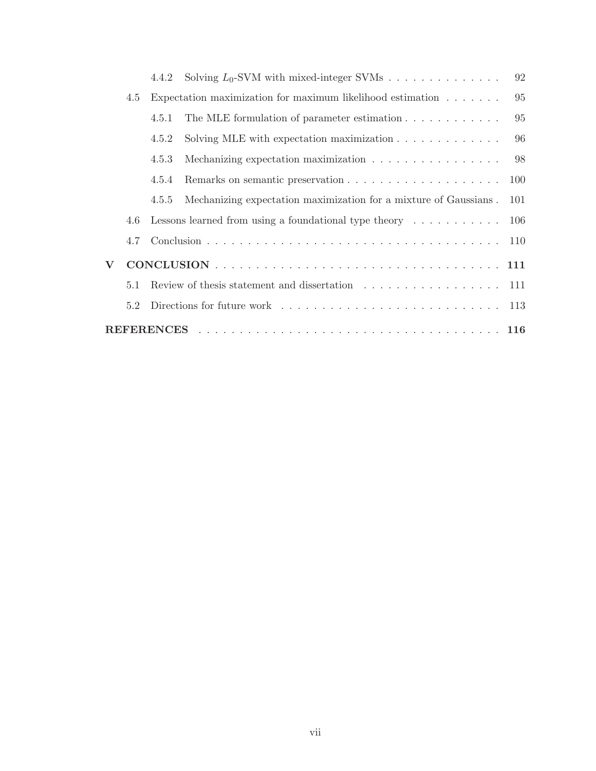4.4.2 Solving $L_0$-SVM with mixed-integer SVMs . . . . . . . . . . . . . . . 92

4.5 Expectation maximization for maximum likelihood estimation . . . . . . . 95

4.5.1 The MLE formulation of parameter estimation . . . . . . . . . . . . 95

4.5.2 Solving MLE with expectation maximization . . . . . . . . . . . . . 96

4.5.3 Mechanizing expectation maximization . . . . . . . . . . . . . . . . 98

4.5.4 Remarks on semantic preservation . . . . . . . . . . . . . . . . . . . 100

4.5.5 Mechanizing expectation maximization for a mixture of Gaussians . 101

4.6 Lessons learned from using a foundational type theory . . . . . . . . . . . 106

4.7 Conclusion . . . . . . . . . . . . . . . . . . . . . . . . . . . . . . . . . . . . 110

**V CONCLUSION** . . . . . . . . . . . . . . . . . . . . . . . . . . . . . . . . . . . **111**

5.1 Review of thesis statement and dissertation . . . . . . . . . . . . . . . . . 111

5.2 Directions for future work . . . . . . . . . . . . . . . . . . . . . . . . . . . 113

**REFERENCES** . . . . . . . . . . . . . . . . . . . . . . . . . . . . . . . . . . . . . **116**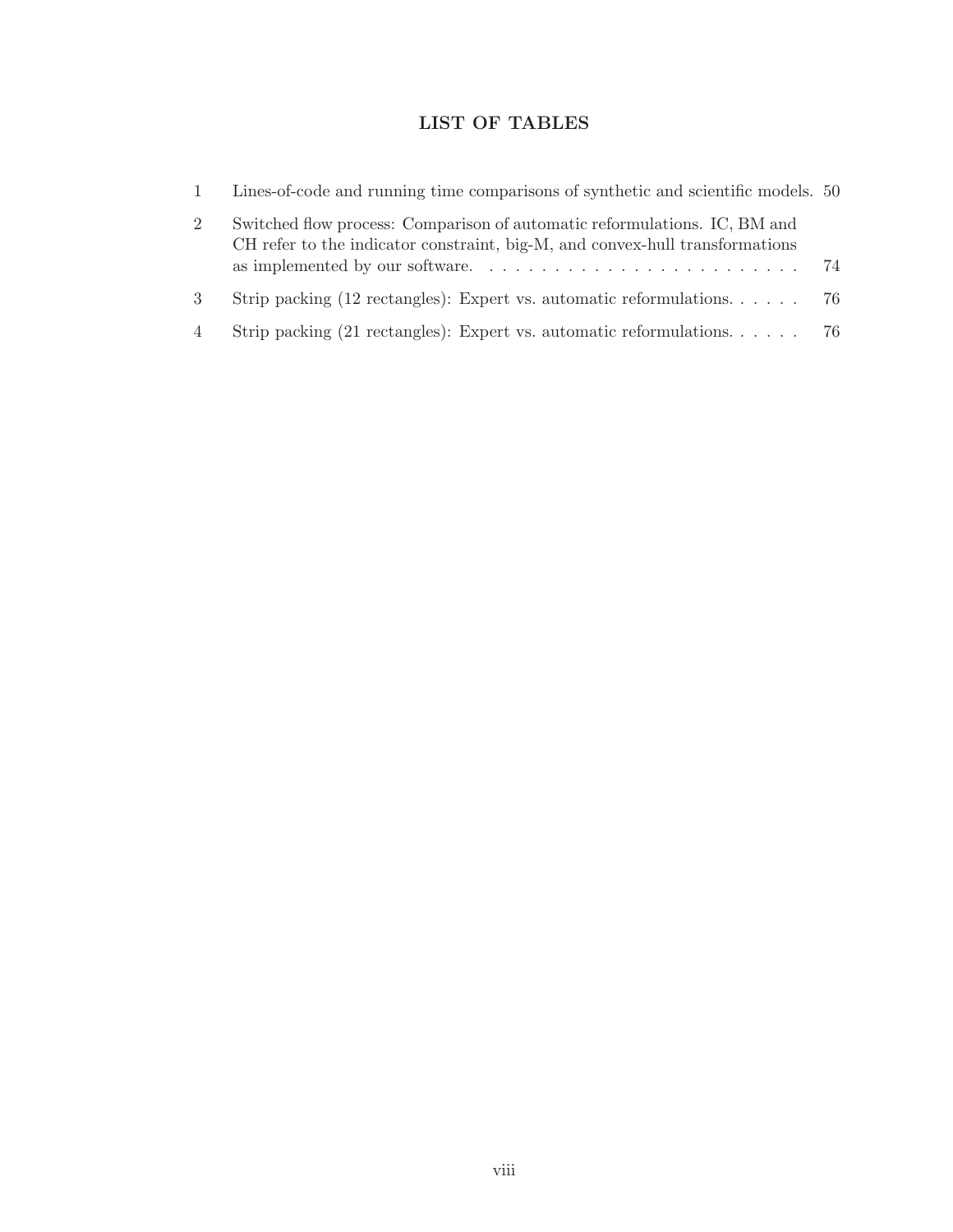## LIST OF TABLES

| | | |
|---|---|---|
| 1 | Lines-of-code and running time comparisons of synthetic and scientific models. | 50 |
| 2 | Switched flow process: Comparison of automatic reformulations. IC, BM and CH refer to the indicator constraint, big-M, and convex-hull transformations as implemented by our software. | 74 |
| 3 | Strip packing (12 rectangles): Expert vs. automatic reformulations. | 76 |
| 4 | Strip packing (21 rectangles): Expert vs. automatic reformulations. | 76 |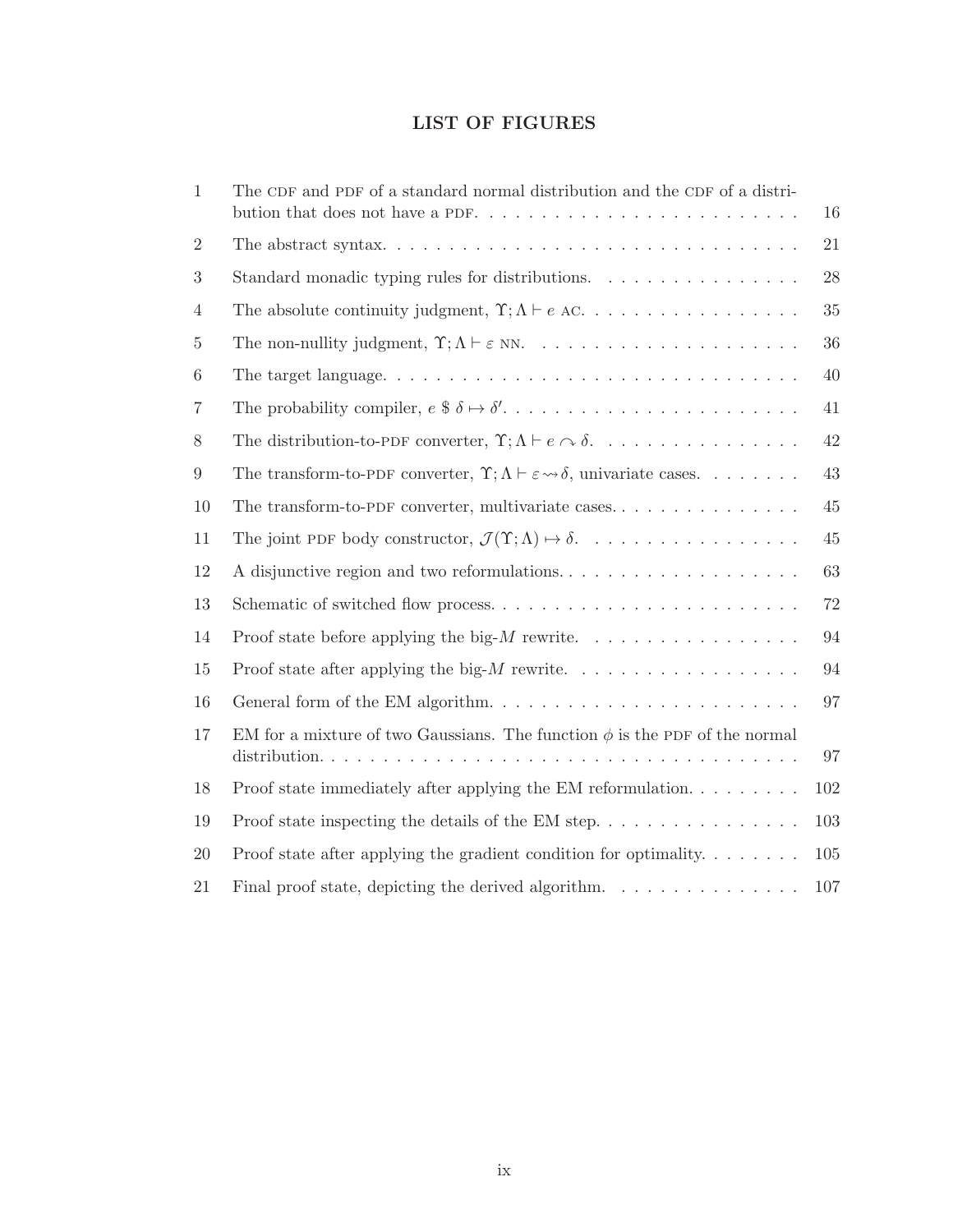# LIST OF FIGURES

| | | |
|---|---|---|
| 1 | The CDF and PDF of a standard normal distribution and the CDF of a distribution that does not have a PDF. | 16 |
| 2 | The abstract syntax. | 21 |
| 3 | Standard monadic typing rules for distributions. | 28 |
| 4 | The absolute continuity judgment, $\Upsilon; \Lambda \vdash e$ AC. | 35 |
| 5 | The non-nullity judgment, $\Upsilon; \Lambda \vdash \varepsilon$ NN. | 36 |
| 6 | The target language. | 40 |
| 7 | The probability compiler, $e \ \$ \ \delta \mapsto \delta'$. | 41 |
| 8 | The distribution-to-PDF converter, $\Upsilon; \Lambda \vdash e \curvearrowright \delta$. | 42 |
| 9 | The transform-to-PDF converter, $\Upsilon; \Lambda \vdash \varepsilon \rightsquigarrow \delta$, univariate cases. | 43 |
| 10 | The transform-to-PDF converter, multivariate cases. | 45 |
| 11 | The joint PDF body constructor, $\mathcal{J}(\Upsilon; \Lambda) \mapsto \delta$. | 45 |
| 12 | A disjunctive region and two reformulations. | 63 |
| 13 | Schematic of switched flow process. | 72 |
| 14 | Proof state before applying the big-$M$ rewrite. | 94 |
| 15 | Proof state after applying the big-$M$ rewrite. | 94 |
| 16 | General form of the EM algorithm. | 97 |
| 17 | EM for a mixture of two Gaussians. The function $\phi$ is the PDF of the normal distribution. | 97 |
| 18 | Proof state immediately after applying the EM reformulation. | 102 |
| 19 | Proof state inspecting the details of the EM step. | 103 |
| 20 | Proof state after applying the gradient condition for optimality. | 105 |
| 21 | Final proof state, depicting the derived algorithm. | 107 |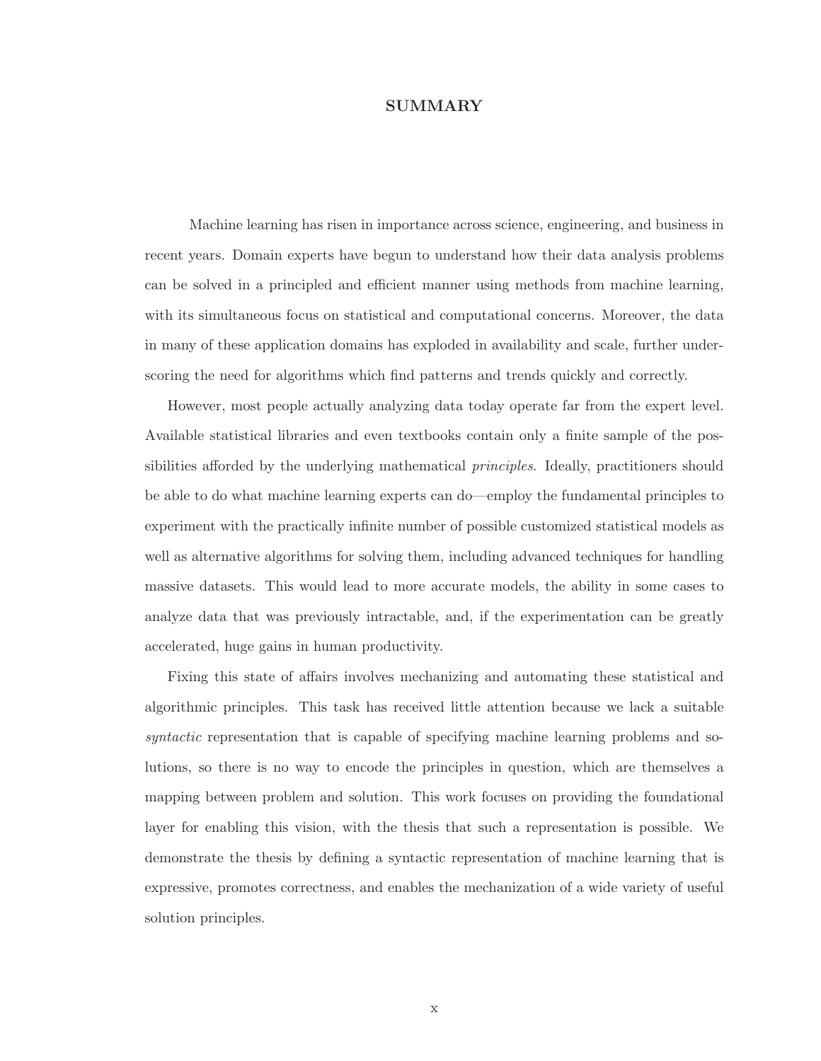# SUMMARY

Machine learning has risen in importance across science, engineering, and business in recent years. Domain experts have begun to understand how their data analysis problems can be solved in a principled and efficient manner using methods from machine learning, with its simultaneous focus on statistical and computational concerns. Moreover, the data in many of these application domains has exploded in availability and scale, further underscoring the need for algorithms which find patterns and trends quickly and correctly.

However, most people actually analyzing data today operate far from the expert level. Available statistical libraries and even textbooks contain only a finite sample of the possibilities afforded by the underlying mathematical *principles*. Ideally, practitioners should be able to do what machine learning experts can do—employ the fundamental principles to experiment with the practically infinite number of possible customized statistical models as well as alternative algorithms for solving them, including advanced techniques for handling massive datasets. This would lead to more accurate models, the ability in some cases to analyze data that was previously intractable, and, if the experimentation can be greatly accelerated, huge gains in human productivity.

Fixing this state of affairs involves mechanizing and automating these statistical and algorithmic principles. This task has received little attention because we lack a suitable *syntactic* representation that is capable of specifying machine learning problems and solutions, so there is no way to encode the principles in question, which are themselves a mapping between problem and solution. This work focuses on providing the foundational layer for enabling this vision, with the thesis that such a representation is possible. We demonstrate the thesis by defining a syntactic representation of machine learning that is expressive, promotes correctness, and enables the mechanization of a wide variety of useful solution principles.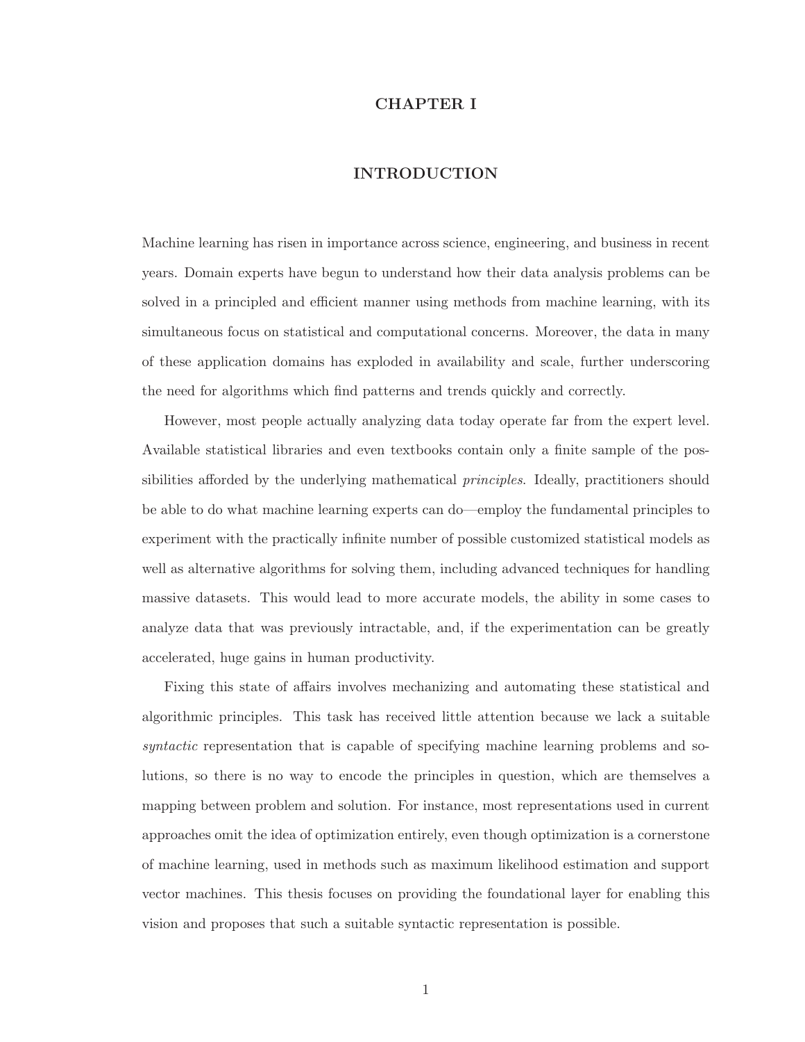# CHAPTER I

# INTRODUCTION

Machine learning has risen in importance across science, engineering, and business in recent years. Domain experts have begun to understand how their data analysis problems can be solved in a principled and efficient manner using methods from machine learning, with its simultaneous focus on statistical and computational concerns. Moreover, the data in many of these application domains has exploded in availability and scale, further underscoring the need for algorithms which find patterns and trends quickly and correctly.

However, most people actually analyzing data today operate far from the expert level. Available statistical libraries and even textbooks contain only a finite sample of the possibilities afforded by the underlying mathematical *principles*. Ideally, practitioners should be able to do what machine learning experts can do—employ the fundamental principles to experiment with the practically infinite number of possible customized statistical models as well as alternative algorithms for solving them, including advanced techniques for handling massive datasets. This would lead to more accurate models, the ability in some cases to analyze data that was previously intractable, and, if the experimentation can be greatly accelerated, huge gains in human productivity.

Fixing this state of affairs involves mechanizing and automating these statistical and algorithmic principles. This task has received little attention because we lack a suitable *syntactic* representation that is capable of specifying machine learning problems and solutions, so there is no way to encode the principles in question, which are themselves a mapping between problem and solution. For instance, most representations used in current approaches omit the idea of optimization entirely, even though optimization is a cornerstone of machine learning, used in methods such as maximum likelihood estimation and support vector machines. This thesis focuses on providing the foundational layer for enabling this vision and proposes that such a suitable syntactic representation is possible.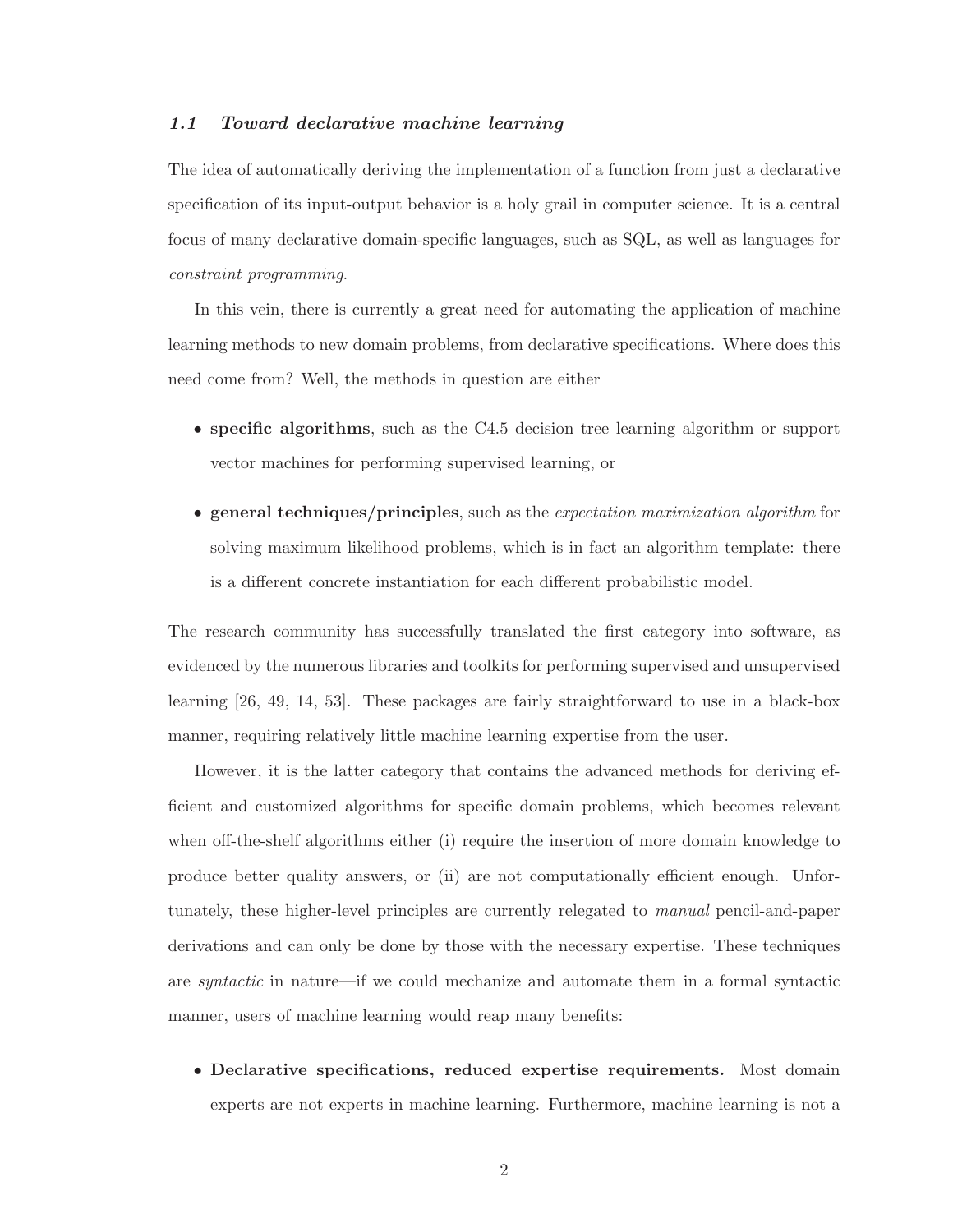## 1.1 *Toward declarative machine learning*

The idea of automatically deriving the implementation of a function from just a declarative specification of its input-output behavior is a holy grail in computer science. It is a central focus of many declarative domain-specific languages, such as SQL, as well as languages for *constraint programming*.

In this vein, there is currently a great need for automating the application of machine learning methods to new domain problems, from declarative specifications. Where does this need come from? Well, the methods in question are either

- **specific algorithms**, such as the C4.5 decision tree learning algorithm or support vector machines for performing supervised learning, or
- **general techniques/principles**, such as the *expectation maximization algorithm* for solving maximum likelihood problems, which is in fact an algorithm template: there is a different concrete instantiation for each different probabilistic model.

The research community has successfully translated the first category into software, as evidenced by the numerous libraries and toolkits for performing supervised and unsupervised learning [26, 49, 14, 53]. These packages are fairly straightforward to use in a black-box manner, requiring relatively little machine learning expertise from the user.

However, it is the latter category that contains the advanced methods for deriving efficient and customized algorithms for specific domain problems, which becomes relevant when off-the-shelf algorithms either (i) require the insertion of more domain knowledge to produce better quality answers, or (ii) are not computationally efficient enough. Unfortunately, these higher-level principles are currently relegated to *manual* pencil-and-paper derivations and can only be done by those with the necessary expertise. These techniques are *syntactic* in nature—if we could mechanize and automate them in a formal syntactic manner, users of machine learning would reap many benefits:

- **Declarative specifications, reduced expertise requirements.** Most domain experts are not experts in machine learning. Furthermore, machine learning is not a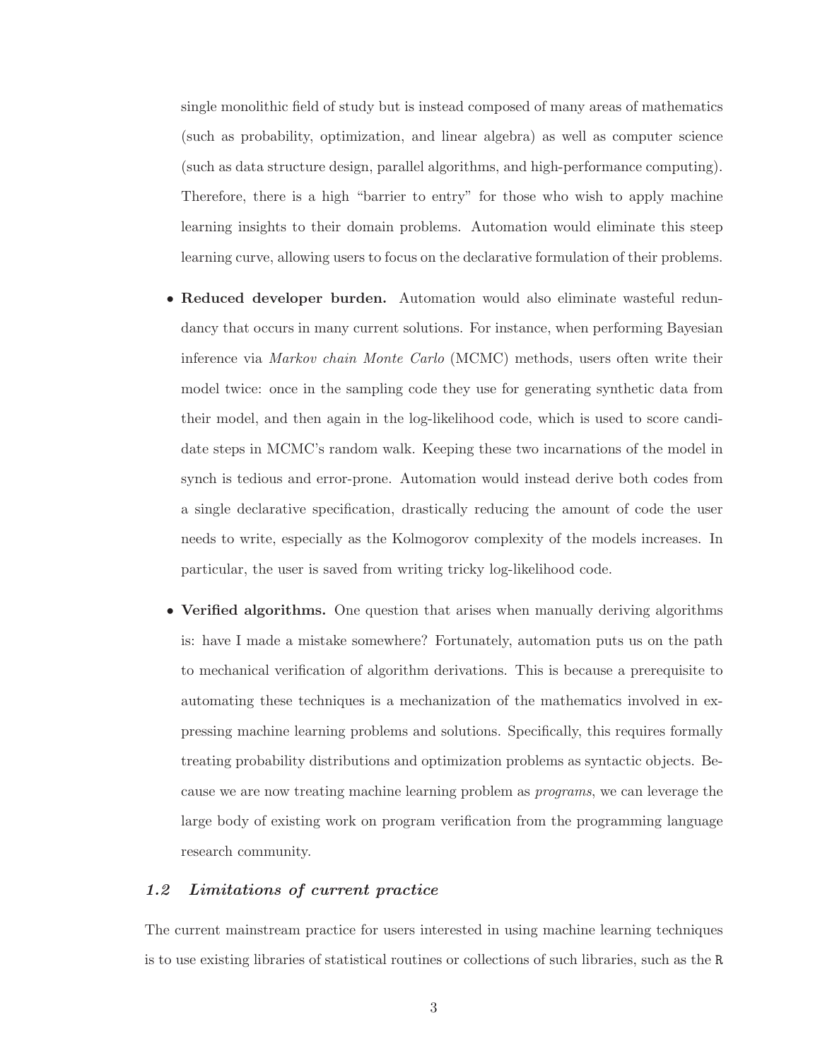single monolithic field of study but is instead composed of many areas of mathematics (such as probability, optimization, and linear algebra) as well as computer science (such as data structure design, parallel algorithms, and high-performance computing). Therefore, there is a high "barrier to entry" for those who wish to apply machine learning insights to their domain problems. Automation would eliminate this steep learning curve, allowing users to focus on the declarative formulation of their problems.

- **Reduced developer burden.** Automation would also eliminate wasteful redundancy that occurs in many current solutions. For instance, when performing Bayesian inference via *Markov chain Monte Carlo* (MCMC) methods, users often write their model twice: once in the sampling code they use for generating synthetic data from their model, and then again in the log-likelihood code, which is used to score candidate steps in MCMC's random walk. Keeping these two incarnations of the model in synch is tedious and error-prone. Automation would instead derive both codes from a single declarative specification, drastically reducing the amount of code the user needs to write, especially as the Kolmogorov complexity of the models increases. In particular, the user is saved from writing tricky log-likelihood code.

- **Verified algorithms.** One question that arises when manually deriving algorithms is: have I made a mistake somewhere? Fortunately, automation puts us on the path to mechanical verification of algorithm derivations. This is because a prerequisite to automating these techniques is a mechanization of the mathematics involved in expressing machine learning problems and solutions. Specifically, this requires formally treating probability distributions and optimization problems as syntactic objects. Because we are now treating machine learning problem as *programs*, we can leverage the large body of existing work on program verification from the programming language research community.

### *1.2 Limitations of current practice*

The current mainstream practice for users interested in using machine learning techniques is to use existing libraries of statistical routines or collections of such libraries, such as the `R`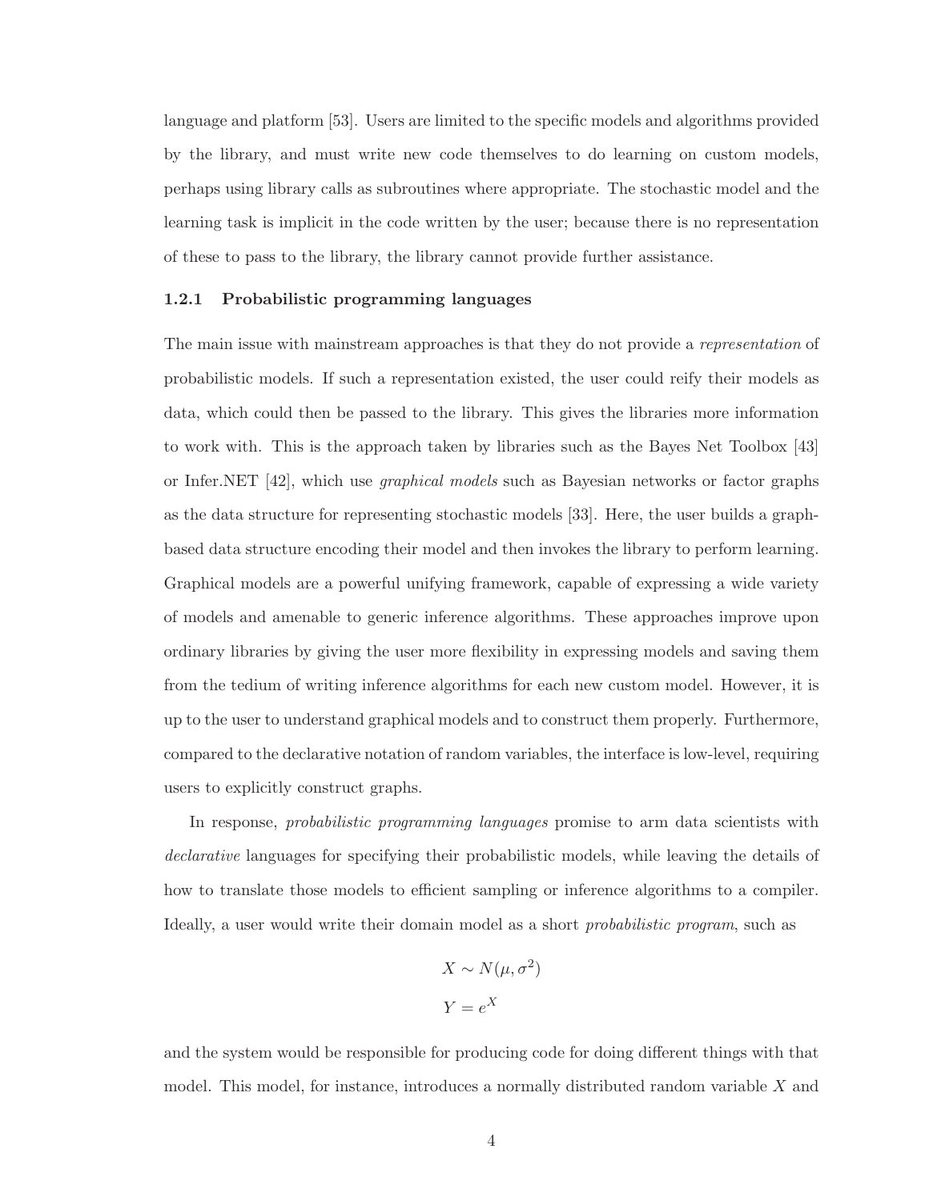language and platform [53]. Users are limited to the specific models and algorithms provided by the library, and must write new code themselves to do learning on custom models, perhaps using library calls as subroutines where appropriate. The stochastic model and the learning task is implicit in the code written by the user; because there is no representation of these to pass to the library, the library cannot provide further assistance.

### 1.2.1 Probabilistic programming languages

The main issue with mainstream approaches is that they do not provide a *representation* of probabilistic models. If such a representation existed, the user could reify their models as data, which could then be passed to the library. This gives the libraries more information to work with. This is the approach taken by libraries such as the Bayes Net Toolbox [43] or Infer.NET [42], which use *graphical models* such as Bayesian networks or factor graphs as the data structure for representing stochastic models [33]. Here, the user builds a graph-based data structure encoding their model and then invokes the library to perform learning. Graphical models are a powerful unifying framework, capable of expressing a wide variety of models and amenable to generic inference algorithms. These approaches improve upon ordinary libraries by giving the user more flexibility in expressing models and saving them from the tedium of writing inference algorithms for each new custom model. However, it is up to the user to understand graphical models and to construct them properly. Furthermore, compared to the declarative notation of random variables, the interface is low-level, requiring users to explicitly construct graphs.

In response, *probabilistic programming languages* promise to arm data scientists with *declarative* languages for specifying their probabilistic models, while leaving the details of how to translate those models to efficient sampling or inference algorithms to a compiler. Ideally, a user would write their domain model as a short *probabilistic program*, such as

$$X \sim N(\mu, \sigma^2)$$

$$Y = e^X$$

and the system would be responsible for producing code for doing different things with that model. This model, for instance, introduces a normally distributed random variable $X$ and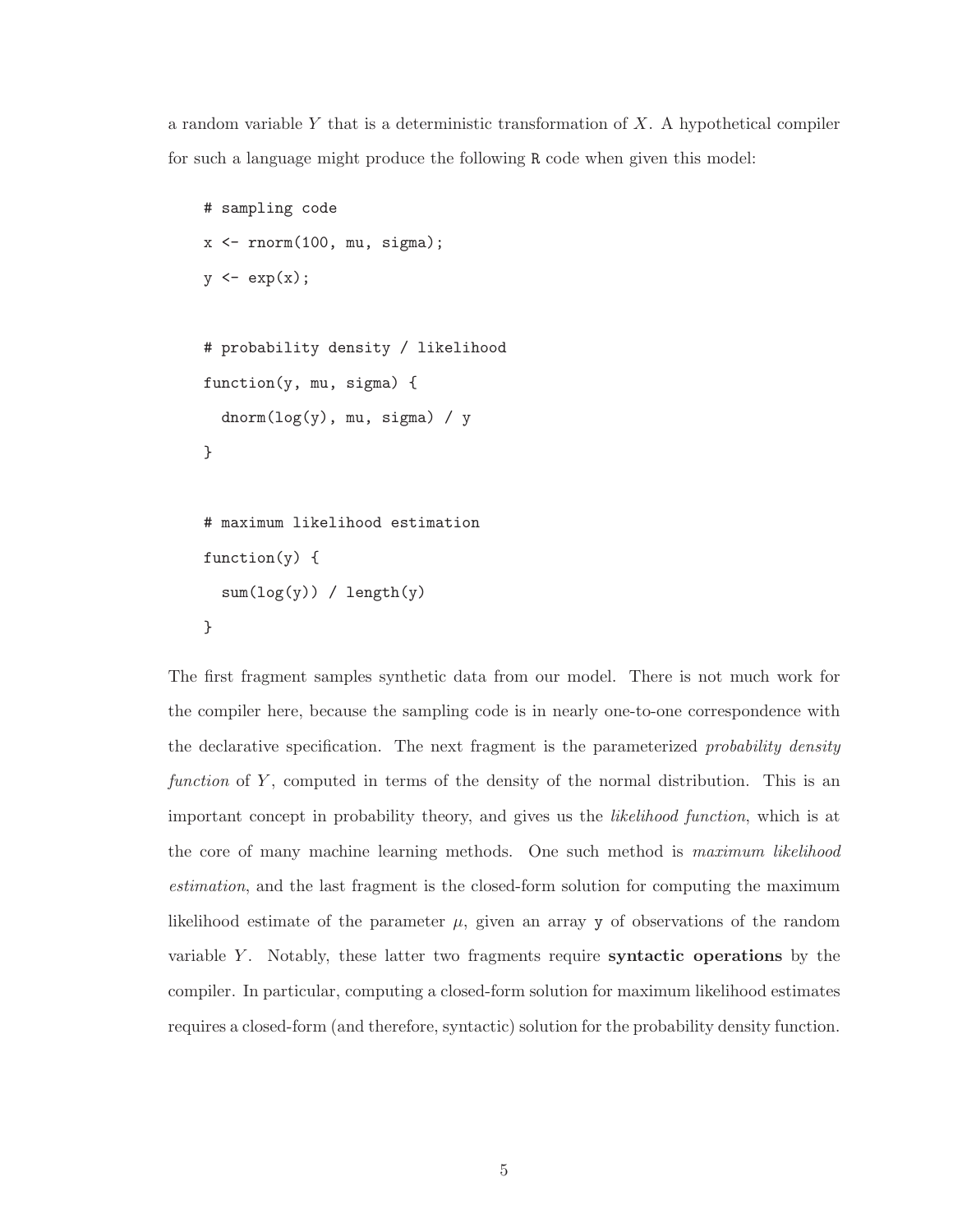a random variable $Y$ that is a deterministic transformation of $X$. A hypothetical compiler for such a language might produce the following `R` code when given this model:

```
# sampling code
x <- rnorm(100, mu, sigma);
y <- exp(x);

# probability density / likelihood
function(y, mu, sigma) {
  dnorm(log(y), mu, sigma) / y
}

# maximum likelihood estimation
function(y) {
  sum(log(y)) / length(y)
}
```

The first fragment samples synthetic data from our model. There is not much work for the compiler here, because the sampling code is in nearly one-to-one correspondence with the declarative specification. The next fragment is the parameterized *probability density function* of $Y$, computed in terms of the density of the normal distribution. This is an important concept in probability theory, and gives us the *likelihood function*, which is at the core of many machine learning methods. One such method is *maximum likelihood estimation*, and the last fragment is the closed-form solution for computing the maximum likelihood estimate of the parameter $\mu$, given an array `y` of observations of the random variable $Y$. Notably, these latter two fragments require **syntactic operations** by the compiler. In particular, computing a closed-form solution for maximum likelihood estimates requires a closed-form (and therefore, syntactic) solution for the probability density function.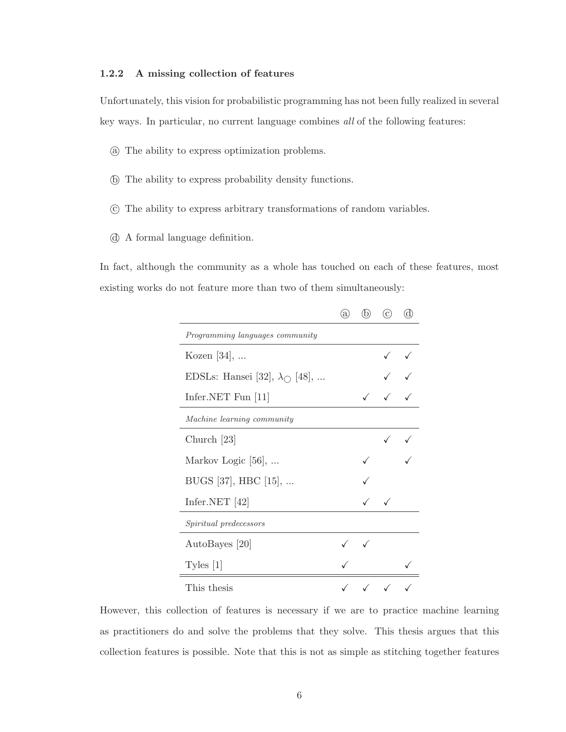### 1.2.2 A missing collection of features

Unfortunately, this vision for probabilistic programming has not been fully realized in several key ways. In particular, no current language combines *all* of the following features:

ⓐ The ability to express optimization problems.

ⓑ The ability to express probability density functions.

ⓒ The ability to express arbitrary transformations of random variables.

ⓓ A formal language definition.

In fact, although the community as a whole has touched on each of these features, most existing works do not feature more than two of them simultaneously:

| | ⓐ | ⓑ | ⓒ | ⓓ |
|---|---|---|---|---|
| *Programming languages community* | | | | |
| Kozen [34], ... | | | ✓ | ✓ |
| EDSLs: Hansei [32], $\lambda_{\bigcirc}$ [48], ... | | | ✓ | ✓ |
| Infer.NET Fun [11] | | ✓ | ✓ | ✓ |
| *Machine learning community* | | | | |
| Church [23] | | | ✓ | ✓ |
| Markov Logic [56], ... | | ✓ | | ✓ |
| BUGS [37], HBC [15], ... | | ✓ | | |
| Infer.NET [42] | | ✓ | ✓ | |
| *Spiritual predecessors* | | | | |
| AutoBayes [20] | ✓ | ✓ | | |
| Tyles [1] | ✓ | | | ✓ |
| This thesis | ✓ | ✓ | ✓ | ✓ |

However, this collection of features is necessary if we are to practice machine learning as practitioners do and solve the problems that they solve. This thesis argues that this collection features is possible. Note that this is not as simple as stitching together features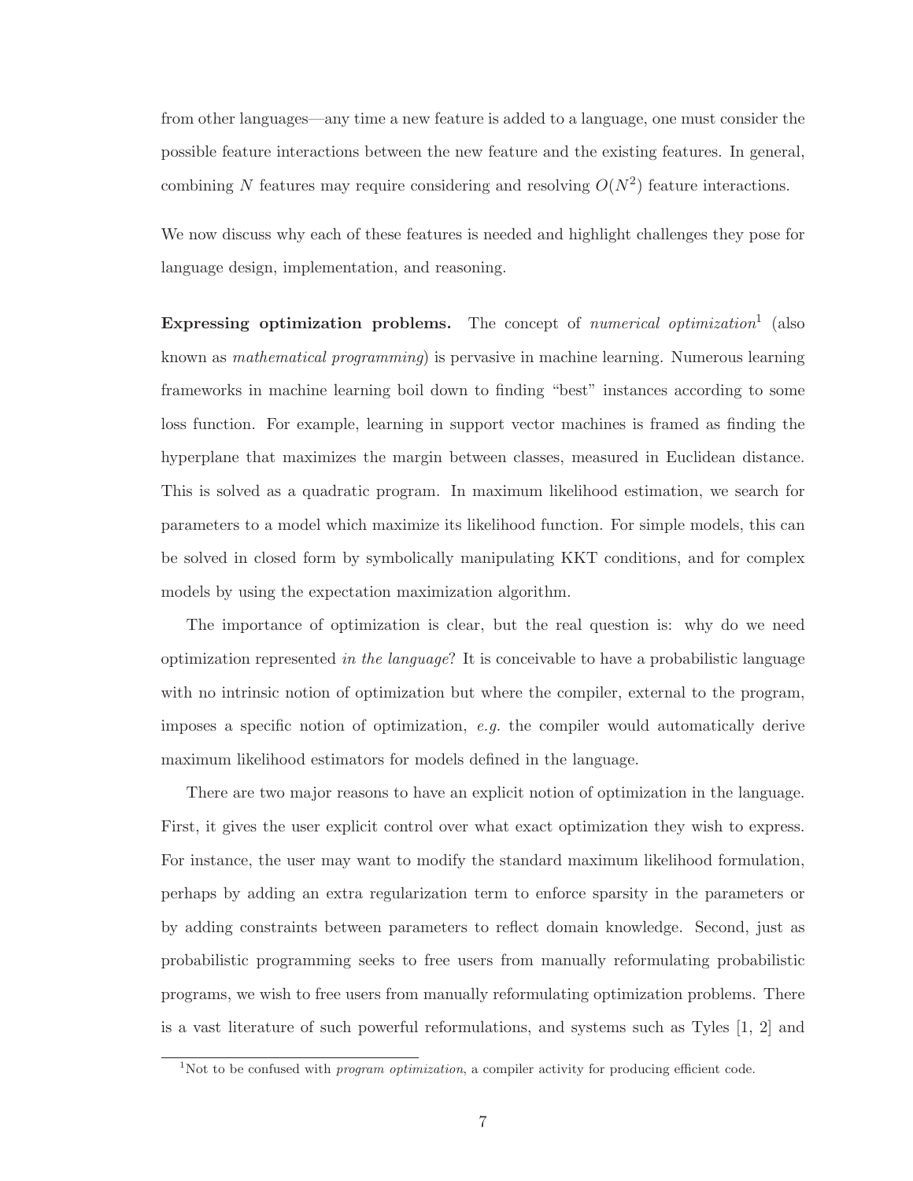from other languages—any time a new feature is added to a language, one must consider the possible feature interactions between the new feature and the existing features. In general, combining $N$ features may require considering and resolving $O(N^2)$ feature interactions.

We now discuss why each of these features is needed and highlight challenges they pose for language design, implementation, and reasoning.

**Expressing optimization problems.** The concept of *numerical optimization*[1] (also known as *mathematical programming*) is pervasive in machine learning. Numerous learning frameworks in machine learning boil down to finding "best" instances according to some loss function. For example, learning in support vector machines is framed as finding the hyperplane that maximizes the margin between classes, measured in Euclidean distance. This is solved as a quadratic program. In maximum likelihood estimation, we search for parameters to a model which maximize its likelihood function. For simple models, this can be solved in closed form by symbolically manipulating KKT conditions, and for complex models by using the expectation maximization algorithm.

The importance of optimization is clear, but the real question is: why do we need optimization represented *in the language*? It is conceivable to have a probabilistic language with no intrinsic notion of optimization but where the compiler, external to the program, imposes a specific notion of optimization, *e.g.* the compiler would automatically derive maximum likelihood estimators for models defined in the language.

There are two major reasons to have an explicit notion of optimization in the language. First, it gives the user explicit control over what exact optimization they wish to express. For instance, the user may want to modify the standard maximum likelihood formulation, perhaps by adding an extra regularization term to enforce sparsity in the parameters or by adding constraints between parameters to reflect domain knowledge. Second, just as probabilistic programming seeks to free users from manually reformulating probabilistic programs, we wish to free users from manually reformulating optimization problems. There is a vast literature of such powerful reformulations, and systems such as Tyles [1, 2] and

[1] Not to be confused with *program optimization*, a compiler activity for producing efficient code.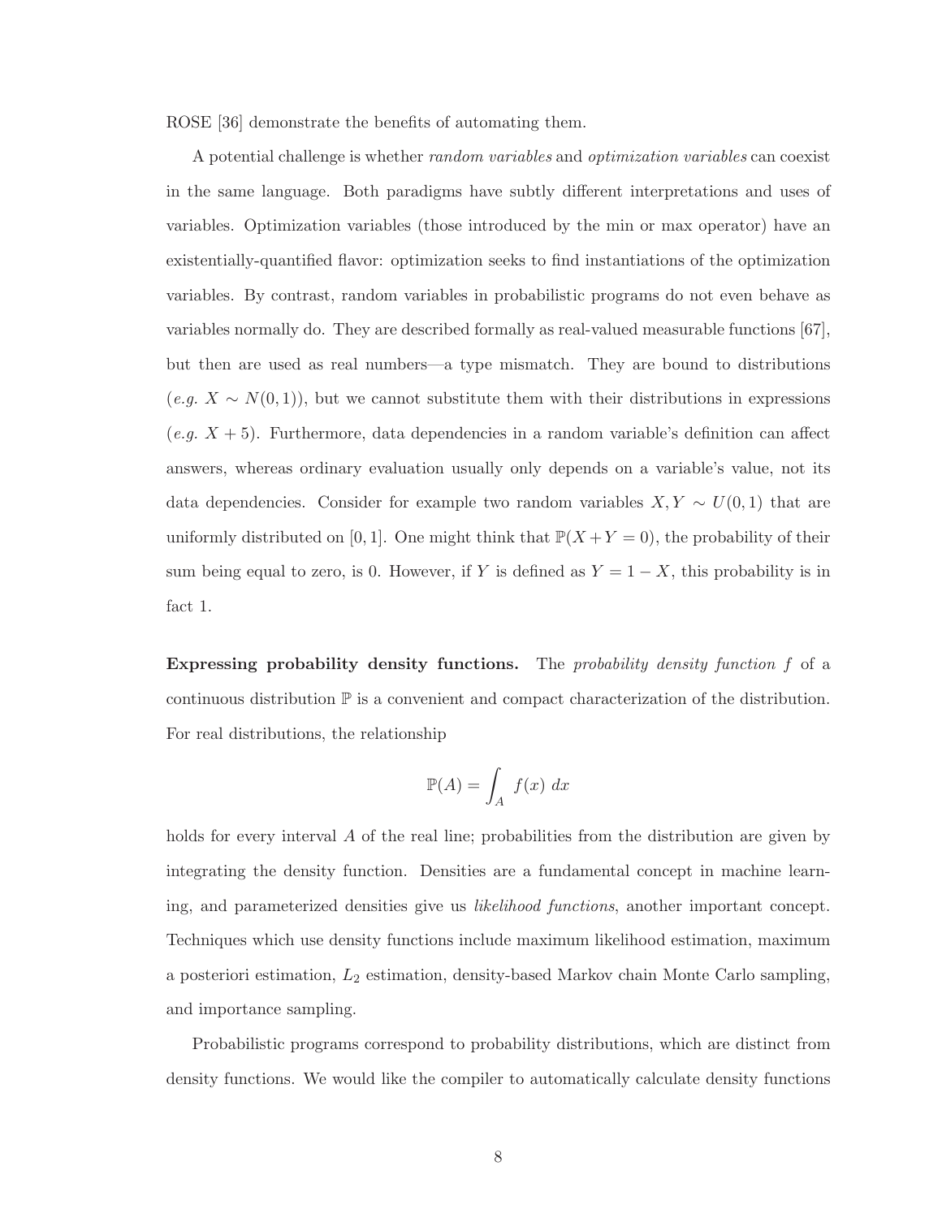ROSE [36] demonstrate the benefits of automating them.

A potential challenge is whether *random variables* and *optimization variables* can coexist in the same language. Both paradigms have subtly different interpretations and uses of variables. Optimization variables (those introduced by the min or max operator) have an existentially-quantified flavor: optimization seeks to find instantiations of the optimization variables. By contrast, random variables in probabilistic programs do not even behave as variables normally do. They are described formally as real-valued measurable functions [67], but then are used as real numbers—a type mismatch. They are bound to distributions (*e.g.* $X \sim N(0,1)$), but we cannot substitute them with their distributions in expressions (*e.g.* $X + 5$). Furthermore, data dependencies in a random variable's definition can affect answers, whereas ordinary evaluation usually only depends on a variable's value, not its data dependencies. Consider for example two random variables $X, Y \sim U(0,1)$ that are uniformly distributed on $[0,1]$. One might think that $\mathbb{P}(X+Y=0)$, the probability of their sum being equal to zero, is 0. However, if $Y$ is defined as $Y = 1 - X$, this probability is in fact 1.

**Expressing probability density functions.** The *probability density function* $f$ of a continuous distribution $\mathbb{P}$ is a convenient and compact characterization of the distribution. For real distributions, the relationship

$$\mathbb{P}(A) = \int_A f(x)\ dx$$

holds for every interval $A$ of the real line; probabilities from the distribution are given by integrating the density function. Densities are a fundamental concept in machine learning, and parameterized densities give us *likelihood functions*, another important concept. Techniques which use density functions include maximum likelihood estimation, maximum a posteriori estimation, $L_2$ estimation, density-based Markov chain Monte Carlo sampling, and importance sampling.

Probabilistic programs correspond to probability distributions, which are distinct from density functions. We would like the compiler to automatically calculate density functions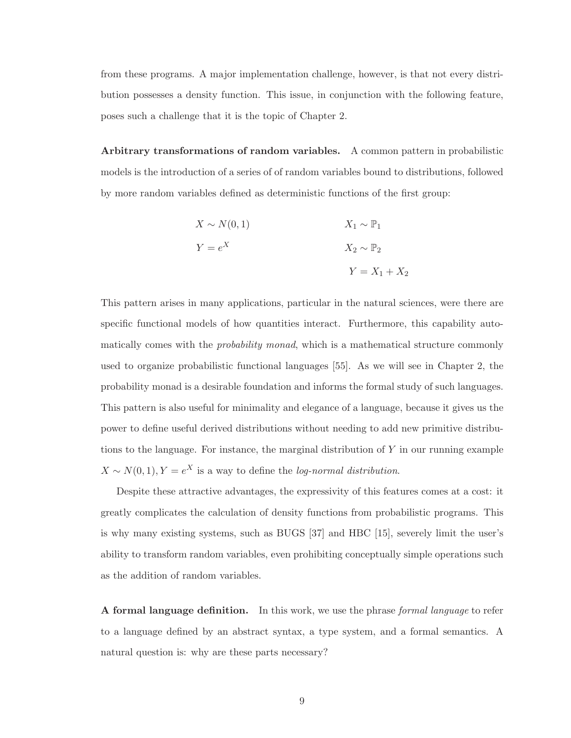from these programs. A major implementation challenge, however, is that not every distribution possesses a density function. This issue, in conjunction with the following feature, poses such a challenge that it is the topic of Chapter 2.

**Arbitrary transformations of random variables.** A common pattern in probabilistic models is the introduction of a series of of random variables bound to distributions, followed by more random variables defined as deterministic functions of the first group:

$$
\begin{aligned}
&X \sim N(0,1) \qquad\qquad && X_1 \sim \mathbb{P}_1 \\
&Y = e^X && X_2 \sim \mathbb{P}_2 \\
& && Y = X_1 + X_2
\end{aligned}
$$

This pattern arises in many applications, particular in the natural sciences, were there are specific functional models of how quantities interact. Furthermore, this capability automatically comes with the *probability monad*, which is a mathematical structure commonly used to organize probabilistic functional languages [55]. As we will see in Chapter 2, the probability monad is a desirable foundation and informs the formal study of such languages. This pattern is also useful for minimality and elegance of a language, because it gives us the power to define useful derived distributions without needing to add new primitive distributions to the language. For instance, the marginal distribution of $Y$ in our running example $X \sim N(0,1), Y = e^X$ is a way to define the *log-normal distribution*.

Despite these attractive advantages, the expressivity of this features comes at a cost: it greatly complicates the calculation of density functions from probabilistic programs. This is why many existing systems, such as BUGS [37] and HBC [15], severely limit the user's ability to transform random variables, even prohibiting conceptually simple operations such as the addition of random variables.

**A formal language definition.** In this work, we use the phrase *formal language* to refer to a language defined by an abstract syntax, a type system, and a formal semantics. A natural question is: why are these parts necessary?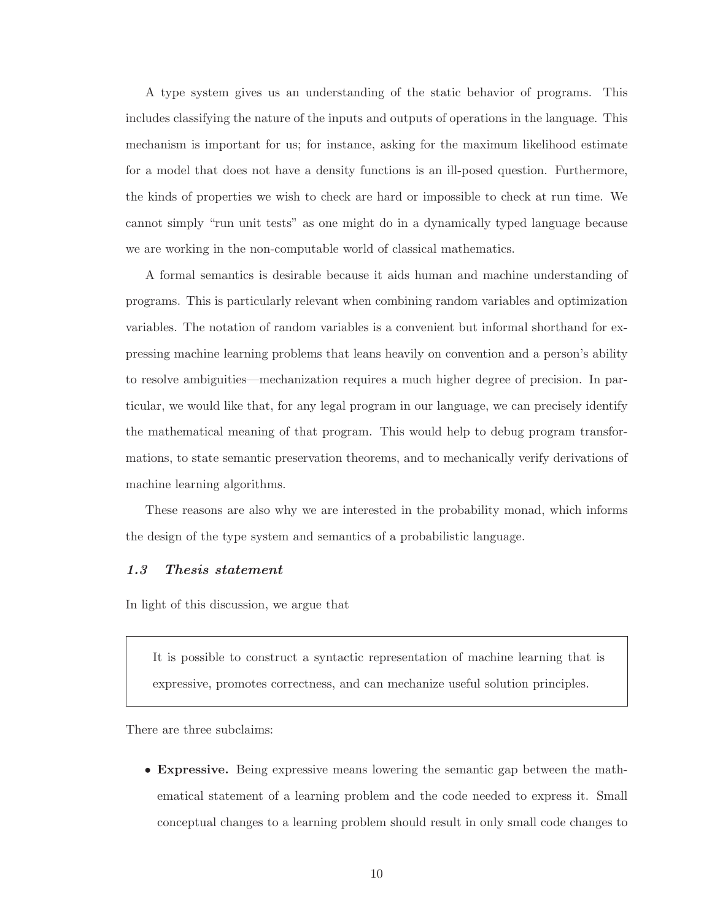A type system gives us an understanding of the static behavior of programs. This includes classifying the nature of the inputs and outputs of operations in the language. This mechanism is important for us; for instance, asking for the maximum likelihood estimate for a model that does not have a density functions is an ill-posed question. Furthermore, the kinds of properties we wish to check are hard or impossible to check at run time. We cannot simply "run unit tests" as one might do in a dynamically typed language because we are working in the non-computable world of classical mathematics.

A formal semantics is desirable because it aids human and machine understanding of programs. This is particularly relevant when combining random variables and optimization variables. The notation of random variables is a convenient but informal shorthand for expressing machine learning problems that leans heavily on convention and a person's ability to resolve ambiguities—mechanization requires a much higher degree of precision. In particular, we would like that, for any legal program in our language, we can precisely identify the mathematical meaning of that program. This would help to debug program transformations, to state semantic preservation theorems, and to mechanically verify derivations of machine learning algorithms.

These reasons are also why we are interested in the probability monad, which informs the design of the type system and semantics of a probabilistic language.

### *1.3 Thesis statement*

In light of this discussion, we argue that

> It is possible to construct a syntactic representation of machine learning that is expressive, promotes correctness, and can mechanize useful solution principles.

There are three subclaims:

- **Expressive.** Being expressive means lowering the semantic gap between the mathematical statement of a learning problem and the code needed to express it. Small conceptual changes to a learning problem should result in only small code changes to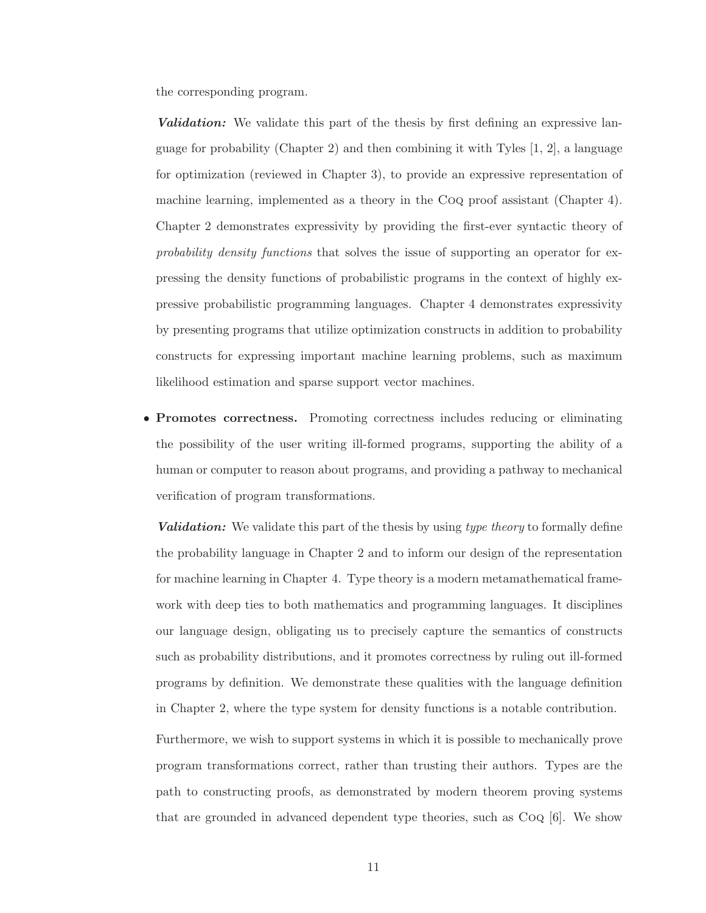the corresponding program.

***Validation:*** We validate this part of the thesis by first defining an expressive language for probability (Chapter 2) and then combining it with Tyles [1, 2], a language for optimization (reviewed in Chapter 3), to provide an expressive representation of machine learning, implemented as a theory in the Coq proof assistant (Chapter 4). Chapter 2 demonstrates expressivity by providing the first-ever syntactic theory of *probability density functions* that solves the issue of supporting an operator for expressing the density functions of probabilistic programs in the context of highly expressive probabilistic programming languages. Chapter 4 demonstrates expressivity by presenting programs that utilize optimization constructs in addition to probability constructs for expressing important machine learning problems, such as maximum likelihood estimation and sparse support vector machines.

- **Promotes correctness.** Promoting correctness includes reducing or eliminating the possibility of the user writing ill-formed programs, supporting the ability of a human or computer to reason about programs, and providing a pathway to mechanical verification of program transformations.

  ***Validation:*** We validate this part of the thesis by using *type theory* to formally define the probability language in Chapter 2 and to inform our design of the representation for machine learning in Chapter 4. Type theory is a modern metamathematical framework with deep ties to both mathematics and programming languages. It disciplines our language design, obligating us to precisely capture the semantics of constructs such as probability distributions, and it promotes correctness by ruling out ill-formed programs by definition. We demonstrate these qualities with the language definition in Chapter 2, where the type system for density functions is a notable contribution.

  Furthermore, we wish to support systems in which it is possible to mechanically prove program transformations correct, rather than trusting their authors. Types are the path to constructing proofs, as demonstrated by modern theorem proving systems that are grounded in advanced dependent type theories, such as Coq [6]. We show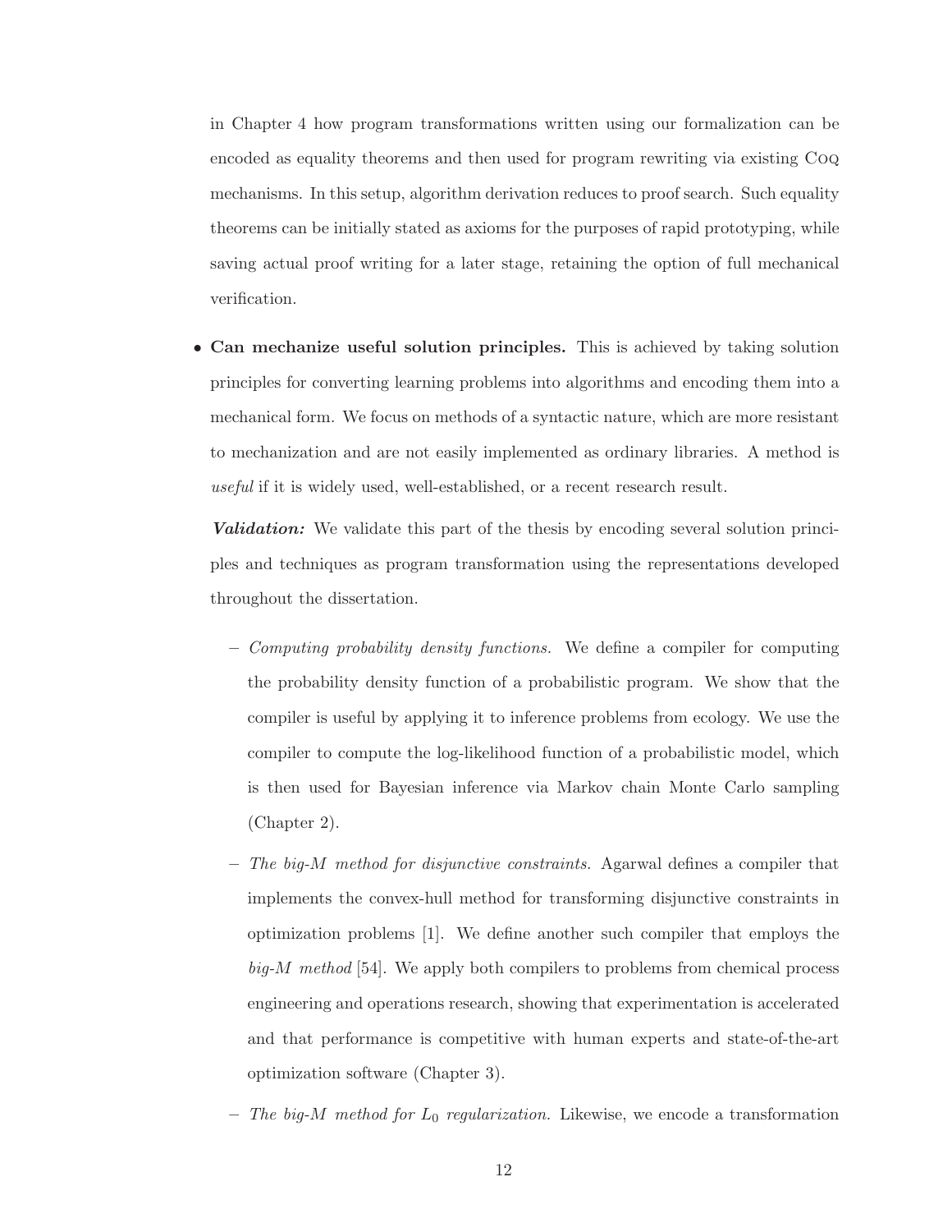in Chapter 4 how program transformations written using our formalization can be encoded as equality theorems and then used for program rewriting via existing Coq mechanisms. In this setup, algorithm derivation reduces to proof search. Such equality theorems can be initially stated as axioms for the purposes of rapid prototyping, while saving actual proof writing for a later stage, retaining the option of full mechanical verification.

- **Can mechanize useful solution principles.** This is achieved by taking solution principles for converting learning problems into algorithms and encoding them into a mechanical form. We focus on methods of a syntactic nature, which are more resistant to mechanization and are not easily implemented as ordinary libraries. A method is *useful* if it is widely used, well-established, or a recent research result.

  ***Validation:*** We validate this part of the thesis by encoding several solution principles and techniques as program transformation using the representations developed throughout the dissertation.

  - *Computing probability density functions.* We define a compiler for computing the probability density function of a probabilistic program. We show that the compiler is useful by applying it to inference problems from ecology. We use the compiler to compute the log-likelihood function of a probabilistic model, which is then used for Bayesian inference via Markov chain Monte Carlo sampling (Chapter 2).
  - *The big-M method for disjunctive constraints.* Agarwal defines a compiler that implements the convex-hull method for transforming disjunctive constraints in optimization problems [1]. We define another such compiler that employs the *big-M method* [54]. We apply both compilers to problems from chemical process engineering and operations research, showing that experimentation is accelerated and that performance is competitive with human experts and state-of-the-art optimization software (Chapter 3).
  - *The big-M method for $L_0$ regularization.* Likewise, we encode a transformation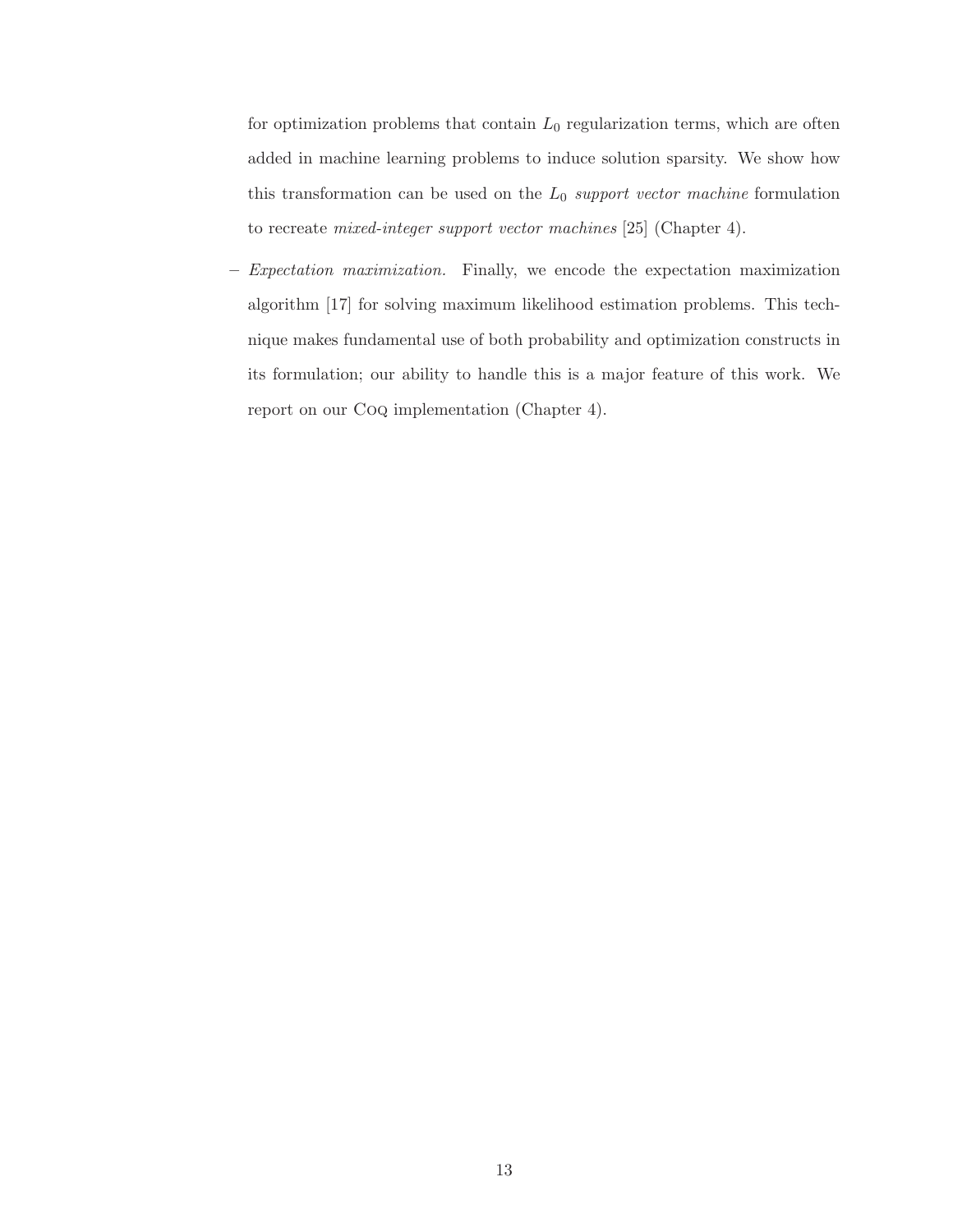for optimization problems that contain $L_0$ regularization terms, which are often added in machine learning problems to induce solution sparsity. We show how this transformation can be used on the $L_0$ *support vector machine* formulation to recreate *mixed-integer support vector machines* [25] (Chapter 4).

– *Expectation maximization.* Finally, we encode the expectation maximization algorithm [17] for solving maximum likelihood estimation problems. This technique makes fundamental use of both probability and optimization constructs in its formulation; our ability to handle this is a major feature of this work. We report on our Coq implementation (Chapter 4).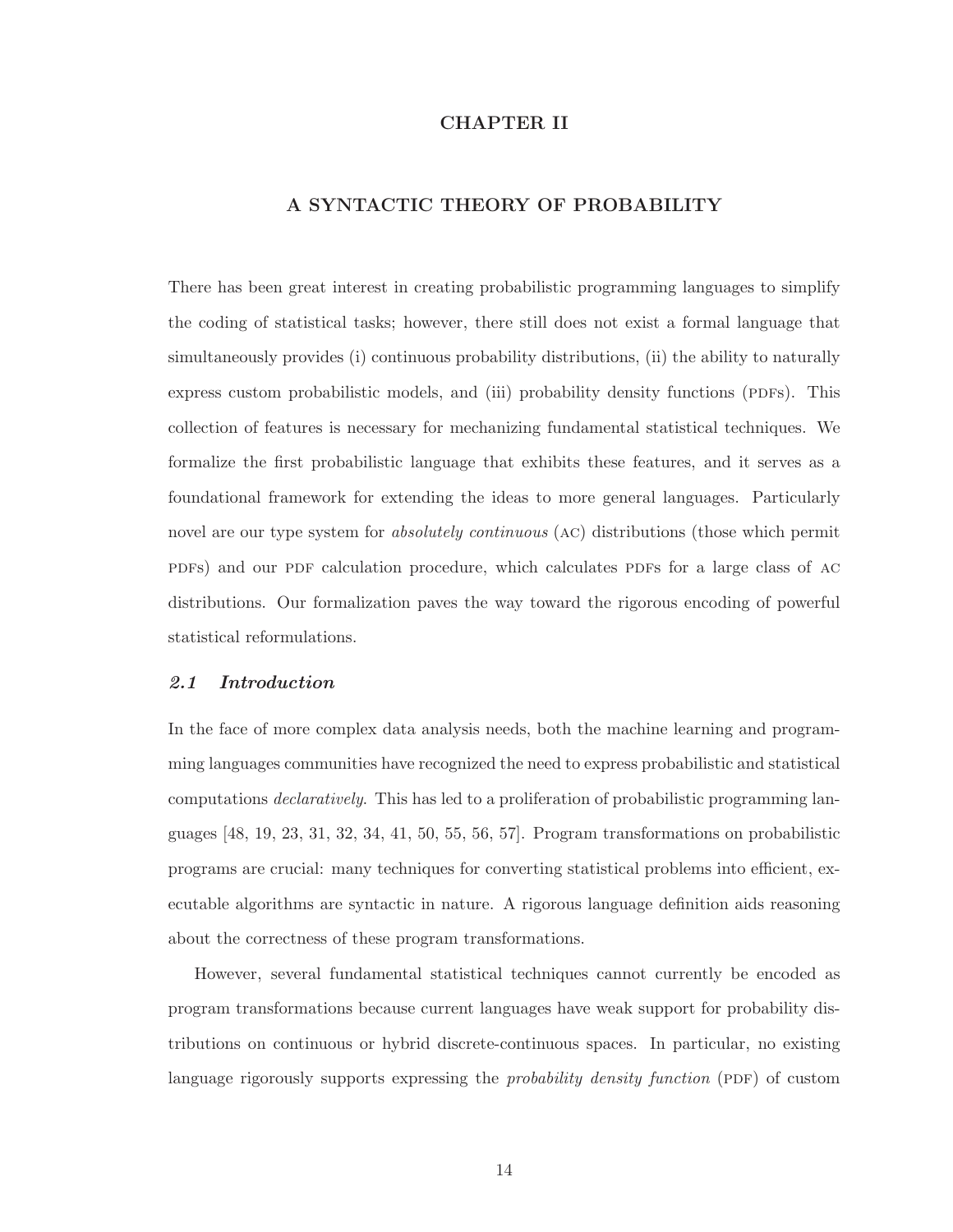# CHAPTER II

# A SYNTACTIC THEORY OF PROBABILITY

There has been great interest in creating probabilistic programming languages to simplify the coding of statistical tasks; however, there still does not exist a formal language that simultaneously provides (i) continuous probability distributions, (ii) the ability to naturally express custom probabilistic models, and (iii) probability density functions (PDFs). This collection of features is necessary for mechanizing fundamental statistical techniques. We formalize the first probabilistic language that exhibits these features, and it serves as a foundational framework for extending the ideas to more general languages. Particularly novel are our type system for *absolutely continuous* (AC) distributions (those which permit PDFs) and our PDF calculation procedure, which calculates PDFs for a large class of AC distributions. Our formalization paves the way toward the rigorous encoding of powerful statistical reformulations.

## *2.1 Introduction*

In the face of more complex data analysis needs, both the machine learning and programming languages communities have recognized the need to express probabilistic and statistical computations *declaratively*. This has led to a proliferation of probabilistic programming languages [48, 19, 23, 31, 32, 34, 41, 50, 55, 56, 57]. Program transformations on probabilistic programs are crucial: many techniques for converting statistical problems into efficient, executable algorithms are syntactic in nature. A rigorous language definition aids reasoning about the correctness of these program transformations.

However, several fundamental statistical techniques cannot currently be encoded as program transformations because current languages have weak support for probability distributions on continuous or hybrid discrete-continuous spaces. In particular, no existing language rigorously supports expressing the *probability density function* (PDF) of custom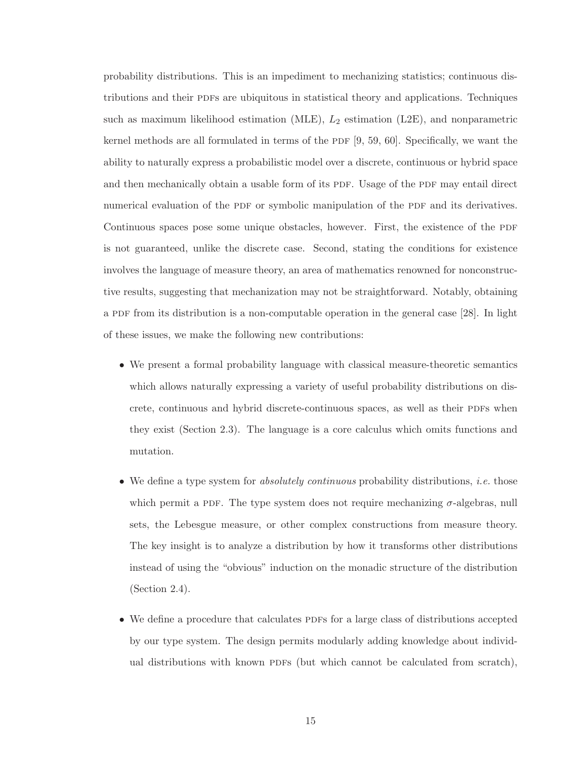probability distributions. This is an impediment to mechanizing statistics; continuous distributions and their PDFs are ubiquitous in statistical theory and applications. Techniques such as maximum likelihood estimation (MLE), $L_2$ estimation (L2E), and nonparametric kernel methods are all formulated in terms of the PDF [9, 59, 60]. Specifically, we want the ability to naturally express a probabilistic model over a discrete, continuous or hybrid space and then mechanically obtain a usable form of its PDF. Usage of the PDF may entail direct numerical evaluation of the PDF or symbolic manipulation of the PDF and its derivatives. Continuous spaces pose some unique obstacles, however. First, the existence of the PDF is not guaranteed, unlike the discrete case. Second, stating the conditions for existence involves the language of measure theory, an area of mathematics renowned for nonconstructive results, suggesting that mechanization may not be straightforward. Notably, obtaining a PDF from its distribution is a non-computable operation in the general case [28]. In light of these issues, we make the following new contributions:

- We present a formal probability language with classical measure-theoretic semantics which allows naturally expressing a variety of useful probability distributions on discrete, continuous and hybrid discrete-continuous spaces, as well as their PDFs when they exist (Section 2.3). The language is a core calculus which omits functions and mutation.

- We define a type system for *absolutely continuous* probability distributions, *i.e.* those which permit a PDF. The type system does not require mechanizing $\sigma$-algebras, null sets, the Lebesgue measure, or other complex constructions from measure theory. The key insight is to analyze a distribution by how it transforms other distributions instead of using the "obvious" induction on the monadic structure of the distribution (Section 2.4).

- We define a procedure that calculates PDFs for a large class of distributions accepted by our type system. The design permits modularly adding knowledge about individual distributions with known PDFs (but which cannot be calculated from scratch),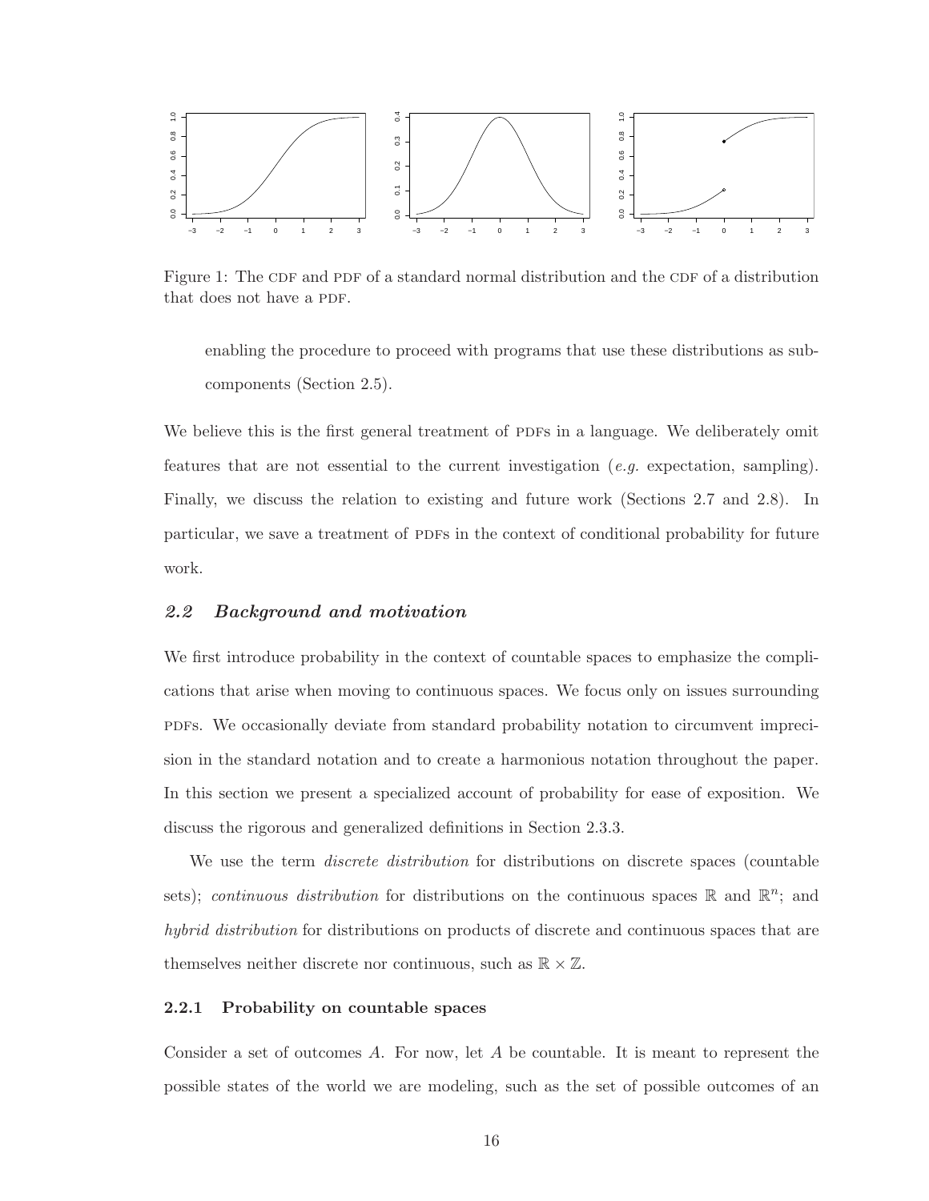Figure 1: The CDF and PDF of a standard normal distribution and the CDF of a distribution that does not have a PDF.

> enabling the procedure to proceed with programs that use these distributions as subcomponents (Section 2.5).

We believe this is the first general treatment of PDFs in a language. We deliberately omit features that are not essential to the current investigation (*e.g.* expectation, sampling). Finally, we discuss the relation to existing and future work (Sections 2.7 and 2.8). In particular, we save a treatment of PDFs in the context of conditional probability for future work.

## *2.2 Background and motivation*

We first introduce probability in the context of countable spaces to emphasize the complications that arise when moving to continuous spaces. We focus only on issues surrounding PDFs. We occasionally deviate from standard probability notation to circumvent imprecision in the standard notation and to create a harmonious notation throughout the paper. In this section we present a specialized account of probability for ease of exposition. We discuss the rigorous and generalized definitions in Section 2.3.3.

We use the term *discrete distribution* for distributions on discrete spaces (countable sets); *continuous distribution* for distributions on the continuous spaces $\mathbb{R}$ and $\mathbb{R}^n$; and *hybrid distribution* for distributions on products of discrete and continuous spaces that are themselves neither discrete nor continuous, such as $\mathbb{R} \times \mathbb{Z}$.

### 2.2.1 Probability on countable spaces

Consider a set of outcomes $A$. For now, let $A$ be countable. It is meant to represent the possible states of the world we are modeling, such as the set of possible outcomes of an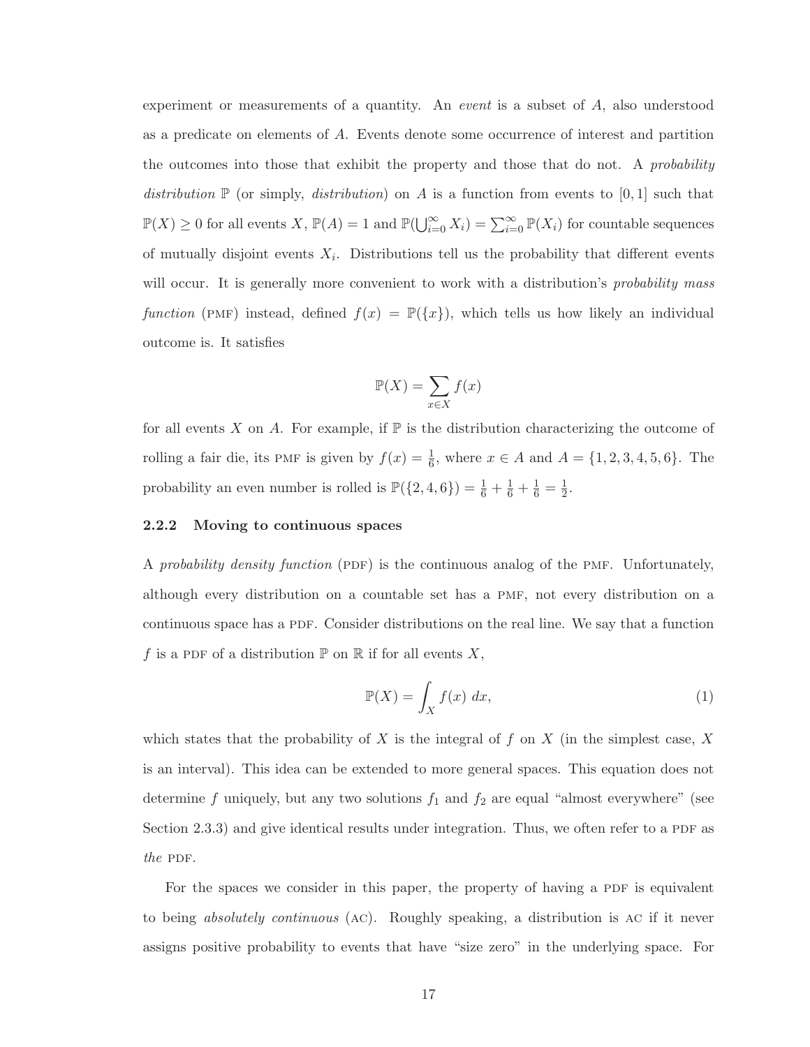experiment or measurements of a quantity. An *event* is a subset of $A$, also understood as a predicate on elements of $A$. Events denote some occurrence of interest and partition the outcomes into those that exhibit the property and those that do not. A *probability distribution* $\mathbb{P}$ (or simply, *distribution*) on $A$ is a function from events to $[0, 1]$ such that $\mathbb{P}(X) \geq 0$ for all events $X$, $\mathbb{P}(A) = 1$ and $\mathbb{P}(\bigcup_{i=0}^{\infty} X_i) = \sum_{i=0}^{\infty} \mathbb{P}(X_i)$ for countable sequences of mutually disjoint events $X_i$. Distributions tell us the probability that different events will occur. It is generally more convenient to work with a distribution's *probability mass function* (PMF) instead, defined $f(x) = \mathbb{P}(\{x\})$, which tells us how likely an individual outcome is. It satisfies

$$\mathbb{P}(X) = \sum_{x \in X} f(x)$$

for all events $X$ on $A$. For example, if $\mathbb{P}$ is the distribution characterizing the outcome of rolling a fair die, its PMF is given by $f(x) = \frac{1}{6}$, where $x \in A$ and $A = \{1, 2, 3, 4, 5, 6\}$. The probability an even number is rolled is $\mathbb{P}(\{2, 4, 6\}) = \frac{1}{6} + \frac{1}{6} + \frac{1}{6} = \frac{1}{2}$.

### 2.2.2 Moving to continuous spaces

A *probability density function* (PDF) is the continuous analog of the PMF. Unfortunately, although every distribution on a countable set has a PMF, not every distribution on a continuous space has a PDF. Consider distributions on the real line. We say that a function $f$ is a PDF of a distribution $\mathbb{P}$ on $\mathbb{R}$ if for all events $X$,

$$\mathbb{P}(X) = \int_X f(x)\ dx, \tag{1}$$

which states that the probability of $X$ is the integral of $f$ on $X$ (in the simplest case, $X$ is an interval). This idea can be extended to more general spaces. This equation does not determine $f$ uniquely, but any two solutions $f_1$ and $f_2$ are equal "almost everywhere" (see Section 2.3.3) and give identical results under integration. Thus, we often refer to a PDF as *the* PDF.

For the spaces we consider in this paper, the property of having a PDF is equivalent to being *absolutely continuous* (AC). Roughly speaking, a distribution is AC if it never assigns positive probability to events that have "size zero" in the underlying space. For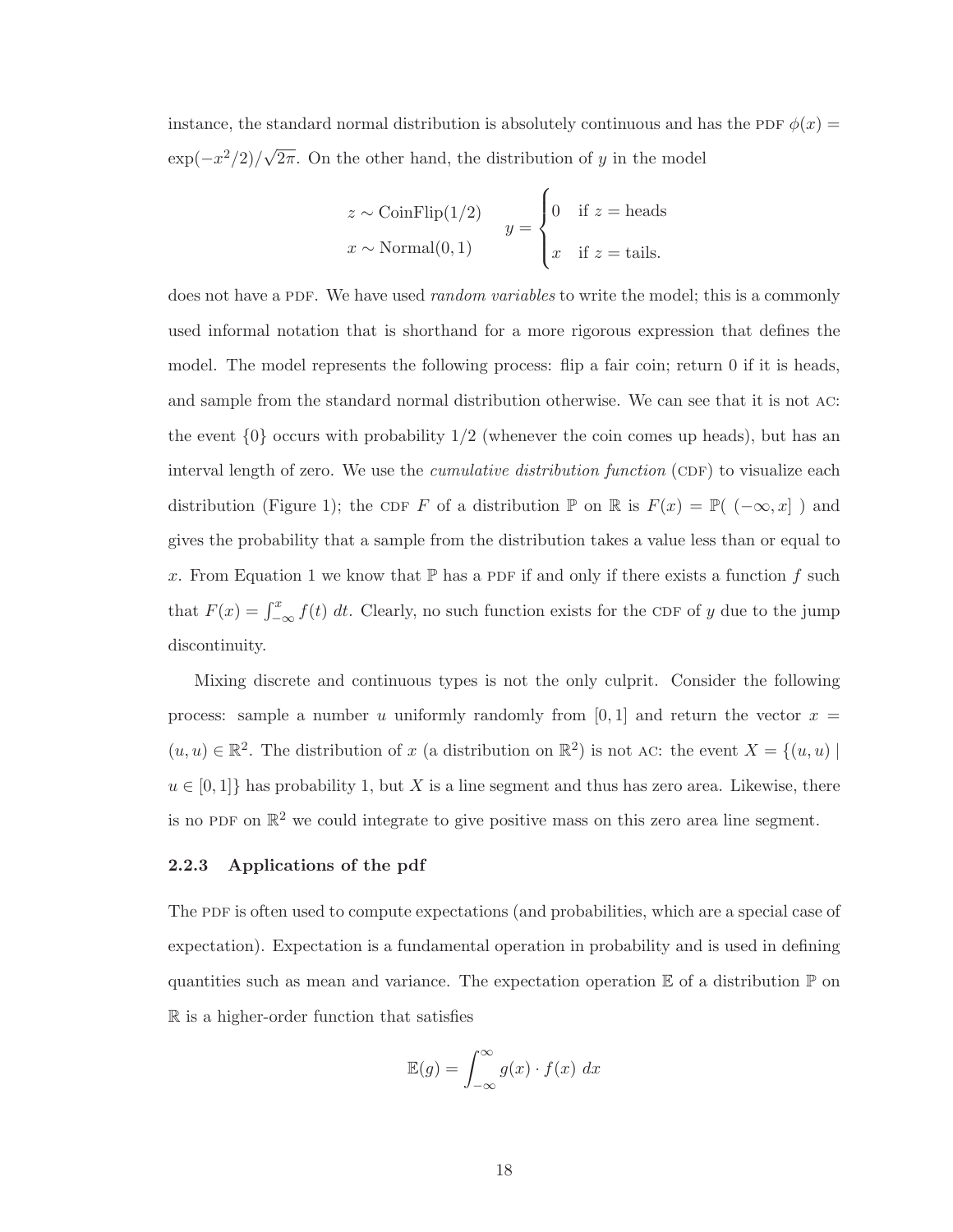instance, the standard normal distribution is absolutely continuous and has the PDF $\phi(x) = \exp(-x^2/2)/\sqrt{2\pi}$. On the other hand, the distribution of $y$ in the model

$$
\begin{aligned}
z &\sim \text{CoinFlip}(1/2) \\
x &\sim \text{Normal}(0, 1)
\end{aligned}
\qquad
y = \begin{cases} 0 & \text{if } z = \text{heads} \\ x & \text{if } z = \text{tails.} \end{cases}
$$

does not have a PDF. We have used *random variables* to write the model; this is a commonly used informal notation that is shorthand for a more rigorous expression that defines the model. The model represents the following process: flip a fair coin; return 0 if it is heads, and sample from the standard normal distribution otherwise. We can see that it is not AC: the event $\{0\}$ occurs with probability $1/2$ (whenever the coin comes up heads), but has an interval length of zero. We use the *cumulative distribution function* (CDF) to visualize each distribution (Figure 1); the CDF $F$ of a distribution $\mathbb{P}$ on $\mathbb{R}$ is $F(x) = \mathbb{P}(\ (-\infty, x]\ )$ and gives the probability that a sample from the distribution takes a value less than or equal to $x$. From Equation 1 we know that $\mathbb{P}$ has a PDF if and only if there exists a function $f$ such that $F(x) = \int_{-\infty}^{x} f(t)\ dt$. Clearly, no such function exists for the CDF of $y$ due to the jump discontinuity.

Mixing discrete and continuous types is not the only culprit. Consider the following process: sample a number $u$ uniformly randomly from $[0, 1]$ and return the vector $x = (u, u) \in \mathbb{R}^2$. The distribution of $x$ (a distribution on $\mathbb{R}^2$) is not AC: the event $X = \{(u, u) \mid u \in [0, 1]\}$ has probability 1, but $X$ is a line segment and thus has zero area. Likewise, there is no PDF on $\mathbb{R}^2$ we could integrate to give positive mass on this zero area line segment.

### 2.2.3 Applications of the pdf

The PDF is often used to compute expectations (and probabilities, which are a special case of expectation). Expectation is a fundamental operation in probability and is used in defining quantities such as mean and variance. The expectation operation $\mathbb{E}$ of a distribution $\mathbb{P}$ on $\mathbb{R}$ is a higher-order function that satisfies

$$
\mathbb{E}(g) = \int_{-\infty}^{\infty} g(x) \cdot f(x)\ dx
$$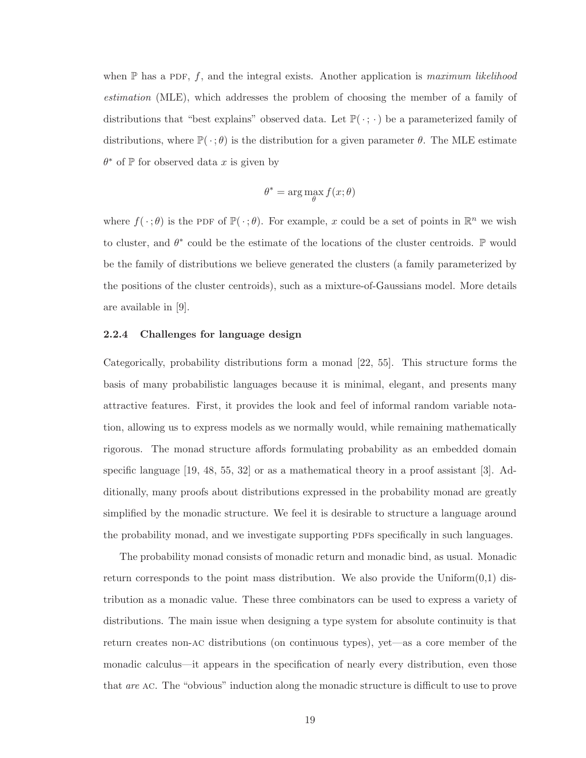when $\mathbb{P}$ has a PDF, $f$, and the integral exists. Another application is *maximum likelihood estimation* (MLE), which addresses the problem of choosing the member of a family of distributions that "best explains" observed data. Let $\mathbb{P}(\,\cdot\,;\,\cdot\,)$ be a parameterized family of distributions, where $\mathbb{P}(\,\cdot\,;\theta)$ is the distribution for a given parameter $\theta$. The MLE estimate $\theta^*$ of $\mathbb{P}$ for observed data $x$ is given by

$$\theta^* = \arg\max_{\theta} f(x;\theta)$$

where $f(\,\cdot\,;\theta)$ is the PDF of $\mathbb{P}(\,\cdot\,;\theta)$. For example, $x$ could be a set of points in $\mathbb{R}^n$ we wish to cluster, and $\theta^*$ could be the estimate of the locations of the cluster centroids. $\mathbb{P}$ would be the family of distributions we believe generated the clusters (a family parameterized by the positions of the cluster centroids), such as a mixture-of-Gaussians model. More details are available in [9].

### 2.2.4 Challenges for language design

Categorically, probability distributions form a monad [22, 55]. This structure forms the basis of many probabilistic languages because it is minimal, elegant, and presents many attractive features. First, it provides the look and feel of informal random variable notation, allowing us to express models as we normally would, while remaining mathematically rigorous. The monad structure affords formulating probability as an embedded domain specific language [19, 48, 55, 32] or as a mathematical theory in a proof assistant [3]. Additionally, many proofs about distributions expressed in the probability monad are greatly simplified by the monadic structure. We feel it is desirable to structure a language around the probability monad, and we investigate supporting PDFs specifically in such languages.

The probability monad consists of monadic return and monadic bind, as usual. Monadic return corresponds to the point mass distribution. We also provide the Uniform(0,1) distribution as a monadic value. These three combinators can be used to express a variety of distributions. The main issue when designing a type system for absolute continuity is that return creates non-AC distributions (on continuous types), yet—as a core member of the monadic calculus—it appears in the specification of nearly every distribution, even those that *are* AC. The "obvious" induction along the monadic structure is difficult to use to prove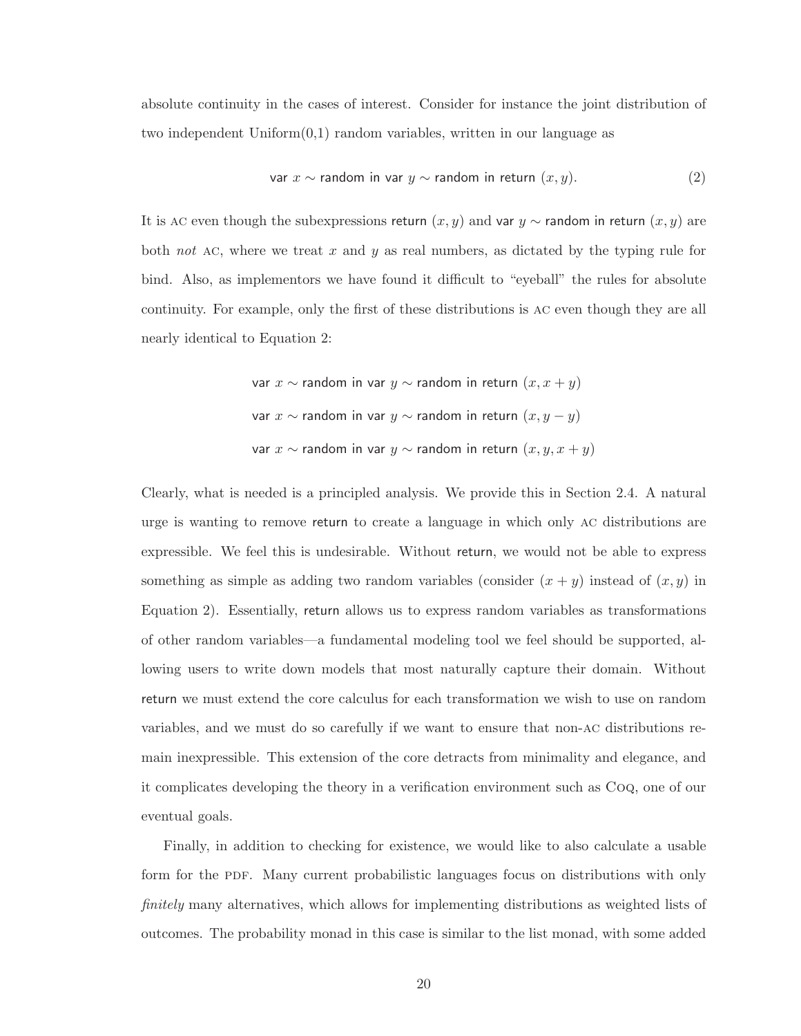absolute continuity in the cases of interest. Consider for instance the joint distribution of two independent Uniform(0,1) random variables, written in our language as

$$\mathsf{var}\ x \sim \mathsf{random}\ \mathsf{in}\ \mathsf{var}\ y \sim \mathsf{random}\ \mathsf{in}\ \mathsf{return}\ (x, y). \tag{2}$$

It is AC even though the subexpressions return $(x, y)$ and var $y \sim$ random in return $(x, y)$ are both *not* AC, where we treat $x$ and $y$ as real numbers, as dictated by the typing rule for bind. Also, as implementors we have found it difficult to "eyeball" the rules for absolute continuity. For example, only the first of these distributions is AC even though they are all nearly identical to Equation 2:

$$\mathsf{var}\ x \sim \mathsf{random}\ \mathsf{in}\ \mathsf{var}\ y \sim \mathsf{random}\ \mathsf{in}\ \mathsf{return}\ (x, x + y)$$

$$\mathsf{var}\ x \sim \mathsf{random}\ \mathsf{in}\ \mathsf{var}\ y \sim \mathsf{random}\ \mathsf{in}\ \mathsf{return}\ (x, y - y)$$

$$\mathsf{var}\ x \sim \mathsf{random}\ \mathsf{in}\ \mathsf{var}\ y \sim \mathsf{random}\ \mathsf{in}\ \mathsf{return}\ (x, y, x + y)$$

Clearly, what is needed is a principled analysis. We provide this in Section 2.4. A natural urge is wanting to remove return to create a language in which only AC distributions are expressible. We feel this is undesirable. Without return, we would not be able to express something as simple as adding two random variables (consider $(x + y)$ instead of $(x, y)$ in Equation 2). Essentially, return allows us to express random variables as transformations of other random variables—a fundamental modeling tool we feel should be supported, allowing users to write down models that most naturally capture their domain. Without return we must extend the core calculus for each transformation we wish to use on random variables, and we must do so carefully if we want to ensure that non-AC distributions remain inexpressible. This extension of the core detracts from minimality and elegance, and it complicates developing the theory in a verification environment such as COQ, one of our eventual goals.

Finally, in addition to checking for existence, we would like to also calculate a usable form for the PDF. Many current probabilistic languages focus on distributions with only *finitely* many alternatives, which allows for implementing distributions as weighted lists of outcomes. The probability monad in this case is similar to the list monad, with some added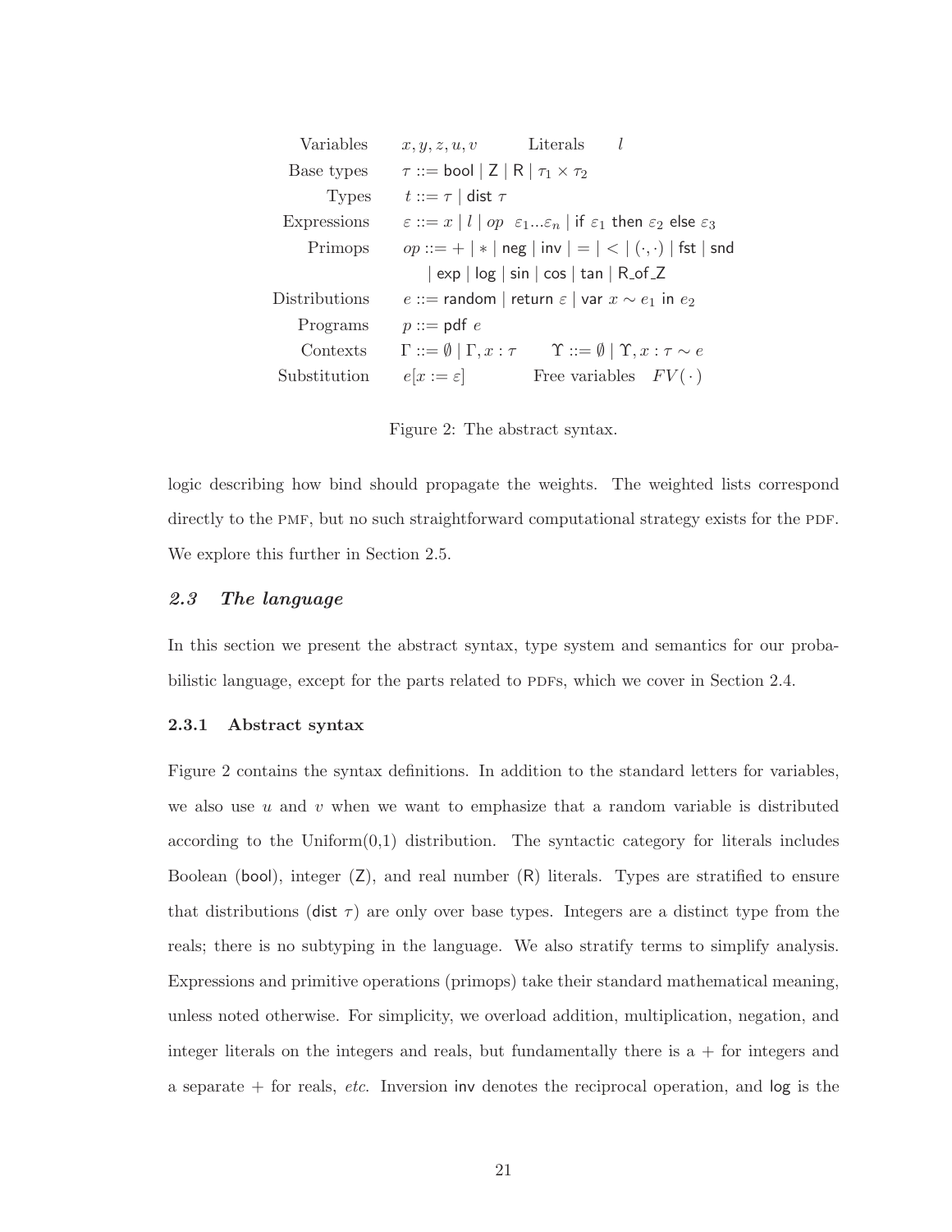| | |
|---|---|
| Variables | $x, y, z, u, v$ Literals $l$ |
| Base types | $\tau ::= \mathsf{bool} \mid \mathsf{Z} \mid \mathsf{R} \mid \tau_1 \times \tau_2$ |
| Types | $t ::= \tau \mid \mathsf{dist}\ \tau$ |
| Expressions | $\varepsilon ::= x \mid l \mid op\ \ \varepsilon_1 ... \varepsilon_n \mid \mathsf{if}\ \varepsilon_1\ \mathsf{then}\ \varepsilon_2\ \mathsf{else}\ \varepsilon_3$ |
| Primops | $op ::= + \mid * \mid \mathsf{neg} \mid \mathsf{inv} \mid = \mid < \mid (\cdot, \cdot) \mid \mathsf{fst} \mid \mathsf{snd}$ |
| | $\mid \mathsf{exp} \mid \mathsf{log} \mid \mathsf{sin} \mid \mathsf{cos} \mid \mathsf{tan} \mid \mathsf{R\_of\_Z}$ |
| Distributions | $e ::= \mathsf{random} \mid \mathsf{return}\ \varepsilon \mid \mathsf{var}\ x \sim e_1\ \mathsf{in}\ e_2$ |
| Programs | $p ::= \mathsf{pdf}\ e$ |
| Contexts | $\Gamma ::= \emptyset \mid \Gamma, x : \tau \qquad \Upsilon ::= \emptyset \mid \Upsilon, x : \tau \sim e$ |
| Substitution | $e[x := \varepsilon]$ Free variables $FV(\cdot)$ |

Figure 2: The abstract syntax.

logic describing how bind should propagate the weights. The weighted lists correspond directly to the PMF, but no such straightforward computational strategy exists for the PDF. We explore this further in Section 2.5.

## *2.3 The language*

In this section we present the abstract syntax, type system and semantics for our probabilistic language, except for the parts related to PDFs, which we cover in Section 2.4.

### 2.3.1 Abstract syntax

Figure 2 contains the syntax definitions. In addition to the standard letters for variables, we also use $u$ and $v$ when we want to emphasize that a random variable is distributed according to the Uniform(0,1) distribution. The syntactic category for literals includes Boolean (bool), integer (Z), and real number (R) literals. Types are stratified to ensure that distributions (dist $\tau$) are only over base types. Integers are a distinct type from the reals; there is no subtyping in the language. We also stratify terms to simplify analysis. Expressions and primitive operations (primops) take their standard mathematical meaning, unless noted otherwise. For simplicity, we overload addition, multiplication, negation, and integer literals on the integers and reals, but fundamentally there is a + for integers and a separate + for reals, *etc.* Inversion inv denotes the reciprocal operation, and log is the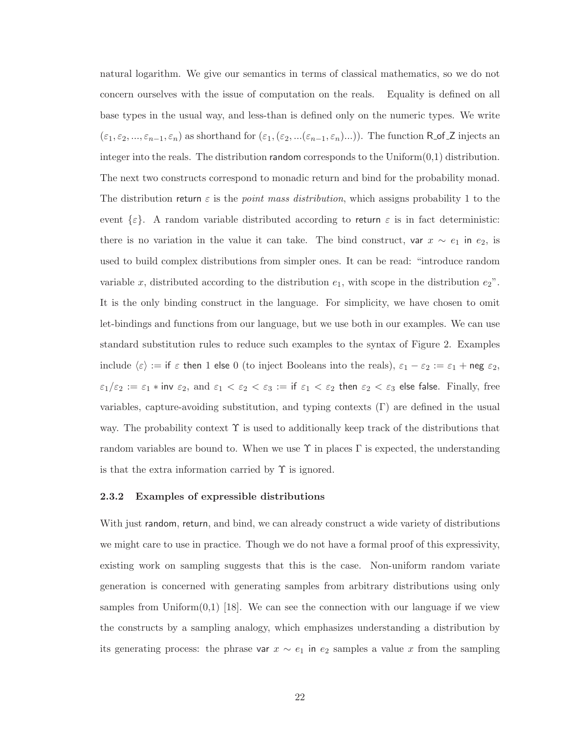natural logarithm. We give our semantics in terms of classical mathematics, so we do not concern ourselves with the issue of computation on the reals. Equality is defined on all base types in the usual way, and less-than is defined only on the numeric types. We write $(\varepsilon_1, \varepsilon_2, ..., \varepsilon_{n-1}, \varepsilon_n)$ as shorthand for $(\varepsilon_1, (\varepsilon_2, ...(\varepsilon_{n-1}, \varepsilon_n)...))$. The function $\mathsf{R\_of\_Z}$ injects an integer into the reals. The distribution $\mathsf{random}$ corresponds to the Uniform(0,1) distribution. The next two constructs correspond to monadic return and bind for the probability monad. The distribution $\mathsf{return}\ \varepsilon$ is the *point mass distribution*, which assigns probability 1 to the event $\{\varepsilon\}$. A random variable distributed according to $\mathsf{return}\ \varepsilon$ is in fact deterministic: there is no variation in the value it can take. The bind construct, $\mathsf{var}\ x \sim e_1\ \mathsf{in}\ e_2$, is used to build complex distributions from simpler ones. It can be read: "introduce random variable $x$, distributed according to the distribution $e_1$, with scope in the distribution $e_2$". It is the only binding construct in the language. For simplicity, we have chosen to omit let-bindings and functions from our language, but we use both in our examples. We can use standard substitution rules to reduce such examples to the syntax of Figure 2. Examples include $\langle \varepsilon \rangle := \mathsf{if}\ \varepsilon\ \mathsf{then}\ 1\ \mathsf{else}\ 0$ (to inject Booleans into the reals), $\varepsilon_1 - \varepsilon_2 := \varepsilon_1 + \mathsf{neg}\ \varepsilon_2$, $\varepsilon_1 / \varepsilon_2 := \varepsilon_1 * \mathsf{inv}\ \varepsilon_2$, and $\varepsilon_1 < \varepsilon_2 < \varepsilon_3 := \mathsf{if}\ \varepsilon_1 < \varepsilon_2\ \mathsf{then}\ \varepsilon_2 < \varepsilon_3\ \mathsf{else\ false}$. Finally, free variables, capture-avoiding substitution, and typing contexts ($\Gamma$) are defined in the usual way. The probability context $\Upsilon$ is used to additionally keep track of the distributions that random variables are bound to. When we use $\Upsilon$ in places $\Gamma$ is expected, the understanding is that the extra information carried by $\Upsilon$ is ignored.

### 2.3.2 Examples of expressible distributions

With just $\mathsf{random}$, $\mathsf{return}$, and bind, we can already construct a wide variety of distributions we might care to use in practice. Though we do not have a formal proof of this expressivity, existing work on sampling suggests that this is the case. Non-uniform random variate generation is concerned with generating samples from arbitrary distributions using only samples from Uniform(0,1) [18]. We can see the connection with our language if we view the constructs by a sampling analogy, which emphasizes understanding a distribution by its generating process: the phrase $\mathsf{var}\ x \sim e_1\ \mathsf{in}\ e_2$ samples a value $x$ from the sampling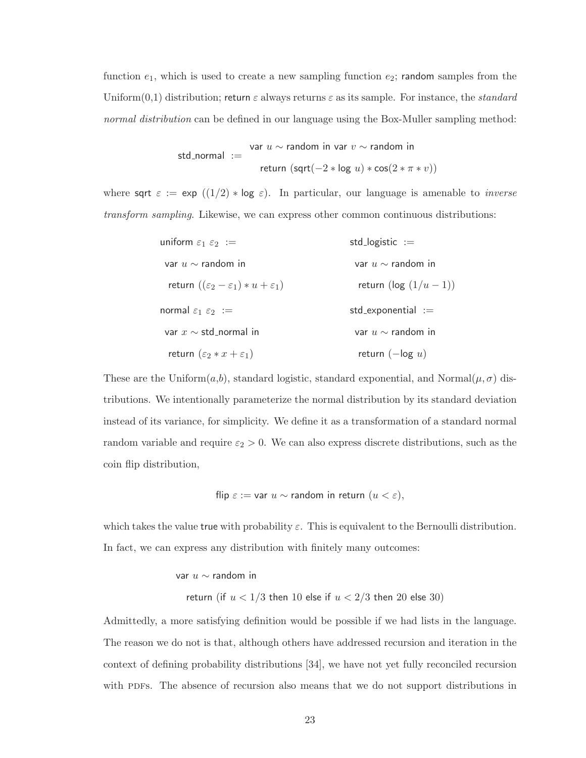function $e_1$, which is used to create a new sampling function $e_2$; random samples from the Uniform(0,1) distribution; return $\varepsilon$ always returns $\varepsilon$ as its sample. For instance, the *standard normal distribution* can be defined in our language using the Box-Muller sampling method:

$$\mathsf{std\_normal} \;:=\; \begin{array}{l}\mathsf{var}\ u \sim \mathsf{random}\ \mathsf{in}\ \mathsf{var}\ v \sim \mathsf{random}\ \mathsf{in} \\ \quad \mathsf{return}\ (\mathsf{sqrt}(-2 * \log\ u) * \cos(2 * \pi * v))\end{array}$$

where sqrt $\varepsilon$ := exp $((1/2) * \log\ \varepsilon)$. In particular, our language is amenable to *inverse transform sampling*. Likewise, we can express other common continuous distributions:

```
uniform ε1 ε2 :=                    std_logistic :=
 var u ∼ random in                   var u ∼ random in
  return ((ε2 − ε1) ∗ u + ε1)         return (log (1/u − 1))

normal ε1 ε2 :=                     std_exponential :=
 var x ∼ std_normal in               var u ∼ random in
  return (ε2 ∗ x + ε1)                return (−log u)
```

These are the Uniform($a$,$b$), standard logistic, standard exponential, and Normal($\mu, \sigma$) distributions. We intentionally parameterize the normal distribution by its standard deviation instead of its variance, for simplicity. We define it as a transformation of a standard normal random variable and require $\varepsilon_2 > 0$. We can also express discrete distributions, such as the coin flip distribution,

$$\mathsf{flip}\ \varepsilon := \mathsf{var}\ u \sim \mathsf{random}\ \mathsf{in}\ \mathsf{return}\ (u < \varepsilon),$$

which takes the value true with probability $\varepsilon$. This is equivalent to the Bernoulli distribution. In fact, we can express any distribution with finitely many outcomes:

```
var u ∼ random in
  return (if u < 1/3 then 10 else if u < 2/3 then 20 else 30)
```

Admittedly, a more satisfying definition would be possible if we had lists in the language. The reason we do not is that, although others have addressed recursion and iteration in the context of defining probability distributions [34], we have not yet fully reconciled recursion with PDFs. The absence of recursion also means that we do not support distributions in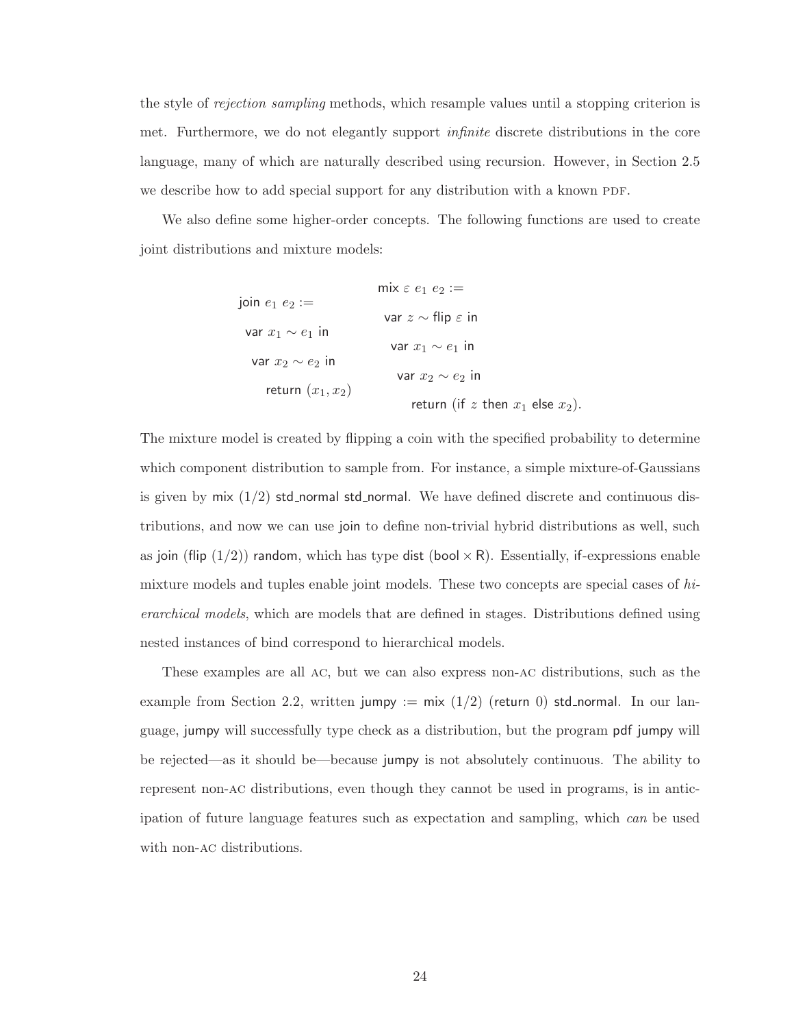the style of *rejection sampling* methods, which resample values until a stopping criterion is met. Furthermore, we do not elegantly support *infinite* discrete distributions in the core language, many of which are naturally described using recursion. However, in Section 2.5 we describe how to add special support for any distribution with a known PDF.

We also define some higher-order concepts. The following functions are used to create joint distributions and mixture models:

```
join e1 e2 :=
 var x1 ~ e1 in
  var x2 ~ e2 in
    return (x1, x2)
```

```
mix ε e1 e2 :=
 var z ~ flip ε in
  var x1 ~ e1 in
   var x2 ~ e2 in
     return (if z then x1 else x2).
```

The mixture model is created by flipping a coin with the specified probability to determine which component distribution to sample from. For instance, a simple mixture-of-Gaussians is given by mix $(1/2)$ std_normal std_normal. We have defined discrete and continuous distributions, and now we can use join to define non-trivial hybrid distributions as well, such as join (flip $(1/2)$) random, which has type dist (bool $\times$ R). Essentially, if-expressions enable mixture models and tuples enable joint models. These two concepts are special cases of *hierarchical models*, which are models that are defined in stages. Distributions defined using nested instances of bind correspond to hierarchical models.

These examples are all AC, but we can also express non-AC distributions, such as the example from Section 2.2, written jumpy := mix $(1/2)$ (return 0) std_normal. In our language, jumpy will successfully type check as a distribution, but the program pdf jumpy will be rejected—as it should be—because jumpy is not absolutely continuous. The ability to represent non-AC distributions, even though they cannot be used in programs, is in anticipation of future language features such as expectation and sampling, which *can* be used with non-AC distributions.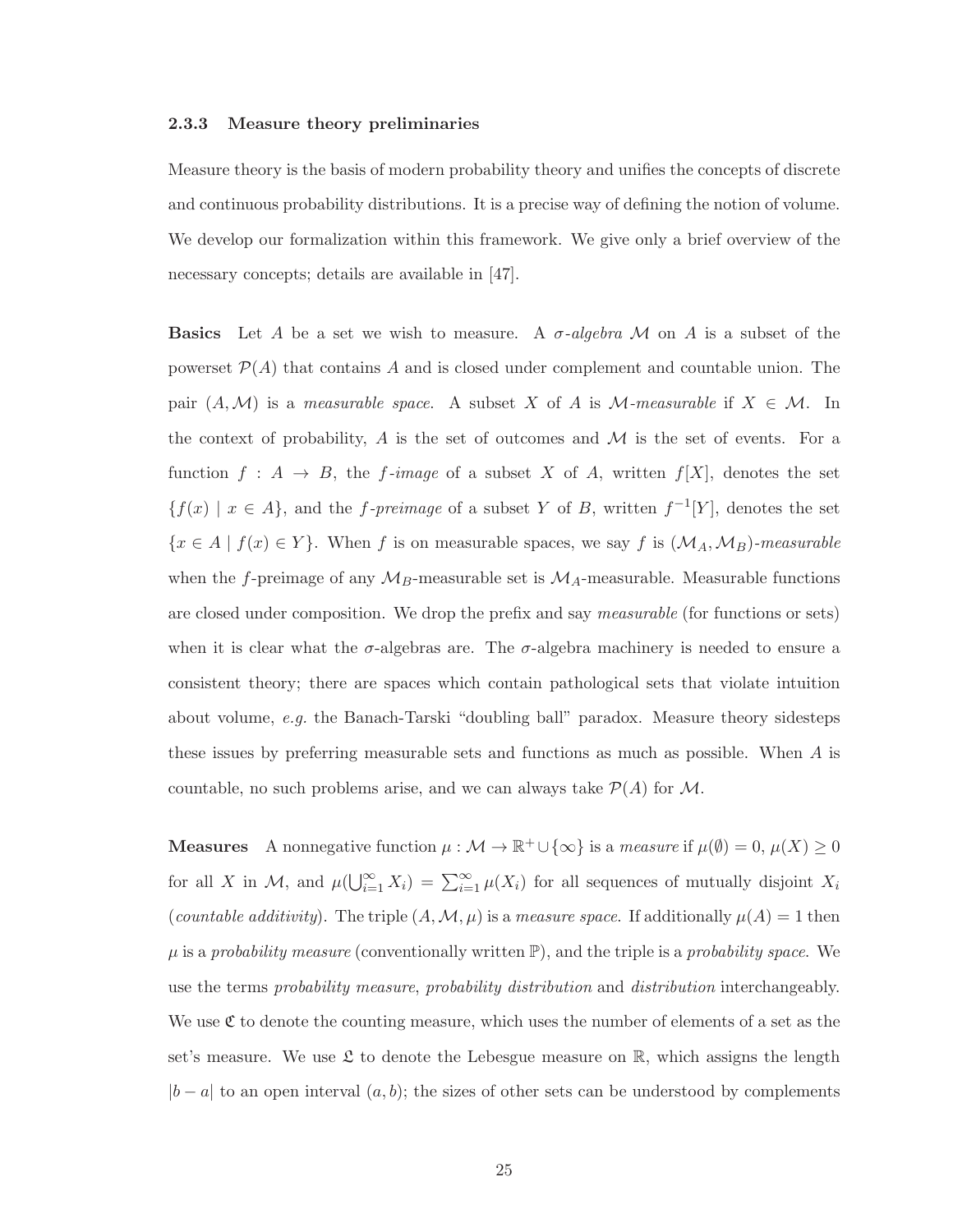### 2.3.3 Measure theory preliminaries

Measure theory is the basis of modern probability theory and unifies the concepts of discrete and continuous probability distributions. It is a precise way of defining the notion of volume. We develop our formalization within this framework. We give only a brief overview of the necessary concepts; details are available in [47].

**Basics** Let $A$ be a set we wish to measure. A *$\sigma$-algebra* $\mathcal{M}$ on $A$ is a subset of the powerset $\mathcal{P}(A)$ that contains $A$ and is closed under complement and countable union. The pair $(A, \mathcal{M})$ is a *measurable space*. A subset $X$ of $A$ is *$\mathcal{M}$-measurable* if $X \in \mathcal{M}$. In the context of probability, $A$ is the set of outcomes and $\mathcal{M}$ is the set of events. For a function $f : A \to B$, the *$f$-image* of a subset $X$ of $A$, written $f[X]$, denotes the set $\{f(x) \mid x \in A\}$, and the *$f$-preimage* of a subset $Y$ of $B$, written $f^{-1}[Y]$, denotes the set $\{x \in A \mid f(x) \in Y\}$. When $f$ is on measurable spaces, we say $f$ is *$(\mathcal{M}_A, \mathcal{M}_B)$-measurable* when the $f$-preimage of any $\mathcal{M}_B$-measurable set is $\mathcal{M}_A$-measurable. Measurable functions are closed under composition. We drop the prefix and say *measurable* (for functions or sets) when it is clear what the $\sigma$-algebras are. The $\sigma$-algebra machinery is needed to ensure a consistent theory; there are spaces which contain pathological sets that violate intuition about volume, *e.g.* the Banach-Tarski "doubling ball" paradox. Measure theory sidesteps these issues by preferring measurable sets and functions as much as possible. When $A$ is countable, no such problems arise, and we can always take $\mathcal{P}(A)$ for $\mathcal{M}$.

**Measures** A nonnegative function $\mu : \mathcal{M} \to \mathbb{R}^+ \cup \{\infty\}$ is a *measure* if $\mu(\emptyset) = 0$, $\mu(X) \geq 0$ for all $X$ in $\mathcal{M}$, and $\mu(\bigcup_{i=1}^{\infty} X_i) = \sum_{i=1}^{\infty} \mu(X_i)$ for all sequences of mutually disjoint $X_i$ (*countable additivity*). The triple $(A, \mathcal{M}, \mu)$ is a *measure space*. If additionally $\mu(A) = 1$ then $\mu$ is a *probability measure* (conventionally written $\mathbb{P}$), and the triple is a *probability space*. We use the terms *probability measure*, *probability distribution* and *distribution* interchangeably. We use $\mathfrak{C}$ to denote the counting measure, which uses the number of elements of a set as the set's measure. We use $\mathfrak{L}$ to denote the Lebesgue measure on $\mathbb{R}$, which assigns the length $|b - a|$ to an open interval $(a, b)$; the sizes of other sets can be understood by complements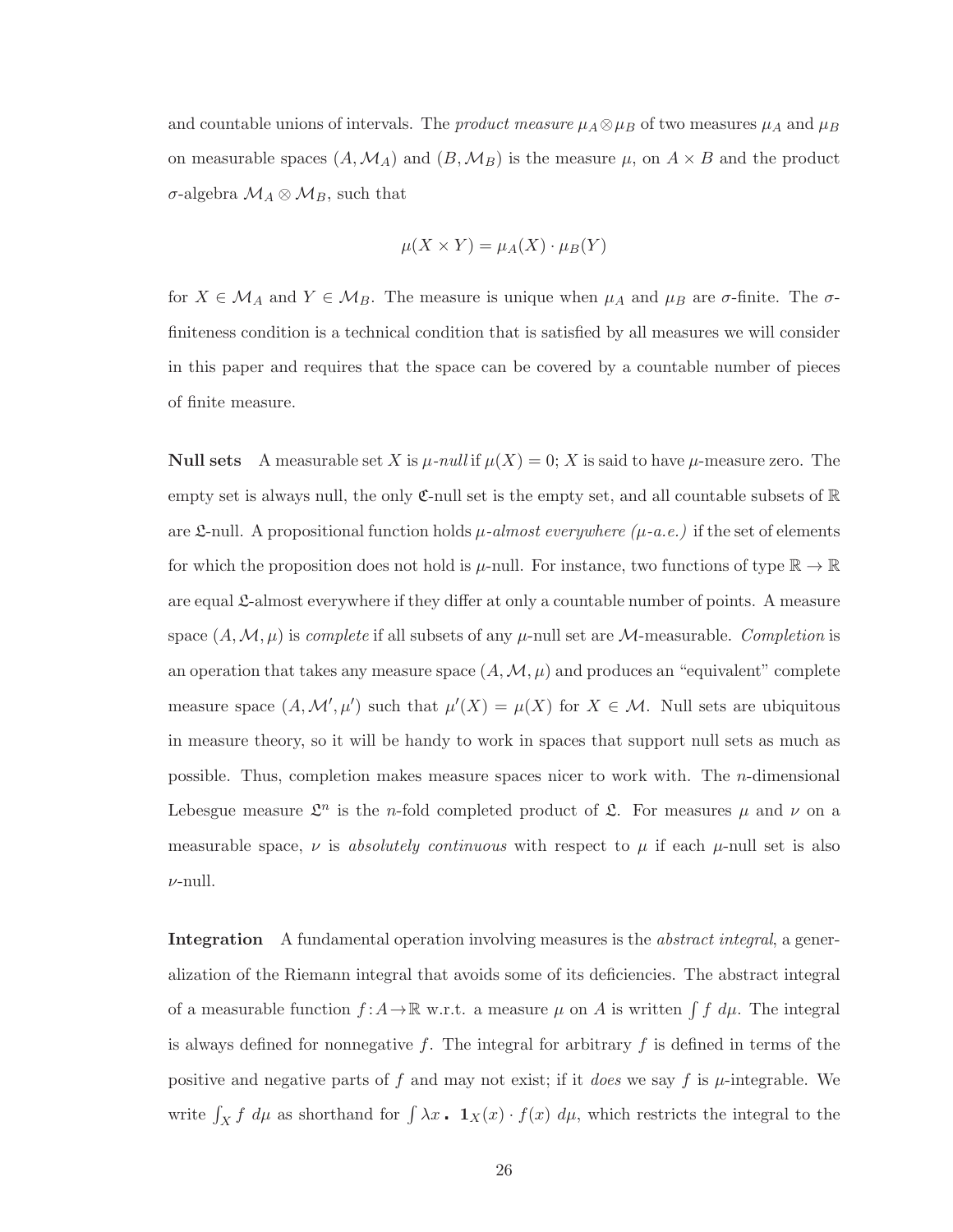and countable unions of intervals. The *product measure* $\mu_A \otimes \mu_B$ of two measures $\mu_A$ and $\mu_B$ on measurable spaces $(A, \mathcal{M}_A)$ and $(B, \mathcal{M}_B)$ is the measure $\mu$, on $A \times B$ and the product $\sigma$-algebra $\mathcal{M}_A \otimes \mathcal{M}_B$, such that

$$\mu(X \times Y) = \mu_A(X) \cdot \mu_B(Y)$$

for $X \in \mathcal{M}_A$ and $Y \in \mathcal{M}_B$. The measure is unique when $\mu_A$ and $\mu_B$ are $\sigma$-finite. The $\sigma$-finiteness condition is a technical condition that is satisfied by all measures we will consider in this paper and requires that the space can be covered by a countable number of pieces of finite measure.

**Null sets** A measurable set $X$ is $\mu$-*null* if $\mu(X) = 0$; $X$ is said to have $\mu$-measure zero. The empty set is always null, the only $\mathfrak{C}$-null set is the empty set, and all countable subsets of $\mathbb{R}$ are $\mathfrak{L}$-null. A propositional function holds $\mu$-*almost everywhere* ($\mu$-*a.e.*) if the set of elements for which the proposition does not hold is $\mu$-null. For instance, two functions of type $\mathbb{R} \to \mathbb{R}$ are equal $\mathfrak{L}$-almost everywhere if they differ at only a countable number of points. A measure space $(A, \mathcal{M}, \mu)$ is *complete* if all subsets of any $\mu$-null set are $\mathcal{M}$-measurable. *Completion* is an operation that takes any measure space $(A, \mathcal{M}, \mu)$ and produces an "equivalent" complete measure space $(A, \mathcal{M}', \mu')$ such that $\mu'(X) = \mu(X)$ for $X \in \mathcal{M}$. Null sets are ubiquitous in measure theory, so it will be handy to work in spaces that support null sets as much as possible. Thus, completion makes measure spaces nicer to work with. The $n$-dimensional Lebesgue measure $\mathfrak{L}^n$ is the $n$-fold completed product of $\mathfrak{L}$. For measures $\mu$ and $\nu$ on a measurable space, $\nu$ is *absolutely continuous* with respect to $\mu$ if each $\mu$-null set is also $\nu$-null.

**Integration** A fundamental operation involving measures is the *abstract integral*, a generalization of the Riemann integral that avoids some of its deficiencies. The abstract integral of a measurable function $f : A \to \mathbb{R}$ w.r.t. a measure $\mu$ on $A$ is written $\int f \; d\mu$. The integral is always defined for nonnegative $f$. The integral for arbitrary $f$ is defined in terms of the positive and negative parts of $f$ and may not exist; if it *does* we say $f$ is $\mu$-integrable. We write $\int_X f \; d\mu$ as shorthand for $\int \lambda x \,\textbf{.}\; \mathbf{1}_X(x) \cdot f(x) \; d\mu$, which restricts the integral to the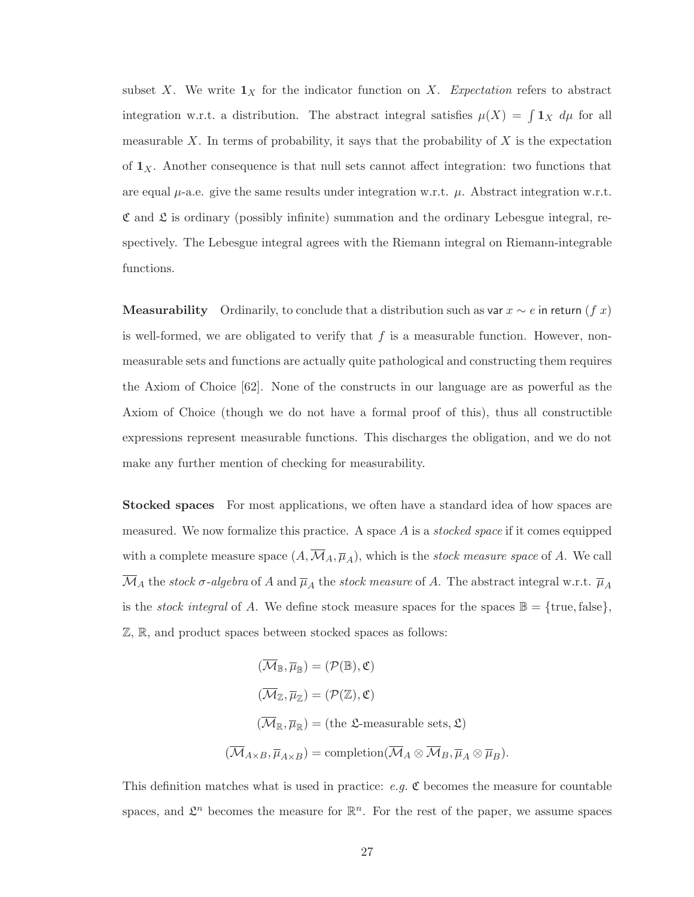subset $X$. We write $\mathbf{1}_X$ for the indicator function on $X$. *Expectation* refers to abstract integration w.r.t. a distribution. The abstract integral satisfies $\mu(X) = \int \mathbf{1}_X \; d\mu$ for all measurable $X$. In terms of probability, it says that the probability of $X$ is the expectation of $\mathbf{1}_X$. Another consequence is that null sets cannot affect integration: two functions that are equal $\mu$-a.e. give the same results under integration w.r.t. $\mu$. Abstract integration w.r.t. $\mathfrak{C}$ and $\mathfrak{L}$ is ordinary (possibly infinite) summation and the ordinary Lebesgue integral, respectively. The Lebesgue integral agrees with the Riemann integral on Riemann-integrable functions.

**Measurability** Ordinarily, to conclude that a distribution such as $\mathsf{var}\ x \sim e\ \mathsf{in\ return}\ (f\ x)$ is well-formed, we are obligated to verify that $f$ is a measurable function. However, non-measurable sets and functions are actually quite pathological and constructing them requires the Axiom of Choice [62]. None of the constructs in our language are as powerful as the Axiom of Choice (though we do not have a formal proof of this), thus all constructible expressions represent measurable functions. This discharges the obligation, and we do not make any further mention of checking for measurability.

**Stocked spaces** For most applications, we often have a standard idea of how spaces are measured. We now formalize this practice. A space $A$ is a *stocked space* if it comes equipped with a complete measure space $(A, \overline{\mathcal{M}}_A, \overline{\mu}_A)$, which is the *stock measure space* of $A$. We call $\overline{\mathcal{M}}_A$ the *stock $\sigma$-algebra* of $A$ and $\overline{\mu}_A$ the *stock measure* of $A$. The abstract integral w.r.t. $\overline{\mu}_A$ is the *stock integral* of $A$. We define stock measure spaces for the spaces $\mathbb{B} = \{\text{true}, \text{false}\}$, $\mathbb{Z}$, $\mathbb{R}$, and product spaces between stocked spaces as follows:

$$
\begin{aligned}
(\overline{\mathcal{M}}_{\mathbb{B}}, \overline{\mu}_{\mathbb{B}}) &= (\mathcal{P}(\mathbb{B}), \mathfrak{C}) \\
(\overline{\mathcal{M}}_{\mathbb{Z}}, \overline{\mu}_{\mathbb{Z}}) &= (\mathcal{P}(\mathbb{Z}), \mathfrak{C}) \\
(\overline{\mathcal{M}}_{\mathbb{R}}, \overline{\mu}_{\mathbb{R}}) &= (\text{the } \mathfrak{L}\text{-measurable sets}, \mathfrak{L}) \\
(\overline{\mathcal{M}}_{A \times B}, \overline{\mu}_{A \times B}) &= \text{completion}(\overline{\mathcal{M}}_A \otimes \overline{\mathcal{M}}_B, \overline{\mu}_A \otimes \overline{\mu}_B).
\end{aligned}
$$

This definition matches what is used in practice: *e.g.* $\mathfrak{C}$ becomes the measure for countable spaces, and $\mathfrak{L}^n$ becomes the measure for $\mathbb{R}^n$. For the rest of the paper, we assume spaces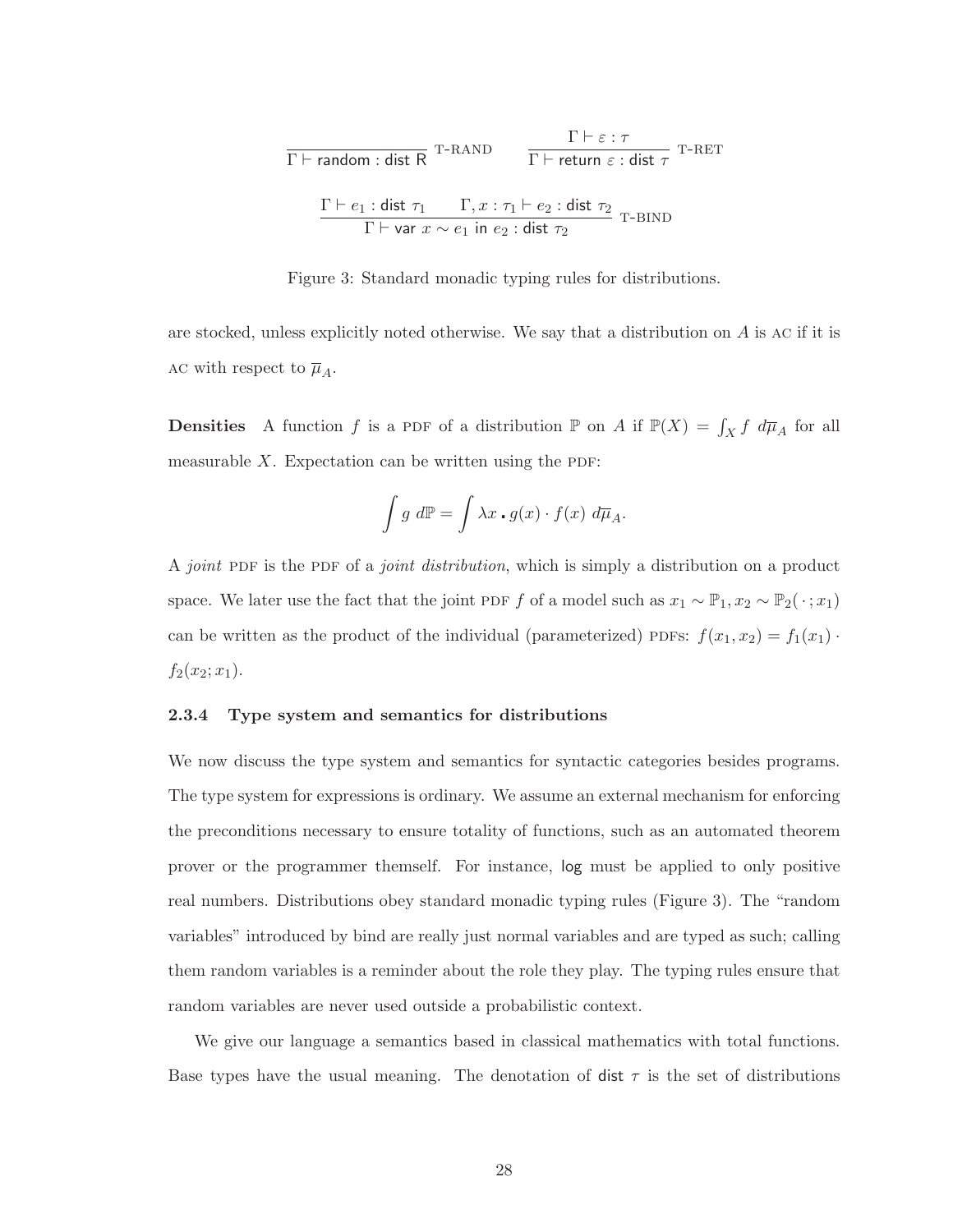$$\frac{}{\Gamma \vdash \mathsf{random} : \mathsf{dist}\ \mathsf{R}}\ \text{T-RAND} \qquad \frac{\Gamma \vdash \varepsilon : \tau}{\Gamma \vdash \mathsf{return}\ \varepsilon : \mathsf{dist}\ \tau}\ \text{T-RET}$$

$$\frac{\Gamma \vdash e_1 : \mathsf{dist}\ \tau_1 \qquad \Gamma, x : \tau_1 \vdash e_2 : \mathsf{dist}\ \tau_2}{\Gamma \vdash \mathsf{var}\ x \sim e_1\ \mathsf{in}\ e_2 : \mathsf{dist}\ \tau_2}\ \text{T-BIND}$$

Figure 3: Standard monadic typing rules for distributions.

are stocked, unless explicitly noted otherwise. We say that a distribution on $A$ is AC if it is AC with respect to $\overline{\mu}_A$.

**Densities** A function $f$ is a PDF of a distribution $\mathbb{P}$ on $A$ if $\mathbb{P}(X) = \int_X f \ d\overline{\mu}_A$ for all measurable $X$. Expectation can be written using the PDF:

$$\int g \ d\mathbb{P} = \int \lambda x \,.\, g(x) \cdot f(x) \ d\overline{\mu}_A.$$

A *joint* PDF is the PDF of a *joint distribution*, which is simply a distribution on a product space. We later use the fact that the joint PDF $f$ of a model such as $x_1 \sim \mathbb{P}_1, x_2 \sim \mathbb{P}_2(\,\cdot\,; x_1)$ can be written as the product of the individual (parameterized) PDFs: $f(x_1, x_2) = f_1(x_1) \cdot f_2(x_2; x_1)$.

### 2.3.4 Type system and semantics for distributions

We now discuss the type system and semantics for syntactic categories besides programs. The type system for expressions is ordinary. We assume an external mechanism for enforcing the preconditions necessary to ensure totality of functions, such as an automated theorem prover or the programmer themself. For instance, log must be applied to only positive real numbers. Distributions obey standard monadic typing rules (Figure 3). The "random variables" introduced by bind are really just normal variables and are typed as such; calling them random variables is a reminder about the role they play. The typing rules ensure that random variables are never used outside a probabilistic context.

We give our language a semantics based in classical mathematics with total functions. Base types have the usual meaning. The denotation of dist $\tau$ is the set of distributions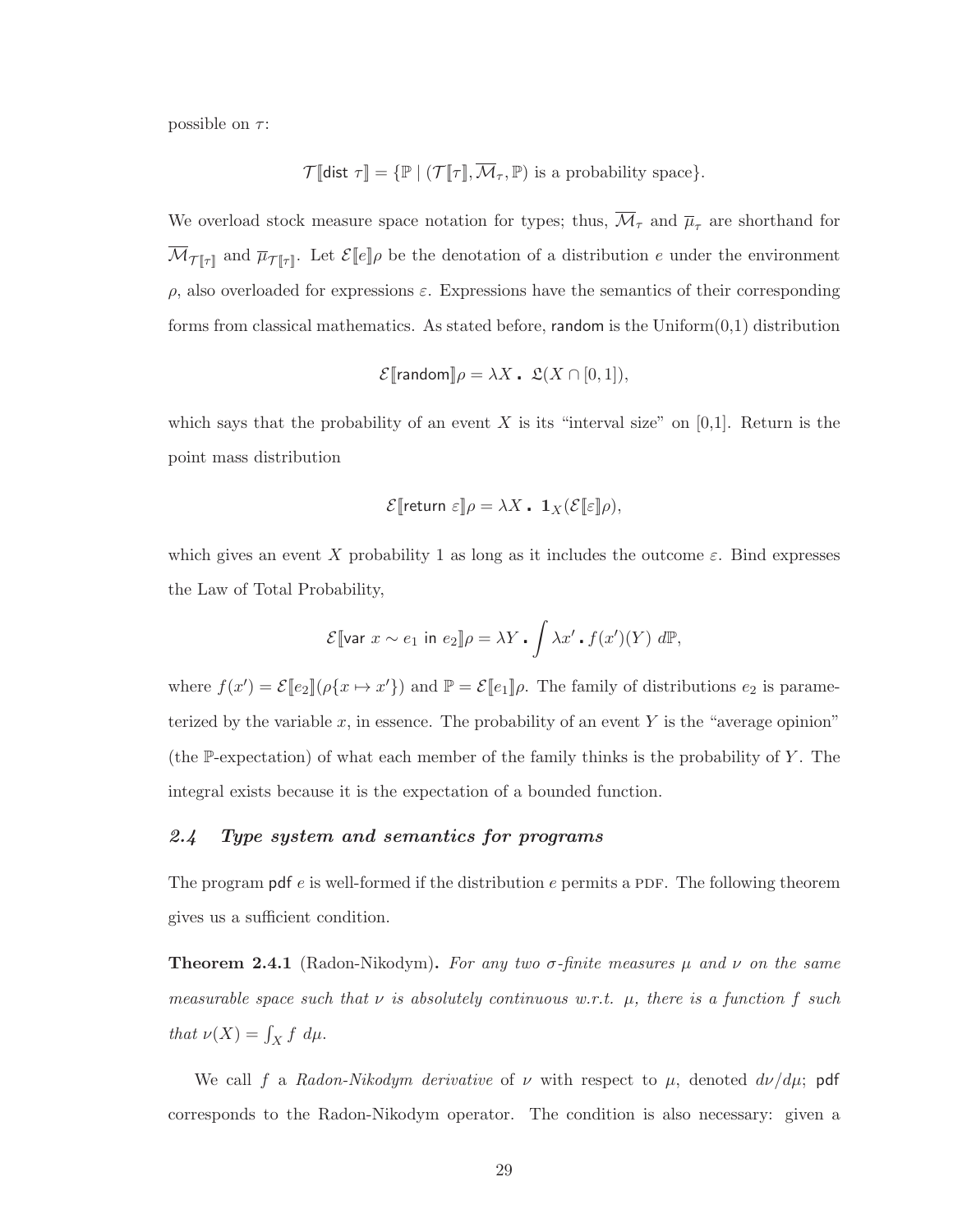possible on $\tau$:

$$\mathcal{T}[\![\mathsf{dist}\ \tau]\!] = \{\mathbb{P} \mid (\mathcal{T}[\![\tau]\!], \overline{\mathcal{M}}_\tau, \mathbb{P}) \text{ is a probability space}\}.$$

We overload stock measure space notation for types; thus, $\overline{\mathcal{M}}_\tau$ and $\overline{\mu}_\tau$ are shorthand for $\overline{\mathcal{M}}_{\mathcal{T}[\![\tau]\!]}$ and $\overline{\mu}_{\mathcal{T}[\![\tau]\!]}$. Let $\mathcal{E}[\![e]\!]\rho$ be the denotation of a distribution $e$ under the environment $\rho$, also overloaded for expressions $\varepsilon$. Expressions have the semantics of their corresponding forms from classical mathematics. As stated before, random is the Uniform(0,1) distribution

$$\mathcal{E}[\![\mathsf{random}]\!]\rho = \lambda X \,\textbf{.}\;\; \mathfrak{L}(X \cap [0,1]),$$

which says that the probability of an event $X$ is its "interval size" on [0,1]. Return is the point mass distribution

$$\mathcal{E}[\![\mathsf{return}\ \varepsilon]\!]\rho = \lambda X \,\textbf{.}\;\; \mathbf{1}_X(\mathcal{E}[\![\varepsilon]\!]\rho),$$

which gives an event $X$ probability 1 as long as it includes the outcome $\varepsilon$. Bind expresses the Law of Total Probability,

$$\mathcal{E}[\![\mathsf{var}\ x \sim e_1\ \mathsf{in}\ e_2]\!]\rho = \lambda Y \,\textbf{.} \int \lambda x' \,\textbf{.}\, f(x')(Y)\ d\mathbb{P},$$

where $f(x') = \mathcal{E}[\![e_2]\!](\rho\{x \mapsto x'\})$ and $\mathbb{P} = \mathcal{E}[\![e_1]\!]\rho$. The family of distributions $e_2$ is parameterized by the variable $x$, in essence. The probability of an event $Y$ is the "average opinion" (the $\mathbb{P}$-expectation) of what each member of the family thinks is the probability of $Y$. The integral exists because it is the expectation of a bounded function.

## 2.4 *Type system and semantics for programs*

The program pdf $e$ is well-formed if the distribution $e$ permits a PDF. The following theorem gives us a sufficient condition.

**Theorem 2.4.1** (Radon-Nikodym)**.** *For any two $\sigma$-finite measures $\mu$ and $\nu$ on the same measurable space such that $\nu$ is absolutely continuous w.r.t. $\mu$, there is a function $f$ such that $\nu(X) = \int_X f\ d\mu$.*

We call $f$ a *Radon-Nikodym derivative* of $\nu$ with respect to $\mu$, denoted $d\nu/d\mu$; pdf corresponds to the Radon-Nikodym operator. The condition is also necessary: given a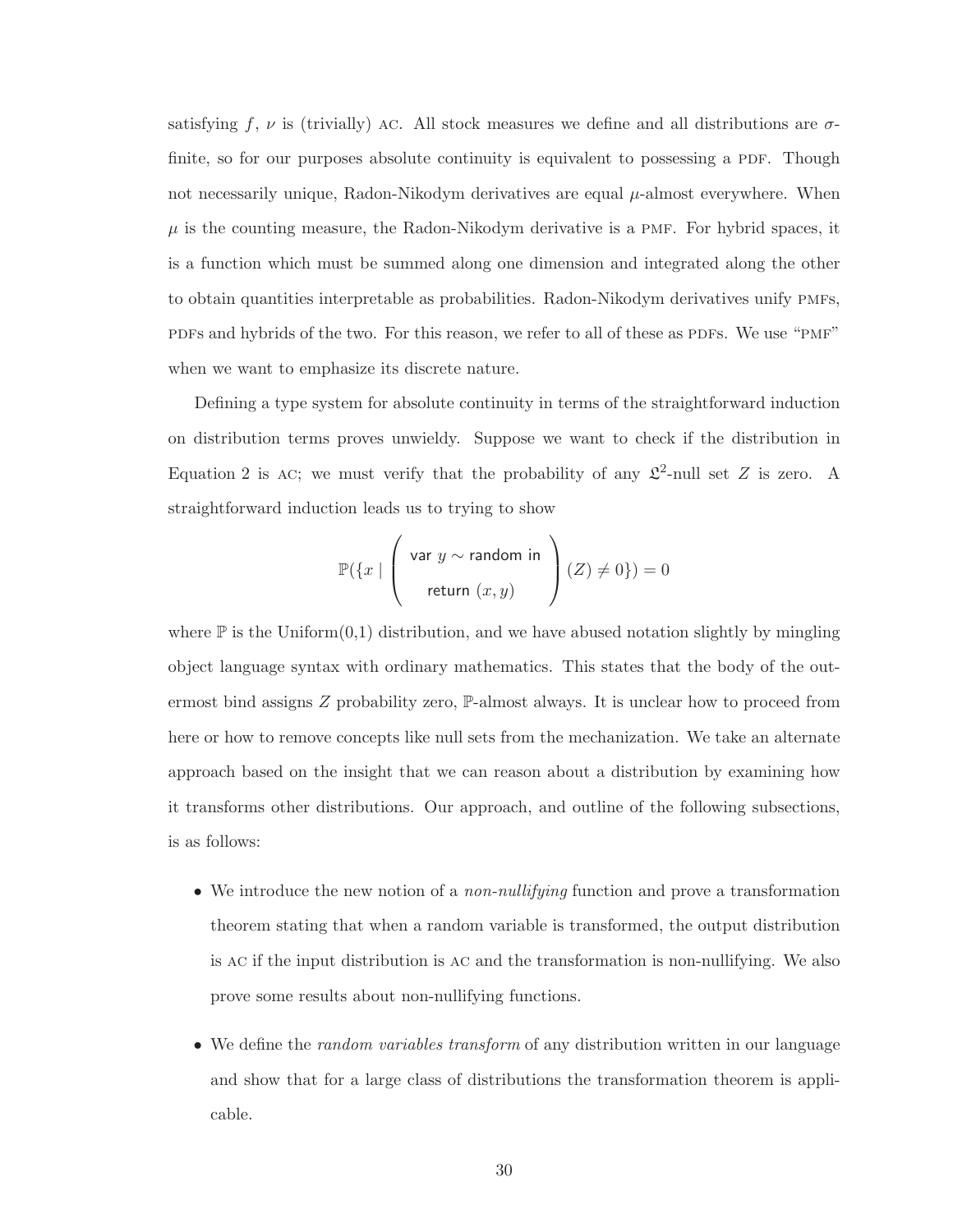satisfying $f$, $\nu$ is (trivially) AC. All stock measures we define and all distributions are $\sigma$-finite, so for our purposes absolute continuity is equivalent to possessing a PDF. Though not necessarily unique, Radon-Nikodym derivatives are equal $\mu$-almost everywhere. When $\mu$ is the counting measure, the Radon-Nikodym derivative is a PMF. For hybrid spaces, it is a function which must be summed along one dimension and integrated along the other to obtain quantities interpretable as probabilities. Radon-Nikodym derivatives unify PMFs, PDFs and hybrids of the two. For this reason, we refer to all of these as PDFs. We use "PMF" when we want to emphasize its discrete nature.

Defining a type system for absolute continuity in terms of the straightforward induction on distribution terms proves unwieldy. Suppose we want to check if the distribution in Equation 2 is AC; we must verify that the probability of any $\mathfrak{L}^2$-null set $Z$ is zero. A straightforward induction leads us to trying to show

$$\mathbb{P}(\{x \mid \begin{pmatrix} \mathsf{var}\ y \sim \mathsf{random}\ \mathsf{in} \\ \mathsf{return}\ (x, y) \end{pmatrix} (Z) \neq 0\}) = 0$$

where $\mathbb{P}$ is the Uniform(0,1) distribution, and we have abused notation slightly by mingling object language syntax with ordinary mathematics. This states that the body of the outermost bind assigns $Z$ probability zero, $\mathbb{P}$-almost always. It is unclear how to proceed from here or how to remove concepts like null sets from the mechanization. We take an alternate approach based on the insight that we can reason about a distribution by examining how it transforms other distributions. Our approach, and outline of the following subsections, is as follows:

- We introduce the new notion of a *non-nullifying* function and prove a transformation theorem stating that when a random variable is transformed, the output distribution is AC if the input distribution is AC and the transformation is non-nullifying. We also prove some results about non-nullifying functions.

- We define the *random variables transform* of any distribution written in our language and show that for a large class of distributions the transformation theorem is applicable.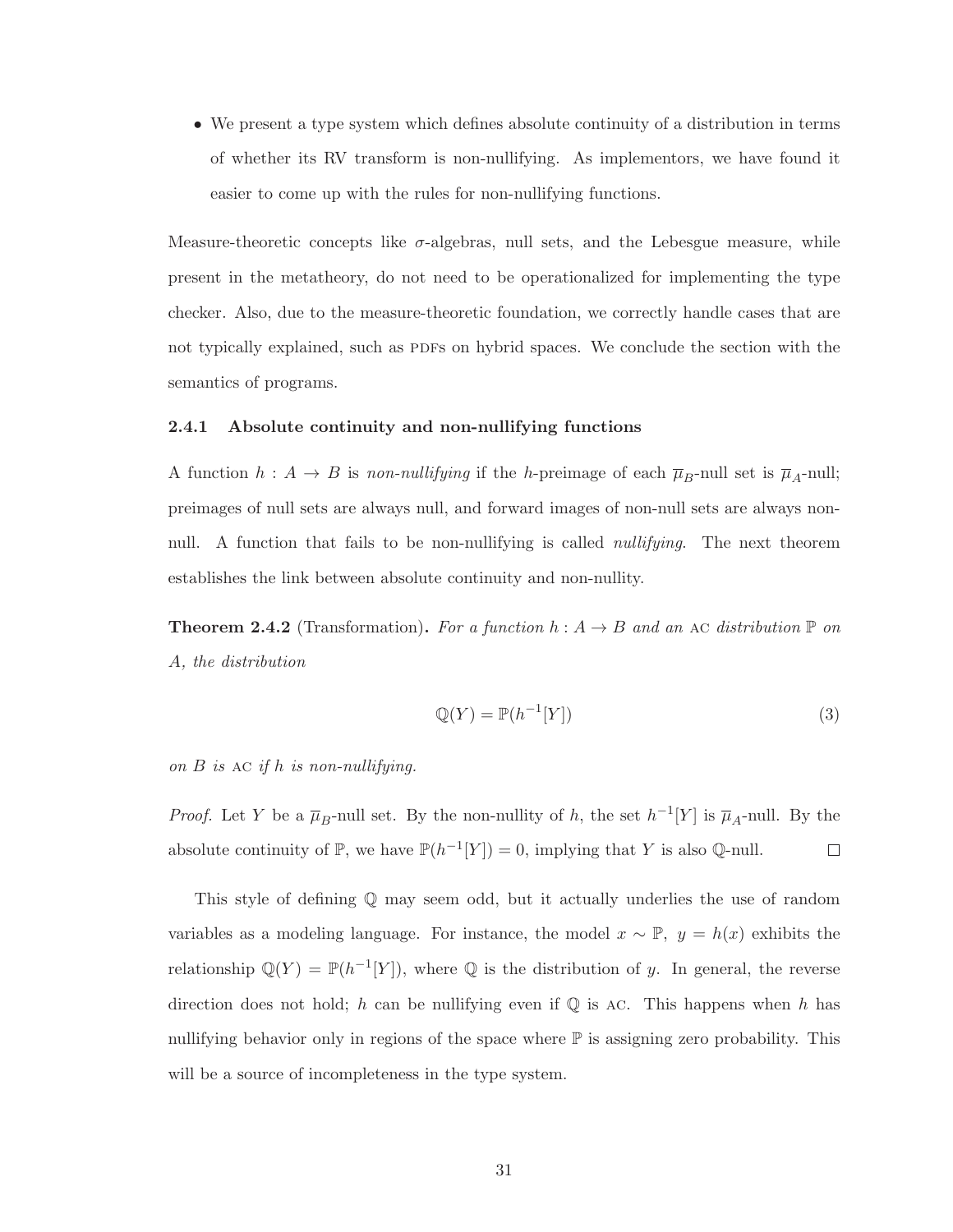- We present a type system which defines absolute continuity of a distribution in terms of whether its RV transform is non-nullifying. As implementors, we have found it easier to come up with the rules for non-nullifying functions.

Measure-theoretic concepts like $\sigma$-algebras, null sets, and the Lebesgue measure, while present in the metatheory, do not need to be operationalized for implementing the type checker. Also, due to the measure-theoretic foundation, we correctly handle cases that are not typically explained, such as PDFs on hybrid spaces. We conclude the section with the semantics of programs.

### 2.4.1 Absolute continuity and non-nullifying functions

A function $h : A \to B$ is *non-nullifying* if the $h$-preimage of each $\overline{\mu}_B$-null set is $\overline{\mu}_A$-null; preimages of null sets are always null, and forward images of non-null sets are always non-null. A function that fails to be non-nullifying is called *nullifying*. The next theorem establishes the link between absolute continuity and non-nullity.

**Theorem 2.4.2** (Transformation)**.** *For a function $h : A \to B$ and an* AC *distribution $\mathbb{P}$ on $A$, the distribution*

$$\mathbb{Q}(Y) = \mathbb{P}(h^{-1}[Y]) \tag{3}$$

*on $B$ is* AC *if $h$ is non-nullifying.*

*Proof.* Let $Y$ be a $\overline{\mu}_B$-null set. By the non-nullity of $h$, the set $h^{-1}[Y]$ is $\overline{\mu}_A$-null. By the absolute continuity of $\mathbb{P}$, we have $\mathbb{P}(h^{-1}[Y]) = 0$, implying that $Y$ is also $\mathbb{Q}$-null. $\square$

This style of defining $\mathbb{Q}$ may seem odd, but it actually underlies the use of random variables as a modeling language. For instance, the model $x \sim \mathbb{P},\ y = h(x)$ exhibits the relationship $\mathbb{Q}(Y) = \mathbb{P}(h^{-1}[Y])$, where $\mathbb{Q}$ is the distribution of $y$. In general, the reverse direction does not hold; $h$ can be nullifying even if $\mathbb{Q}$ is AC. This happens when $h$ has nullifying behavior only in regions of the space where $\mathbb{P}$ is assigning zero probability. This will be a source of incompleteness in the type system.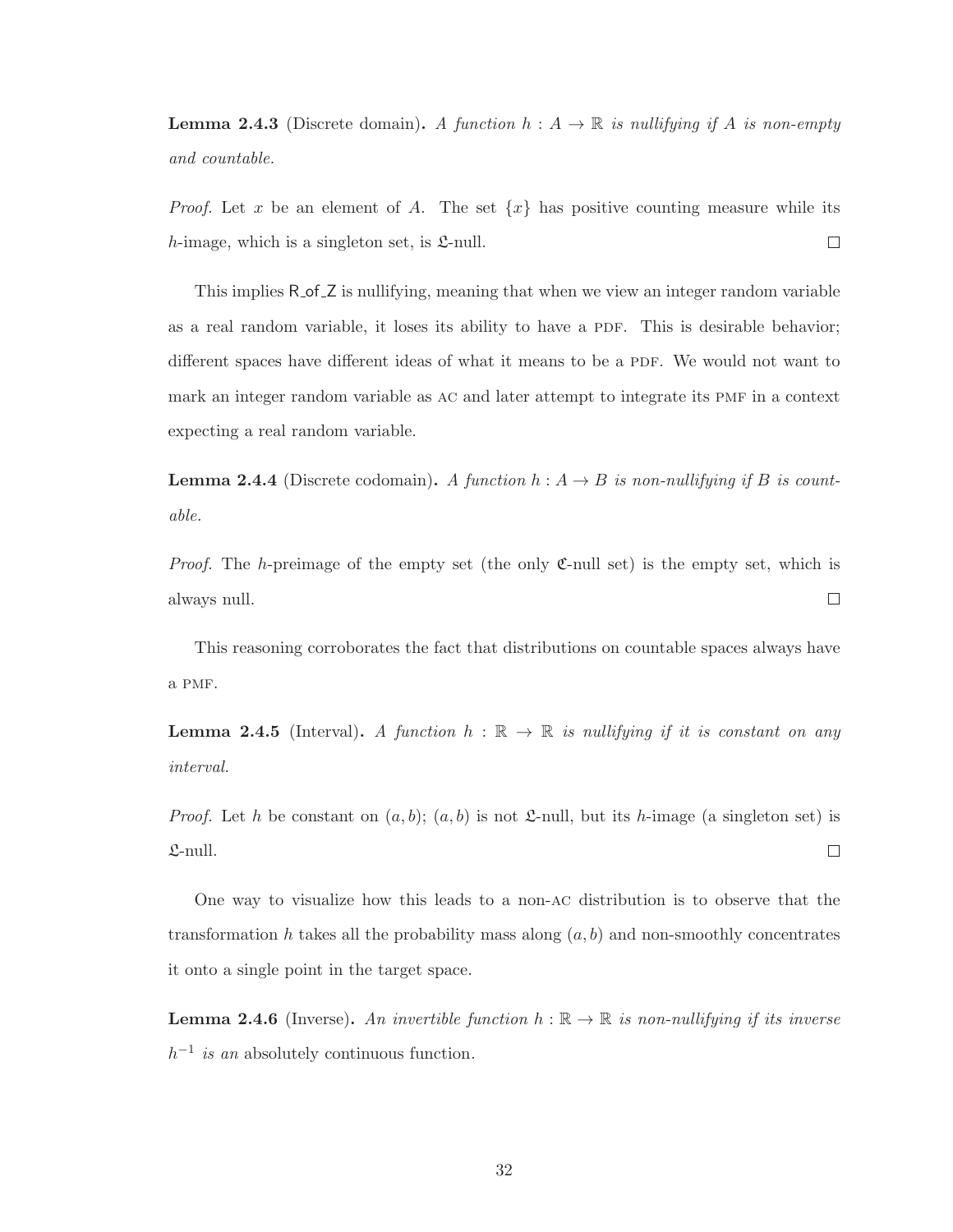**Lemma 2.4.3** (Discrete domain)**.** *A function $h : A \to \mathbb{R}$ is nullifying if $A$ is non-empty and countable.*

*Proof.* Let $x$ be an element of $A$. The set $\{x\}$ has positive counting measure while its $h$-image, which is a singleton set, is $\mathfrak{L}$-null. $\square$

This implies R_of_Z is nullifying, meaning that when we view an integer random variable as a real random variable, it loses its ability to have a PDF. This is desirable behavior; different spaces have different ideas of what it means to be a PDF. We would not want to mark an integer random variable as AC and later attempt to integrate its PMF in a context expecting a real random variable.

**Lemma 2.4.4** (Discrete codomain)**.** *A function $h : A \to B$ is non-nullifying if $B$ is countable.*

*Proof.* The $h$-preimage of the empty set (the only $\mathfrak{C}$-null set) is the empty set, which is always null. $\square$

This reasoning corroborates the fact that distributions on countable spaces always have a PMF.

**Lemma 2.4.5** (Interval)**.** *A function $h : \mathbb{R} \to \mathbb{R}$ is nullifying if it is constant on any interval.*

*Proof.* Let $h$ be constant on $(a, b)$; $(a, b)$ is not $\mathfrak{L}$-null, but its $h$-image (a singleton set) is $\mathfrak{L}$-null. $\square$

One way to visualize how this leads to a non-AC distribution is to observe that the transformation $h$ takes all the probability mass along $(a, b)$ and non-smoothly concentrates it onto a single point in the target space.

**Lemma 2.4.6** (Inverse)**.** *An invertible function $h : \mathbb{R} \to \mathbb{R}$ is non-nullifying if its inverse $h^{-1}$ is an* absolutely continuous function*.*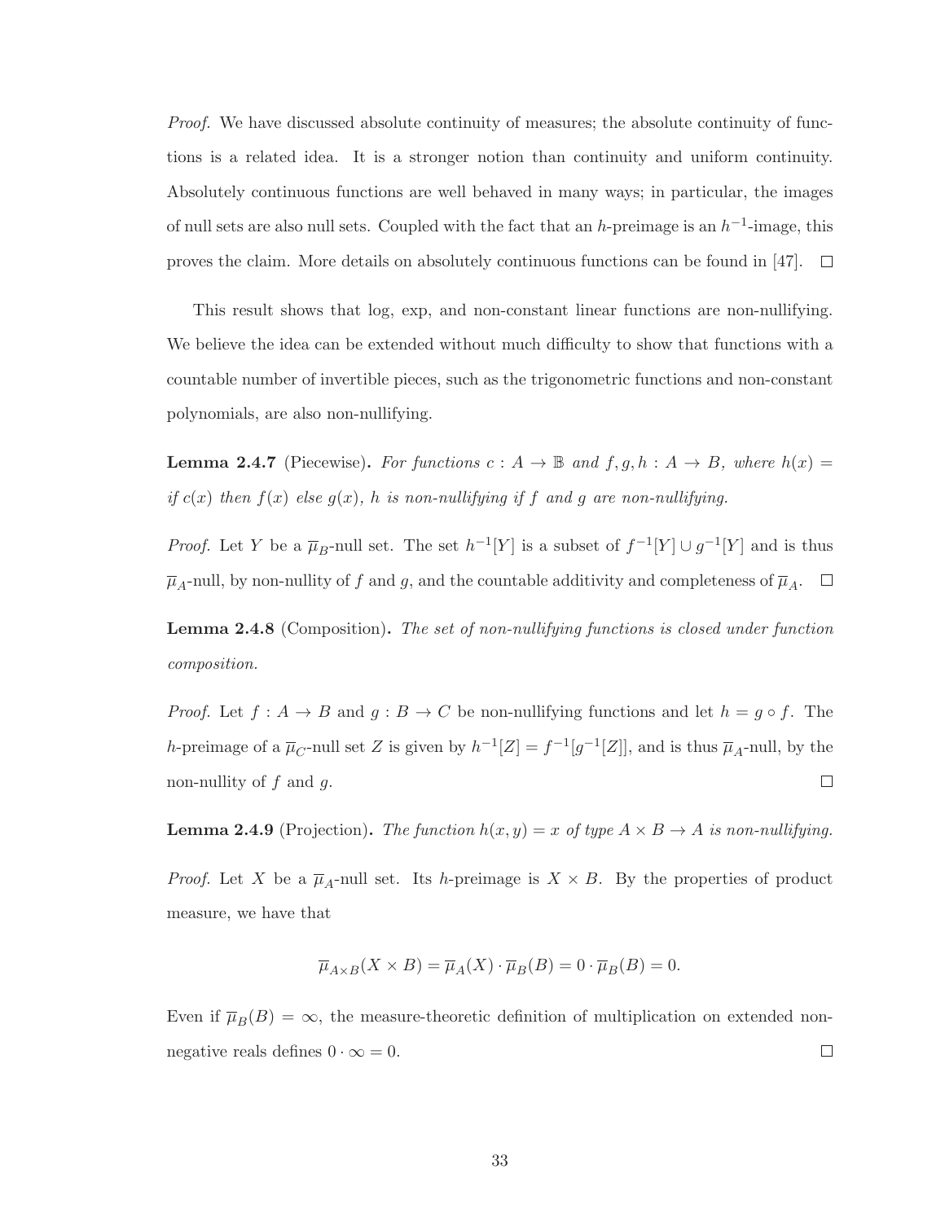*Proof.* We have discussed absolute continuity of measures; the absolute continuity of functions is a related idea. It is a stronger notion than continuity and uniform continuity. Absolutely continuous functions are well behaved in many ways; in particular, the images of null sets are also null sets. Coupled with the fact that an $h$-preimage is an $h^{-1}$-image, this proves the claim. More details on absolutely continuous functions can be found in [47]. $\square$

This result shows that log, exp, and non-constant linear functions are non-nullifying. We believe the idea can be extended without much difficulty to show that functions with a countable number of invertible pieces, such as the trigonometric functions and non-constant polynomials, are also non-nullifying.

**Lemma 2.4.7** (Piecewise)**.** *For functions $c : A \to \mathbb{B}$ and $f, g, h : A \to B$, where $h(x) =$ if $c(x)$ then $f(x)$ else $g(x)$, $h$ is non-nullifying if $f$ and $g$ are non-nullifying.*

*Proof.* Let $Y$ be a $\overline{\mu}_B$-null set. The set $h^{-1}[Y]$ is a subset of $f^{-1}[Y] \cup g^{-1}[Y]$ and is thus $\overline{\mu}_A$-null, by non-nullity of $f$ and $g$, and the countable additivity and completeness of $\overline{\mu}_A$. $\square$

**Lemma 2.4.8** (Composition)**.** *The set of non-nullifying functions is closed under function composition.*

*Proof.* Let $f : A \to B$ and $g : B \to C$ be non-nullifying functions and let $h = g \circ f$. The $h$-preimage of a $\overline{\mu}_C$-null set $Z$ is given by $h^{-1}[Z] = f^{-1}[g^{-1}[Z]]$, and is thus $\overline{\mu}_A$-null, by the non-nullity of $f$ and $g$. $\square$

**Lemma 2.4.9** (Projection)**.** *The function $h(x, y) = x$ of type $A \times B \to A$ is non-nullifying.*

*Proof.* Let $X$ be a $\overline{\mu}_A$-null set. Its $h$-preimage is $X \times B$. By the properties of product measure, we have that

$$\overline{\mu}_{A\times B}(X \times B) = \overline{\mu}_A(X) \cdot \overline{\mu}_B(B) = 0 \cdot \overline{\mu}_B(B) = 0.$$

Even if $\overline{\mu}_B(B) = \infty$, the measure-theoretic definition of multiplication on extended non-negative reals defines $0 \cdot \infty = 0$. $\square$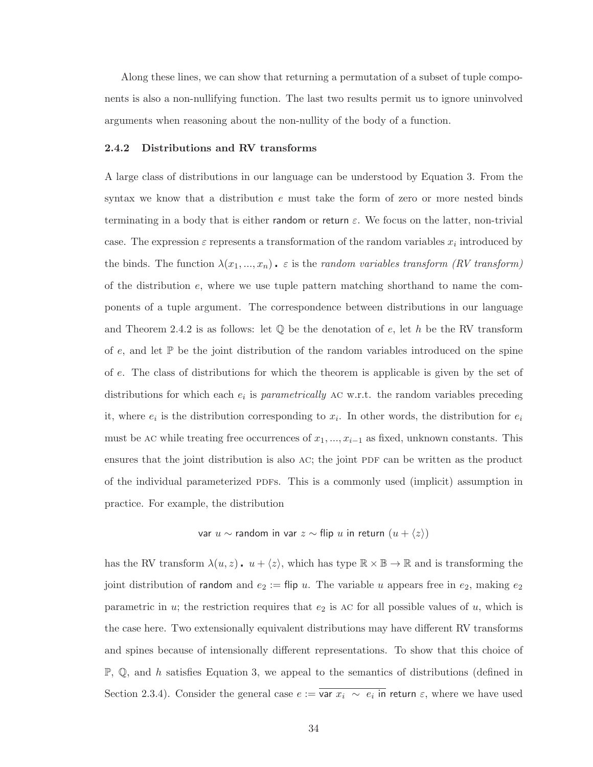Along these lines, we can show that returning a permutation of a subset of tuple components is also a non-nullifying function. The last two results permit us to ignore uninvolved arguments when reasoning about the non-nullity of the body of a function.

### 2.4.2 Distributions and RV transforms

A large class of distributions in our language can be understood by Equation 3. From the syntax we know that a distribution $e$ must take the form of zero or more nested binds terminating in a body that is either $\mathsf{random}$ or $\mathsf{return}\ \varepsilon$. We focus on the latter, non-trivial case. The expression $\varepsilon$ represents a transformation of the random variables $x_i$ introduced by the binds. The function $\lambda(x_1, ..., x_n) \mathbin{.} \varepsilon$ is the *random variables transform (RV transform)* of the distribution $e$, where we use tuple pattern matching shorthand to name the components of a tuple argument. The correspondence between distributions in our language and Theorem 2.4.2 is as follows: let $\mathbb{Q}$ be the denotation of $e$, let $h$ be the RV transform of $e$, and let $\mathbb{P}$ be the joint distribution of the random variables introduced on the spine of $e$. The class of distributions for which the theorem is applicable is given by the set of distributions for which each $e_i$ is *parametrically* AC w.r.t. the random variables preceding it, where $e_i$ is the distribution corresponding to $x_i$. In other words, the distribution for $e_i$ must be AC while treating free occurrences of $x_1, ..., x_{i-1}$ as fixed, unknown constants. This ensures that the joint distribution is also AC; the joint PDF can be written as the product of the individual parameterized PDFs. This is a commonly used (implicit) assumption in practice. For example, the distribution

$$\mathsf{var}\ u \sim \mathsf{random}\ \mathsf{in}\ \mathsf{var}\ z \sim \mathsf{flip}\ u\ \mathsf{in}\ \mathsf{return}\ (u + \langle z \rangle)$$

has the RV transform $\lambda(u, z) \mathbin{.}\ u + \langle z \rangle$, which has type $\mathbb{R} \times \mathbb{B} \to \mathbb{R}$ and is transforming the joint distribution of $\mathsf{random}$ and $e_2 := \mathsf{flip}\ u$. The variable $u$ appears free in $e_2$, making $e_2$ parametric in $u$; the restriction requires that $e_2$ is AC for all possible values of $u$, which is the case here. Two extensionally equivalent distributions may have different RV transforms and spines because of intensionally different representations. To show that this choice of $\mathbb{P}$, $\mathbb{Q}$, and $h$ satisfies Equation 3, we appeal to the semantics of distributions (defined in Section 2.3.4). Consider the general case $e := \overline{\mathsf{var}\ x_i\ \sim\ e_i\ \mathsf{in}}\ \mathsf{return}\ \varepsilon$, where we have used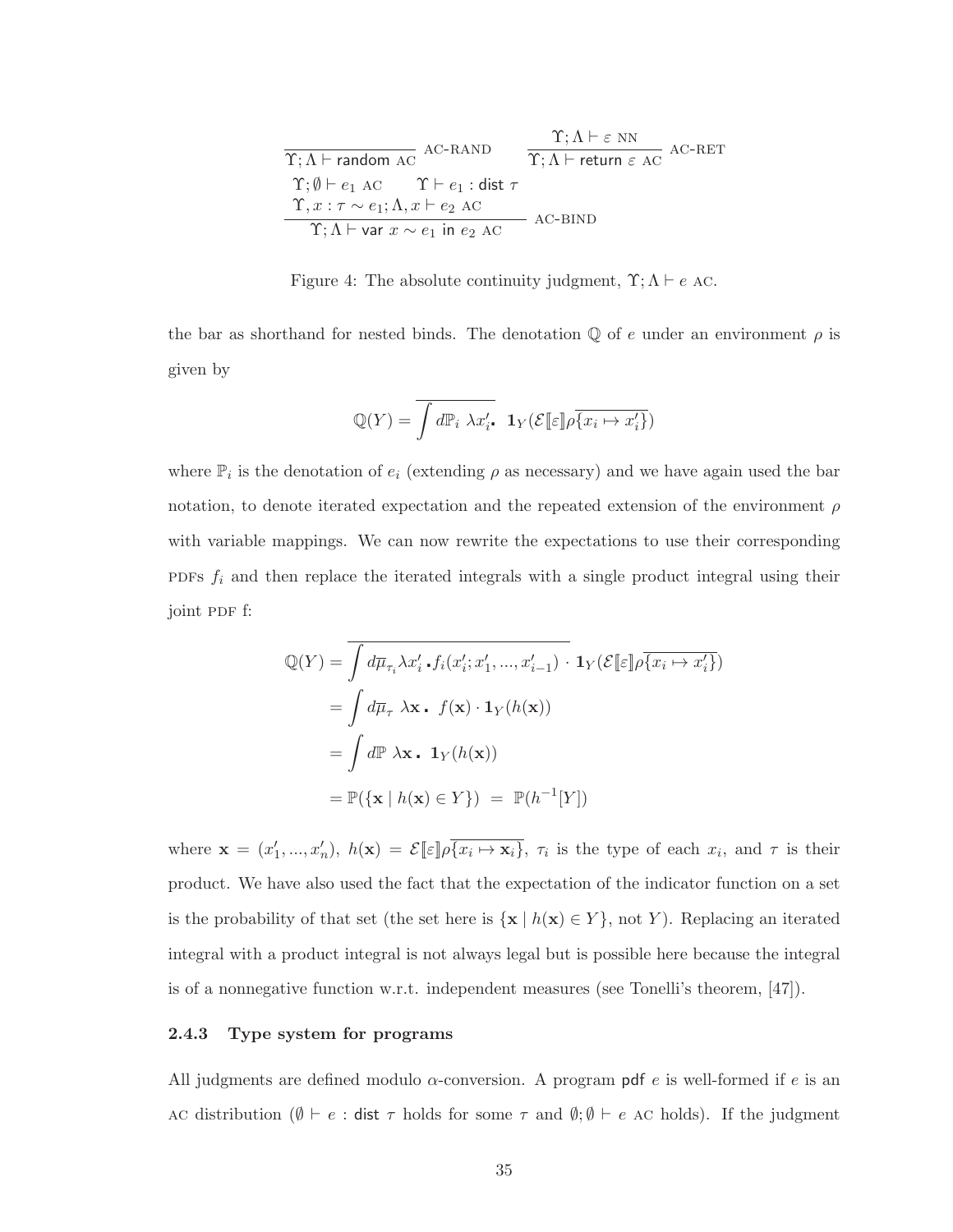$$\frac{}{\Upsilon; \Lambda \vdash \mathsf{random} \ \textsc{ac}} \ \textsc{ac-rand} \qquad \frac{\Upsilon; \Lambda \vdash \varepsilon \ \textsc{nn}}{\Upsilon; \Lambda \vdash \mathsf{return} \ \varepsilon \ \textsc{ac}} \ \textsc{ac-ret}$$

$$\frac{\Upsilon; \emptyset \vdash e_1 \ \textsc{ac} \qquad \Upsilon \vdash e_1 : \mathsf{dist} \ \tau \qquad \Upsilon, x : \tau \sim e_1; \Lambda, x \vdash e_2 \ \textsc{ac}}{\Upsilon; \Lambda \vdash \mathsf{var} \ x \sim e_1 \ \mathsf{in} \ e_2 \ \textsc{ac}} \ \textsc{ac-bind}$$

Figure 4: The absolute continuity judgment, $\Upsilon; \Lambda \vdash e$ AC.

the bar as shorthand for nested binds. The denotation $\mathbb{Q}$ of $e$ under an environment $\rho$ is given by

$$\mathbb{Q}(Y) = \overline{\int d\mathbb{P}_i \ \lambda x_i' .} \ \mathbf{1}_Y(\mathcal{E}[\![\varepsilon]\!]\rho\overline{\{x_i \mapsto x_i'\}})$$

where $\mathbb{P}_i$ is the denotation of $e_i$ (extending $\rho$ as necessary) and we have again used the bar notation, to denote iterated expectation and the repeated extension of the environment $\rho$ with variable mappings. We can now rewrite the expectations to use their corresponding PDFs $f_i$ and then replace the iterated integrals with a single product integral using their joint PDF f:

$$\begin{aligned}
\mathbb{Q}(Y) &= \overline{\int d\overline{\mu}_{\tau_i} \lambda x_i' . f_i(x_i'; x_1', ..., x_{i-1}') \cdot} \ \mathbf{1}_Y(\mathcal{E}[\![\varepsilon]\!]\rho\overline{\{x_i \mapsto x_i'\}}) \\
&= \int d\overline{\mu}_\tau \ \lambda \mathbf{x} . \ f(\mathbf{x}) \cdot \mathbf{1}_Y(h(\mathbf{x})) \\
&= \int d\mathbb{P} \ \lambda \mathbf{x} . \ \mathbf{1}_Y(h(\mathbf{x})) \\
&= \mathbb{P}(\{\mathbf{x} \mid h(\mathbf{x}) \in Y\}) \ = \ \mathbb{P}(h^{-1}[Y])
\end{aligned}$$

where $\mathbf{x} = (x_1', ..., x_n')$, $h(\mathbf{x}) = \mathcal{E}[\![\varepsilon]\!]\rho\overline{\{x_i \mapsto \mathbf{x}_i\}}$, $\tau_i$ is the type of each $x_i$, and $\tau$ is their product. We have also used the fact that the expectation of the indicator function on a set is the probability of that set (the set here is $\{\mathbf{x} \mid h(\mathbf{x}) \in Y\}$, not $Y$). Replacing an iterated integral with a product integral is not always legal but is possible here because the integral is of a nonnegative function w.r.t. independent measures (see Tonelli's theorem, [47]).

### 2.4.3 Type system for programs

All judgments are defined modulo $\alpha$-conversion. A program $\mathsf{pdf}\ e$ is well-formed if $e$ is an AC distribution ($\emptyset \vdash e : \mathsf{dist}\ \tau$ holds for some $\tau$ and $\emptyset; \emptyset \vdash e$ AC holds). If the judgment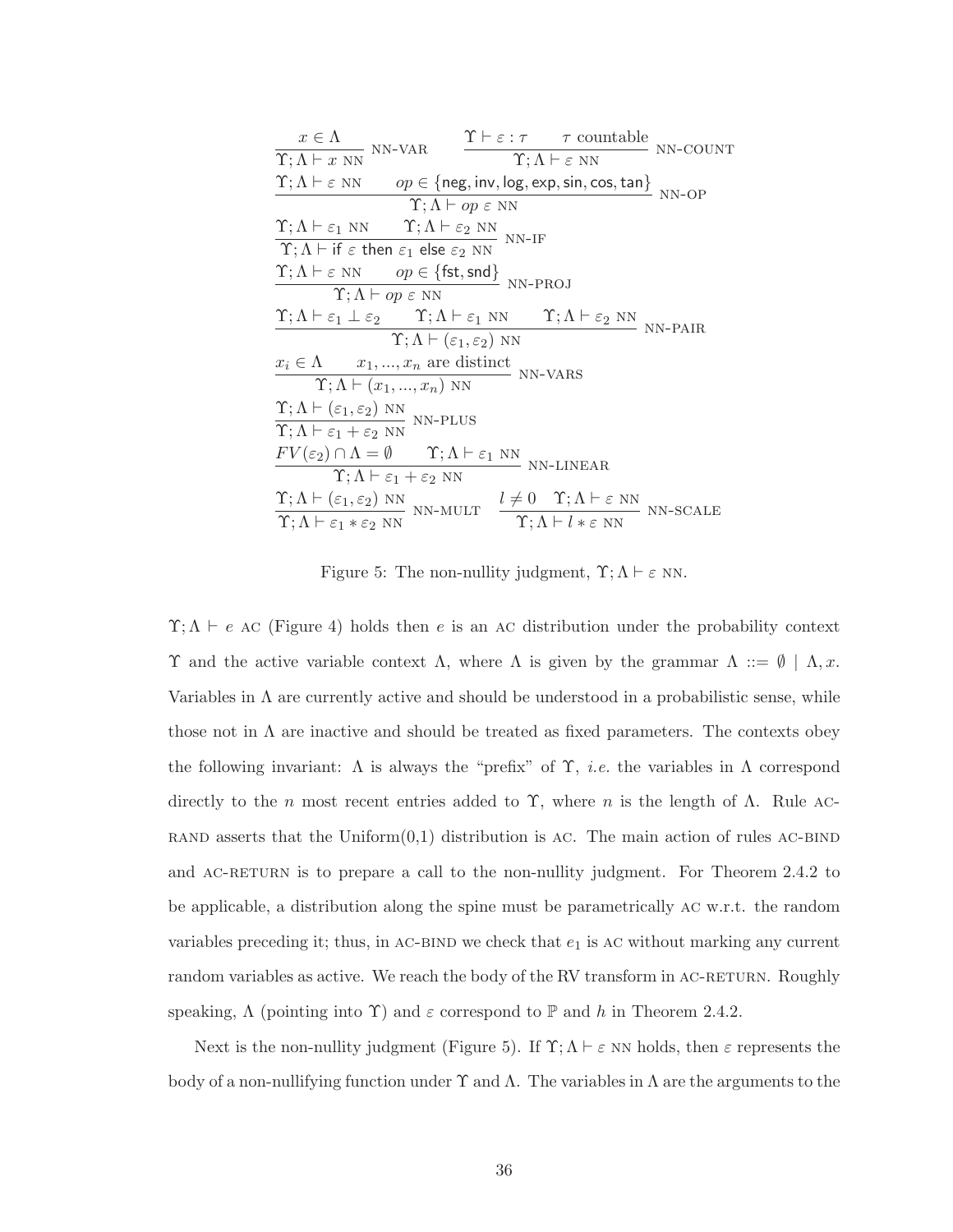$$\frac{x \in \Lambda}{\Upsilon; \Lambda \vdash x \text{ NN}} \text{ NN-VAR} \qquad \frac{\Upsilon \vdash \varepsilon : \tau \qquad \tau \text{ countable}}{\Upsilon; \Lambda \vdash \varepsilon \text{ NN}} \text{ NN-COUNT}$$

$$\frac{\Upsilon; \Lambda \vdash \varepsilon \text{ NN} \qquad op \in \{\mathsf{neg}, \mathsf{inv}, \mathsf{log}, \mathsf{exp}, \mathsf{sin}, \mathsf{cos}, \mathsf{tan}\}}{\Upsilon; \Lambda \vdash op\ \varepsilon \text{ NN}} \text{ NN-OP}$$

$$\frac{\Upsilon; \Lambda \vdash \varepsilon_1 \text{ NN} \qquad \Upsilon; \Lambda \vdash \varepsilon_2 \text{ NN}}{\Upsilon; \Lambda \vdash \mathsf{if}\ \varepsilon\ \mathsf{then}\ \varepsilon_1\ \mathsf{else}\ \varepsilon_2 \text{ NN}} \text{ NN-IF}$$

$$\frac{\Upsilon; \Lambda \vdash \varepsilon \text{ NN} \qquad op \in \{\mathsf{fst}, \mathsf{snd}\}}{\Upsilon; \Lambda \vdash op\ \varepsilon \text{ NN}} \text{ NN-PROJ}$$

$$\frac{\Upsilon; \Lambda \vdash \varepsilon_1 \perp \varepsilon_2 \qquad \Upsilon; \Lambda \vdash \varepsilon_1 \text{ NN} \qquad \Upsilon; \Lambda \vdash \varepsilon_2 \text{ NN}}{\Upsilon; \Lambda \vdash (\varepsilon_1, \varepsilon_2) \text{ NN}} \text{ NN-PAIR}$$

$$\frac{x_i \in \Lambda \qquad x_1, ..., x_n \text{ are distinct}}{\Upsilon; \Lambda \vdash (x_1, ..., x_n) \text{ NN}} \text{ NN-VARS}$$

$$\frac{\Upsilon; \Lambda \vdash (\varepsilon_1, \varepsilon_2) \text{ NN}}{\Upsilon; \Lambda \vdash \varepsilon_1 + \varepsilon_2 \text{ NN}} \text{ NN-PLUS}$$

$$\frac{FV(\varepsilon_2) \cap \Lambda = \emptyset \qquad \Upsilon; \Lambda \vdash \varepsilon_1 \text{ NN}}{\Upsilon; \Lambda \vdash \varepsilon_1 + \varepsilon_2 \text{ NN}} \text{ NN-LINEAR}$$

$$\frac{\Upsilon; \Lambda \vdash (\varepsilon_1, \varepsilon_2) \text{ NN}}{\Upsilon; \Lambda \vdash \varepsilon_1 * \varepsilon_2 \text{ NN}} \text{ NN-MULT} \qquad \frac{l \neq 0 \quad \Upsilon; \Lambda \vdash \varepsilon \text{ NN}}{\Upsilon; \Lambda \vdash l * \varepsilon \text{ NN}} \text{ NN-SCALE}$$

Figure 5: The non-nullity judgment, $\Upsilon; \Lambda \vdash \varepsilon$ NN.

$\Upsilon; \Lambda \vdash e$ AC (Figure 4) holds then $e$ is an AC distribution under the probability context $\Upsilon$ and the active variable context $\Lambda$, where $\Lambda$ is given by the grammar $\Lambda ::= \emptyset \mid \Lambda, x$. Variables in $\Lambda$ are currently active and should be understood in a probabilistic sense, while those not in $\Lambda$ are inactive and should be treated as fixed parameters. The contexts obey the following invariant: $\Lambda$ is always the "prefix" of $\Upsilon$, *i.e.* the variables in $\Lambda$ correspond directly to the $n$ most recent entries added to $\Upsilon$, where $n$ is the length of $\Lambda$. Rule AC-RAND asserts that the Uniform(0,1) distribution is AC. The main action of rules AC-BIND and AC-RETURN is to prepare a call to the non-nullity judgment. For Theorem 2.4.2 to be applicable, a distribution along the spine must be parametrically AC w.r.t. the random variables preceding it; thus, in AC-BIND we check that $e_1$ is AC without marking any current random variables as active. We reach the body of the RV transform in AC-RETURN. Roughly speaking, $\Lambda$ (pointing into $\Upsilon$) and $\varepsilon$ correspond to $\mathbb{P}$ and $h$ in Theorem 2.4.2.

Next is the non-nullity judgment (Figure 5). If $\Upsilon; \Lambda \vdash \varepsilon$ NN holds, then $\varepsilon$ represents the body of a non-nullifying function under $\Upsilon$ and $\Lambda$. The variables in $\Lambda$ are the arguments to the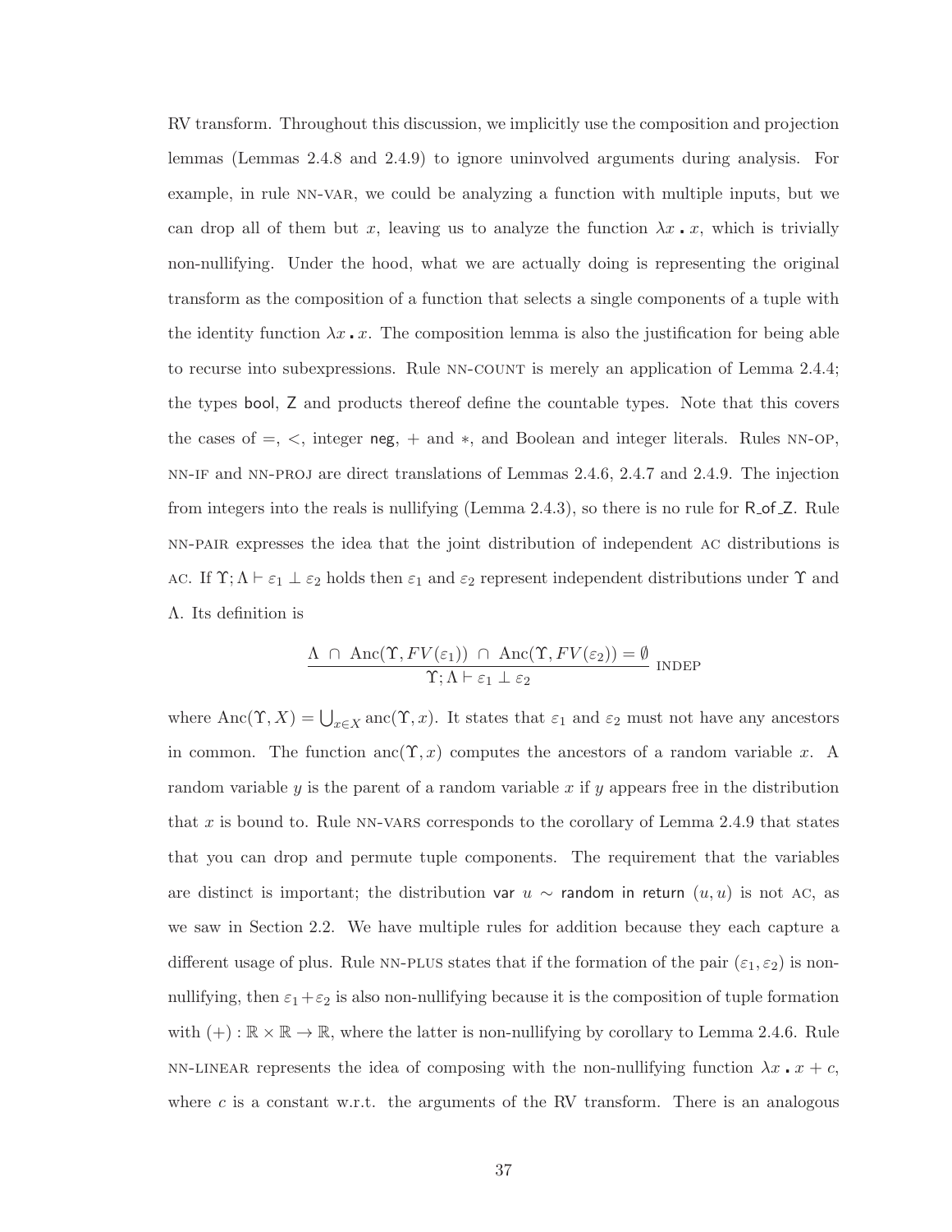RV transform. Throughout this discussion, we implicitly use the composition and projection lemmas (Lemmas 2.4.8 and 2.4.9) to ignore uninvolved arguments during analysis. For example, in rule NN-VAR, we could be analyzing a function with multiple inputs, but we can drop all of them but $x$, leaving us to analyze the function $\lambda x \centerdot x$, which is trivially non-nullifying. Under the hood, what we are actually doing is representing the original transform as the composition of a function that selects a single components of a tuple with the identity function $\lambda x \centerdot x$. The composition lemma is also the justification for being able to recurse into subexpressions. Rule NN-COUNT is merely an application of Lemma 2.4.4; the types bool, Z and products thereof define the countable types. Note that this covers the cases of $=$, $<$, integer neg, $+$ and $*$, and Boolean and integer literals. Rules NN-OP, NN-IF and NN-PROJ are direct translations of Lemmas 2.4.6, 2.4.7 and 2.4.9. The injection from integers into the reals is nullifying (Lemma 2.4.3), so there is no rule for R_of_Z. Rule NN-PAIR expresses the idea that the joint distribution of independent AC distributions is AC. If $\Upsilon; \Lambda \vdash \varepsilon_1 \perp \varepsilon_2$ holds then $\varepsilon_1$ and $\varepsilon_2$ represent independent distributions under $\Upsilon$ and $\Lambda$. Its definition is

$$\frac{\Lambda \ \cap \ \mathrm{Anc}(\Upsilon, FV(\varepsilon_1)) \ \cap \ \mathrm{Anc}(\Upsilon, FV(\varepsilon_2)) = \emptyset}{\Upsilon; \Lambda \vdash \varepsilon_1 \perp \varepsilon_2} \text{ INDEP}$$

where $\mathrm{Anc}(\Upsilon, X) = \bigcup_{x \in X} \mathrm{anc}(\Upsilon, x)$. It states that $\varepsilon_1$ and $\varepsilon_2$ must not have any ancestors in common. The function $\mathrm{anc}(\Upsilon, x)$ computes the ancestors of a random variable $x$. A random variable $y$ is the parent of a random variable $x$ if $y$ appears free in the distribution that $x$ is bound to. Rule NN-VARS corresponds to the corollary of Lemma 2.4.9 that states that you can drop and permute tuple components. The requirement that the variables are distinct is important; the distribution var $u \sim$ random in return $(u, u)$ is not AC, as we saw in Section 2.2. We have multiple rules for addition because they each capture a different usage of plus. Rule NN-PLUS states that if the formation of the pair $(\varepsilon_1, \varepsilon_2)$ is non-nullifying, then $\varepsilon_1 + \varepsilon_2$ is also non-nullifying because it is the composition of tuple formation with $(+) : \mathbb{R} \times \mathbb{R} \to \mathbb{R}$, where the latter is non-nullifying by corollary to Lemma 2.4.6. Rule NN-LINEAR represents the idea of composing with the non-nullifying function $\lambda x \centerdot x + c$, where $c$ is a constant w.r.t. the arguments of the RV transform. There is an analogous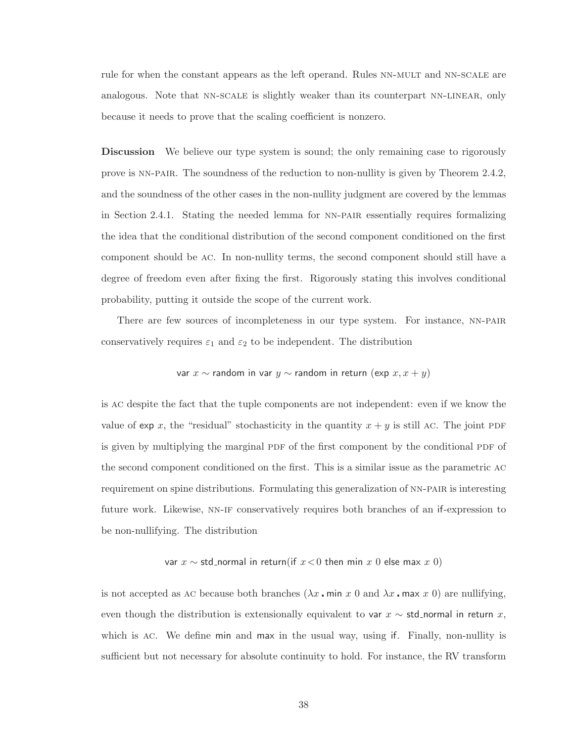rule for when the constant appears as the left operand. Rules NN-MULT and NN-SCALE are analogous. Note that NN-SCALE is slightly weaker than its counterpart NN-LINEAR, only because it needs to prove that the scaling coefficient is nonzero.

**Discussion** We believe our type system is sound; the only remaining case to rigorously prove is NN-PAIR. The soundness of the reduction to non-nullity is given by Theorem 2.4.2, and the soundness of the other cases in the non-nullity judgment are covered by the lemmas in Section 2.4.1. Stating the needed lemma for NN-PAIR essentially requires formalizing the idea that the conditional distribution of the second component conditioned on the first component should be AC. In non-nullity terms, the second component should still have a degree of freedom even after fixing the first. Rigorously stating this involves conditional probability, putting it outside the scope of the current work.

There are few sources of incompleteness in our type system. For instance, NN-PAIR conservatively requires $\varepsilon_1$ and $\varepsilon_2$ to be independent. The distribution

$$\mathsf{var}\ x \sim \mathsf{random}\ \mathsf{in}\ \mathsf{var}\ y \sim \mathsf{random}\ \mathsf{in}\ \mathsf{return}\ (\mathsf{exp}\ x, x + y)$$

is AC despite the fact that the tuple components are not independent: even if we know the value of $\mathsf{exp}\ x$, the "residual" stochasticity in the quantity $x + y$ is still AC. The joint PDF is given by multiplying the marginal PDF of the first component by the conditional PDF of the second component conditioned on the first. This is a similar issue as the parametric AC requirement on spine distributions. Formulating this generalization of NN-PAIR is interesting future work. Likewise, NN-IF conservatively requires both branches of an if-expression to be non-nullifying. The distribution

$$\mathsf{var}\ x \sim \mathsf{std\_normal}\ \mathsf{in}\ \mathsf{return}(\mathsf{if}\ x < 0\ \mathsf{then}\ \mathsf{min}\ x\ 0\ \mathsf{else}\ \mathsf{max}\ x\ 0)$$

is not accepted as AC because both branches ($\lambda x\,.\,\mathsf{min}\ x\ 0$ and $\lambda x\,.\,\mathsf{max}\ x\ 0$) are nullifying, even though the distribution is extensionally equivalent to $\mathsf{var}\ x \sim \mathsf{std\_normal}\ \mathsf{in}\ \mathsf{return}\ x$, which is AC. We define min and max in the usual way, using if. Finally, non-nullity is sufficient but not necessary for absolute continuity to hold. For instance, the RV transform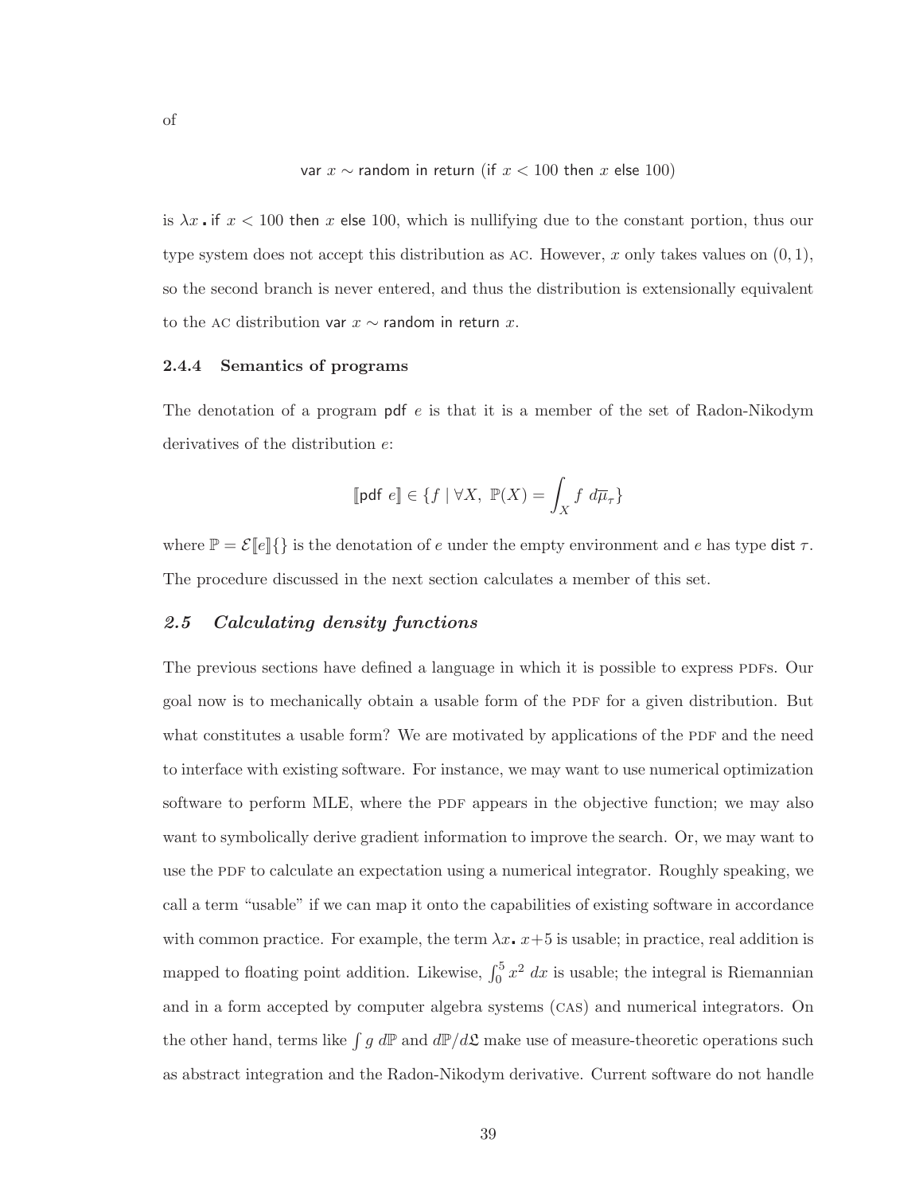of

$$\textsf{var } x \sim \textsf{random in return } (\textsf{if } x < 100 \textsf{ then } x \textsf{ else } 100)$$

is $\lambda x \centerdot \textsf{if } x < 100 \textsf{ then } x \textsf{ else } 100$, which is nullifying due to the constant portion, thus our type system does not accept this distribution as AC. However, $x$ only takes values on $(0, 1)$, so the second branch is never entered, and thus the distribution is extensionally equivalent to the AC distribution $\textsf{var } x \sim \textsf{random in return } x$.

### 2.4.4 Semantics of programs

The denotation of a program $\textsf{pdf } e$ is that it is a member of the set of Radon-Nikodym derivatives of the distribution $e$:

$$[\![\textsf{pdf } e]\!] \in \{f \mid \forall X,\ \mathbb{P}(X) = \int_X f \ d\overline{\mu}_\tau\}$$

where $\mathbb{P} = \mathcal{E}[\![e]\!]\{\}$ is the denotation of $e$ under the empty environment and $e$ has type $\textsf{dist } \tau$. The procedure discussed in the next section calculates a member of this set.

## *2.5 Calculating density functions*

The previous sections have defined a language in which it is possible to express PDFs. Our goal now is to mechanically obtain a usable form of the PDF for a given distribution. But what constitutes a usable form? We are motivated by applications of the PDF and the need to interface with existing software. For instance, we may want to use numerical optimization software to perform MLE, where the PDF appears in the objective function; we may also want to symbolically derive gradient information to improve the search. Or, we may want to use the PDF to calculate an expectation using a numerical integrator. Roughly speaking, we call a term "usable" if we can map it onto the capabilities of existing software in accordance with common practice. For example, the term $\lambda x \centerdot x+5$ is usable; in practice, real addition is mapped to floating point addition. Likewise, $\int_0^5 x^2 \ dx$ is usable; the integral is Riemannian and in a form accepted by computer algebra systems (CAS) and numerical integrators. On the other hand, terms like $\int g \ d\mathbb{P}$ and $d\mathbb{P}/d\mathfrak{L}$ make use of measure-theoretic operations such as abstract integration and the Radon-Nikodym derivative. Current software do not handle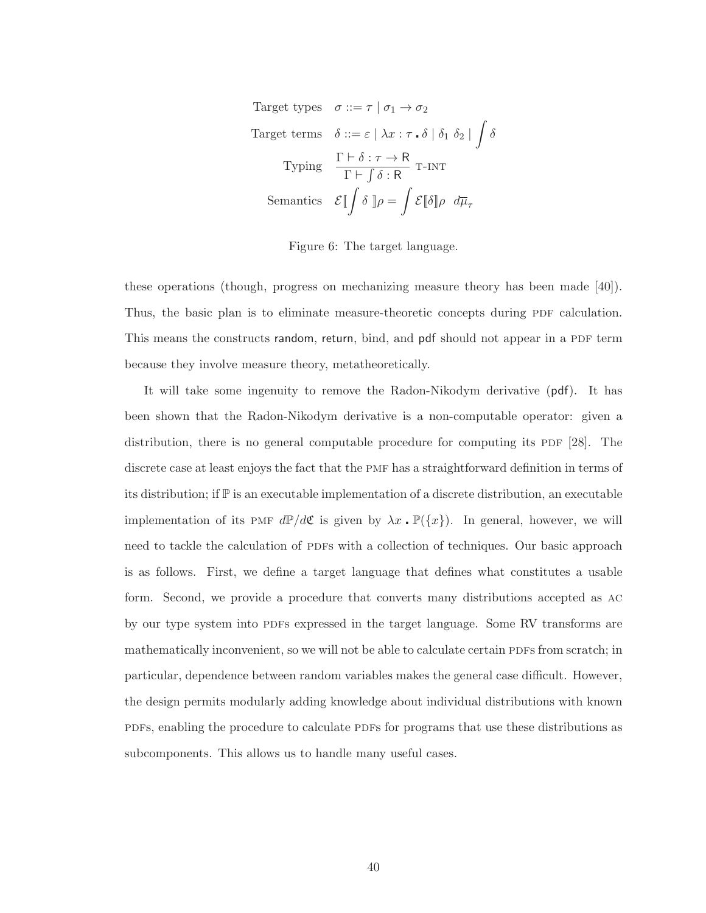$$
\begin{array}{rl}
\text{Target types} & \sigma ::= \tau \mid \sigma_1 \to \sigma_2 \\
\text{Target terms} & \delta ::= \varepsilon \mid \lambda x : \tau \,.\, \delta \mid \delta_1 \ \delta_2 \mid \displaystyle\int \delta \\
\text{Typing} & \dfrac{\Gamma \vdash \delta : \tau \to \mathsf{R}}{\Gamma \vdash \int \delta : \mathsf{R}} \ \text{T-INT} \\
\text{Semantics} & \mathcal{E}[\![ \displaystyle\int \delta \,]\!]\rho = \displaystyle\int \mathcal{E}[\![\delta]\!]\rho \ \ d\overline{\mu}_\tau
\end{array}
$$

Figure 6: The target language.

these operations (though, progress on mechanizing measure theory has been made [40]). Thus, the basic plan is to eliminate measure-theoretic concepts during PDF calculation. This means the constructs random, return, bind, and pdf should not appear in a PDF term because they involve measure theory, metatheoretically.

It will take some ingenuity to remove the Radon-Nikodym derivative (pdf). It has been shown that the Radon-Nikodym derivative is a non-computable operator: given a distribution, there is no general computable procedure for computing its PDF [28]. The discrete case at least enjoys the fact that the PMF has a straightforward definition in terms of its distribution; if $\mathbb{P}$ is an executable implementation of a discrete distribution, an executable implementation of its PMF $d\mathbb{P}/d\mathfrak{C}$ is given by $\lambda x \,.\, \mathbb{P}(\{x\})$. In general, however, we will need to tackle the calculation of PDFs with a collection of techniques. Our basic approach is as follows. First, we define a target language that defines what constitutes a usable form. Second, we provide a procedure that converts many distributions accepted as AC by our type system into PDFs expressed in the target language. Some RV transforms are mathematically inconvenient, so we will not be able to calculate certain PDFs from scratch; in particular, dependence between random variables makes the general case difficult. However, the design permits modularly adding knowledge about individual distributions with known PDFs, enabling the procedure to calculate PDFs for programs that use these distributions as subcomponents. This allows us to handle many useful cases.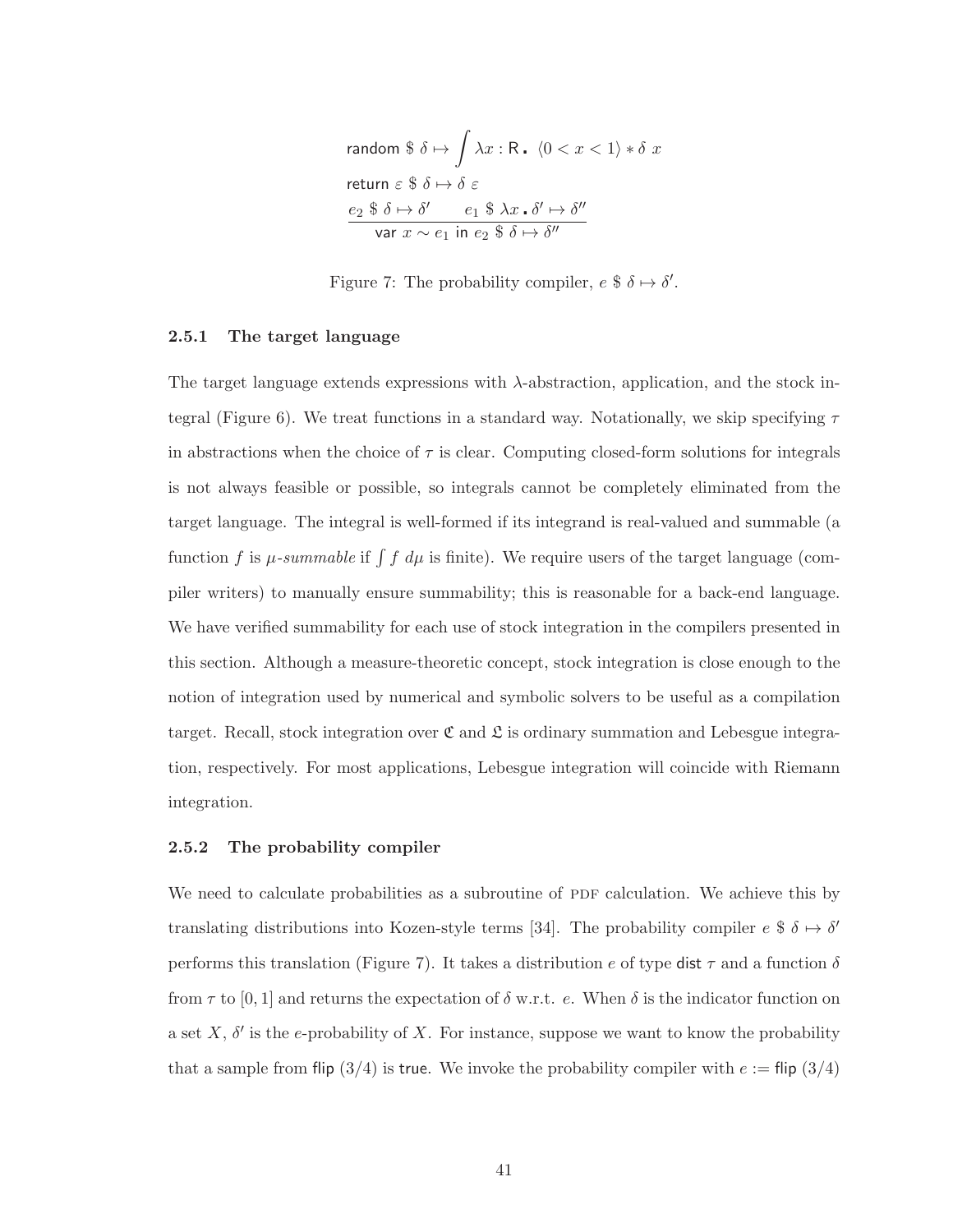$$\mathsf{random}\ \$\ \delta \mapsto \int \lambda x : \mathsf{R}\ .\ \langle 0 < x < 1 \rangle * \delta\ x$$

$$\mathsf{return}\ \varepsilon\ \$\ \delta \mapsto \delta\ \varepsilon$$

$$\frac{e_2\ \$\ \delta \mapsto \delta' \qquad e_1\ \$\ \lambda x\ .\ \delta' \mapsto \delta''}{\mathsf{var}\ x \sim e_1\ \mathsf{in}\ e_2\ \$\ \delta \mapsto \delta''}$$

Figure 7: The probability compiler, $e\ \$\ \delta \mapsto \delta'$.

### 2.5.1 The target language

The target language extends expressions with $\lambda$-abstraction, application, and the stock integral (Figure 6). We treat functions in a standard way. Notationally, we skip specifying $\tau$ in abstractions when the choice of $\tau$ is clear. Computing closed-form solutions for integrals is not always feasible or possible, so integrals cannot be completely eliminated from the target language. The integral is well-formed if its integrand is real-valued and summable (a function $f$ is *$\mu$-summable* if $\int f\ d\mu$ is finite). We require users of the target language (compiler writers) to manually ensure summability; this is reasonable for a back-end language. We have verified summability for each use of stock integration in the compilers presented in this section. Although a measure-theoretic concept, stock integration is close enough to the notion of integration used by numerical and symbolic solvers to be useful as a compilation target. Recall, stock integration over $\mathfrak{C}$ and $\mathfrak{L}$ is ordinary summation and Lebesgue integration, respectively. For most applications, Lebesgue integration will coincide with Riemann integration.

### 2.5.2 The probability compiler

We need to calculate probabilities as a subroutine of PDF calculation. We achieve this by translating distributions into Kozen-style terms [34]. The probability compiler $e\ \$\ \delta \mapsto \delta'$ performs this translation (Figure 7). It takes a distribution $e$ of type $\mathsf{dist}\ \tau$ and a function $\delta$ from $\tau$ to $[0, 1]$ and returns the expectation of $\delta$ w.r.t. $e$. When $\delta$ is the indicator function on a set $X$, $\delta'$ is the $e$-probability of $X$. For instance, suppose we want to know the probability that a sample from $\mathsf{flip}\ (3/4)$ is $\mathsf{true}$. We invoke the probability compiler with $e := \mathsf{flip}\ (3/4)$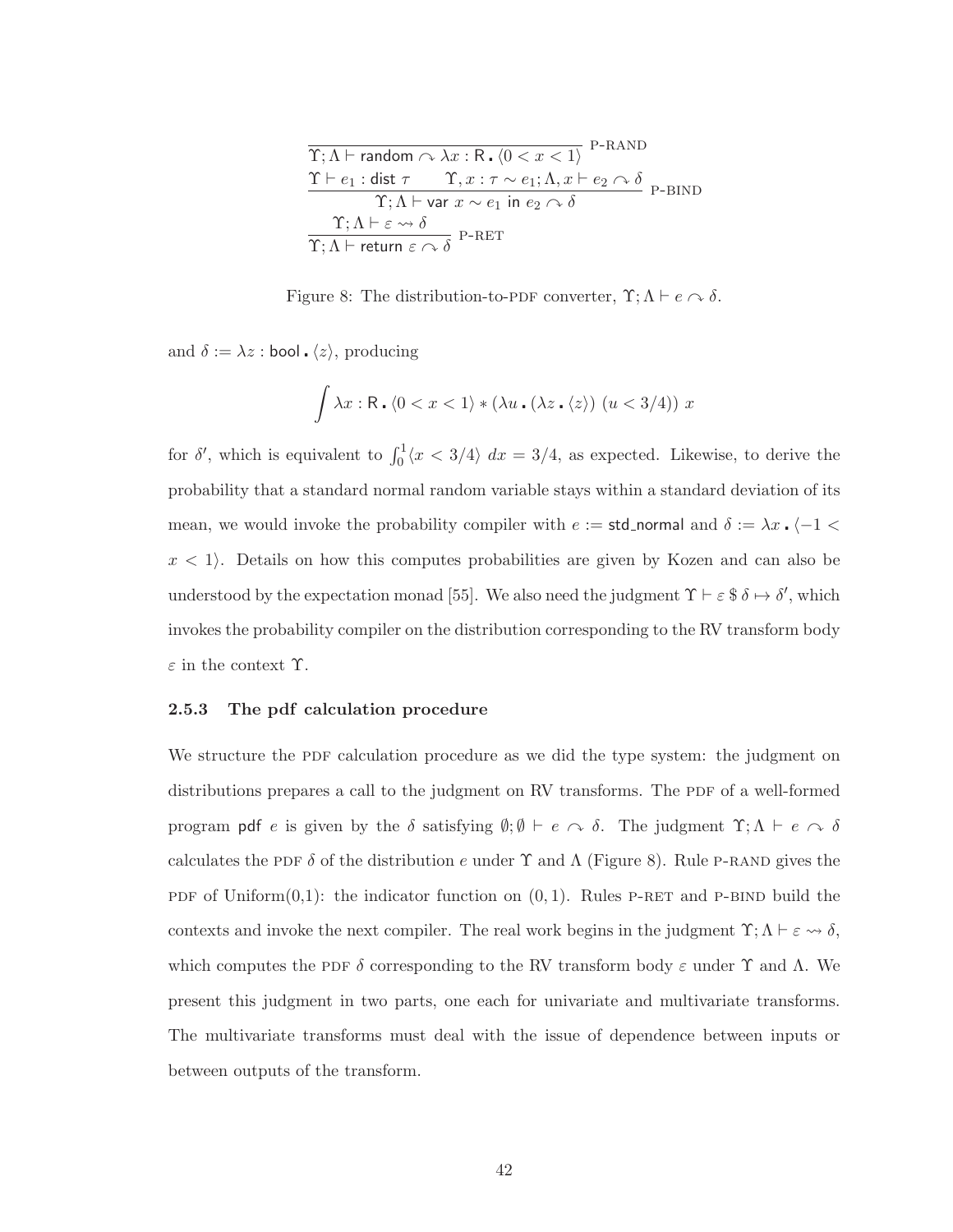$$\frac{}{\Upsilon; \Lambda \vdash \mathsf{random} \curvearrowright \lambda x : \mathsf{R} \,\textbf{.}\, \langle 0 < x < 1 \rangle} \text{ P-RAND}$$

$$\frac{\Upsilon \vdash e_1 : \mathsf{dist}\ \tau \qquad \Upsilon, x : \tau \sim e_1; \Lambda, x \vdash e_2 \curvearrowright \delta}{\Upsilon; \Lambda \vdash \mathsf{var}\ x \sim e_1\ \mathsf{in}\ e_2 \curvearrowright \delta} \text{ P-BIND}$$

$$\frac{\Upsilon; \Lambda \vdash \varepsilon \rightsquigarrow \delta}{\Upsilon; \Lambda \vdash \mathsf{return}\ \varepsilon \curvearrowright \delta} \text{ P-RET}$$

Figure 8: The distribution-to-PDF converter, $\Upsilon; \Lambda \vdash e \curvearrowright \delta$.

and $\delta := \lambda z : \mathsf{bool} \,\textbf{.}\, \langle z \rangle$, producing

$$\int \lambda x : \mathsf{R} \,\textbf{.}\, \langle 0 < x < 1 \rangle * (\lambda u \,\textbf{.}\, (\lambda z \,\textbf{.}\, \langle z \rangle)\ (u < 3/4))\ x$$

for $\delta'$, which is equivalent to $\int_0^1 \langle x < 3/4 \rangle\ dx = 3/4$, as expected. Likewise, to derive the probability that a standard normal random variable stays within a standard deviation of its mean, we would invoke the probability compiler with $e := \mathsf{std\_normal}$ and $\delta := \lambda x \,\textbf{.}\, \langle -1 < x < 1 \rangle$. Details on how this computes probabilities are given by Kozen and can also be understood by the expectation monad [55]. We also need the judgment $\Upsilon \vdash \varepsilon\ \$\ \delta \mapsto \delta'$, which invokes the probability compiler on the distribution corresponding to the RV transform body $\varepsilon$ in the context $\Upsilon$.

### 2.5.3 The pdf calculation procedure

We structure the PDF calculation procedure as we did the type system: the judgment on distributions prepares a call to the judgment on RV transforms. The PDF of a well-formed program $\mathsf{pdf}\ e$ is given by the $\delta$ satisfying $\emptyset; \emptyset \vdash e \curvearrowright \delta$. The judgment $\Upsilon; \Lambda \vdash e \curvearrowright \delta$ calculates the PDF $\delta$ of the distribution $e$ under $\Upsilon$ and $\Lambda$ (Figure 8). Rule P-RAND gives the PDF of Uniform(0,1): the indicator function on $(0, 1)$. Rules P-RET and P-BIND build the contexts and invoke the next compiler. The real work begins in the judgment $\Upsilon; \Lambda \vdash \varepsilon \rightsquigarrow \delta$, which computes the PDF $\delta$ corresponding to the RV transform body $\varepsilon$ under $\Upsilon$ and $\Lambda$. We present this judgment in two parts, one each for univariate and multivariate transforms. The multivariate transforms must deal with the issue of dependence between inputs or between outputs of the transform.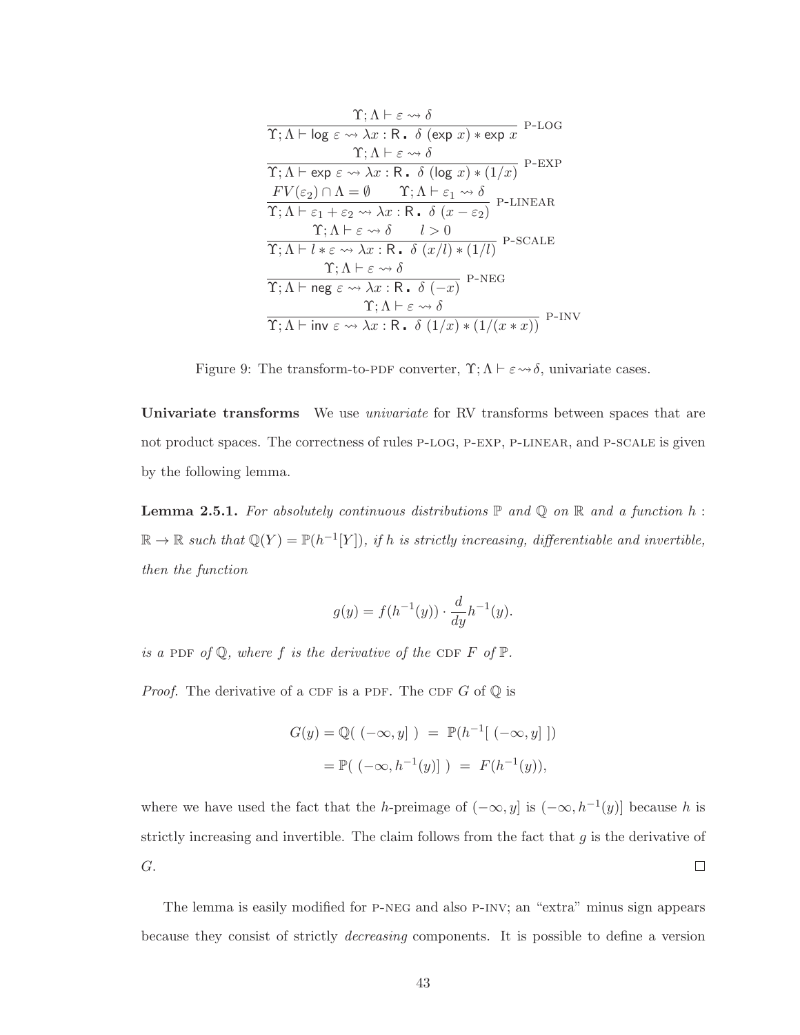$$\frac{\Upsilon; \Lambda \vdash \varepsilon \rightsquigarrow \delta}{\Upsilon; \Lambda \vdash \mathsf{log}\ \varepsilon \rightsquigarrow \lambda x : \mathsf{R}\,.\ \delta\ (\mathsf{exp}\ x) * \mathsf{exp}\ x} \text{ P-LOG}$$

$$\frac{\Upsilon; \Lambda \vdash \varepsilon \rightsquigarrow \delta}{\Upsilon; \Lambda \vdash \mathsf{exp}\ \varepsilon \rightsquigarrow \lambda x : \mathsf{R}\,.\ \delta\ (\mathsf{log}\ x) * (1/x)} \text{ P-EXP}$$

$$\frac{FV(\varepsilon_2) \cap \Lambda = \emptyset \qquad \Upsilon; \Lambda \vdash \varepsilon_1 \rightsquigarrow \delta}{\Upsilon; \Lambda \vdash \varepsilon_1 + \varepsilon_2 \rightsquigarrow \lambda x : \mathsf{R}\,.\ \delta\ (x - \varepsilon_2)} \text{ P-LINEAR}$$

$$\frac{\Upsilon; \Lambda \vdash \varepsilon \rightsquigarrow \delta \qquad l > 0}{\Upsilon; \Lambda \vdash l * \varepsilon \rightsquigarrow \lambda x : \mathsf{R}\,.\ \delta\ (x/l) * (1/l)} \text{ P-SCALE}$$

$$\frac{\Upsilon; \Lambda \vdash \varepsilon \rightsquigarrow \delta}{\Upsilon; \Lambda \vdash \mathsf{neg}\ \varepsilon \rightsquigarrow \lambda x : \mathsf{R}\,.\ \delta\ (-x)} \text{ P-NEG}$$

$$\frac{\Upsilon; \Lambda \vdash \varepsilon \rightsquigarrow \delta}{\Upsilon; \Lambda \vdash \mathsf{inv}\ \varepsilon \rightsquigarrow \lambda x : \mathsf{R}\,.\ \delta\ (1/x) * (1/(x * x))} \text{ P-INV}$$

Figure 9: The transform-to-PDF converter, $\Upsilon; \Lambda \vdash \varepsilon \rightsquigarrow \delta$, univariate cases.

**Univariate transforms** We use *univariate* for RV transforms between spaces that are not product spaces. The correctness of rules P-LOG, P-EXP, P-LINEAR, and P-SCALE is given by the following lemma.

**Lemma 2.5.1.** *For absolutely continuous distributions $\mathbb{P}$ and $\mathbb{Q}$ on $\mathbb{R}$ and a function $h : \mathbb{R} \to \mathbb{R}$ such that $\mathbb{Q}(Y) = \mathbb{P}(h^{-1}[Y])$, if $h$ is strictly increasing, differentiable and invertible, then the function*

$$g(y) = f(h^{-1}(y)) \cdot \frac{d}{dy} h^{-1}(y).$$

*is a PDF of $\mathbb{Q}$, where $f$ is the derivative of the CDF $F$ of $\mathbb{P}$.*

*Proof.* The derivative of a CDF is a PDF. The CDF $G$ of $\mathbb{Q}$ is

$$\begin{aligned} G(y) = \mathbb{Q}(\ (-\infty, y]\ ) \ &= \ \mathbb{P}(h^{-1}[\ (-\infty, y]\ ]) \\ = \mathbb{P}(\ (-\infty, h^{-1}(y)]\ ) \ &= \ F(h^{-1}(y)), \end{aligned}$$

where we have used the fact that the $h$-preimage of $(-\infty, y]$ is $(-\infty, h^{-1}(y)]$ because $h$ is strictly increasing and invertible. The claim follows from the fact that $g$ is the derivative of $G$. □

The lemma is easily modified for P-NEG and also P-INV; an "extra" minus sign appears because they consist of strictly *decreasing* components. It is possible to define a version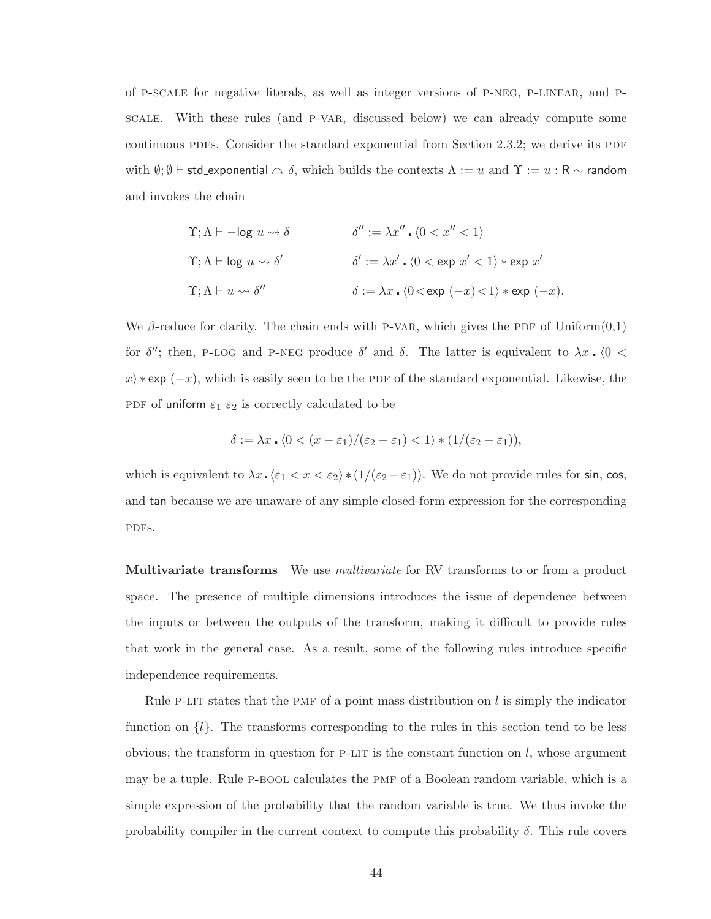of P-SCALE for negative literals, as well as integer versions of P-NEG, P-LINEAR, and P-SCALE. With these rules (and P-VAR, discussed below) we can already compute some continuous PDFs. Consider the standard exponential from Section 2.3.2; we derive its PDF with $\emptyset; \emptyset \vdash \mathsf{std\_exponential} \curvearrowright \delta$, which builds the contexts $\Lambda := u$ and $\Upsilon := u : \mathsf{R} \sim \mathsf{random}$ and invokes the chain

$$
\begin{array}{ll}
\Upsilon; \Lambda \vdash -\mathsf{log}\ u \rightsquigarrow \delta & \delta'' := \lambda x'' \mathbin{.} \langle 0 < x'' < 1 \rangle \\
\Upsilon; \Lambda \vdash \mathsf{log}\ u \rightsquigarrow \delta' & \delta' := \lambda x' \mathbin{.} \langle 0 < \mathsf{exp}\ x' < 1 \rangle * \mathsf{exp}\ x' \\
\Upsilon; \Lambda \vdash u \rightsquigarrow \delta'' & \delta := \lambda x \mathbin{.} \langle 0 < \mathsf{exp}\ (-x) < 1 \rangle * \mathsf{exp}\ (-x).
\end{array}
$$

We $\beta$-reduce for clarity. The chain ends with P-VAR, which gives the PDF of Uniform(0,1) for $\delta''$; then, P-LOG and P-NEG produce $\delta'$ and $\delta$. The latter is equivalent to $\lambda x \mathbin{.} \langle 0 < x \rangle * \mathsf{exp}\ (-x)$, which is easily seen to be the PDF of the standard exponential. Likewise, the PDF of $\mathsf{uniform}\ \varepsilon_1\ \varepsilon_2$ is correctly calculated to be

$$
\delta := \lambda x \mathbin{.} \langle 0 < (x - \varepsilon_1)/(\varepsilon_2 - \varepsilon_1) < 1 \rangle * (1/(\varepsilon_2 - \varepsilon_1)),
$$

which is equivalent to $\lambda x \mathbin{.} \langle \varepsilon_1 < x < \varepsilon_2 \rangle * (1/(\varepsilon_2 - \varepsilon_1))$. We do not provide rules for $\mathsf{sin}$, $\mathsf{cos}$, and $\mathsf{tan}$ because we are unaware of any simple closed-form expression for the corresponding PDFs.

**Multivariate transforms** We use *multivariate* for RV transforms to or from a product space. The presence of multiple dimensions introduces the issue of dependence between the inputs or between the outputs of the transform, making it difficult to provide rules that work in the general case. As a result, some of the following rules introduce specific independence requirements.

Rule P-LIT states that the PMF of a point mass distribution on $l$ is simply the indicator function on $\{l\}$. The transforms corresponding to the rules in this section tend to be less obvious; the transform in question for P-LIT is the constant function on $l$, whose argument may be a tuple. Rule P-BOOL calculates the PMF of a Boolean random variable, which is a simple expression of the probability that the random variable is true. We thus invoke the probability compiler in the current context to compute this probability $\delta$. This rule covers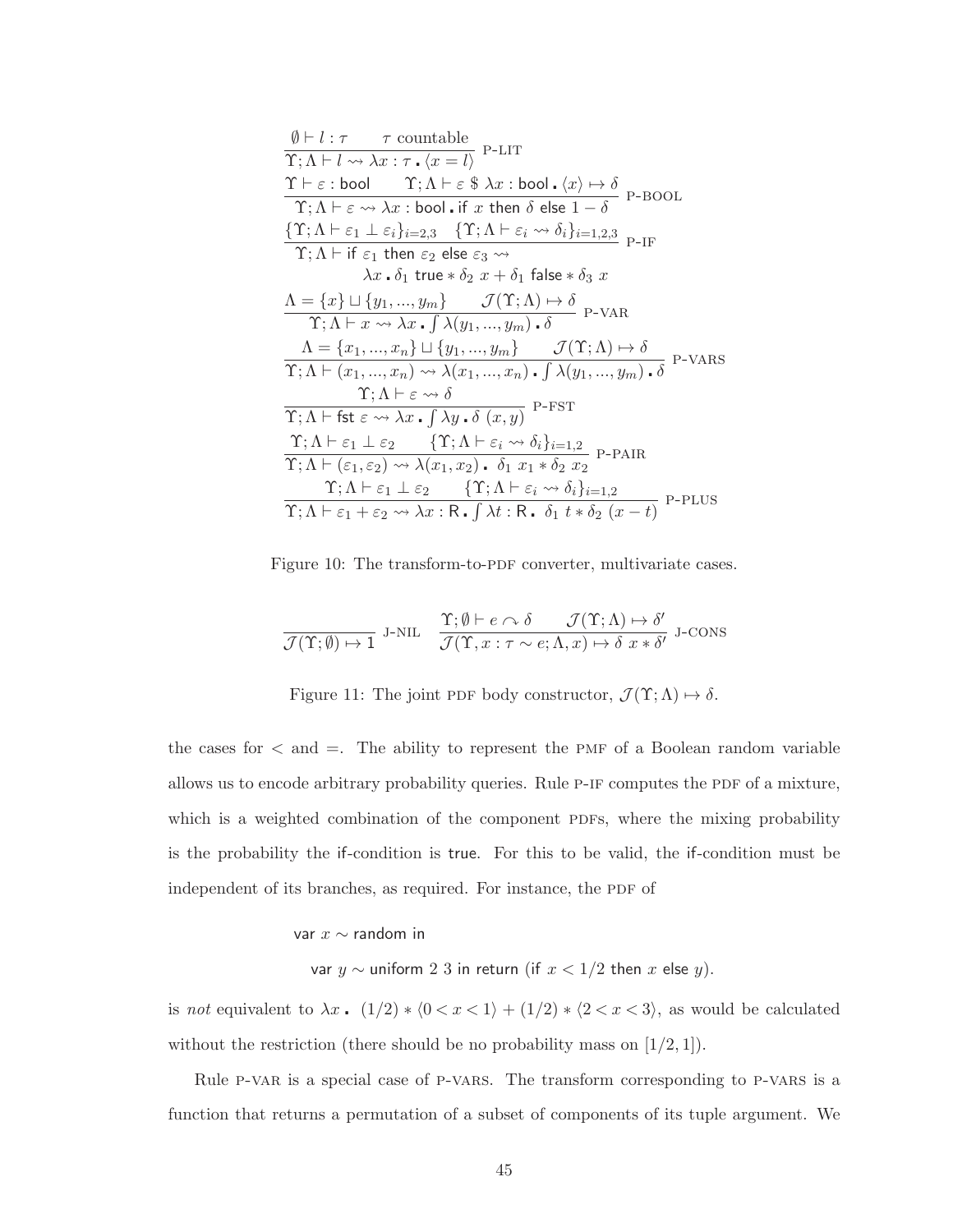$$\frac{\emptyset \vdash l : \tau \qquad \tau \text{ countable}}{\Upsilon; \Lambda \vdash l \rightsquigarrow \lambda x : \tau \,.\, \langle x = l \rangle} \text{ P-LIT}$$

$$\frac{\Upsilon \vdash \varepsilon : \mathsf{bool} \qquad \Upsilon; \Lambda \vdash \varepsilon \,\$\, \lambda x : \mathsf{bool} \,.\, \langle x \rangle \mapsto \delta}{\Upsilon; \Lambda \vdash \varepsilon \rightsquigarrow \lambda x : \mathsf{bool} \,.\, \mathsf{if}\ x\ \mathsf{then}\ \delta\ \mathsf{else}\ 1 - \delta} \text{ P-BOOL}$$

$$\frac{\{\Upsilon; \Lambda \vdash \varepsilon_1 \perp \varepsilon_i\}_{i=2,3} \quad \{\Upsilon; \Lambda \vdash \varepsilon_i \rightsquigarrow \delta_i\}_{i=1,2,3}}{\Upsilon; \Lambda \vdash \mathsf{if}\ \varepsilon_1\ \mathsf{then}\ \varepsilon_2\ \mathsf{else}\ \varepsilon_3 \rightsquigarrow \lambda x \,.\, \delta_1\ \mathsf{true} * \delta_2\ x + \delta_1\ \mathsf{false} * \delta_3\ x} \text{ P-IF}$$

$$\frac{\Lambda = \{x\} \sqcup \{y_1, ..., y_m\} \qquad \mathcal{J}(\Upsilon; \Lambda) \mapsto \delta}{\Upsilon; \Lambda \vdash x \rightsquigarrow \lambda x \,.\, \int \lambda(y_1, ..., y_m) \,.\, \delta} \text{ P-VAR}$$

$$\frac{\Lambda = \{x_1, ..., x_n\} \sqcup \{y_1, ..., y_m\} \qquad \mathcal{J}(\Upsilon; \Lambda) \mapsto \delta}{\Upsilon; \Lambda \vdash (x_1, ..., x_n) \rightsquigarrow \lambda(x_1, ..., x_n) \,.\, \int \lambda(y_1, ..., y_m) \,.\, \delta} \text{ P-VARS}$$

$$\frac{\Upsilon; \Lambda \vdash \varepsilon \rightsquigarrow \delta}{\Upsilon; \Lambda \vdash \mathsf{fst}\ \varepsilon \rightsquigarrow \lambda x \,.\, \int \lambda y \,.\, \delta\ (x, y)} \text{ P-FST}$$

$$\frac{\Upsilon; \Lambda \vdash \varepsilon_1 \perp \varepsilon_2 \qquad \{\Upsilon; \Lambda \vdash \varepsilon_i \rightsquigarrow \delta_i\}_{i=1,2}}{\Upsilon; \Lambda \vdash (\varepsilon_1, \varepsilon_2) \rightsquigarrow \lambda(x_1, x_2) \,.\ \delta_1\ x_1 * \delta_2\ x_2} \text{ P-PAIR}$$

$$\frac{\Upsilon; \Lambda \vdash \varepsilon_1 \perp \varepsilon_2 \qquad \{\Upsilon; \Lambda \vdash \varepsilon_i \rightsquigarrow \delta_i\}_{i=1,2}}{\Upsilon; \Lambda \vdash \varepsilon_1 + \varepsilon_2 \rightsquigarrow \lambda x : \mathsf{R} \,.\, \int \lambda t : \mathsf{R} \,.\ \delta_1\ t * \delta_2\ (x - t)} \text{ P-PLUS}$$

Figure 10: The transform-to-PDF converter, multivariate cases.

$$\frac{}{\mathcal{J}(\Upsilon; \emptyset) \mapsto 1} \text{ J-NIL} \qquad \frac{\Upsilon; \emptyset \vdash e \curvearrowright \delta \qquad \mathcal{J}(\Upsilon; \Lambda) \mapsto \delta'}{\mathcal{J}(\Upsilon, x : \tau \sim e; \Lambda, x) \mapsto \delta\ x * \delta'} \text{ J-CONS}$$

Figure 11: The joint PDF body constructor, $\mathcal{J}(\Upsilon; \Lambda) \mapsto \delta$.

the cases for $<$ and $=$. The ability to represent the PMF of a Boolean random variable allows us to encode arbitrary probability queries. Rule P-IF computes the PDF of a mixture, which is a weighted combination of the component PDFs, where the mixing probability is the probability the if-condition is true. For this to be valid, the if-condition must be independent of its branches, as required. For instance, the PDF of

var $x \sim$ random in

var $y \sim$ uniform 2 3 in return (if $x < 1/2$ then $x$ else $y$).

is *not* equivalent to $\lambda x \,.\ (1/2) * \langle 0 < x < 1 \rangle + (1/2) * \langle 2 < x < 3 \rangle$, as would be calculated without the restriction (there should be no probability mass on $[1/2, 1]$).

Rule P-VAR is a special case of P-VARS. The transform corresponding to P-VARS is a function that returns a permutation of a subset of components of its tuple argument. We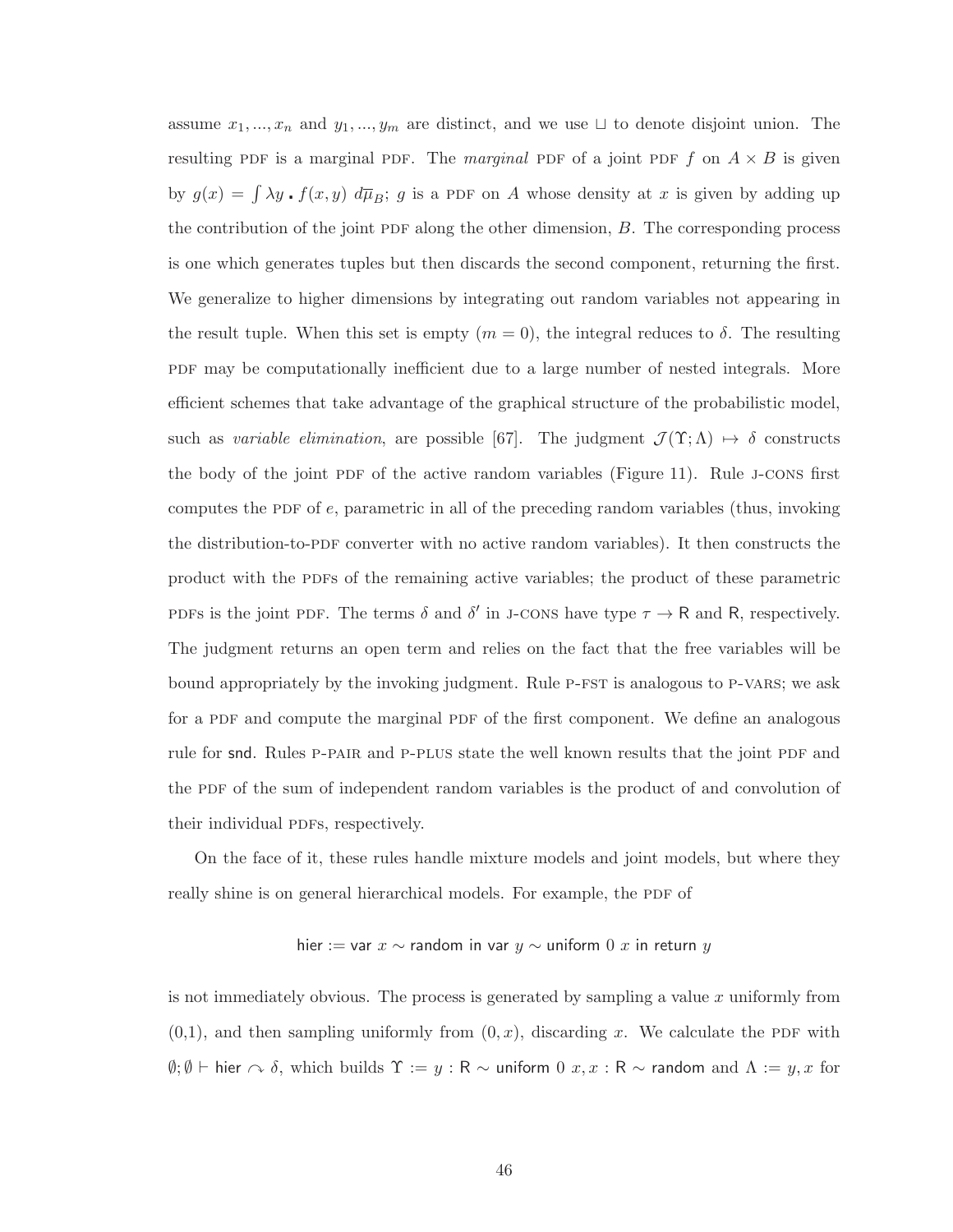assume $x_1, ..., x_n$ and $y_1, ..., y_m$ are distinct, and we use $\sqcup$ to denote disjoint union. The resulting PDF is a marginal PDF. The *marginal* PDF of a joint PDF $f$ on $A \times B$ is given by $g(x) = \int \lambda y \centerdot f(x, y) \; d\overline{\mu}_B$; $g$ is a PDF on $A$ whose density at $x$ is given by adding up the contribution of the joint PDF along the other dimension, $B$. The corresponding process is one which generates tuples but then discards the second component, returning the first. We generalize to higher dimensions by integrating out random variables not appearing in the result tuple. When this set is empty ($m = 0$), the integral reduces to $\delta$. The resulting PDF may be computationally inefficient due to a large number of nested integrals. More efficient schemes that take advantage of the graphical structure of the probabilistic model, such as *variable elimination*, are possible [67]. The judgment $\mathcal{J}(\Upsilon; \Lambda) \mapsto \delta$ constructs the body of the joint PDF of the active random variables (Figure 11). Rule J-CONS first computes the PDF of $e$, parametric in all of the preceding random variables (thus, invoking the distribution-to-PDF converter with no active random variables). It then constructs the product with the PDFs of the remaining active variables; the product of these parametric PDFs is the joint PDF. The terms $\delta$ and $\delta'$ in J-CONS have type $\tau \rightarrow \mathsf{R}$ and $\mathsf{R}$, respectively. The judgment returns an open term and relies on the fact that the free variables will be bound appropriately by the invoking judgment. Rule P-FST is analogous to P-VARS; we ask for a PDF and compute the marginal PDF of the first component. We define an analogous rule for $\mathsf{snd}$. Rules P-PAIR and P-PLUS state the well known results that the joint PDF and the PDF of the sum of independent random variables is the product of and convolution of their individual PDFs, respectively.

On the face of it, these rules handle mixture models and joint models, but where they really shine is on general hierarchical models. For example, the PDF of

$$\mathsf{hier} := \mathsf{var}\ x \sim \mathsf{random}\ \mathsf{in}\ \mathsf{var}\ y \sim \mathsf{uniform}\ 0\ x\ \mathsf{in}\ \mathsf{return}\ y$$

is not immediately obvious. The process is generated by sampling a value $x$ uniformly from (0,1), and then sampling uniformly from $(0, x)$, discarding $x$. We calculate the PDF with $\emptyset; \emptyset \vdash \mathsf{hier} \frown \delta$, which builds $\Upsilon := y : \mathsf{R} \sim \mathsf{uniform}\ 0\ x, x : \mathsf{R} \sim \mathsf{random}$ and $\Lambda := y, x$ for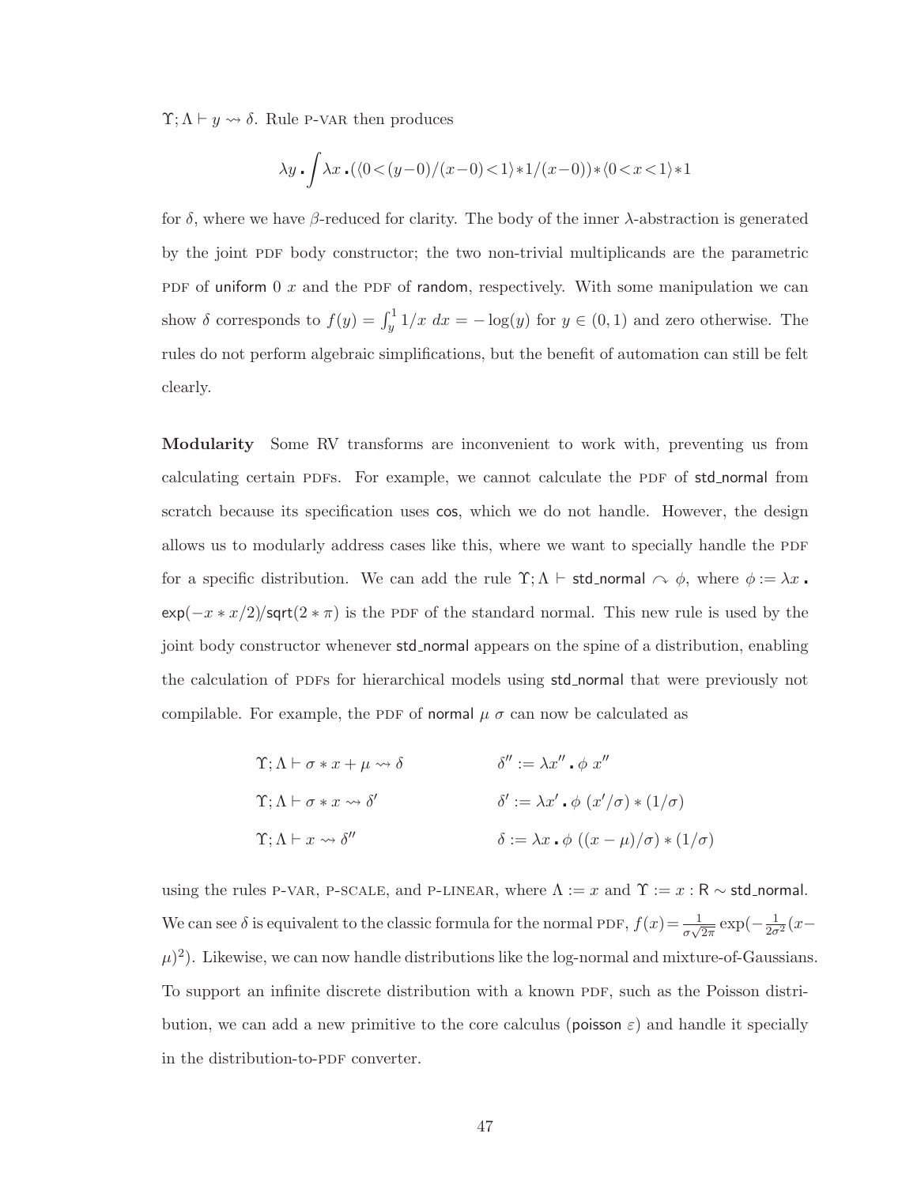$\Upsilon; \Lambda \vdash y \rightsquigarrow \delta$. Rule P-VAR then produces

$$\lambda y \,\boldsymbol{.}\, \int \lambda x \,\boldsymbol{.}\, (\langle 0 < (y-0)/(x-0) < 1 \rangle * 1/(x-0)) * \langle 0 < x < 1 \rangle * 1$$

for $\delta$, where we have $\beta$-reduced for clarity. The body of the inner $\lambda$-abstraction is generated by the joint PDF body constructor; the two non-trivial multiplicands are the parametric PDF of $\mathsf{uniform}\ 0\ x$ and the PDF of $\mathsf{random}$, respectively. With some manipulation we can show $\delta$ corresponds to $f(y) = \int_y^1 1/x \; dx = -\log(y)$ for $y \in (0, 1)$ and zero otherwise. The rules do not perform algebraic simplifications, but the benefit of automation can still be felt clearly.

**Modularity** Some RV transforms are inconvenient to work with, preventing us from calculating certain PDFs. For example, we cannot calculate the PDF of $\mathsf{std\_normal}$ from scratch because its specification uses $\mathsf{cos}$, which we do not handle. However, the design allows us to modularly address cases like this, where we want to specially handle the PDF for a specific distribution. We can add the rule $\Upsilon; \Lambda \vdash \mathsf{std\_normal} \curvearrowright \phi$, where $\phi := \lambda x \,\boldsymbol{.}\, \mathsf{exp}(-x * x/2)/\mathsf{sqrt}(2 * \pi)$ is the PDF of the standard normal. This new rule is used by the joint body constructor whenever $\mathsf{std\_normal}$ appears on the spine of a distribution, enabling the calculation of PDFs for hierarchical models using $\mathsf{std\_normal}$ that were previously not compilable. For example, the PDF of $\mathsf{normal}\ \mu\ \sigma$ can now be calculated as

$$\begin{aligned}
&\Upsilon; \Lambda \vdash \sigma * x + \mu \rightsquigarrow \delta && \delta'' := \lambda x'' \,\boldsymbol{.}\, \phi\ x'' \\
&\Upsilon; \Lambda \vdash \sigma * x \rightsquigarrow \delta' && \delta' := \lambda x' \,\boldsymbol{.}\, \phi\ (x'/\sigma) * (1/\sigma) \\
&\Upsilon; \Lambda \vdash x \rightsquigarrow \delta'' && \delta := \lambda x \,\boldsymbol{.}\, \phi\ ((x - \mu)/\sigma) * (1/\sigma)
\end{aligned}$$

using the rules P-VAR, P-SCALE, and P-LINEAR, where $\Lambda := x$ and $\Upsilon := x : \mathsf{R} \sim \mathsf{std\_normal}$. We can see $\delta$ is equivalent to the classic formula for the normal PDF, $f(x) = \frac{1}{\sigma\sqrt{2\pi}} \exp(-\frac{1}{2\sigma^2}(x - \mu)^2)$. Likewise, we can now handle distributions like the log-normal and mixture-of-Gaussians. To support an infinite discrete distribution with a known PDF, such as the Poisson distribution, we can add a new primitive to the core calculus ($\mathsf{poisson}\ \varepsilon$) and handle it specially in the distribution-to-PDF converter.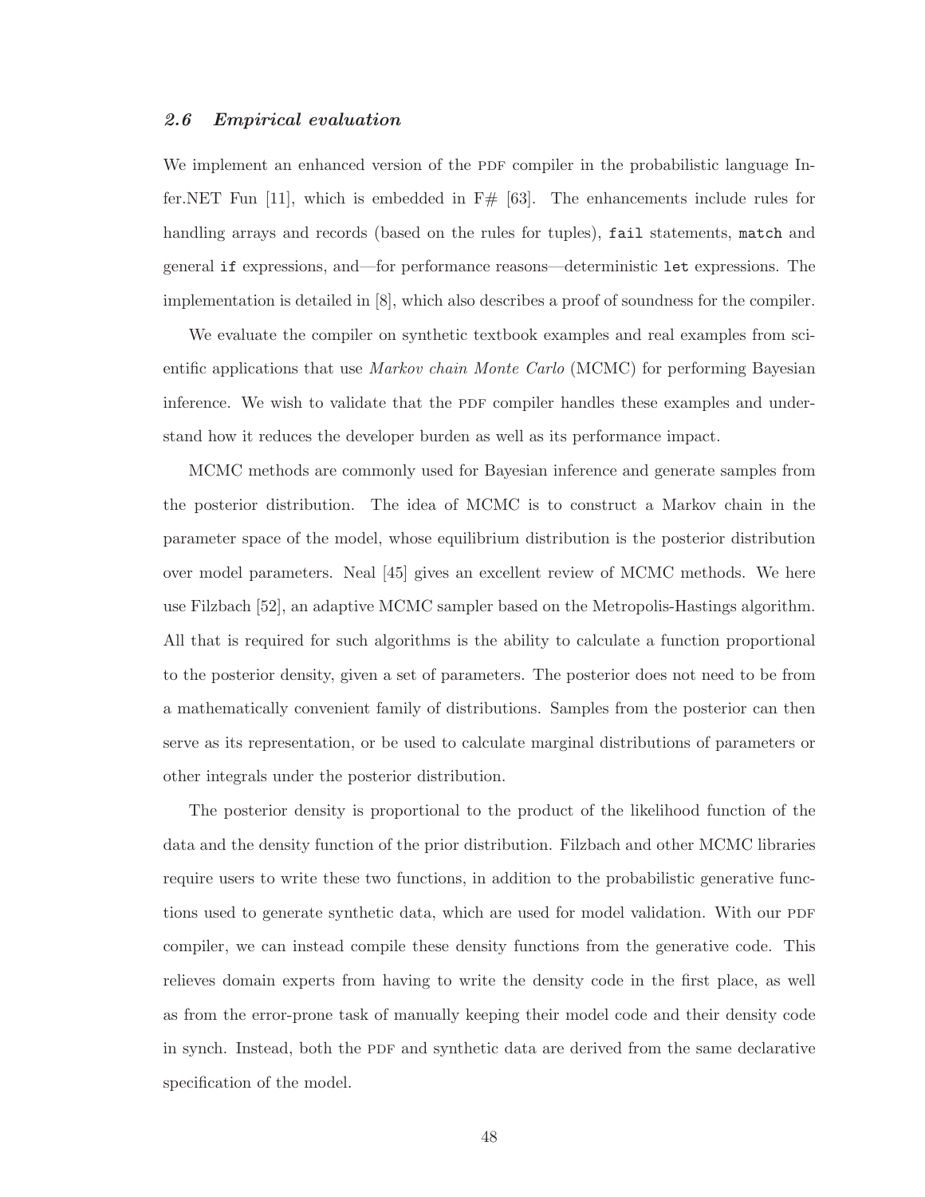### *2.6 Empirical evaluation*

We implement an enhanced version of the PDF compiler in the probabilistic language Infer.NET Fun [11], which is embedded in F# [63]. The enhancements include rules for handling arrays and records (based on the rules for tuples), `fail` statements, `match` and general `if` expressions, and—for performance reasons—deterministic `let` expressions. The implementation is detailed in [8], which also describes a proof of soundness for the compiler.

We evaluate the compiler on synthetic textbook examples and real examples from scientific applications that use *Markov chain Monte Carlo* (MCMC) for performing Bayesian inference. We wish to validate that the PDF compiler handles these examples and understand how it reduces the developer burden as well as its performance impact.

MCMC methods are commonly used for Bayesian inference and generate samples from the posterior distribution. The idea of MCMC is to construct a Markov chain in the parameter space of the model, whose equilibrium distribution is the posterior distribution over model parameters. Neal [45] gives an excellent review of MCMC methods. We here use Filzbach [52], an adaptive MCMC sampler based on the Metropolis-Hastings algorithm. All that is required for such algorithms is the ability to calculate a function proportional to the posterior density, given a set of parameters. The posterior does not need to be from a mathematically convenient family of distributions. Samples from the posterior can then serve as its representation, or be used to calculate marginal distributions of parameters or other integrals under the posterior distribution.

The posterior density is proportional to the product of the likelihood function of the data and the density function of the prior distribution. Filzbach and other MCMC libraries require users to write these two functions, in addition to the probabilistic generative functions used to generate synthetic data, which are used for model validation. With our PDF compiler, we can instead compile these density functions from the generative code. This relieves domain experts from having to write the density code in the first place, as well as from the error-prone task of manually keeping their model code and their density code in synch. Instead, both the PDF and synthetic data are derived from the same declarative specification of the model.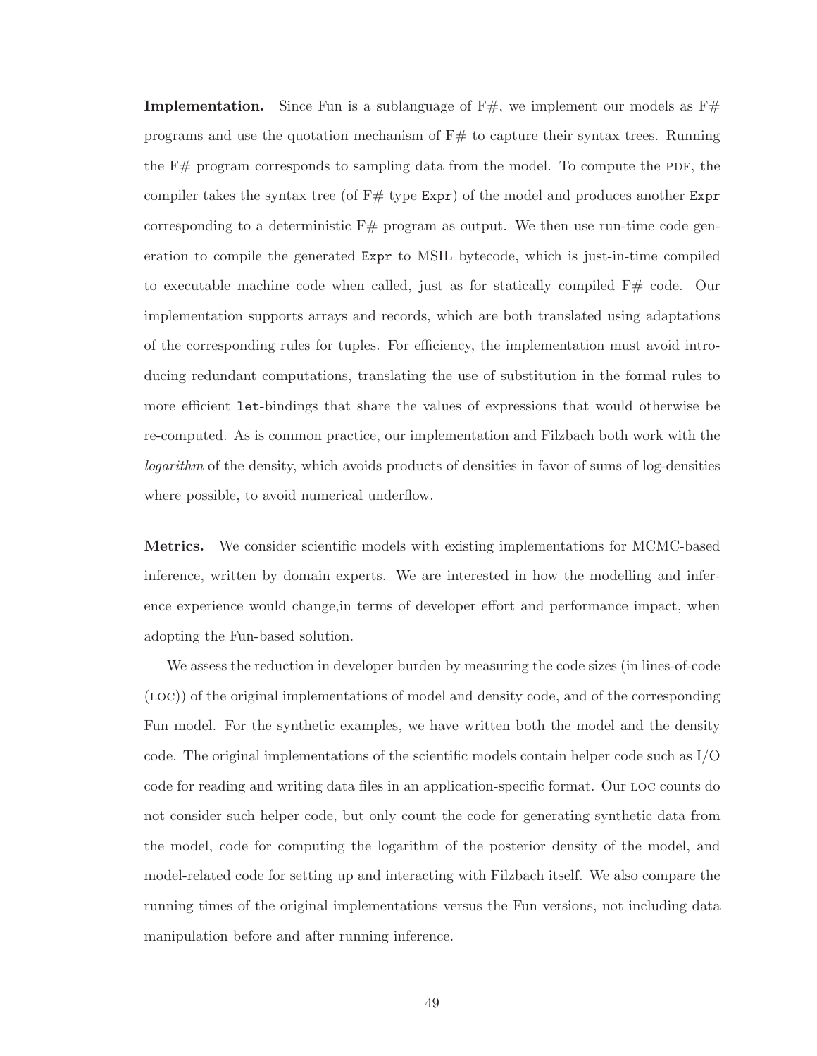**Implementation.** Since Fun is a sublanguage of F#, we implement our models as F# programs and use the quotation mechanism of F# to capture their syntax trees. Running the F# program corresponds to sampling data from the model. To compute the PDF, the compiler takes the syntax tree (of F# type `Expr`) of the model and produces another `Expr` corresponding to a deterministic F# program as output. We then use run-time code generation to compile the generated `Expr` to MSIL bytecode, which is just-in-time compiled to executable machine code when called, just as for statically compiled F# code. Our implementation supports arrays and records, which are both translated using adaptations of the corresponding rules for tuples. For efficiency, the implementation must avoid introducing redundant computations, translating the use of substitution in the formal rules to more efficient `let`-bindings that share the values of expressions that would otherwise be re-computed. As is common practice, our implementation and Filzbach both work with the *logarithm* of the density, which avoids products of densities in favor of sums of log-densities where possible, to avoid numerical underflow.

**Metrics.** We consider scientific models with existing implementations for MCMC-based inference, written by domain experts. We are interested in how the modelling and inference experience would change,in terms of developer effort and performance impact, when adopting the Fun-based solution.

We assess the reduction in developer burden by measuring the code sizes (in lines-of-code (LOC)) of the original implementations of model and density code, and of the corresponding Fun model. For the synthetic examples, we have written both the model and the density code. The original implementations of the scientific models contain helper code such as I/O code for reading and writing data files in an application-specific format. Our LOC counts do not consider such helper code, but only count the code for generating synthetic data from the model, code for computing the logarithm of the posterior density of the model, and model-related code for setting up and interacting with Filzbach itself. We also compare the running times of the original implementations versus the Fun versions, not including data manipulation before and after running inference.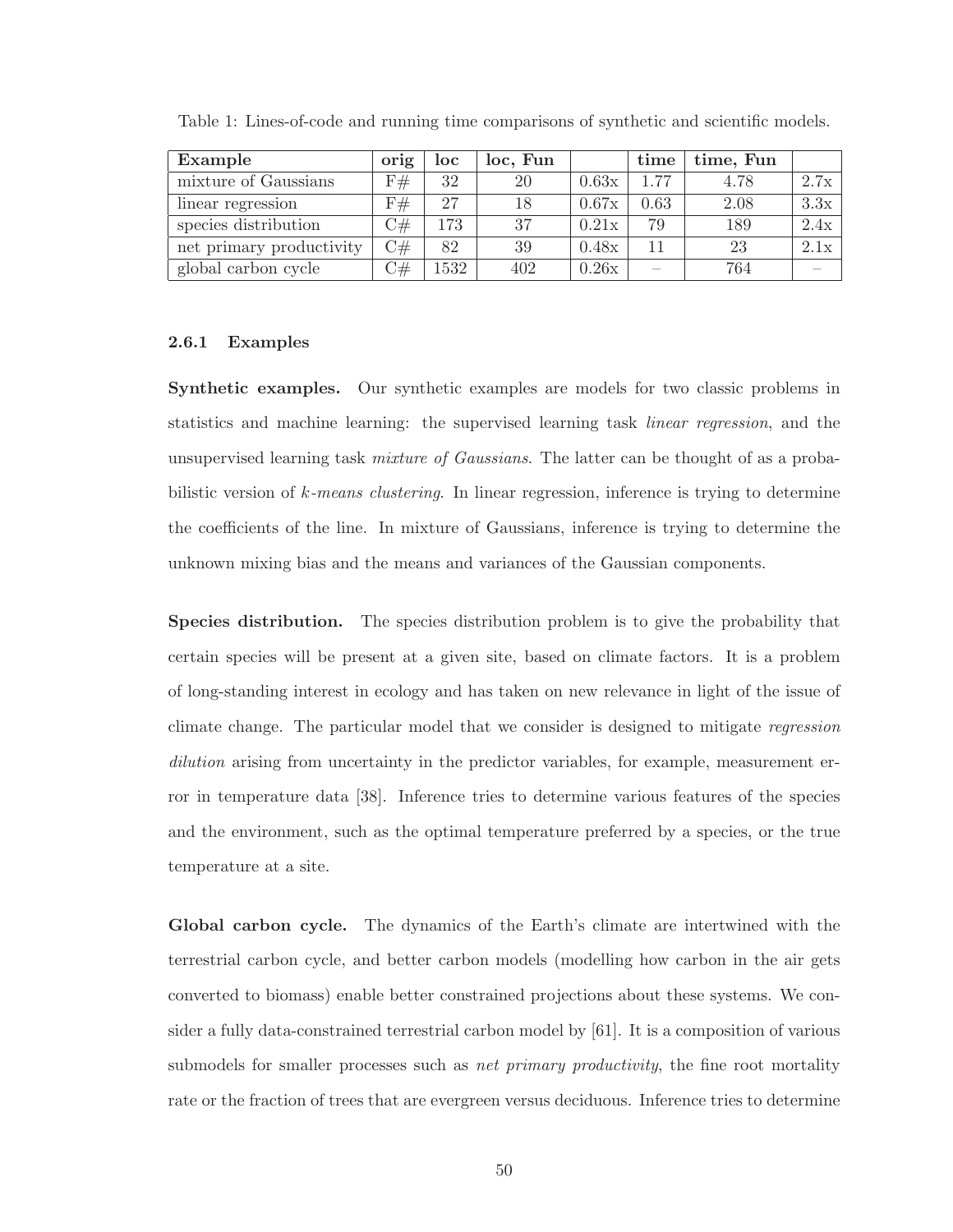Table 1: Lines-of-code and running time comparisons of synthetic and scientific models.

| Example | orig | loc | loc, Fun | | time | time, Fun | |
|---|---|---|---|---|---|---|---|
| mixture of Gaussians | F# | 32 | 20 | 0.63x | 1.77 | 4.78 | 2.7x |
| linear regression | F# | 27 | 18 | 0.67x | 0.63 | 2.08 | 3.3x |
| species distribution | C# | 173 | 37 | 0.21x | 79 | 189 | 2.4x |
| net primary productivity | C# | 82 | 39 | 0.48x | 11 | 23 | 2.1x |
| global carbon cycle | C# | 1532 | 402 | 0.26x | – | 764 | – |

#### 2.6.1 Examples

**Synthetic examples.** Our synthetic examples are models for two classic problems in statistics and machine learning: the supervised learning task *linear regression*, and the unsupervised learning task *mixture of Gaussians*. The latter can be thought of as a probabilistic version of $k$*-means clustering*. In linear regression, inference is trying to determine the coefficients of the line. In mixture of Gaussians, inference is trying to determine the unknown mixing bias and the means and variances of the Gaussian components.

**Species distribution.** The species distribution problem is to give the probability that certain species will be present at a given site, based on climate factors. It is a problem of long-standing interest in ecology and has taken on new relevance in light of the issue of climate change. The particular model that we consider is designed to mitigate *regression dilution* arising from uncertainty in the predictor variables, for example, measurement error in temperature data [38]. Inference tries to determine various features of the species and the environment, such as the optimal temperature preferred by a species, or the true temperature at a site.

**Global carbon cycle.** The dynamics of the Earth's climate are intertwined with the terrestrial carbon cycle, and better carbon models (modelling how carbon in the air gets converted to biomass) enable better constrained projections about these systems. We consider a fully data-constrained terrestrial carbon model by [61]. It is a composition of various submodels for smaller processes such as *net primary productivity*, the fine root mortality rate or the fraction of trees that are evergreen versus deciduous. Inference tries to determine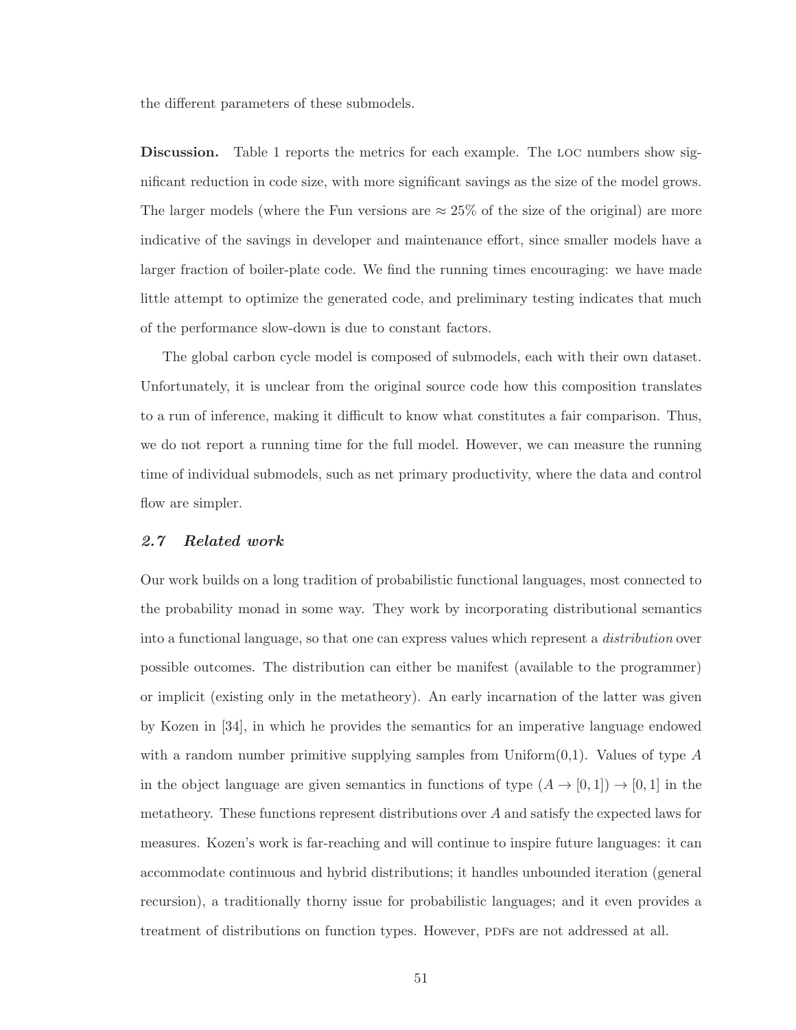the different parameters of these submodels.

**Discussion.** Table 1 reports the metrics for each example. The LOC numbers show significant reduction in code size, with more significant savings as the size of the model grows. The larger models (where the Fun versions are $\approx 25\%$ of the size of the original) are more indicative of the savings in developer and maintenance effort, since smaller models have a larger fraction of boiler-plate code. We find the running times encouraging: we have made little attempt to optimize the generated code, and preliminary testing indicates that much of the performance slow-down is due to constant factors.

The global carbon cycle model is composed of submodels, each with their own dataset. Unfortunately, it is unclear from the original source code how this composition translates to a run of inference, making it difficult to know what constitutes a fair comparison. Thus, we do not report a running time for the full model. However, we can measure the running time of individual submodels, such as net primary productivity, where the data and control flow are simpler.

### *2.7 Related work*

Our work builds on a long tradition of probabilistic functional languages, most connected to the probability monad in some way. They work by incorporating distributional semantics into a functional language, so that one can express values which represent a *distribution* over possible outcomes. The distribution can either be manifest (available to the programmer) or implicit (existing only in the metatheory). An early incarnation of the latter was given by Kozen in [34], in which he provides the semantics for an imperative language endowed with a random number primitive supplying samples from Uniform(0,1). Values of type $A$ in the object language are given semantics in functions of type $(A \to [0,1]) \to [0,1]$ in the metatheory. These functions represent distributions over $A$ and satisfy the expected laws for measures. Kozen's work is far-reaching and will continue to inspire future languages: it can accommodate continuous and hybrid distributions; it handles unbounded iteration (general recursion), a traditionally thorny issue for probabilistic languages; and it even provides a treatment of distributions on function types. However, PDFs are not addressed at all.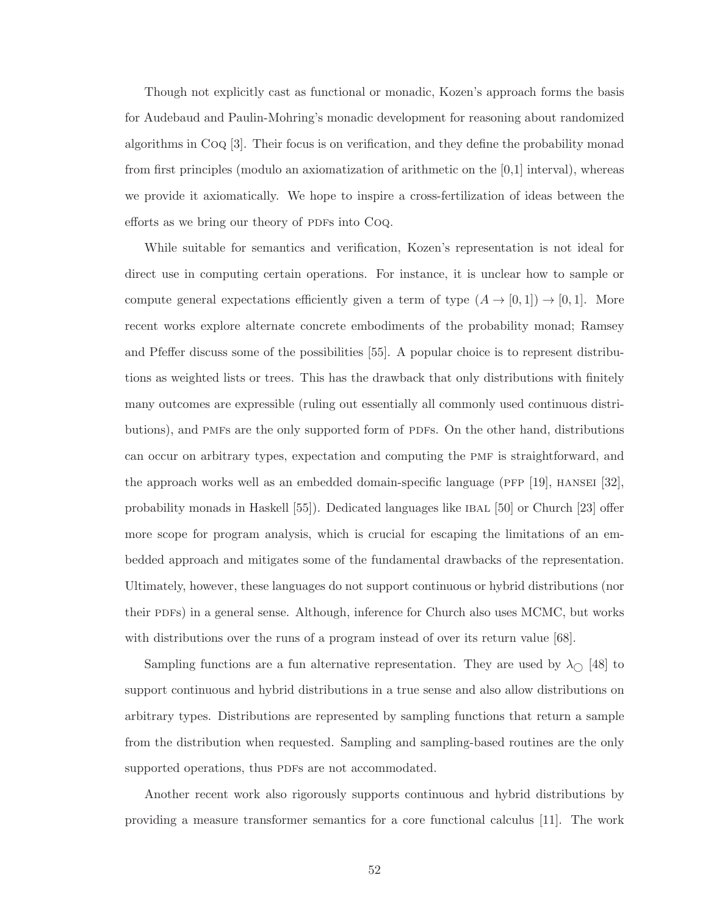Though not explicitly cast as functional or monadic, Kozen's approach forms the basis for Audebaud and Paulin-Mohring's monadic development for reasoning about randomized algorithms in Coq [3]. Their focus is on verification, and they define the probability monad from first principles (modulo an axiomatization of arithmetic on the [0,1] interval), whereas we provide it axiomatically. We hope to inspire a cross-fertilization of ideas between the efforts as we bring our theory of PDFs into Coq.

While suitable for semantics and verification, Kozen's representation is not ideal for direct use in computing certain operations. For instance, it is unclear how to sample or compute general expectations efficiently given a term of type $(A \to [0,1]) \to [0,1]$. More recent works explore alternate concrete embodiments of the probability monad; Ramsey and Pfeffer discuss some of the possibilities [55]. A popular choice is to represent distributions as weighted lists or trees. This has the drawback that only distributions with finitely many outcomes are expressible (ruling out essentially all commonly used continuous distributions), and PMFs are the only supported form of PDFs. On the other hand, distributions can occur on arbitrary types, expectation and computing the PMF is straightforward, and the approach works well as an embedded domain-specific language (PFP [19], HANSEI [32], probability monads in Haskell [55]). Dedicated languages like IBAL [50] or Church [23] offer more scope for program analysis, which is crucial for escaping the limitations of an embedded approach and mitigates some of the fundamental drawbacks of the representation. Ultimately, however, these languages do not support continuous or hybrid distributions (nor their PDFs) in a general sense. Although, inference for Church also uses MCMC, but works with distributions over the runs of a program instead of over its return value [68].

Sampling functions are a fun alternative representation. They are used by $\lambda_{\bigcirc}$ [48] to support continuous and hybrid distributions in a true sense and also allow distributions on arbitrary types. Distributions are represented by sampling functions that return a sample from the distribution when requested. Sampling and sampling-based routines are the only supported operations, thus PDFs are not accommodated.

Another recent work also rigorously supports continuous and hybrid distributions by providing a measure transformer semantics for a core functional calculus [11]. The work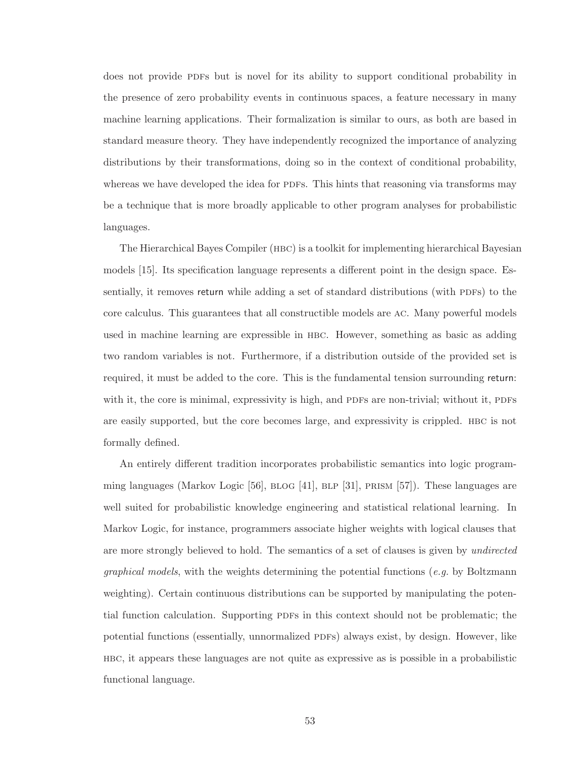does not provide PDFs but is novel for its ability to support conditional probability in the presence of zero probability events in continuous spaces, a feature necessary in many machine learning applications. Their formalization is similar to ours, as both are based in standard measure theory. They have independently recognized the importance of analyzing distributions by their transformations, doing so in the context of conditional probability, whereas we have developed the idea for PDFs. This hints that reasoning via transforms may be a technique that is more broadly applicable to other program analyses for probabilistic languages.

The Hierarchical Bayes Compiler (HBC) is a toolkit for implementing hierarchical Bayesian models [15]. Its specification language represents a different point in the design space. Essentially, it removes return while adding a set of standard distributions (with PDFs) to the core calculus. This guarantees that all constructible models are AC. Many powerful models used in machine learning are expressible in HBC. However, something as basic as adding two random variables is not. Furthermore, if a distribution outside of the provided set is required, it must be added to the core. This is the fundamental tension surrounding return: with it, the core is minimal, expressivity is high, and PDFs are non-trivial; without it, PDFs are easily supported, but the core becomes large, and expressivity is crippled. HBC is not formally defined.

An entirely different tradition incorporates probabilistic semantics into logic programming languages (Markov Logic [56], BLOG [41], BLP [31], PRISM [57]). These languages are well suited for probabilistic knowledge engineering and statistical relational learning. In Markov Logic, for instance, programmers associate higher weights with logical clauses that are more strongly believed to hold. The semantics of a set of clauses is given by *undirected graphical models*, with the weights determining the potential functions (*e.g.* by Boltzmann weighting). Certain continuous distributions can be supported by manipulating the potential function calculation. Supporting PDFs in this context should not be problematic; the potential functions (essentially, unnormalized PDFs) always exist, by design. However, like HBC, it appears these languages are not quite as expressive as is possible in a probabilistic functional language.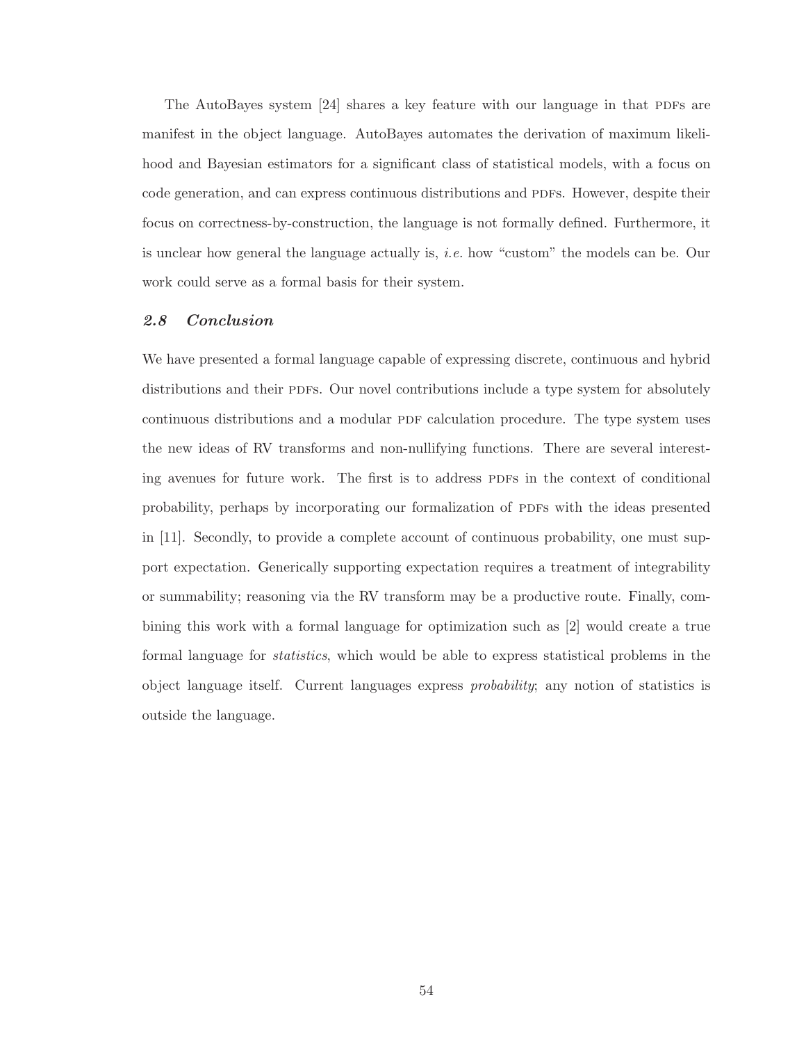The AutoBayes system [24] shares a key feature with our language in that PDFs are manifest in the object language. AutoBayes automates the derivation of maximum likelihood and Bayesian estimators for a significant class of statistical models, with a focus on code generation, and can express continuous distributions and PDFs. However, despite their focus on correctness-by-construction, the language is not formally defined. Furthermore, it is unclear how general the language actually is, *i.e.* how "custom" the models can be. Our work could serve as a formal basis for their system.

### *2.8 Conclusion*

We have presented a formal language capable of expressing discrete, continuous and hybrid distributions and their PDFs. Our novel contributions include a type system for absolutely continuous distributions and a modular PDF calculation procedure. The type system uses the new ideas of RV transforms and non-nullifying functions. There are several interesting avenues for future work. The first is to address PDFs in the context of conditional probability, perhaps by incorporating our formalization of PDFs with the ideas presented in [11]. Secondly, to provide a complete account of continuous probability, one must support expectation. Generically supporting expectation requires a treatment of integrability or summability; reasoning via the RV transform may be a productive route. Finally, combining this work with a formal language for optimization such as [2] would create a true formal language for *statistics*, which would be able to express statistical problems in the object language itself. Current languages express *probability*; any notion of statistics is outside the language.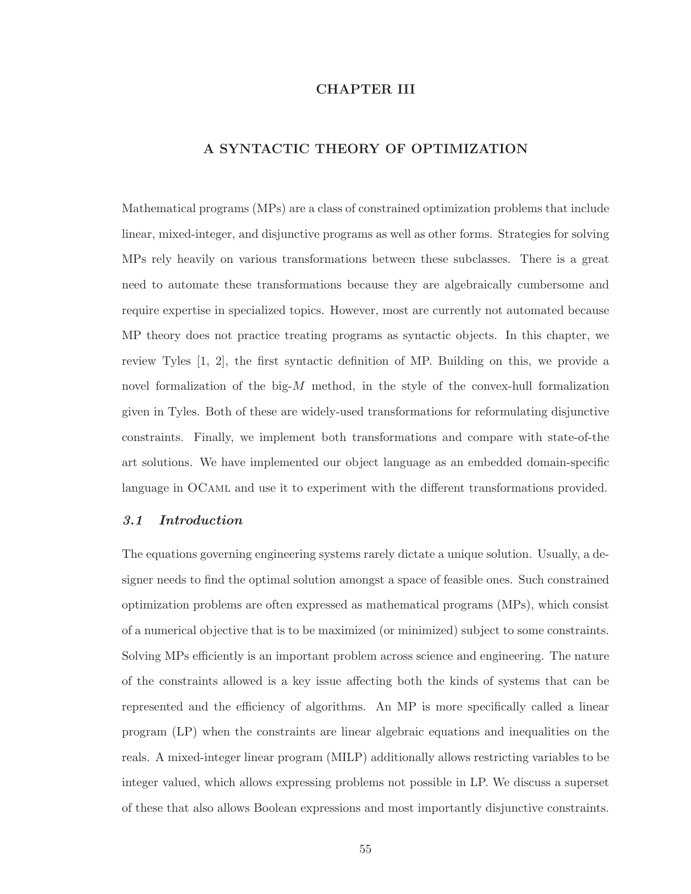# CHAPTER III

# A SYNTACTIC THEORY OF OPTIMIZATION

Mathematical programs (MPs) are a class of constrained optimization problems that include linear, mixed-integer, and disjunctive programs as well as other forms. Strategies for solving MPs rely heavily on various transformations between these subclasses. There is a great need to automate these transformations because they are algebraically cumbersome and require expertise in specialized topics. However, most are currently not automated because MP theory does not practice treating programs as syntactic objects. In this chapter, we review Tyles [1, 2], the first syntactic definition of MP. Building on this, we provide a novel formalization of the big-$M$ method, in the style of the convex-hull formalization given in Tyles. Both of these are widely-used transformations for reformulating disjunctive constraints. Finally, we implement both transformations and compare with state-of-the art solutions. We have implemented our object language as an embedded domain-specific language in OCaml and use it to experiment with the different transformations provided.

## *3.1 Introduction*

The equations governing engineering systems rarely dictate a unique solution. Usually, a designer needs to find the optimal solution amongst a space of feasible ones. Such constrained optimization problems are often expressed as mathematical programs (MPs), which consist of a numerical objective that is to be maximized (or minimized) subject to some constraints. Solving MPs efficiently is an important problem across science and engineering. The nature of the constraints allowed is a key issue affecting both the kinds of systems that can be represented and the efficiency of algorithms. An MP is more specifically called a linear program (LP) when the constraints are linear algebraic equations and inequalities on the reals. A mixed-integer linear program (MILP) additionally allows restricting variables to be integer valued, which allows expressing problems not possible in LP. We discuss a superset of these that also allows Boolean expressions and most importantly disjunctive constraints.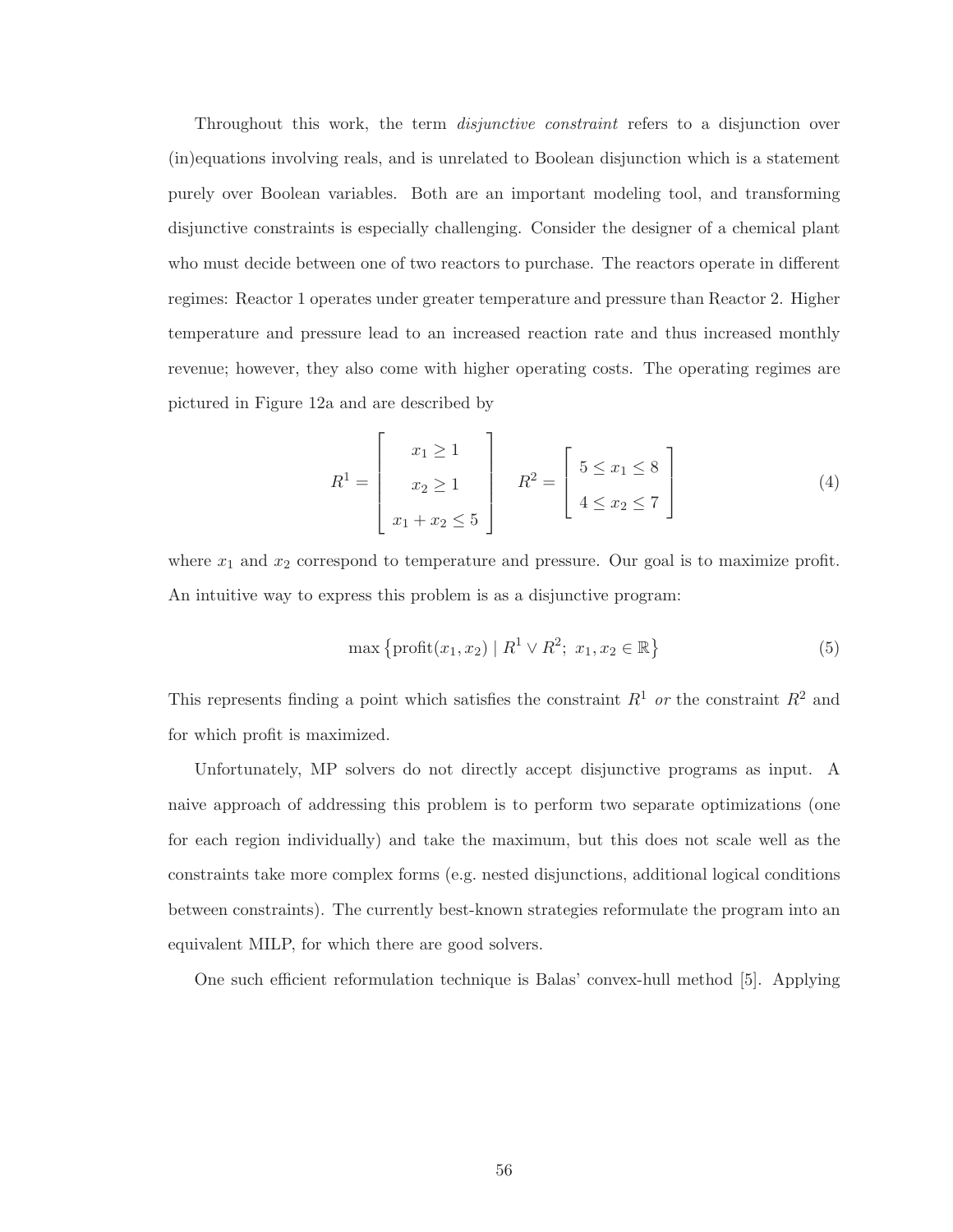Throughout this work, the term *disjunctive constraint* refers to a disjunction over (in)equations involving reals, and is unrelated to Boolean disjunction which is a statement purely over Boolean variables. Both are an important modeling tool, and transforming disjunctive constraints is especially challenging. Consider the designer of a chemical plant who must decide between one of two reactors to purchase. The reactors operate in different regimes: Reactor 1 operates under greater temperature and pressure than Reactor 2. Higher temperature and pressure lead to an increased reaction rate and thus increased monthly revenue; however, they also come with higher operating costs. The operating regimes are pictured in Figure 12a and are described by

$$R^1 = \begin{bmatrix} x_1 \geq 1 \\ x_2 \geq 1 \\ x_1 + x_2 \leq 5 \end{bmatrix} \quad R^2 = \begin{bmatrix} 5 \leq x_1 \leq 8 \\ 4 \leq x_2 \leq 7 \end{bmatrix} \tag{4}$$

where $x_1$ and $x_2$ correspond to temperature and pressure. Our goal is to maximize profit. An intuitive way to express this problem is as a disjunctive program:

$$\max \left\{ \text{profit}(x_1, x_2) \mid R^1 \vee R^2;\ x_1, x_2 \in \mathbb{R} \right\} \tag{5}$$

This represents finding a point which satisfies the constraint $R^1$ *or* the constraint $R^2$ and for which profit is maximized.

Unfortunately, MP solvers do not directly accept disjunctive programs as input. A naive approach of addressing this problem is to perform two separate optimizations (one for each region individually) and take the maximum, but this does not scale well as the constraints take more complex forms (e.g. nested disjunctions, additional logical conditions between constraints). The currently best-known strategies reformulate the program into an equivalent MILP, for which there are good solvers.

One such efficient reformulation technique is Balas' convex-hull method [5]. Applying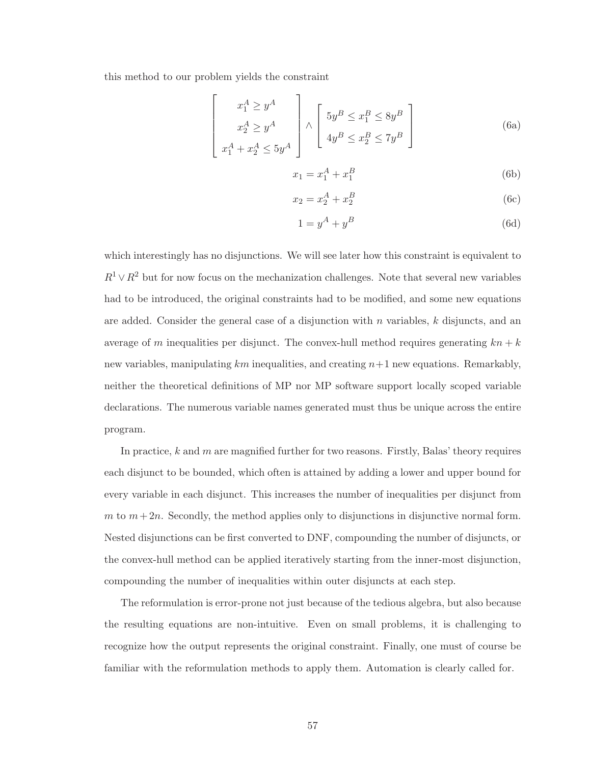this method to our problem yields the constraint

$$\begin{bmatrix} x_1^A \geq y^A \\ x_2^A \geq y^A \\ x_1^A + x_2^A \leq 5y^A \end{bmatrix} \wedge \begin{bmatrix} 5y^B \leq x_1^B \leq 8y^B \\ 4y^B \leq x_2^B \leq 7y^B \end{bmatrix} \tag{6a}$$

$$x_1 = x_1^A + x_1^B \tag{6b}$$

$$x_2 = x_2^A + x_2^B \tag{6c}$$

$$1 = y^A + y^B \tag{6d}$$

which interestingly has no disjunctions. We will see later how this constraint is equivalent to $R^1 \vee R^2$ but for now focus on the mechanization challenges. Note that several new variables had to be introduced, the original constraints had to be modified, and some new equations are added. Consider the general case of a disjunction with $n$ variables, $k$ disjuncts, and an average of $m$ inequalities per disjunct. The convex-hull method requires generating $kn + k$ new variables, manipulating $km$ inequalities, and creating $n+1$ new equations. Remarkably, neither the theoretical definitions of MP nor MP software support locally scoped variable declarations. The numerous variable names generated must thus be unique across the entire program.

In practice, $k$ and $m$ are magnified further for two reasons. Firstly, Balas' theory requires each disjunct to be bounded, which often is attained by adding a lower and upper bound for every variable in each disjunct. This increases the number of inequalities per disjunct from $m$ to $m + 2n$. Secondly, the method applies only to disjunctions in disjunctive normal form. Nested disjunctions can be first converted to DNF, compounding the number of disjuncts, or the convex-hull method can be applied iteratively starting from the inner-most disjunction, compounding the number of inequalities within outer disjuncts at each step.

The reformulation is error-prone not just because of the tedious algebra, but also because the resulting equations are non-intuitive. Even on small problems, it is challenging to recognize how the output represents the original constraint. Finally, one must of course be familiar with the reformulation methods to apply them. Automation is clearly called for.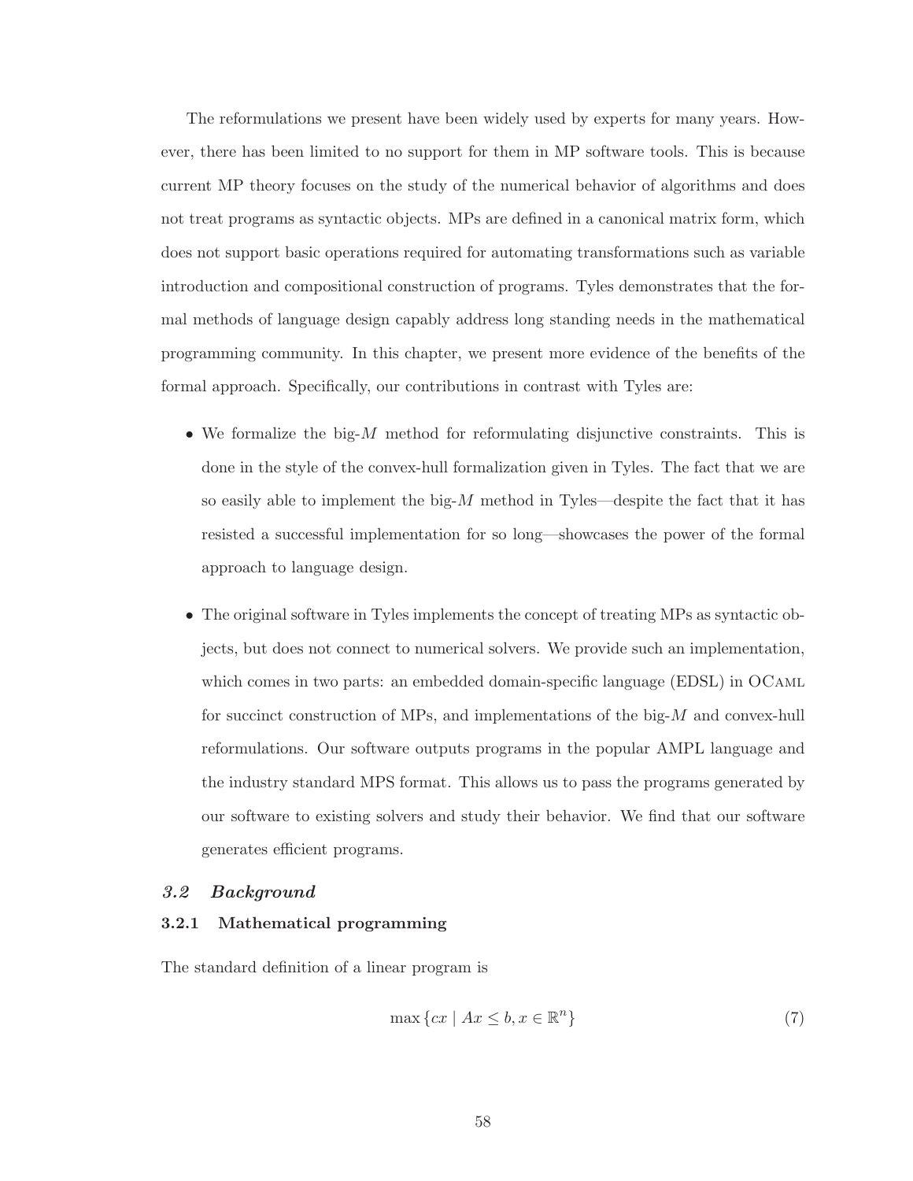The reformulations we present have been widely used by experts for many years. However, there has been limited to no support for them in MP software tools. This is because current MP theory focuses on the study of the numerical behavior of algorithms and does not treat programs as syntactic objects. MPs are defined in a canonical matrix form, which does not support basic operations required for automating transformations such as variable introduction and compositional construction of programs. Tyles demonstrates that the formal methods of language design capably address long standing needs in the mathematical programming community. In this chapter, we present more evidence of the benefits of the formal approach. Specifically, our contributions in contrast with Tyles are:

- We formalize the big-$M$ method for reformulating disjunctive constraints. This is done in the style of the convex-hull formalization given in Tyles. The fact that we are so easily able to implement the big-$M$ method in Tyles—despite the fact that it has resisted a successful implementation for so long—showcases the power of the formal approach to language design.

- The original software in Tyles implements the concept of treating MPs as syntactic objects, but does not connect to numerical solvers. We provide such an implementation, which comes in two parts: an embedded domain-specific language (EDSL) in OCaml for succinct construction of MPs, and implementations of the big-$M$ and convex-hull reformulations. Our software outputs programs in the popular AMPL language and the industry standard MPS format. This allows us to pass the programs generated by our software to existing solvers and study their behavior. We find that our software generates efficient programs.

## *3.2 Background*

### 3.2.1 Mathematical programming

The standard definition of a linear program is

$$\max \{cx \mid Ax \leq b, x \in \mathbb{R}^n\} \tag{7}$$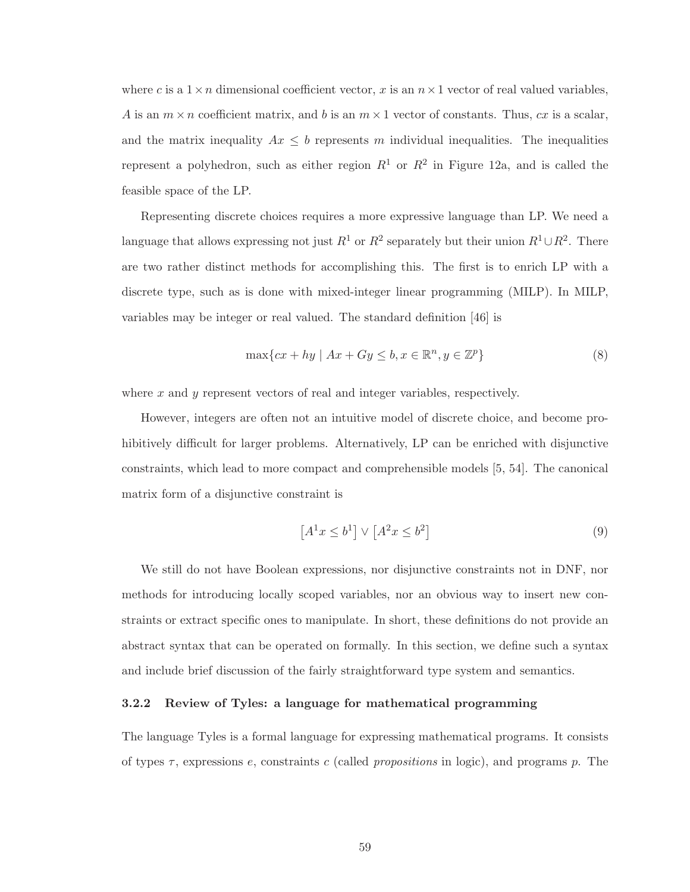where $c$ is a $1 \times n$ dimensional coefficient vector, $x$ is an $n \times 1$ vector of real valued variables, $A$ is an $m \times n$ coefficient matrix, and $b$ is an $m \times 1$ vector of constants. Thus, $cx$ is a scalar, and the matrix inequality $Ax \leq b$ represents $m$ individual inequalities. The inequalities represent a polyhedron, such as either region $R^1$ or $R^2$ in Figure 12a, and is called the feasible space of the LP.

Representing discrete choices requires a more expressive language than LP. We need a language that allows expressing not just $R^1$ or $R^2$ separately but their union $R^1 \cup R^2$. There are two rather distinct methods for accomplishing this. The first is to enrich LP with a discrete type, such as is done with mixed-integer linear programming (MILP). In MILP, variables may be integer or real valued. The standard definition [46] is

$$\max\{cx + hy \mid Ax + Gy \leq b, x \in \mathbb{R}^n, y \in \mathbb{Z}^p\} \tag{8}$$

where $x$ and $y$ represent vectors of real and integer variables, respectively.

However, integers are often not an intuitive model of discrete choice, and become prohibitively difficult for larger problems. Alternatively, LP can be enriched with disjunctive constraints, which lead to more compact and comprehensible models [5, 54]. The canonical matrix form of a disjunctive constraint is

$$\left[A^1 x \leq b^1\right] \vee \left[A^2 x \leq b^2\right] \tag{9}$$

We still do not have Boolean expressions, nor disjunctive constraints not in DNF, nor methods for introducing locally scoped variables, nor an obvious way to insert new constraints or extract specific ones to manipulate. In short, these definitions do not provide an abstract syntax that can be operated on formally. In this section, we define such a syntax and include brief discussion of the fairly straightforward type system and semantics.

### 3.2.2 Review of Tyles: a language for mathematical programming

The language Tyles is a formal language for expressing mathematical programs. It consists of types $\tau$, expressions $e$, constraints $c$ (called *propositions* in logic), and programs $p$. The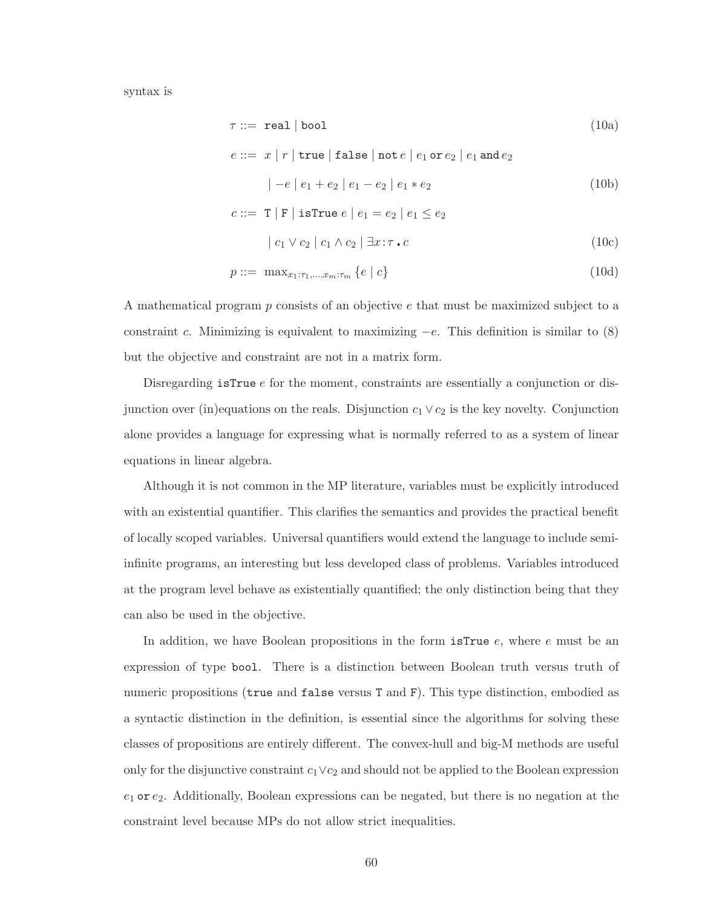syntax is

$$\tau ::= \texttt{real} \mid \texttt{bool} \tag{10a}$$

$$\begin{aligned} e ::= &\ x \mid r \mid \texttt{true} \mid \texttt{false} \mid \texttt{not}\, e \mid e_1 \,\texttt{or}\, e_2 \mid e_1 \,\texttt{and}\, e_2 \\ &\mid -e \mid e_1 + e_2 \mid e_1 - e_2 \mid e_1 * e_2 \end{aligned} \tag{10b}$$

$$\begin{aligned} c ::= &\ \texttt{T} \mid \texttt{F} \mid \texttt{isTrue}\, e \mid e_1 = e_2 \mid e_1 \leq e_2 \\ &\mid c_1 \vee c_2 \mid c_1 \wedge c_2 \mid \exists x\!:\!\tau \,.\, c \end{aligned} \tag{10c}$$

$$p ::= \max_{x_1:\tau_1,\ldots,x_m:\tau_m} \{e \mid c\} \tag{10d}$$

A mathematical program $p$ consists of an objective $e$ that must be maximized subject to a constraint $c$. Minimizing is equivalent to maximizing $-e$. This definition is similar to (8) but the objective and constraint are not in a matrix form.

Disregarding $\texttt{isTrue}\ e$ for the moment, constraints are essentially a conjunction or disjunction over (in)equations on the reals. Disjunction $c_1 \vee c_2$ is the key novelty. Conjunction alone provides a language for expressing what is normally referred to as a system of linear equations in linear algebra.

Although it is not common in the MP literature, variables must be explicitly introduced with an existential quantifier. This clarifies the semantics and provides the practical benefit of locally scoped variables. Universal quantifiers would extend the language to include semi-infinite programs, an interesting but less developed class of problems. Variables introduced at the program level behave as existentially quantified; the only distinction being that they can also be used in the objective.

In addition, we have Boolean propositions in the form $\texttt{isTrue}\ e$, where $e$ must be an expression of type `bool`. There is a distinction between Boolean truth versus truth of numeric propositions (`true` and `false` versus `T` and `F`). This type distinction, embodied as a syntactic distinction in the definition, is essential since the algorithms for solving these classes of propositions are entirely different. The convex-hull and big-M methods are useful only for the disjunctive constraint $c_1 \vee c_2$ and should not be applied to the Boolean expression $e_1\ \texttt{or}\ e_2$. Additionally, Boolean expressions can be negated, but there is no negation at the constraint level because MPs do not allow strict inequalities.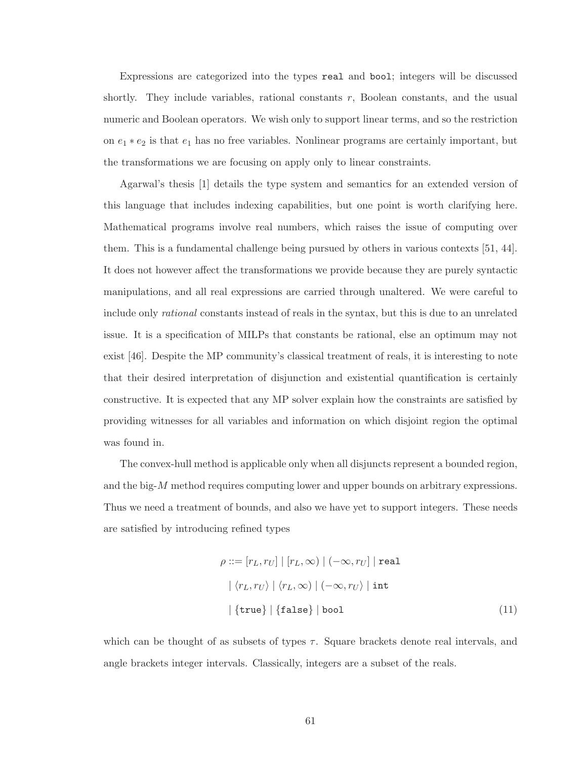Expressions are categorized into the types `real` and `bool`; integers will be discussed shortly. They include variables, rational constants $r$, Boolean constants, and the usual numeric and Boolean operators. We wish only to support linear terms, and so the restriction on $e_1 * e_2$ is that $e_1$ has no free variables. Nonlinear programs are certainly important, but the transformations we are focusing on apply only to linear constraints.

Agarwal's thesis [1] details the type system and semantics for an extended version of this language that includes indexing capabilities, but one point is worth clarifying here. Mathematical programs involve real numbers, which raises the issue of computing over them. This is a fundamental challenge being pursued by others in various contexts [51, 44]. It does not however affect the transformations we provide because they are purely syntactic manipulations, and all real expressions are carried through unaltered. We were careful to include only *rational* constants instead of reals in the syntax, but this is due to an unrelated issue. It is a specification of MILPs that constants be rational, else an optimum may not exist [46]. Despite the MP community's classical treatment of reals, it is interesting to note that their desired interpretation of disjunction and existential quantification is certainly constructive. It is expected that any MP solver explain how the constraints are satisfied by providing witnesses for all variables and information on which disjoint region the optimal was found in.

The convex-hull method is applicable only when all disjuncts represent a bounded region, and the big-$M$ method requires computing lower and upper bounds on arbitrary expressions. Thus we need a treatment of bounds, and also we have yet to support integers. These needs are satisfied by introducing refined types

$$
\begin{aligned}
\rho ::= {} & [r_L, r_U] \mid [r_L, \infty) \mid (-\infty, r_U] \mid \texttt{real} \\
& \mid \langle r_L, r_U \rangle \mid \langle r_L, \infty) \mid (-\infty, r_U \rangle \mid \texttt{int} \\
& \mid \{\texttt{true}\} \mid \{\texttt{false}\} \mid \texttt{bool}
\end{aligned}
\tag{11}
$$

which can be thought of as subsets of types $\tau$. Square brackets denote real intervals, and angle brackets integer intervals. Classically, integers are a subset of the reals.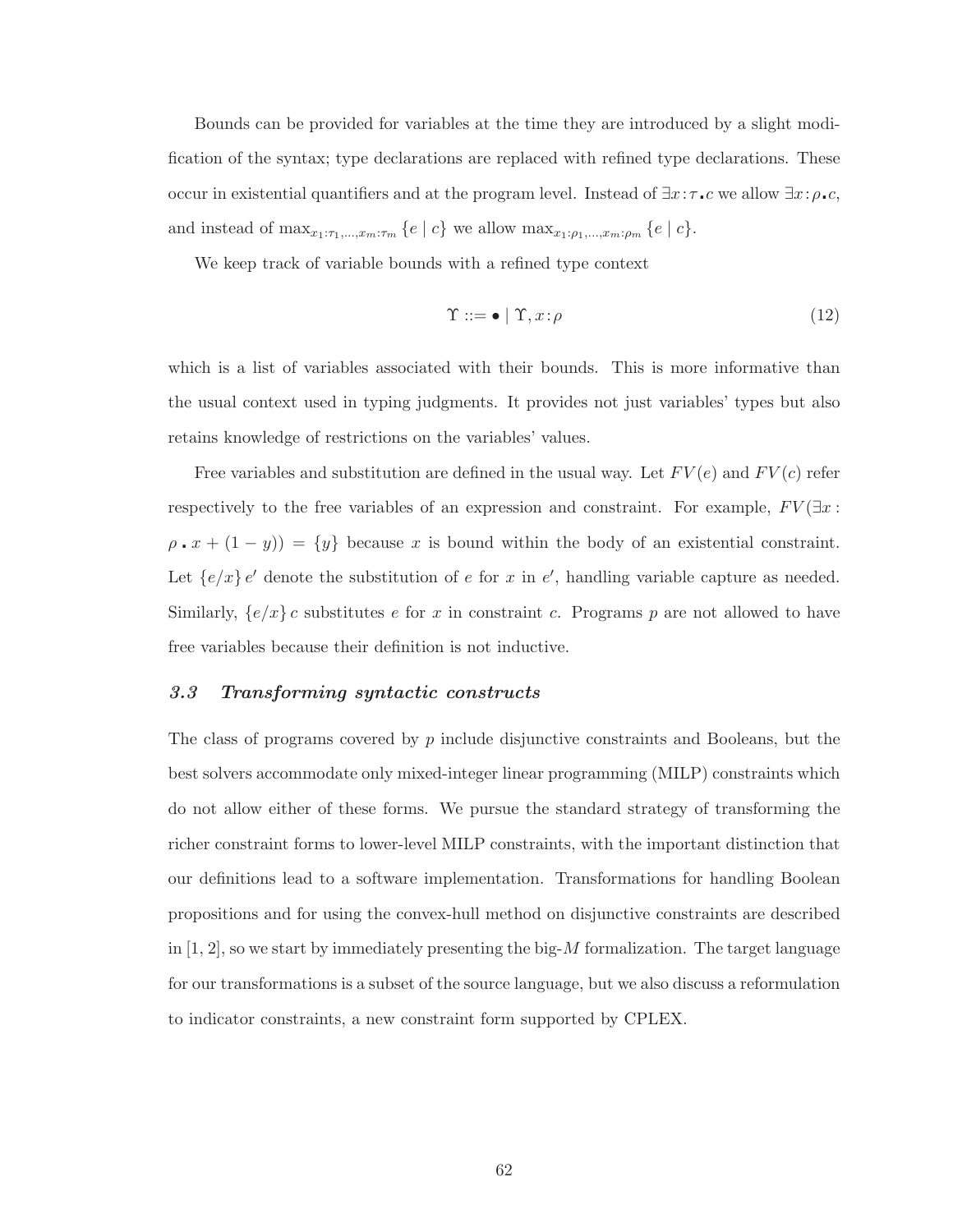Bounds can be provided for variables at the time they are introduced by a slight modification of the syntax; type declarations are replaced with refined type declarations. These occur in existential quantifiers and at the program level. Instead of $\exists x : \tau \,\text{.}\, c$ we allow $\exists x : \rho \,\text{.}\, c$, and instead of $\max_{x_1:\tau_1,\ldots,x_m:\tau_m} \{e \mid c\}$ we allow $\max_{x_1:\rho_1,\ldots,x_m:\rho_m} \{e \mid c\}$.

We keep track of variable bounds with a refined type context

$$\Upsilon ::= \bullet \mid \Upsilon, x : \rho \tag{12}$$

which is a list of variables associated with their bounds. This is more informative than the usual context used in typing judgments. It provides not just variables' types but also retains knowledge of restrictions on the variables' values.

Free variables and substitution are defined in the usual way. Let $FV(e)$ and $FV(c)$ refer respectively to the free variables of an expression and constraint. For example, $FV(\exists x : \rho \,\text{.}\, x + (1 - y)) = \{y\}$ because $x$ is bound within the body of an existential constraint. Let $\{e/x\}\, e'$ denote the substitution of $e$ for $x$ in $e'$, handling variable capture as needed. Similarly, $\{e/x\}\, c$ substitutes $e$ for $x$ in constraint $c$. Programs $p$ are not allowed to have free variables because their definition is not inductive.

### *3.3 Transforming syntactic constructs*

The class of programs covered by $p$ include disjunctive constraints and Booleans, but the best solvers accommodate only mixed-integer linear programming (MILP) constraints which do not allow either of these forms. We pursue the standard strategy of transforming the richer constraint forms to lower-level MILP constraints, with the important distinction that our definitions lead to a software implementation. Transformations for handling Boolean propositions and for using the convex-hull method on disjunctive constraints are described in [1, 2], so we start by immediately presenting the big-$M$ formalization. The target language for our transformations is a subset of the source language, but we also discuss a reformulation to indicator constraints, a new constraint form supported by CPLEX.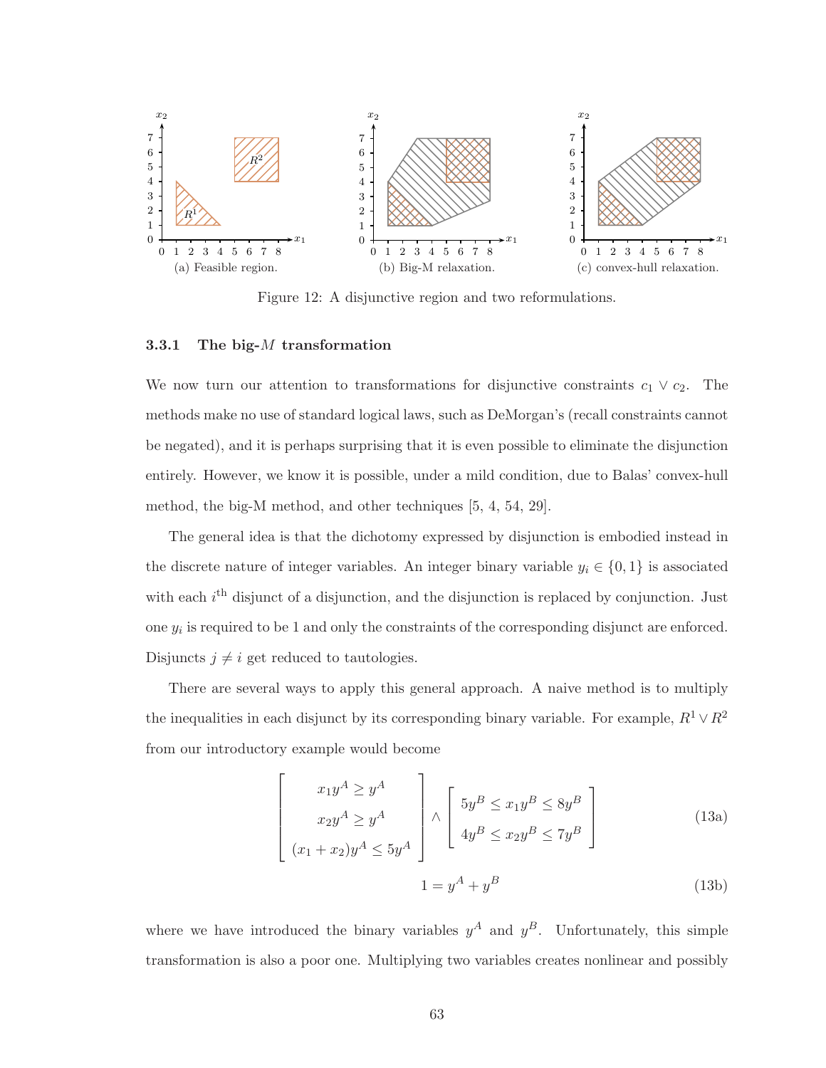(a) Feasible region.

(b) Big-M relaxation.

(c) convex-hull relaxation.

Figure 12: A disjunctive region and two reformulations.

### 3.3.1 The big-$M$ transformation

We now turn our attention to transformations for disjunctive constraints $c_1 \vee c_2$. The methods make no use of standard logical laws, such as DeMorgan's (recall constraints cannot be negated), and it is perhaps surprising that it is even possible to eliminate the disjunction entirely. However, we know it is possible, under a mild condition, due to Balas' convex-hull method, the big-M method, and other techniques [5, 4, 54, 29].

The general idea is that the dichotomy expressed by disjunction is embodied instead in the discrete nature of integer variables. An integer binary variable $y_i \in \{0, 1\}$ is associated with each $i^{\text{th}}$ disjunct of a disjunction, and the disjunction is replaced by conjunction. Just one $y_i$ is required to be 1 and only the constraints of the corresponding disjunct are enforced. Disjuncts $j \neq i$ get reduced to tautologies.

There are several ways to apply this general approach. A naive method is to multiply the inequalities in each disjunct by its corresponding binary variable. For example, $R^1 \vee R^2$ from our introductory example would become

$$
\begin{bmatrix} x_1 y^A \geq y^A \\ x_2 y^A \geq y^A \\ (x_1 + x_2) y^A \leq 5 y^A \end{bmatrix} \wedge \begin{bmatrix} 5 y^B \leq x_1 y^B \leq 8 y^B \\ 4 y^B \leq x_2 y^B \leq 7 y^B \end{bmatrix} \tag{13a}
$$

$$
1 = y^A + y^B \tag{13b}
$$

where we have introduced the binary variables $y^A$ and $y^B$. Unfortunately, this simple transformation is also a poor one. Multiplying two variables creates nonlinear and possibly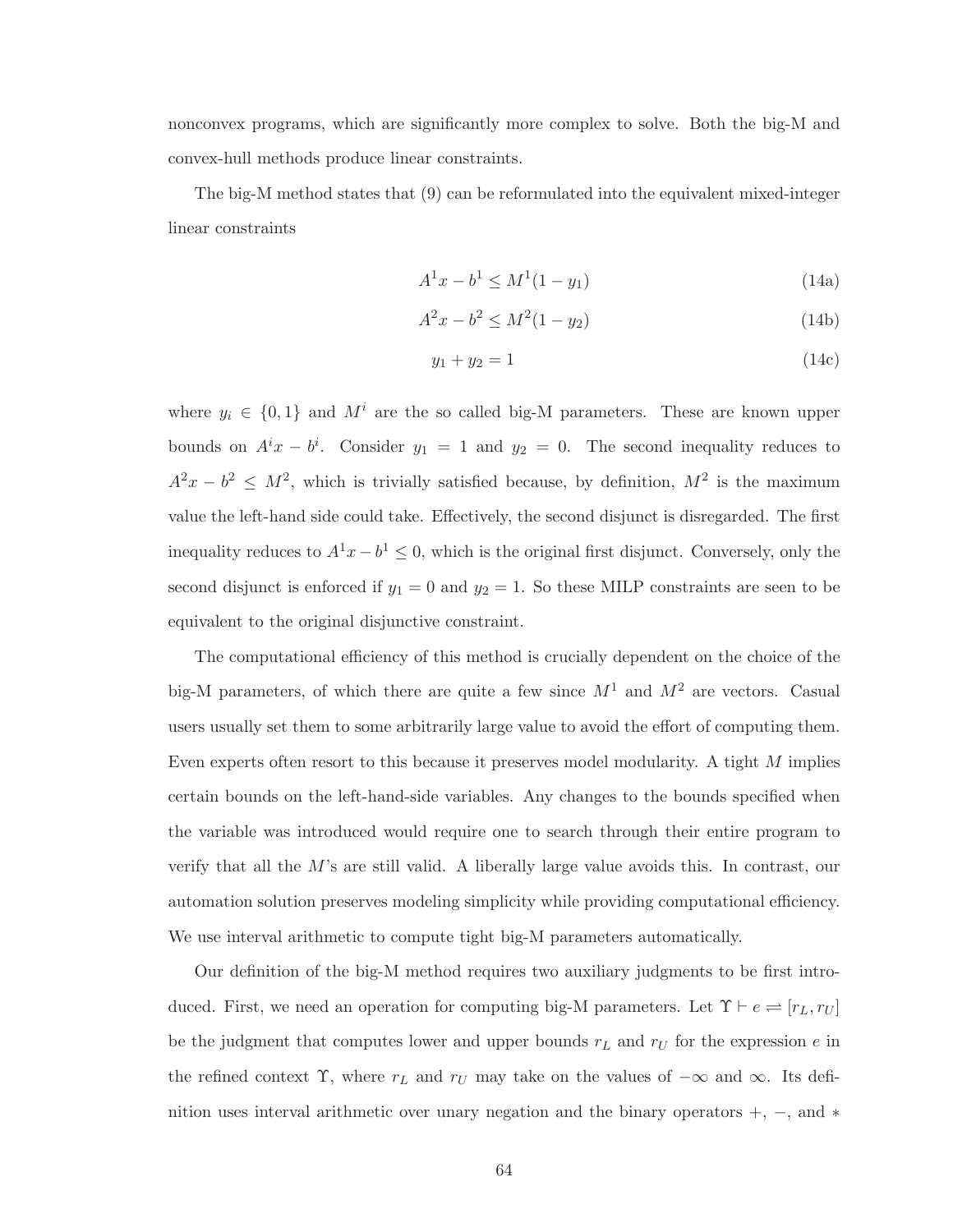nonconvex programs, which are significantly more complex to solve. Both the big-M and convex-hull methods produce linear constraints.

The big-M method states that (9) can be reformulated into the equivalent mixed-integer linear constraints

$$A^1 x - b^1 \le M^1(1 - y_1) \tag{14a}$$

$$A^2 x - b^2 \le M^2(1 - y_2) \tag{14b}$$

$$y_1 + y_2 = 1 \tag{14c}$$

where $y_i \in \{0, 1\}$ and $M^i$ are the so called big-M parameters. These are known upper bounds on $A^i x - b^i$. Consider $y_1 = 1$ and $y_2 = 0$. The second inequality reduces to $A^2 x - b^2 \le M^2$, which is trivially satisfied because, by definition, $M^2$ is the maximum value the left-hand side could take. Effectively, the second disjunct is disregarded. The first inequality reduces to $A^1 x - b^1 \le 0$, which is the original first disjunct. Conversely, only the second disjunct is enforced if $y_1 = 0$ and $y_2 = 1$. So these MILP constraints are seen to be equivalent to the original disjunctive constraint.

The computational efficiency of this method is crucially dependent on the choice of the big-M parameters, of which there are quite a few since $M^1$ and $M^2$ are vectors. Casual users usually set them to some arbitrarily large value to avoid the effort of computing them. Even experts often resort to this because it preserves model modularity. A tight $M$ implies certain bounds on the left-hand-side variables. Any changes to the bounds specified when the variable was introduced would require one to search through their entire program to verify that all the $M$'s are still valid. A liberally large value avoids this. In contrast, our automation solution preserves modeling simplicity while providing computational efficiency. We use interval arithmetic to compute tight big-M parameters automatically.

Our definition of the big-M method requires two auxiliary judgments to be first introduced. First, we need an operation for computing big-M parameters. Let $\Upsilon \vdash e \rightleftharpoons [r_L, r_U]$ be the judgment that computes lower and upper bounds $r_L$ and $r_U$ for the expression $e$ in the refined context $\Upsilon$, where $r_L$ and $r_U$ may take on the values of $-\infty$ and $\infty$. Its definition uses interval arithmetic over unary negation and the binary operators $+$, $-$, and $*$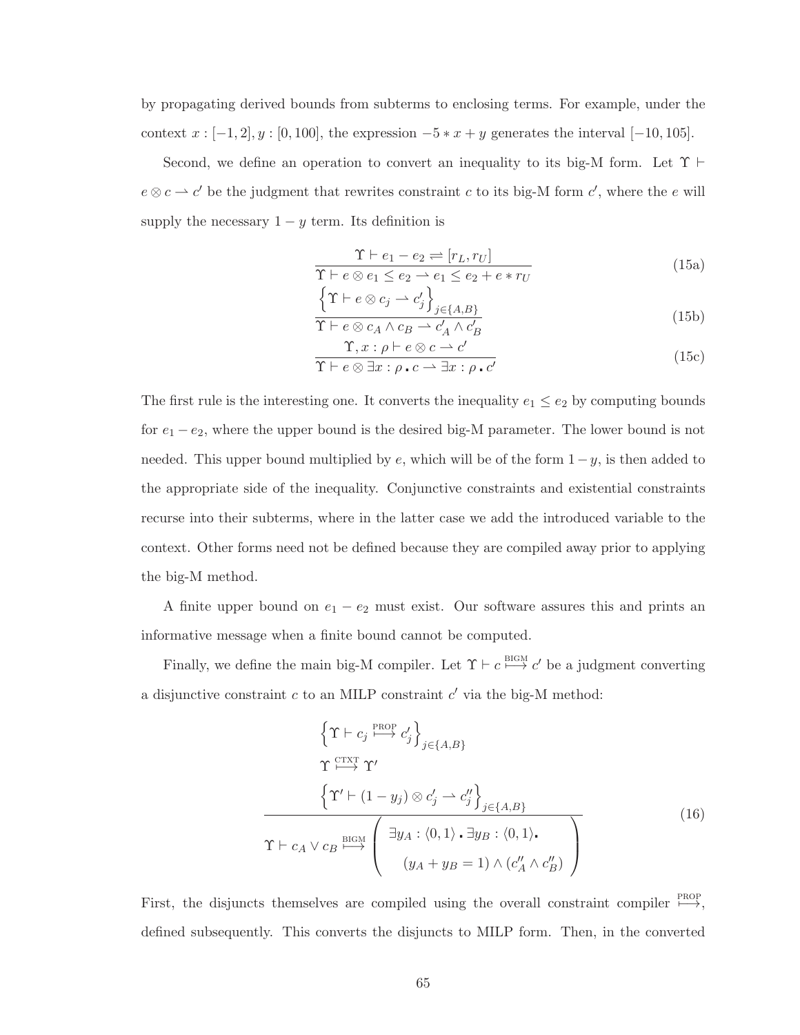by propagating derived bounds from subterms to enclosing terms. For example, under the context $x : [-1, 2], y : [0, 100]$, the expression $-5 * x + y$ generates the interval $[-10, 105]$.

Second, we define an operation to convert an inequality to its big-M form. Let $\Upsilon \vdash e \otimes c \rightharpoonup c'$ be the judgment that rewrites constraint $c$ to its big-M form $c'$, where the $e$ will supply the necessary $1 - y$ term. Its definition is

$$\frac{\Upsilon \vdash e_1 - e_2 \rightleftharpoons [r_L, r_U]}{\Upsilon \vdash e \otimes e_1 \leq e_2 \rightharpoonup e_1 \leq e_2 + e * r_U} \tag{15a}$$

$$\frac{\left\{\Upsilon \vdash e \otimes c_j \rightharpoonup c'_j\right\}_{j \in \{A,B\}}}{\Upsilon \vdash e \otimes c_A \wedge c_B \rightharpoonup c'_A \wedge c'_B} \tag{15b}$$

$$\frac{\Upsilon, x : \rho \vdash e \otimes c \rightharpoonup c'}{\Upsilon \vdash e \otimes \exists x : \rho \,.\, c \rightharpoonup \exists x : \rho \,.\, c'} \tag{15c}$$

The first rule is the interesting one. It converts the inequality $e_1 \leq e_2$ by computing bounds for $e_1 - e_2$, where the upper bound is the desired big-M parameter. The lower bound is not needed. This upper bound multiplied by $e$, which will be of the form $1 - y$, is then added to the appropriate side of the inequality. Conjunctive constraints and existential constraints recurse into their subterms, where in the latter case we add the introduced variable to the context. Other forms need not be defined because they are compiled away prior to applying the big-M method.

A finite upper bound on $e_1 - e_2$ must exist. Our software assures this and prints an informative message when a finite bound cannot be computed.

Finally, we define the main big-M compiler. Let $\Upsilon \vdash c \overset{\text{BIGM}}{\longmapsto} c'$ be a judgment converting a disjunctive constraint $c$ to an MILP constraint $c'$ via the big-M method:

$$\frac{\begin{array}{c}\left\{\Upsilon \vdash c_j \overset{\text{PROP}}{\longmapsto} c'_j\right\}_{j \in \{A,B\}} \\ \Upsilon \overset{\text{CTXT}}{\longmapsto} \Upsilon' \\ \left\{\Upsilon' \vdash (1 - y_j) \otimes c'_j \rightharpoonup c''_j\right\}_{j \in \{A,B\}}\end{array}}{\Upsilon \vdash c_A \vee c_B \overset{\text{BIGM}}{\longmapsto} \left(\begin{array}{c}\exists y_A : \langle 0, 1\rangle \,.\, \exists y_B : \langle 0, 1\rangle \,. \\ (y_A + y_B = 1) \wedge (c''_A \wedge c''_B)\end{array}\right)} \tag{16}$$

First, the disjuncts themselves are compiled using the overall constraint compiler $\overset{\text{PROP}}{\longmapsto}$, defined subsequently. This converts the disjuncts to MILP form. Then, in the converted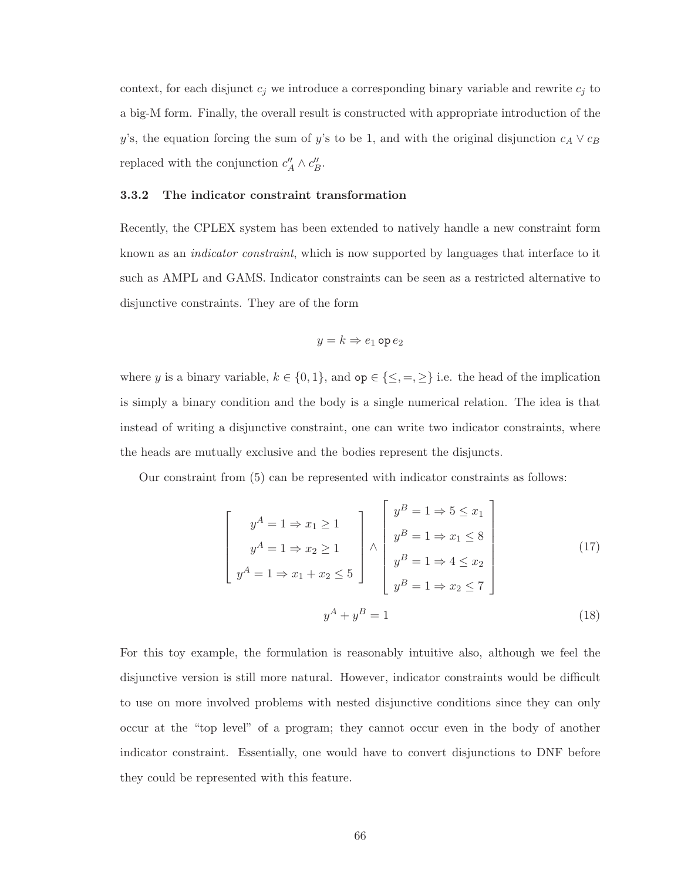context, for each disjunct $c_j$ we introduce a corresponding binary variable and rewrite $c_j$ to a big-M form. Finally, the overall result is constructed with appropriate introduction of the $y$'s, the equation forcing the sum of $y$'s to be 1, and with the original disjunction $c_A \vee c_B$ replaced with the conjunction $c''_A \wedge c''_B$.

### 3.3.2 The indicator constraint transformation

Recently, the CPLEX system has been extended to natively handle a new constraint form known as an *indicator constraint*, which is now supported by languages that interface to it such as AMPL and GAMS. Indicator constraints can be seen as a restricted alternative to disjunctive constraints. They are of the form

$$y = k \Rightarrow e_1 \,\texttt{op}\, e_2$$

where $y$ is a binary variable, $k \in \{0, 1\}$, and $\texttt{op} \in \{\leq, =, \geq\}$ i.e. the head of the implication is simply a binary condition and the body is a single numerical relation. The idea is that instead of writing a disjunctive constraint, one can write two indicator constraints, where the heads are mutually exclusive and the bodies represent the disjuncts.

Our constraint from (5) can be represented with indicator constraints as follows:

$$\begin{bmatrix} y^A = 1 \Rightarrow x_1 \geq 1 \\ y^A = 1 \Rightarrow x_2 \geq 1 \\ y^A = 1 \Rightarrow x_1 + x_2 \leq 5 \end{bmatrix} \wedge \begin{bmatrix} y^B = 1 \Rightarrow 5 \leq x_1 \\ y^B = 1 \Rightarrow x_1 \leq 8 \\ y^B = 1 \Rightarrow 4 \leq x_2 \\ y^B = 1 \Rightarrow x_2 \leq 7 \end{bmatrix} \tag{17}$$

$$y^A + y^B = 1 \tag{18}$$

For this toy example, the formulation is reasonably intuitive also, although we feel the disjunctive version is still more natural. However, indicator constraints would be difficult to use on more involved problems with nested disjunctive conditions since they can only occur at the "top level" of a program; they cannot occur even in the body of another indicator constraint. Essentially, one would have to convert disjunctions to DNF before they could be represented with this feature.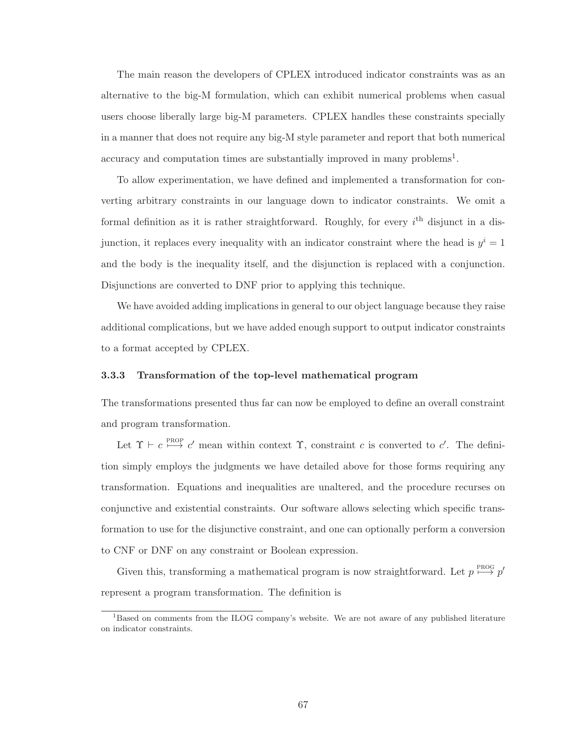The main reason the developers of CPLEX introduced indicator constraints was as an alternative to the big-M formulation, which can exhibit numerical problems when casual users choose liberally large big-M parameters. CPLEX handles these constraints specially in a manner that does not require any big-M style parameter and report that both numerical accuracy and computation times are substantially improved in many problems[1].

To allow experimentation, we have defined and implemented a transformation for converting arbitrary constraints in our language down to indicator constraints. We omit a formal definition as it is rather straightforward. Roughly, for every $i^{\text{th}}$ disjunct in a disjunction, it replaces every inequality with an indicator constraint where the head is $y^i = 1$ and the body is the inequality itself, and the disjunction is replaced with a conjunction. Disjunctions are converted to DNF prior to applying this technique.

We have avoided adding implications in general to our object language because they raise additional complications, but we have added enough support to output indicator constraints to a format accepted by CPLEX.

### 3.3.3 Transformation of the top-level mathematical program

The transformations presented thus far can now be employed to define an overall constraint and program transformation.

Let $\Upsilon \vdash c \overset{\text{PROP}}{\longmapsto} c'$ mean within context $\Upsilon$, constraint $c$ is converted to $c'$. The definition simply employs the judgments we have detailed above for those forms requiring any transformation. Equations and inequalities are unaltered, and the procedure recurses on conjunctive and existential constraints. Our software allows selecting which specific transformation to use for the disjunctive constraint, and one can optionally perform a conversion to CNF or DNF on any constraint or Boolean expression.

Given this, transforming a mathematical program is now straightforward. Let $p \overset{\text{PROG}}{\longmapsto} p'$ represent a program transformation. The definition is

[1] Based on comments from the ILOG company's website. We are not aware of any published literature on indicator constraints.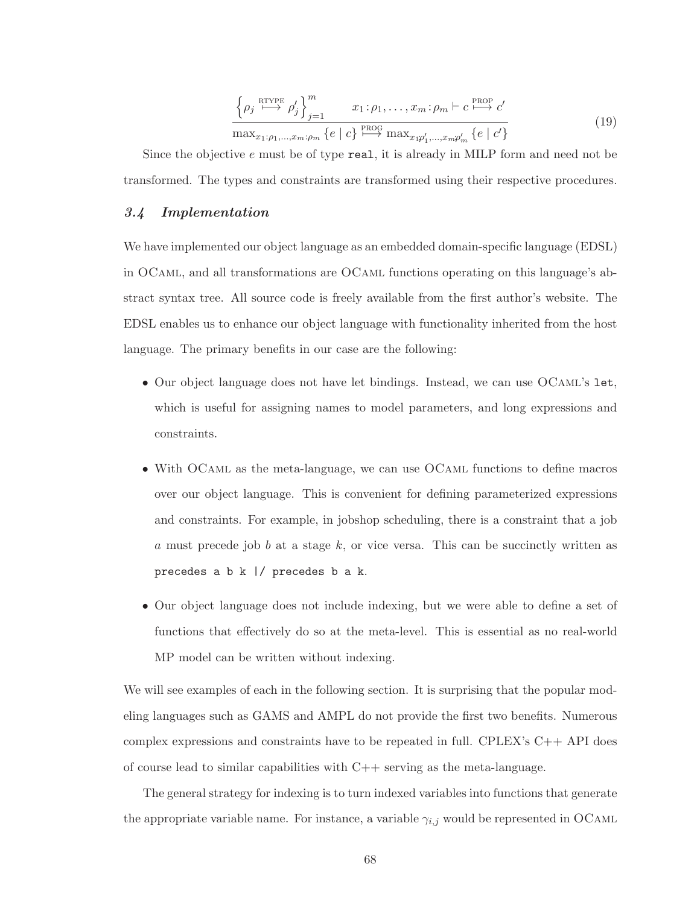$$\frac{\left\{\rho_j \overset{\text{RTYPE}}{\longmapsto} \rho'_j\right\}_{j=1}^{m} \qquad x_1\!:\!\rho_1,\ldots,x_m\!:\!\rho_m \vdash c \overset{\text{PROP}}{\longmapsto} c'}{\max_{x_1:\rho_1,\ldots,x_m:\rho_m}\{e \mid c\} \overset{\text{PROG}}{\longmapsto} \max_{x_1\rho'_1,\ldots,x_m\rho'_m}\{e \mid c'\}} \tag{19}$$

Since the objective $e$ must be of type `real`, it is already in MILP form and need not be transformed. The types and constraints are transformed using their respective procedures.

### *3.4 Implementation*

We have implemented our object language as an embedded domain-specific language (EDSL) in OCaml, and all transformations are OCaml functions operating on this language's abstract syntax tree. All source code is freely available from the first author's website. The EDSL enables us to enhance our object language with functionality inherited from the host language. The primary benefits in our case are the following:

- Our object language does not have let bindings. Instead, we can use OCaml's `let`, which is useful for assigning names to model parameters, and long expressions and constraints.
- With OCaml as the meta-language, we can use OCaml functions to define macros over our object language. This is convenient for defining parameterized expressions and constraints. For example, in jobshop scheduling, there is a constraint that a job $a$ must precede job $b$ at a stage $k$, or vice versa. This can be succinctly written as `precedes a b k |/ precedes b a k`.
- Our object language does not include indexing, but we were able to define a set of functions that effectively do so at the meta-level. This is essential as no real-world MP model can be written without indexing.

We will see examples of each in the following section. It is surprising that the popular modeling languages such as GAMS and AMPL do not provide the first two benefits. Numerous complex expressions and constraints have to be repeated in full. CPLEX's C++ API does of course lead to similar capabilities with C++ serving as the meta-language.

The general strategy for indexing is to turn indexed variables into functions that generate the appropriate variable name. For instance, a variable $\gamma_{i,j}$ would be represented in OCaml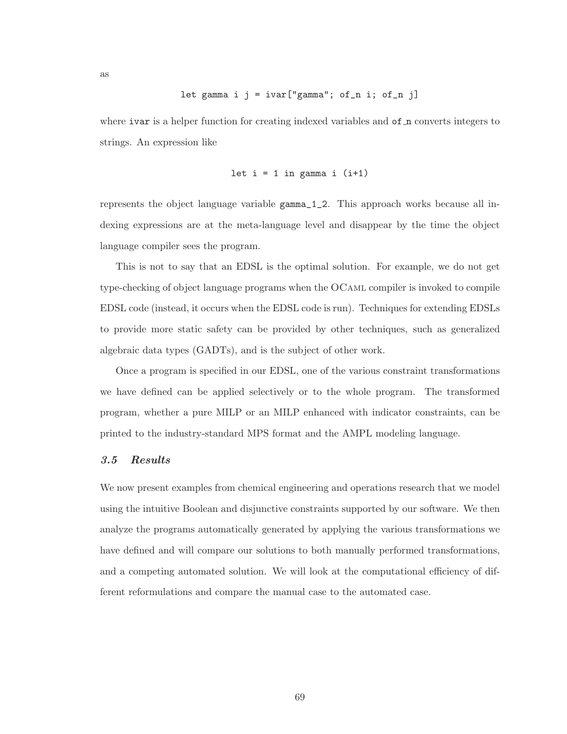as

```
let gamma i j = ivar["gamma"; of_n i; of_n j]
```

where `ivar` is a helper function for creating indexed variables and `of_n` converts integers to strings. An expression like

```
let i = 1 in gamma i (i+1)
```

represents the object language variable `gamma_1_2`. This approach works because all indexing expressions are at the meta-language level and disappear by the time the object language compiler sees the program.

This is not to say that an EDSL is the optimal solution. For example, we do not get type-checking of object language programs when the OCaml compiler is invoked to compile EDSL code (instead, it occurs when the EDSL code is run). Techniques for extending EDSLs to provide more static safety can be provided by other techniques, such as generalized algebraic data types (GADTs), and is the subject of other work.

Once a program is specified in our EDSL, one of the various constraint transformations we have defined can be applied selectively or to the whole program. The transformed program, whether a pure MILP or an MILP enhanced with indicator constraints, can be printed to the industry-standard MPS format and the AMPL modeling language.

### *3.5 Results*

We now present examples from chemical engineering and operations research that we model using the intuitive Boolean and disjunctive constraints supported by our software. We then analyze the programs automatically generated by applying the various transformations we have defined and will compare our solutions to both manually performed transformations, and a competing automated solution. We will look at the computational efficiency of different reformulations and compare the manual case to the automated case.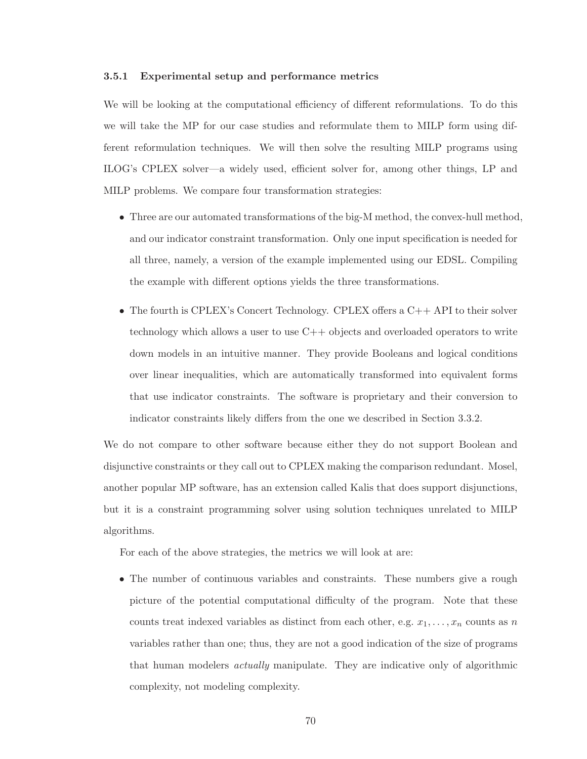### 3.5.1 Experimental setup and performance metrics

We will be looking at the computational efficiency of different reformulations. To do this we will take the MP for our case studies and reformulate them to MILP form using different reformulation techniques. We will then solve the resulting MILP programs using ILOG's CPLEX solver—a widely used, efficient solver for, among other things, LP and MILP problems. We compare four transformation strategies:

- Three are our automated transformations of the big-M method, the convex-hull method, and our indicator constraint transformation. Only one input specification is needed for all three, namely, a version of the example implemented using our EDSL. Compiling the example with different options yields the three transformations.
- The fourth is CPLEX's Concert Technology. CPLEX offers a C++ API to their solver technology which allows a user to use C++ objects and overloaded operators to write down models in an intuitive manner. They provide Booleans and logical conditions over linear inequalities, which are automatically transformed into equivalent forms that use indicator constraints. The software is proprietary and their conversion to indicator constraints likely differs from the one we described in Section 3.3.2.

We do not compare to other software because either they do not support Boolean and disjunctive constraints or they call out to CPLEX making the comparison redundant. Mosel, another popular MP software, has an extension called Kalis that does support disjunctions, but it is a constraint programming solver using solution techniques unrelated to MILP algorithms.

For each of the above strategies, the metrics we will look at are:

- The number of continuous variables and constraints. These numbers give a rough picture of the potential computational difficulty of the program. Note that these counts treat indexed variables as distinct from each other, e.g. $x_1, \ldots, x_n$ counts as $n$ variables rather than one; thus, they are not a good indication of the size of programs that human modelers *actually* manipulate. They are indicative only of algorithmic complexity, not modeling complexity.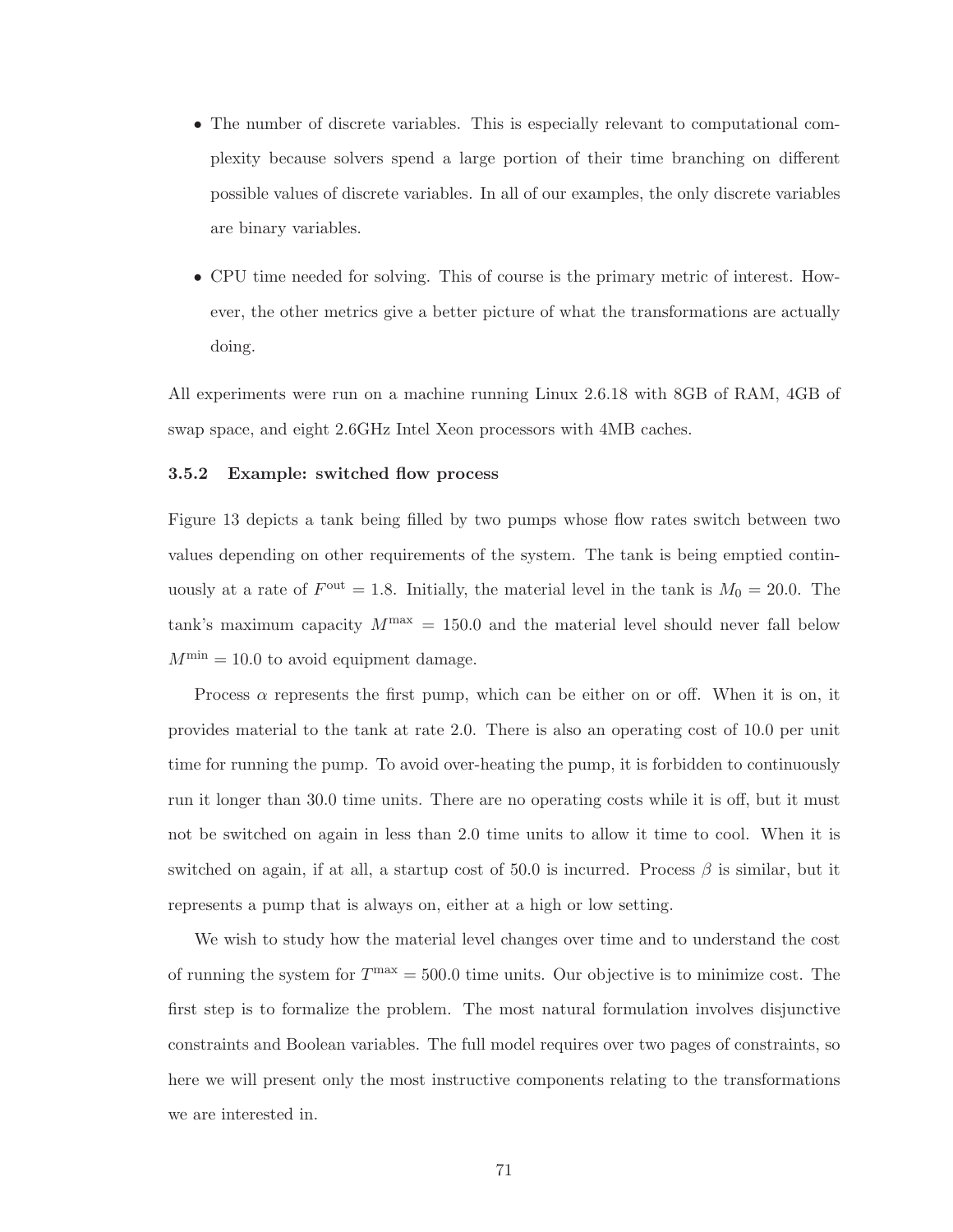- The number of discrete variables. This is especially relevant to computational complexity because solvers spend a large portion of their time branching on different possible values of discrete variables. In all of our examples, the only discrete variables are binary variables.
- CPU time needed for solving. This of course is the primary metric of interest. However, the other metrics give a better picture of what the transformations are actually doing.

All experiments were run on a machine running Linux 2.6.18 with 8GB of RAM, 4GB of swap space, and eight 2.6GHz Intel Xeon processors with 4MB caches.

### 3.5.2 Example: switched flow process

Figure 13 depicts a tank being filled by two pumps whose flow rates switch between two values depending on other requirements of the system. The tank is being emptied continuously at a rate of $F^{\text{out}} = 1.8$. Initially, the material level in the tank is $M_0 = 20.0$. The tank's maximum capacity $M^{\text{max}} = 150.0$ and the material level should never fall below $M^{\text{min}} = 10.0$ to avoid equipment damage.

Process $\alpha$ represents the first pump, which can be either on or off. When it is on, it provides material to the tank at rate 2.0. There is also an operating cost of 10.0 per unit time for running the pump. To avoid over-heating the pump, it is forbidden to continuously run it longer than 30.0 time units. There are no operating costs while it is off, but it must not be switched on again in less than 2.0 time units to allow it time to cool. When it is switched on again, if at all, a startup cost of 50.0 is incurred. Process $\beta$ is similar, but it represents a pump that is always on, either at a high or low setting.

We wish to study how the material level changes over time and to understand the cost of running the system for $T^{\text{max}} = 500.0$ time units. Our objective is to minimize cost. The first step is to formalize the problem. The most natural formulation involves disjunctive constraints and Boolean variables. The full model requires over two pages of constraints, so here we will present only the most instructive components relating to the transformations we are interested in.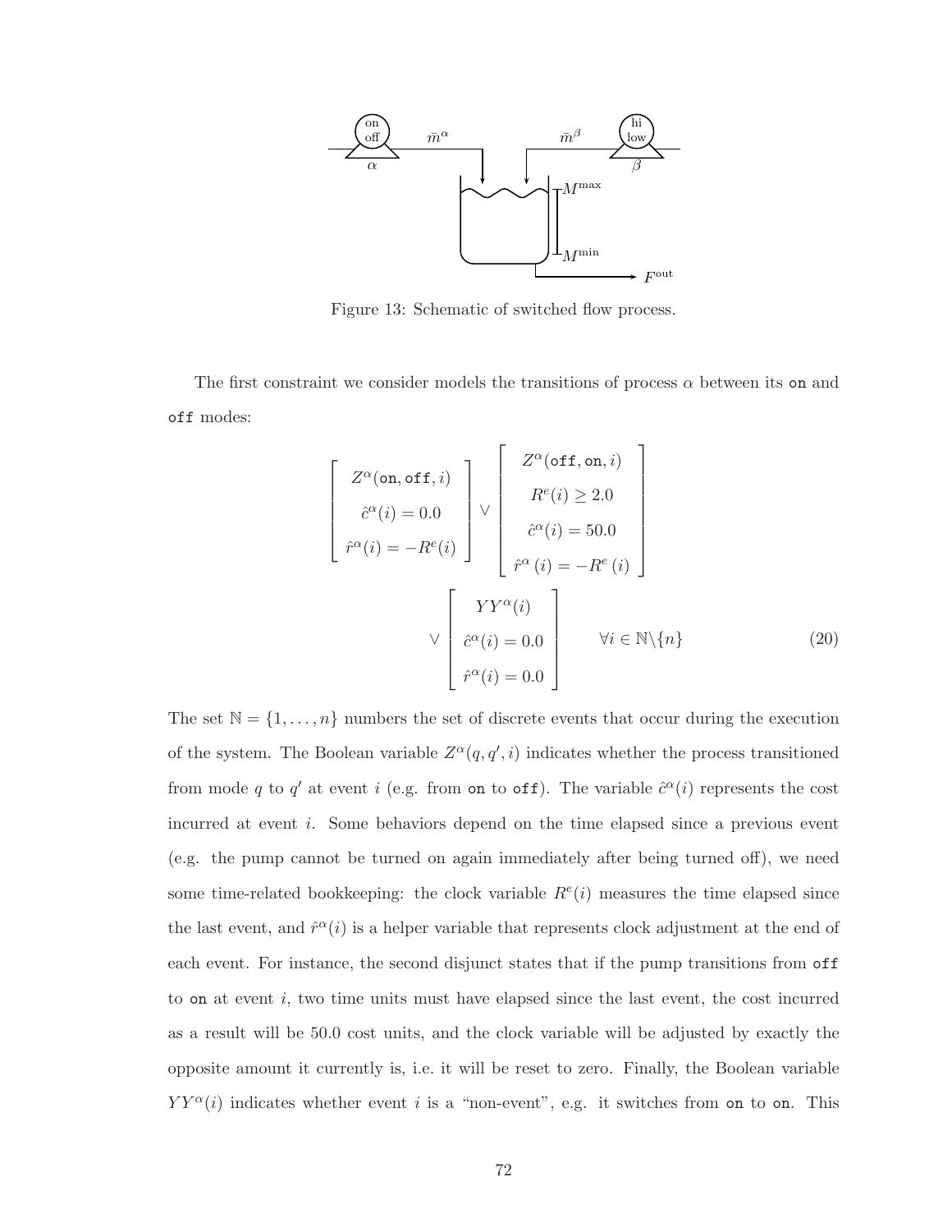Figure 13: Schematic of switched flow process.

The first constraint we consider models the transitions of process $\alpha$ between its `on` and `off` modes:

$$
\begin{bmatrix} Z^{\alpha}(\texttt{on}, \texttt{off}, i) \\ \hat{c}^{\alpha}(i) = 0.0 \\ \hat{r}^{\alpha}(i) = -R^{e}(i) \end{bmatrix} \vee \begin{bmatrix} Z^{\alpha}(\texttt{off}, \texttt{on}, i) \\ R^{e}(i) \geq 2.0 \\ \hat{c}^{\alpha}(i) = 50.0 \\ \hat{r}^{\alpha}(i) = -R^{e}(i) \end{bmatrix}
$$

$$
\vee \begin{bmatrix} YY^{\alpha}(i) \\ \hat{c}^{\alpha}(i) = 0.0 \\ \hat{r}^{\alpha}(i) = 0.0 \end{bmatrix} \qquad \forall i \in \mathbb{N} \backslash \{n\} \tag{20}
$$

The set $\mathbb{N} = \{1, \ldots, n\}$ numbers the set of discrete events that occur during the execution of the system. The Boolean variable $Z^{\alpha}(q, q', i)$ indicates whether the process transitioned from mode $q$ to $q'$ at event $i$ (e.g. from `on` to `off`). The variable $\hat{c}^{\alpha}(i)$ represents the cost incurred at event $i$. Some behaviors depend on the time elapsed since a previous event (e.g. the pump cannot be turned on again immediately after being turned off), we need some time-related bookkeeping: the clock variable $R^{e}(i)$ measures the time elapsed since the last event, and $\hat{r}^{\alpha}(i)$ is a helper variable that represents clock adjustment at the end of each event. For instance, the second disjunct states that if the pump transitions from `off` to `on` at event $i$, two time units must have elapsed since the last event, the cost incurred as a result will be 50.0 cost units, and the clock variable will be adjusted by exactly the opposite amount it currently is, i.e. it will be reset to zero. Finally, the Boolean variable $YY^{\alpha}(i)$ indicates whether event $i$ is a "non-event", e.g. it switches from `on` to `on`. This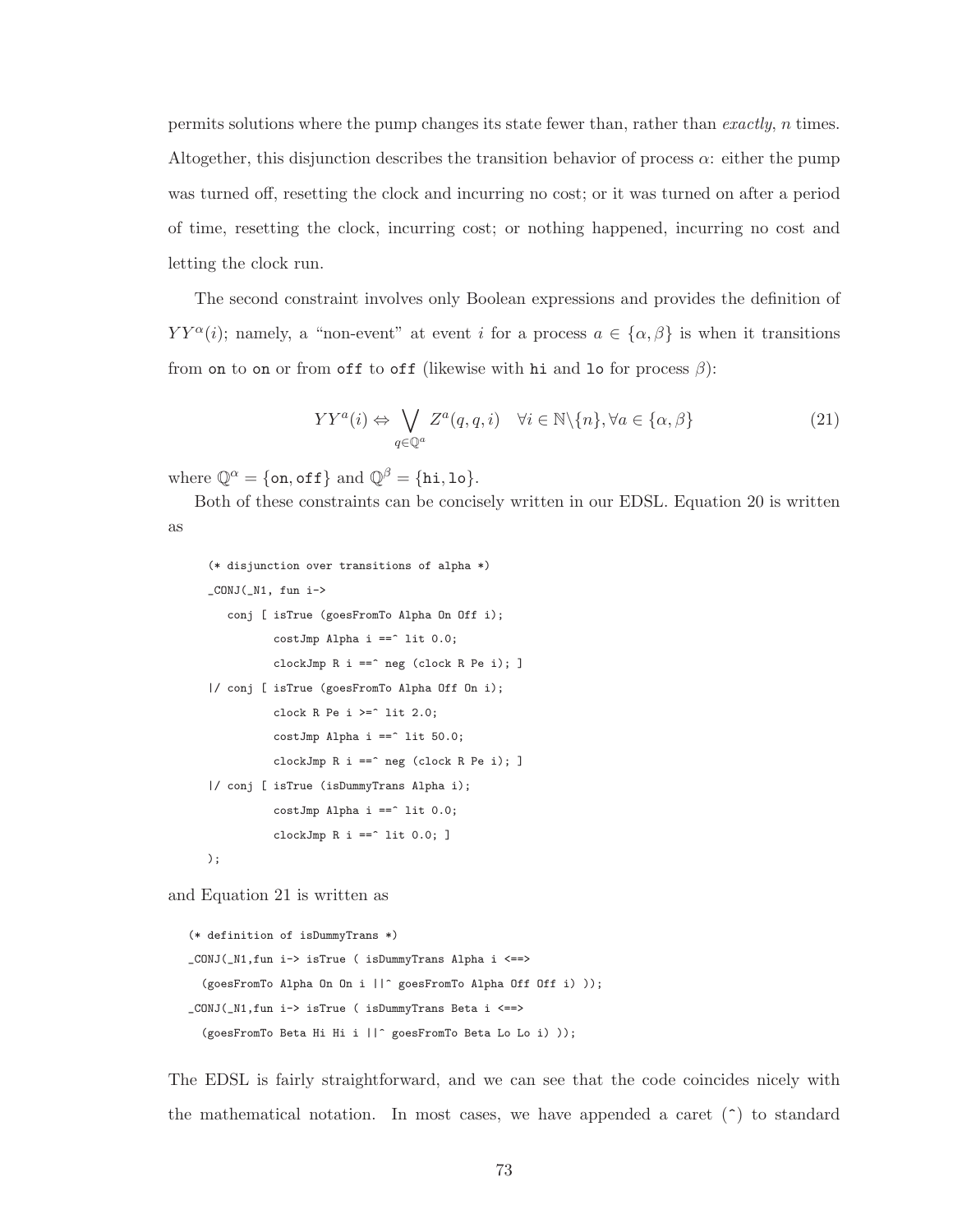permits solutions where the pump changes its state fewer than, rather than *exactly*, $n$ times. Altogether, this disjunction describes the transition behavior of process $\alpha$: either the pump was turned off, resetting the clock and incurring no cost; or it was turned on after a period of time, resetting the clock, incurring cost; or nothing happened, incurring no cost and letting the clock run.

The second constraint involves only Boolean expressions and provides the definition of $YY^{\alpha}(i)$; namely, a "non-event" at event $i$ for a process $a \in \{\alpha, \beta\}$ is when it transitions from `on` to `on` or from `off` to `off` (likewise with `hi` and `lo` for process $\beta$):

$$YY^{a}(i) \Leftrightarrow \bigvee_{q \in \mathbb{Q}^{a}} Z^{a}(q, q, i) \quad \forall i \in \mathbb{N} \backslash \{n\}, \forall a \in \{\alpha, \beta\} \tag{21}$$

where $\mathbb{Q}^{\alpha} = \{\texttt{on}, \texttt{off}\}$ and $\mathbb{Q}^{\beta} = \{\texttt{hi}, \texttt{lo}\}$.

Both of these constraints can be concisely written in our EDSL. Equation 20 is written as

```
(* disjunction over transitions of alpha *)
_CONJ(_N1, fun i->
   conj [ isTrue (goesFromTo Alpha On Off i);
          costJmp Alpha i ==^ lit 0.0;
          clockJmp R i ==^ neg (clock R Pe i); ]
|/ conj [ isTrue (goesFromTo Alpha Off On i);
          clock R Pe i >=^ lit 2.0;
          costJmp Alpha i ==^ lit 50.0;
          clockJmp R i ==^ neg (clock R Pe i); ]
|/ conj [ isTrue (isDummyTrans Alpha i);
          costJmp Alpha i ==^ lit 0.0;
          clockJmp R i ==^ lit 0.0; ]
);
```

and Equation 21 is written as

```
(* definition of isDummyTrans *)
_CONJ(_N1,fun i-> isTrue ( isDummyTrans Alpha i <==>
  (goesFromTo Alpha On On i ||^ goesFromTo Alpha Off Off i) ));
_CONJ(_N1,fun i-> isTrue ( isDummyTrans Beta i <==>
  (goesFromTo Beta Hi Hi i ||^ goesFromTo Beta Lo Lo i) ));
```

The EDSL is fairly straightforward, and we can see that the code coincides nicely with the mathematical notation. In most cases, we have appended a caret (^) to standard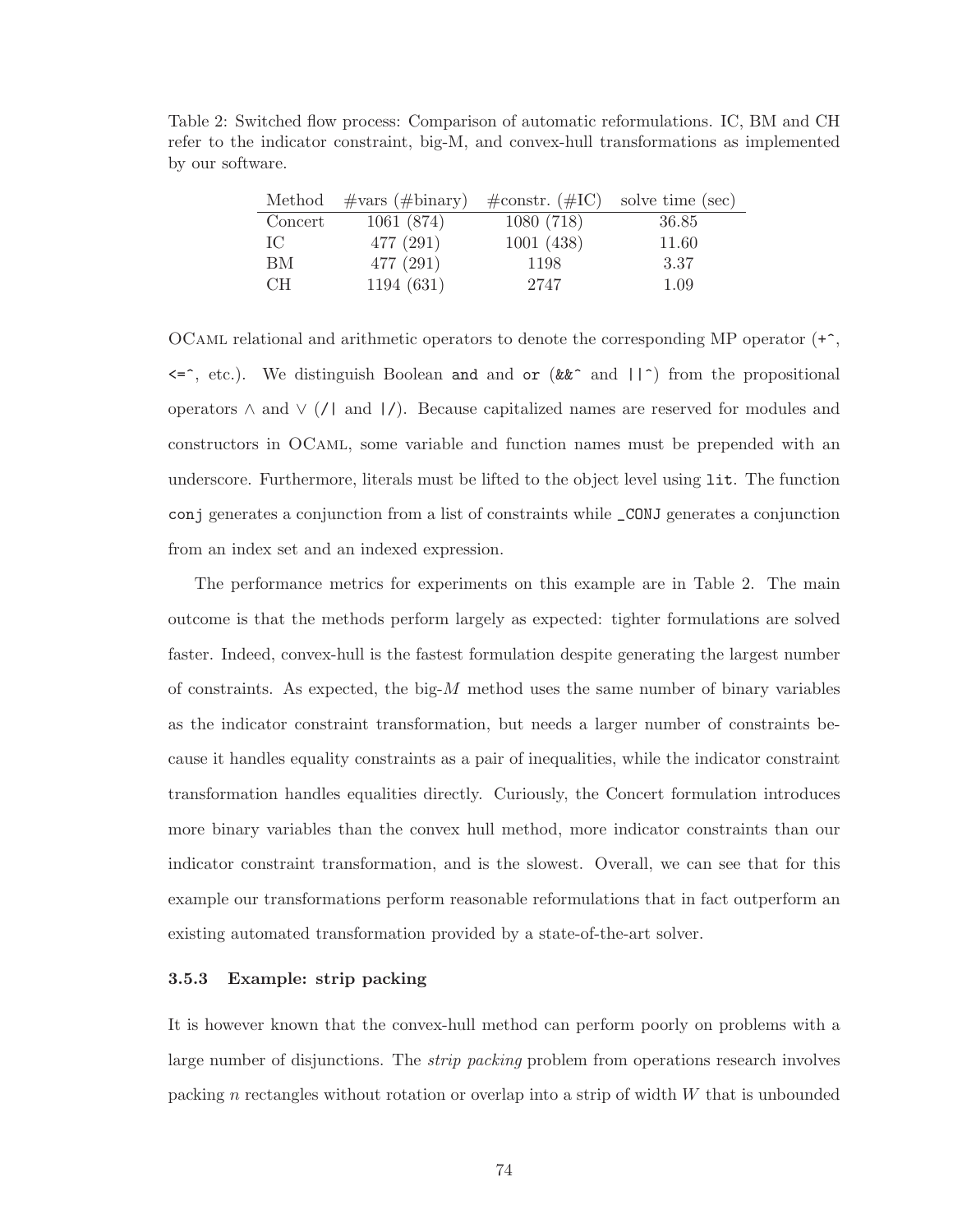Table 2: Switched flow process: Comparison of automatic reformulations. IC, BM and CH refer to the indicator constraint, big-M, and convex-hull transformations as implemented by our software.

| Method | #vars (#binary) | #constr. (#IC) | solve time (sec) |
|---|---|---|---|
| Concert | 1061 (874) | 1080 (718) | 36.85 |
| IC | 477 (291) | 1001 (438) | 11.60 |
| BM | 477 (291) | 1198 | 3.37 |
| CH | 1194 (631) | 2747 | 1.09 |

OCaml relational and arithmetic operators to denote the corresponding MP operator (`+^`, `<=^`, etc.). We distinguish Boolean **and** and **or** (`&&^` and `||^`) from the propositional operators $\wedge$ and $\vee$ (`/|` and `|/`). Because capitalized names are reserved for modules and constructors in OCaml, some variable and function names must be prepended with an underscore. Furthermore, literals must be lifted to the object level using `lit`. The function `conj` generates a conjunction from a list of constraints while `_CONJ` generates a conjunction from an index set and an indexed expression.

The performance metrics for experiments on this example are in Table 2. The main outcome is that the methods perform largely as expected: tighter formulations are solved faster. Indeed, convex-hull is the fastest formulation despite generating the largest number of constraints. As expected, the big-$M$ method uses the same number of binary variables as the indicator constraint transformation, but needs a larger number of constraints because it handles equality constraints as a pair of inequalities, while the indicator constraint transformation handles equalities directly. Curiously, the Concert formulation introduces more binary variables than the convex hull method, more indicator constraints than our indicator constraint transformation, and is the slowest. Overall, we can see that for this example our transformations perform reasonable reformulations that in fact outperform an existing automated transformation provided by a state-of-the-art solver.

### 3.5.3 Example: strip packing

It is however known that the convex-hull method can perform poorly on problems with a large number of disjunctions. The *strip packing* problem from operations research involves packing $n$ rectangles without rotation or overlap into a strip of width $W$ that is unbounded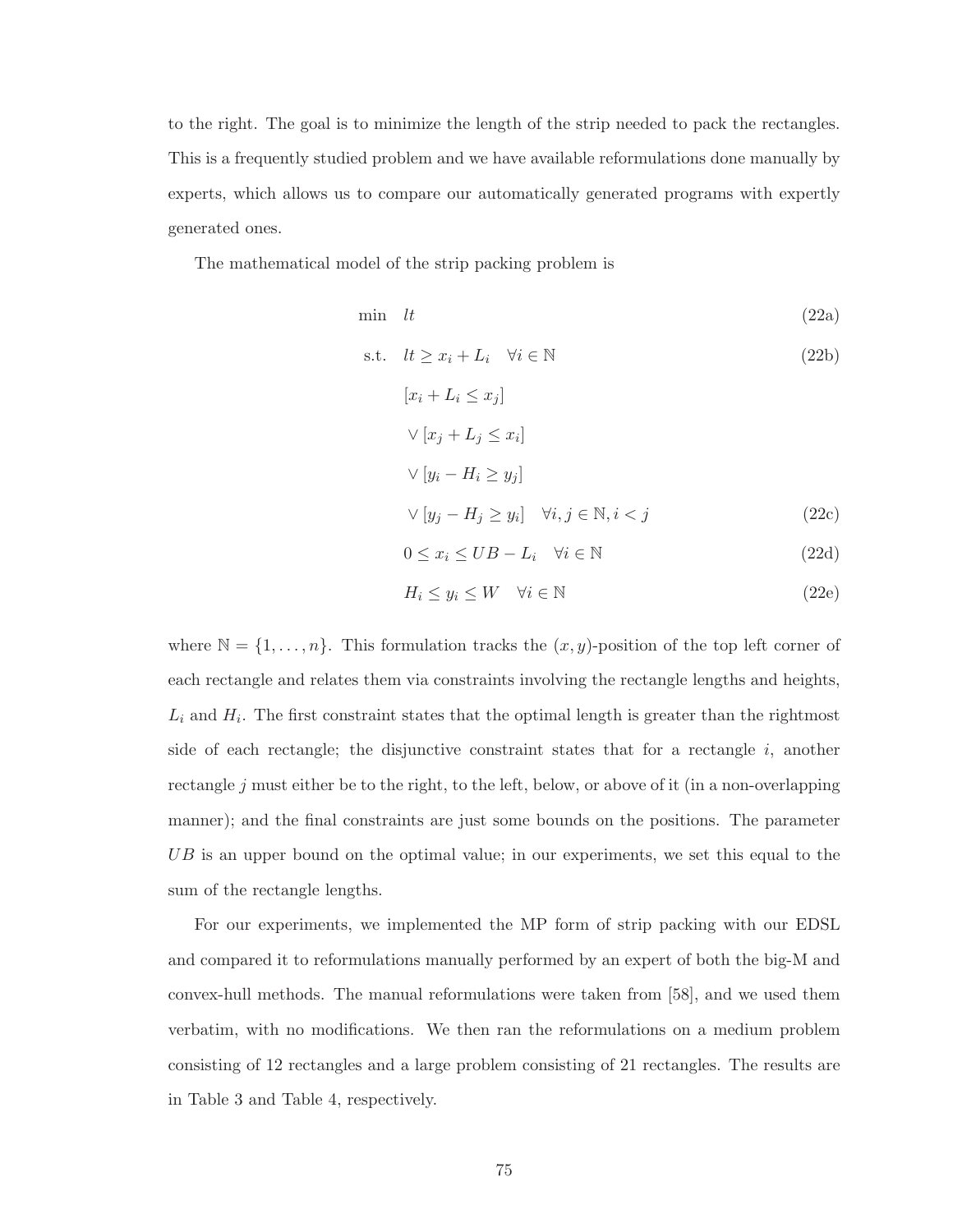to the right. The goal is to minimize the length of the strip needed to pack the rectangles. This is a frequently studied problem and we have available reformulations done manually by experts, which allows us to compare our automatically generated programs with expertly generated ones.

The mathematical model of the strip packing problem is

$$
\begin{aligned}
\min \quad & lt && \text{(22a)} \\
\text{s.t.} \quad & lt \geq x_i + L_i \quad \forall i \in \mathbb{N} && \text{(22b)} \\
& [x_i + L_i \leq x_j] \\
& \vee [x_j + L_j \leq x_i] \\
& \vee [y_i - H_i \geq y_j] \\
& \vee [y_j - H_j \geq y_i] \quad \forall i, j \in \mathbb{N}, i < j && \text{(22c)} \\
& 0 \leq x_i \leq UB - L_i \quad \forall i \in \mathbb{N} && \text{(22d)} \\
& H_i \leq y_i \leq W \quad \forall i \in \mathbb{N} && \text{(22e)}
\end{aligned}
$$

where $\mathbb{N} = \{1, \ldots, n\}$. This formulation tracks the $(x, y)$-position of the top left corner of each rectangle and relates them via constraints involving the rectangle lengths and heights, $L_i$ and $H_i$. The first constraint states that the optimal length is greater than the rightmost side of each rectangle; the disjunctive constraint states that for a rectangle $i$, another rectangle $j$ must either be to the right, to the left, below, or above of it (in a non-overlapping manner); and the final constraints are just some bounds on the positions. The parameter $UB$ is an upper bound on the optimal value; in our experiments, we set this equal to the sum of the rectangle lengths.

For our experiments, we implemented the MP form of strip packing with our EDSL and compared it to reformulations manually performed by an expert of both the big-M and convex-hull methods. The manual reformulations were taken from [58], and we used them verbatim, with no modifications. We then ran the reformulations on a medium problem consisting of 12 rectangles and a large problem consisting of 21 rectangles. The results are in Table 3 and Table 4, respectively.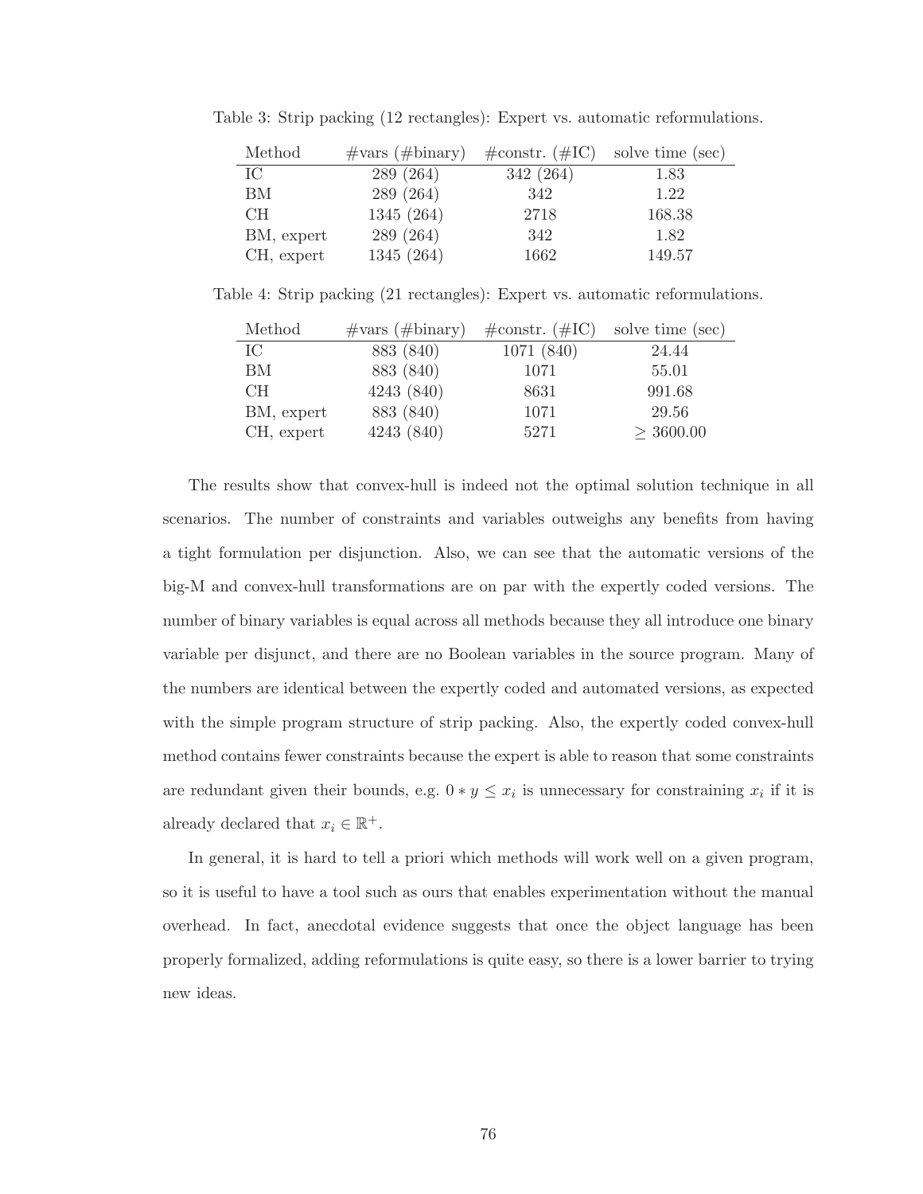Table 3: Strip packing (12 rectangles): Expert vs. automatic reformulations.

| Method | #vars (#binary) | #constr. (#IC) | solve time (sec) |
|---|---|---|---|
| IC | 289 (264) | 342 (264) | 1.83 |
| BM | 289 (264) | 342 | 1.22 |
| CH | 1345 (264) | 2718 | 168.38 |
| BM, expert | 289 (264) | 342 | 1.82 |
| CH, expert | 1345 (264) | 1662 | 149.57 |

Table 4: Strip packing (21 rectangles): Expert vs. automatic reformulations.

| Method | #vars (#binary) | #constr. (#IC) | solve time (sec) |
|---|---|---|---|
| IC | 883 (840) | 1071 (840) | 24.44 |
| BM | 883 (840) | 1071 | 55.01 |
| CH | 4243 (840) | 8631 | 991.68 |
| BM, expert | 883 (840) | 1071 | 29.56 |
| CH, expert | 4243 (840) | 5271 | $\geq 3600.00$ |

The results show that convex-hull is indeed not the optimal solution technique in all scenarios. The number of constraints and variables outweighs any benefits from having a tight formulation per disjunction. Also, we can see that the automatic versions of the big-M and convex-hull transformations are on par with the expertly coded versions. The number of binary variables is equal across all methods because they all introduce one binary variable per disjunct, and there are no Boolean variables in the source program. Many of the numbers are identical between the expertly coded and automated versions, as expected with the simple program structure of strip packing. Also, the expertly coded convex-hull method contains fewer constraints because the expert is able to reason that some constraints are redundant given their bounds, e.g. $0 * y \leq x_i$ is unnecessary for constraining $x_i$ if it is already declared that $x_i \in \mathbb{R}^+$.

In general, it is hard to tell a priori which methods will work well on a given program, so it is useful to have a tool such as ours that enables experimentation without the manual overhead. In fact, anecdotal evidence suggests that once the object language has been properly formalized, adding reformulations is quite easy, so there is a lower barrier to trying new ideas.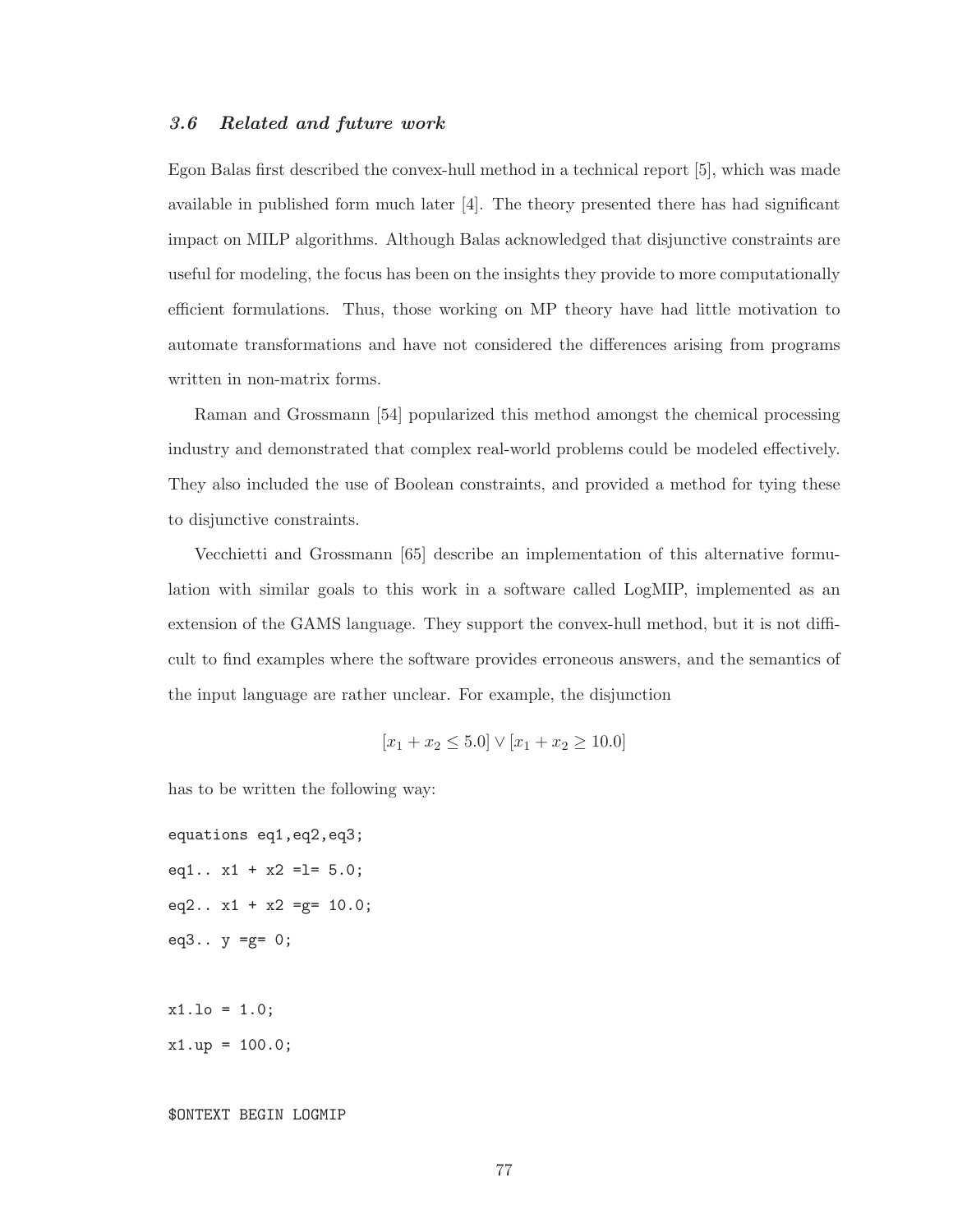### 3.6 *Related and future work*

Egon Balas first described the convex-hull method in a technical report [5], which was made available in published form much later [4]. The theory presented there has had significant impact on MILP algorithms. Although Balas acknowledged that disjunctive constraints are useful for modeling, the focus has been on the insights they provide to more computationally efficient formulations. Thus, those working on MP theory have had little motivation to automate transformations and have not considered the differences arising from programs written in non-matrix forms.

Raman and Grossmann [54] popularized this method amongst the chemical processing industry and demonstrated that complex real-world problems could be modeled effectively. They also included the use of Boolean constraints, and provided a method for tying these to disjunctive constraints.

Vecchietti and Grossmann [65] describe an implementation of this alternative formulation with similar goals to this work in a software called LogMIP, implemented as an extension of the GAMS language. They support the convex-hull method, but it is not difficult to find examples where the software provides erroneous answers, and the semantics of the input language are rather unclear. For example, the disjunction

$$[x_1 + x_2 \leq 5.0] \vee [x_1 + x_2 \geq 10.0]$$

has to be written the following way:

```
equations eq1,eq2,eq3;
eq1.. x1 + x2 =l= 5.0;
eq2.. x1 + x2 =g= 10.0;
eq3.. y =g= 0;

x1.lo = 1.0;
x1.up = 100.0;

$ONTEXT BEGIN LOGMIP
```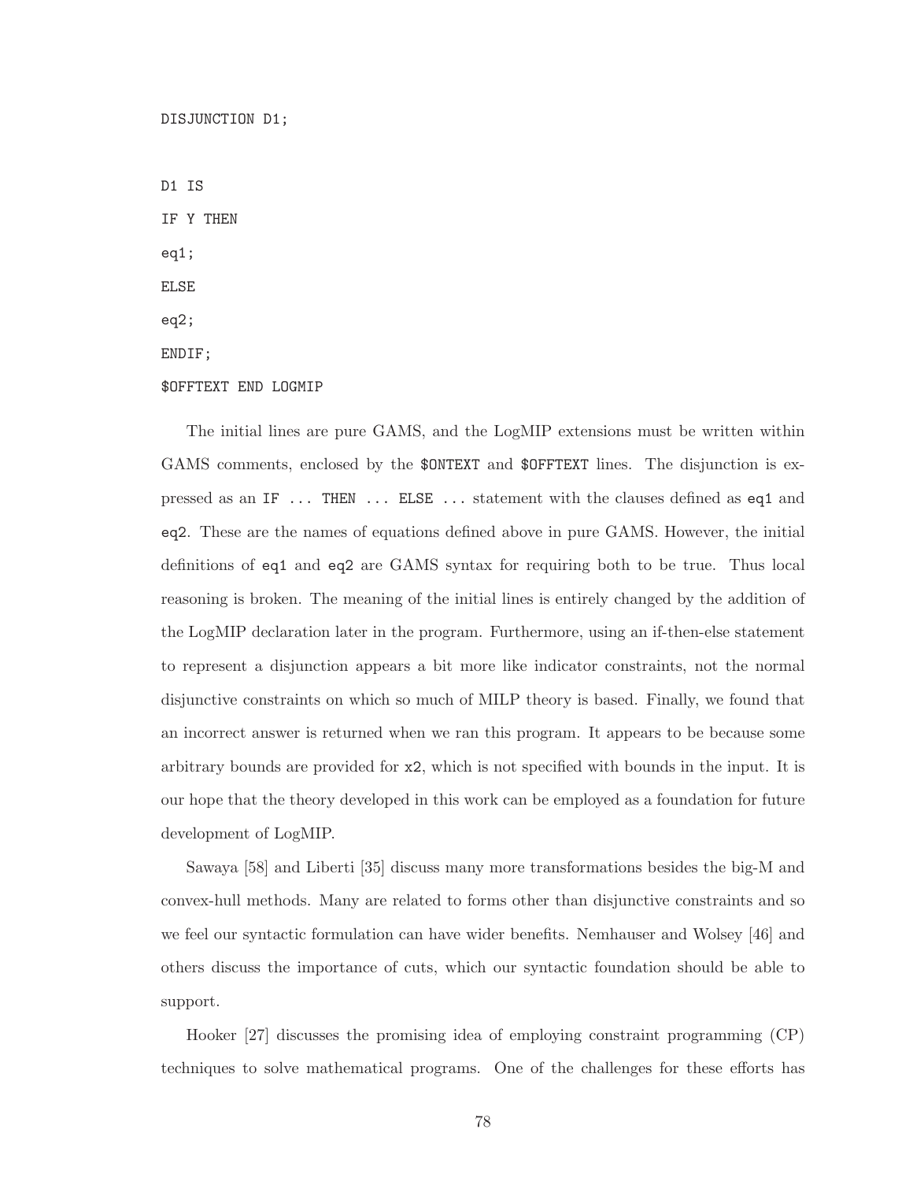```
DISJUNCTION D1;

D1 IS
IF Y THEN
eq1;
ELSE
eq2;
ENDIF;
$OFFTEXT END LOGMIP
```

The initial lines are pure GAMS, and the LogMIP extensions must be written within GAMS comments, enclosed by the `$ONTEXT` and `$OFFTEXT` lines. The disjunction is expressed as an `IF ... THEN ... ELSE ...` statement with the clauses defined as `eq1` and `eq2`. These are the names of equations defined above in pure GAMS. However, the initial definitions of `eq1` and `eq2` are GAMS syntax for requiring both to be true. Thus local reasoning is broken. The meaning of the initial lines is entirely changed by the addition of the LogMIP declaration later in the program. Furthermore, using an if-then-else statement to represent a disjunction appears a bit more like indicator constraints, not the normal disjunctive constraints on which so much of MILP theory is based. Finally, we found that an incorrect answer is returned when we ran this program. It appears to be because some arbitrary bounds are provided for `x2`, which is not specified with bounds in the input. It is our hope that the theory developed in this work can be employed as a foundation for future development of LogMIP.

Sawaya [58] and Liberti [35] discuss many more transformations besides the big-M and convex-hull methods. Many are related to forms other than disjunctive constraints and so we feel our syntactic formulation can have wider benefits. Nemhauser and Wolsey [46] and others discuss the importance of cuts, which our syntactic foundation should be able to support.

Hooker [27] discusses the promising idea of employing constraint programming (CP) techniques to solve mathematical programs. One of the challenges for these efforts has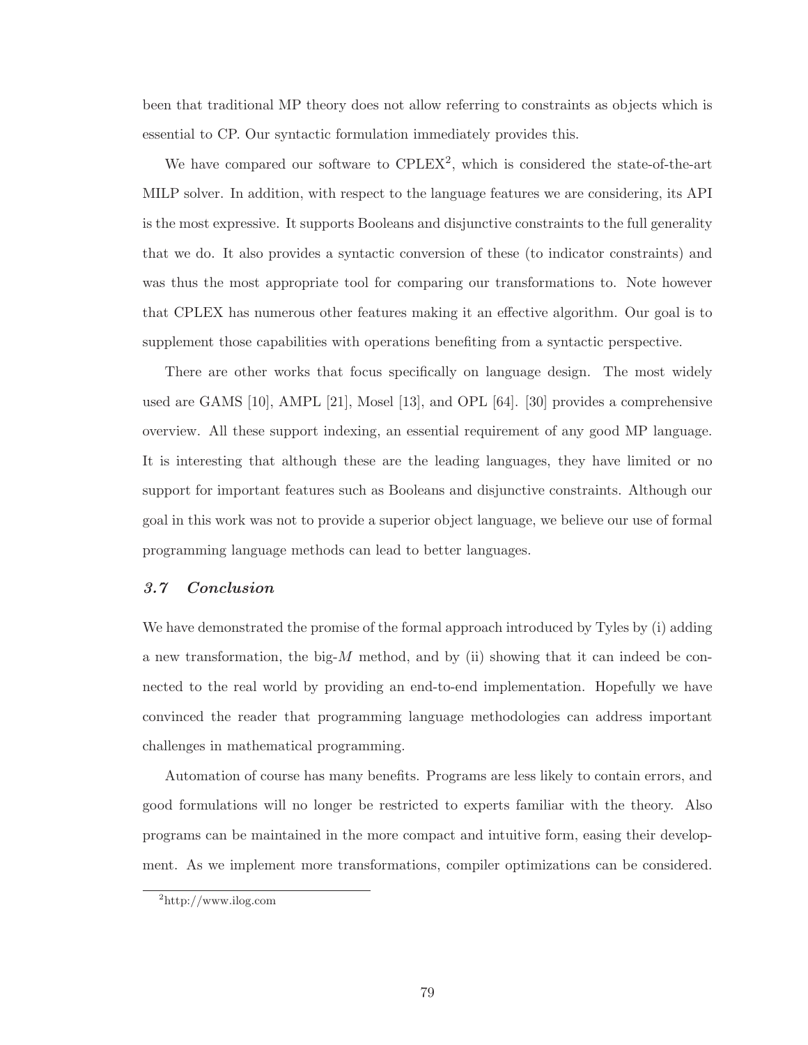been that traditional MP theory does not allow referring to constraints as objects which is essential to CP. Our syntactic formulation immediately provides this.

We have compared our software to CPLEX[2], which is considered the state-of-the-art MILP solver. In addition, with respect to the language features we are considering, its API is the most expressive. It supports Booleans and disjunctive constraints to the full generality that we do. It also provides a syntactic conversion of these (to indicator constraints) and was thus the most appropriate tool for comparing our transformations to. Note however that CPLEX has numerous other features making it an effective algorithm. Our goal is to supplement those capabilities with operations benefiting from a syntactic perspective.

There are other works that focus specifically on language design. The most widely used are GAMS [10], AMPL [21], Mosel [13], and OPL [64]. [30] provides a comprehensive overview. All these support indexing, an essential requirement of any good MP language. It is interesting that although these are the leading languages, they have limited or no support for important features such as Booleans and disjunctive constraints. Although our goal in this work was not to provide a superior object language, we believe our use of formal programming language methods can lead to better languages.

### *3.7 Conclusion*

We have demonstrated the promise of the formal approach introduced by Tyles by (i) adding a new transformation, the big-$M$ method, and by (ii) showing that it can indeed be connected to the real world by providing an end-to-end implementation. Hopefully we have convinced the reader that programming language methodologies can address important challenges in mathematical programming.

Automation of course has many benefits. Programs are less likely to contain errors, and good formulations will no longer be restricted to experts familiar with the theory. Also programs can be maintained in the more compact and intuitive form, easing their development. As we implement more transformations, compiler optimizations can be considered.

[2] http://www.ilog.com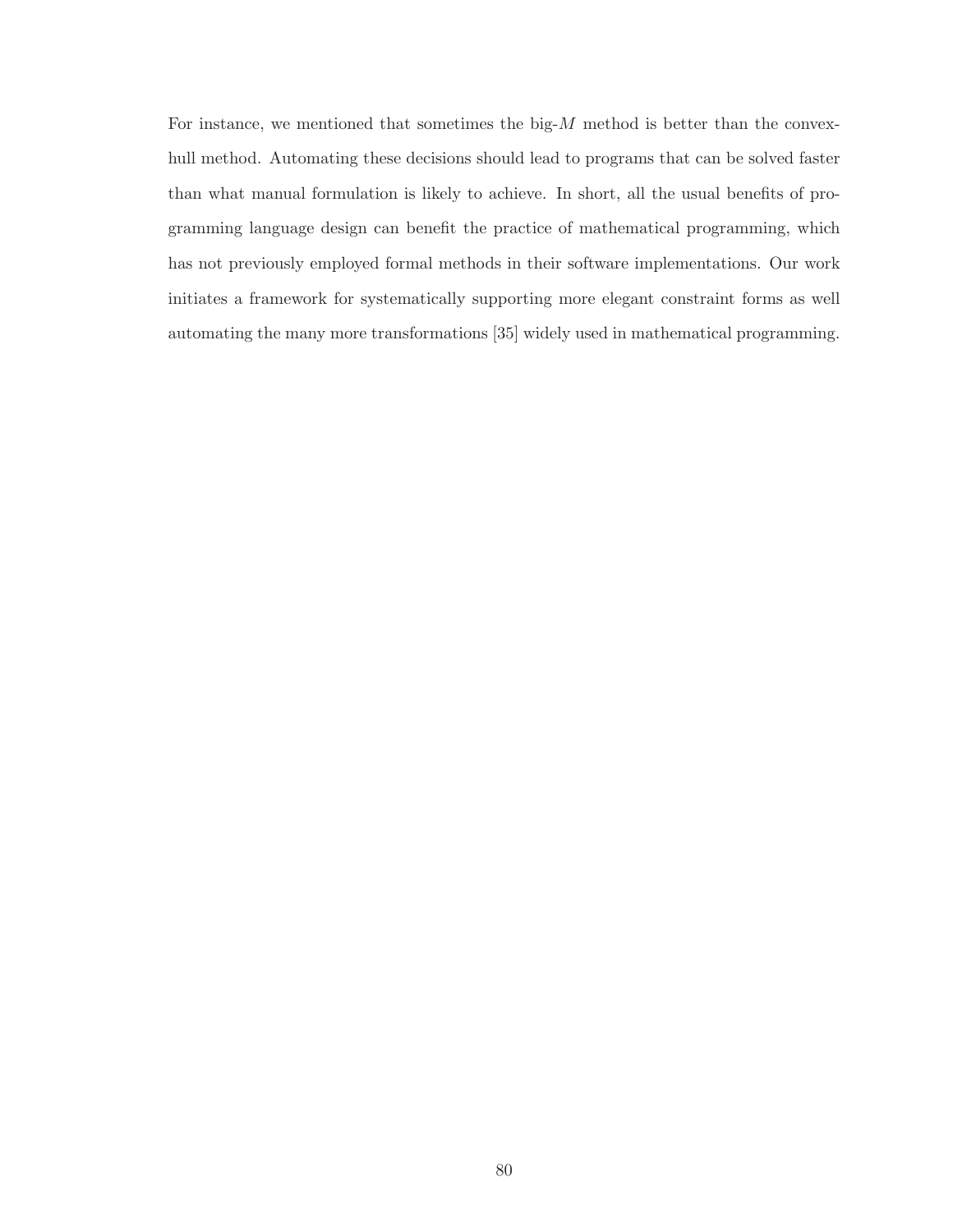For instance, we mentioned that sometimes the big-$M$ method is better than the convex-hull method. Automating these decisions should lead to programs that can be solved faster than what manual formulation is likely to achieve. In short, all the usual benefits of programming language design can benefit the practice of mathematical programming, which has not previously employed formal methods in their software implementations. Our work initiates a framework for systematically supporting more elegant constraint forms as well automating the many more transformations [35] widely used in mathematical programming.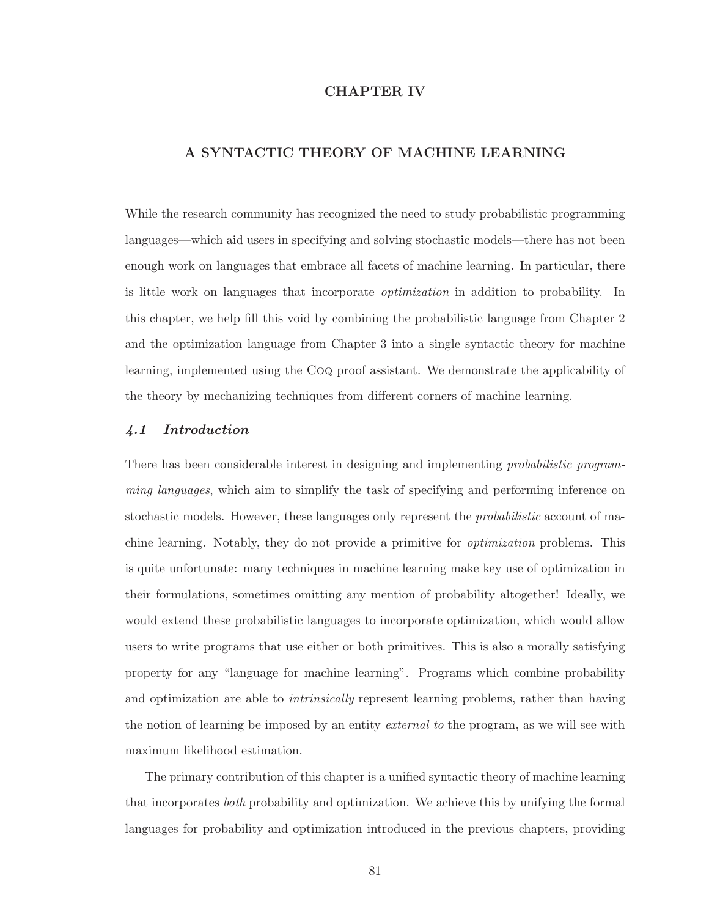# CHAPTER IV

# A SYNTACTIC THEORY OF MACHINE LEARNING

While the research community has recognized the need to study probabilistic programming languages—which aid users in specifying and solving stochastic models—there has not been enough work on languages that embrace all facets of machine learning. In particular, there is little work on languages that incorporate *optimization* in addition to probability. In this chapter, we help fill this void by combining the probabilistic language from Chapter 2 and the optimization language from Chapter 3 into a single syntactic theory for machine learning, implemented using the Coq proof assistant. We demonstrate the applicability of the theory by mechanizing techniques from different corners of machine learning.

## *4.1 Introduction*

There has been considerable interest in designing and implementing *probabilistic programming languages*, which aim to simplify the task of specifying and performing inference on stochastic models. However, these languages only represent the *probabilistic* account of machine learning. Notably, they do not provide a primitive for *optimization* problems. This is quite unfortunate: many techniques in machine learning make key use of optimization in their formulations, sometimes omitting any mention of probability altogether! Ideally, we would extend these probabilistic languages to incorporate optimization, which would allow users to write programs that use either or both primitives. This is also a morally satisfying property for any "language for machine learning". Programs which combine probability and optimization are able to *intrinsically* represent learning problems, rather than having the notion of learning be imposed by an entity *external to* the program, as we will see with maximum likelihood estimation.

The primary contribution of this chapter is a unified syntactic theory of machine learning that incorporates *both* probability and optimization. We achieve this by unifying the formal languages for probability and optimization introduced in the previous chapters, providing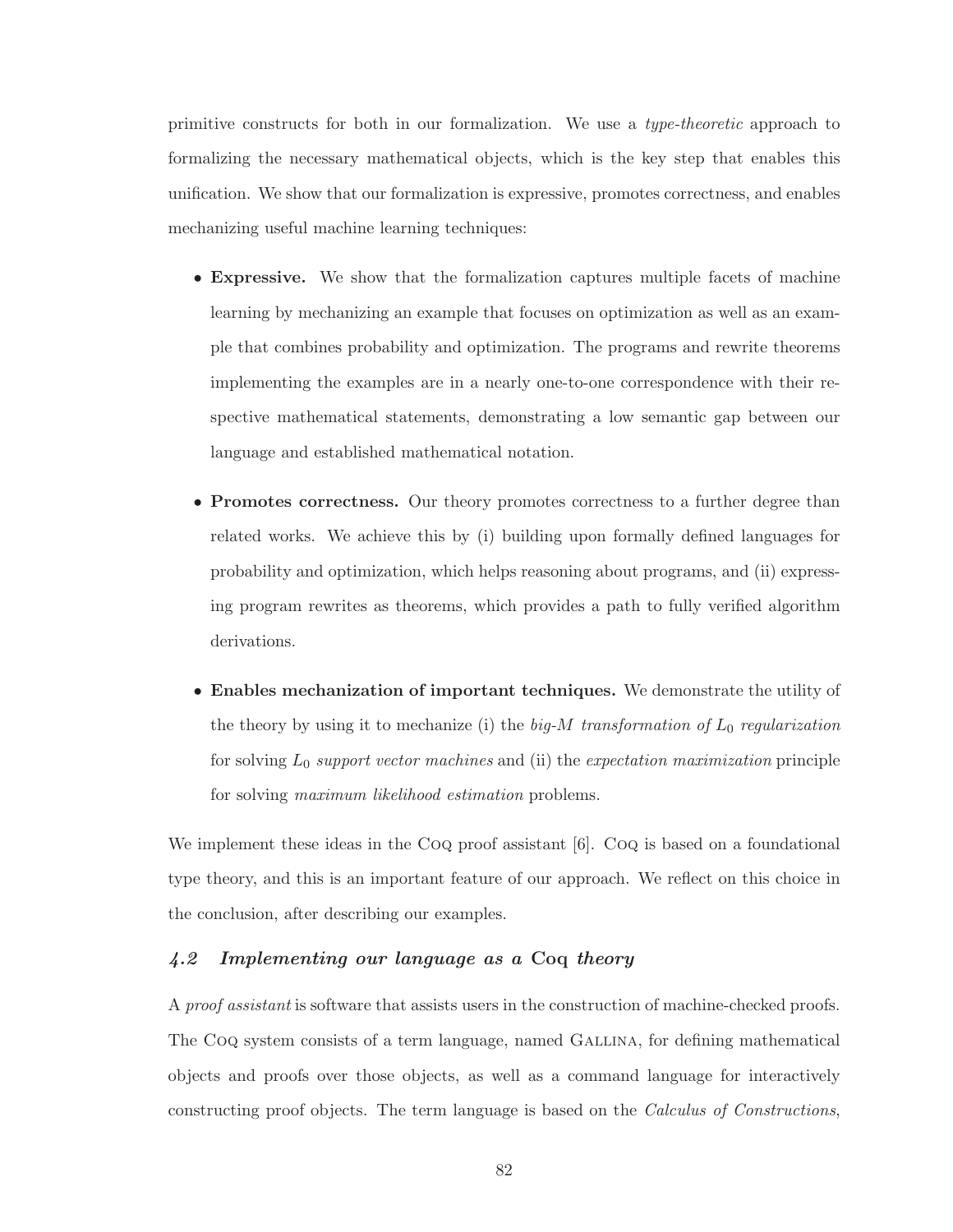primitive constructs for both in our formalization. We use a *type-theoretic* approach to formalizing the necessary mathematical objects, which is the key step that enables this unification. We show that our formalization is expressive, promotes correctness, and enables mechanizing useful machine learning techniques:

- **Expressive.** We show that the formalization captures multiple facets of machine learning by mechanizing an example that focuses on optimization as well as an example that combines probability and optimization. The programs and rewrite theorems implementing the examples are in a nearly one-to-one correspondence with their respective mathematical statements, demonstrating a low semantic gap between our language and established mathematical notation.

- **Promotes correctness.** Our theory promotes correctness to a further degree than related works. We achieve this by (i) building upon formally defined languages for probability and optimization, which helps reasoning about programs, and (ii) expressing program rewrites as theorems, which provides a path to fully verified algorithm derivations.

- **Enables mechanization of important techniques.** We demonstrate the utility of the theory by using it to mechanize (i) the *big-M transformation of $L_0$ regularization* for solving *$L_0$ support vector machines* and (ii) the *expectation maximization* principle for solving *maximum likelihood estimation* problems.

We implement these ideas in the Coq proof assistant [6]. Coq is based on a foundational type theory, and this is an important feature of our approach. We reflect on this choice in the conclusion, after describing our examples.

## 4.2 Implementing our language as a Coq theory

A *proof assistant* is software that assists users in the construction of machine-checked proofs. The Coq system consists of a term language, named Gallina, for defining mathematical objects and proofs over those objects, as well as a command language for interactively constructing proof objects. The term language is based on the *Calculus of Constructions*,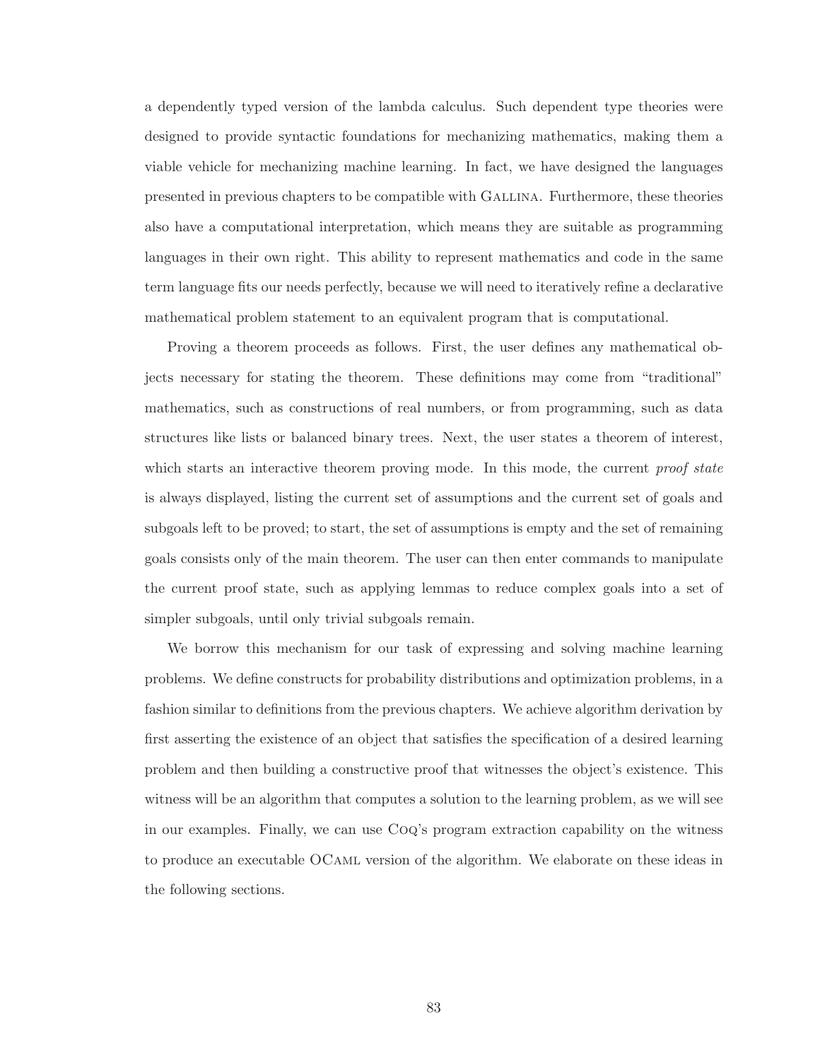a dependently typed version of the lambda calculus. Such dependent type theories were designed to provide syntactic foundations for mechanizing mathematics, making them a viable vehicle for mechanizing machine learning. In fact, we have designed the languages presented in previous chapters to be compatible with GALLINA. Furthermore, these theories also have a computational interpretation, which means they are suitable as programming languages in their own right. This ability to represent mathematics and code in the same term language fits our needs perfectly, because we will need to iteratively refine a declarative mathematical problem statement to an equivalent program that is computational.

Proving a theorem proceeds as follows. First, the user defines any mathematical objects necessary for stating the theorem. These definitions may come from "traditional" mathematics, such as constructions of real numbers, or from programming, such as data structures like lists or balanced binary trees. Next, the user states a theorem of interest, which starts an interactive theorem proving mode. In this mode, the current *proof state* is always displayed, listing the current set of assumptions and the current set of goals and subgoals left to be proved; to start, the set of assumptions is empty and the set of remaining goals consists only of the main theorem. The user can then enter commands to manipulate the current proof state, such as applying lemmas to reduce complex goals into a set of simpler subgoals, until only trivial subgoals remain.

We borrow this mechanism for our task of expressing and solving machine learning problems. We define constructs for probability distributions and optimization problems, in a fashion similar to definitions from the previous chapters. We achieve algorithm derivation by first asserting the existence of an object that satisfies the specification of a desired learning problem and then building a constructive proof that witnesses the object's existence. This witness will be an algorithm that computes a solution to the learning problem, as we will see in our examples. Finally, we can use COQ's program extraction capability on the witness to produce an executable OCAML version of the algorithm. We elaborate on these ideas in the following sections.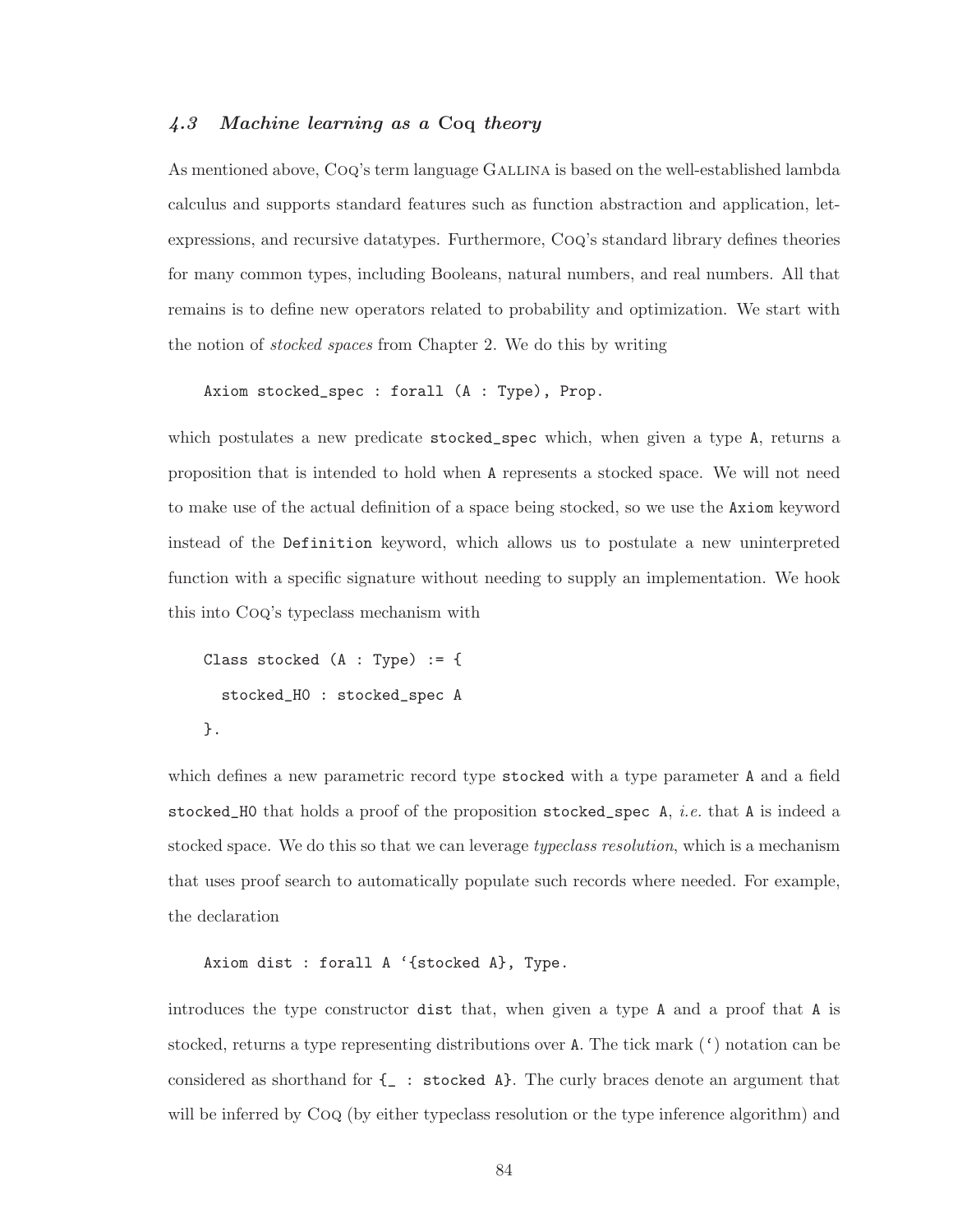### *4.3 Machine learning as a* Coq *theory*

As mentioned above, Coq's term language Gallina is based on the well-established lambda calculus and supports standard features such as function abstraction and application, let-expressions, and recursive datatypes. Furthermore, Coq's standard library defines theories for many common types, including Booleans, natural numbers, and real numbers. All that remains is to define new operators related to probability and optimization. We start with the notion of *stocked spaces* from Chapter 2. We do this by writing

```
Axiom stocked_spec : forall (A : Type), Prop.
```

which postulates a new predicate `stocked_spec` which, when given a type `A`, returns a proposition that is intended to hold when `A` represents a stocked space. We will not need to make use of the actual definition of a space being stocked, so we use the `Axiom` keyword instead of the `Definition` keyword, which allows us to postulate a new uninterpreted function with a specific signature without needing to supply an implementation. We hook this into Coq's typeclass mechanism with

```
Class stocked (A : Type) := {
  stocked_H0 : stocked_spec A
}.
```

which defines a new parametric record type `stocked` with a type parameter `A` and a field `stocked_H0` that holds a proof of the proposition `stocked_spec A`, *i.e.* that `A` is indeed a stocked space. We do this so that we can leverage *typeclass resolution*, which is a mechanism that uses proof search to automatically populate such records where needed. For example, the declaration

```
Axiom dist : forall A `{stocked A}, Type.
```

introduces the type constructor `dist` that, when given a type `A` and a proof that `A` is stocked, returns a type representing distributions over `A`. The tick mark (`) notation can be considered as shorthand for `{_ : stocked A}`. The curly braces denote an argument that will be inferred by Coq (by either typeclass resolution or the type inference algorithm) and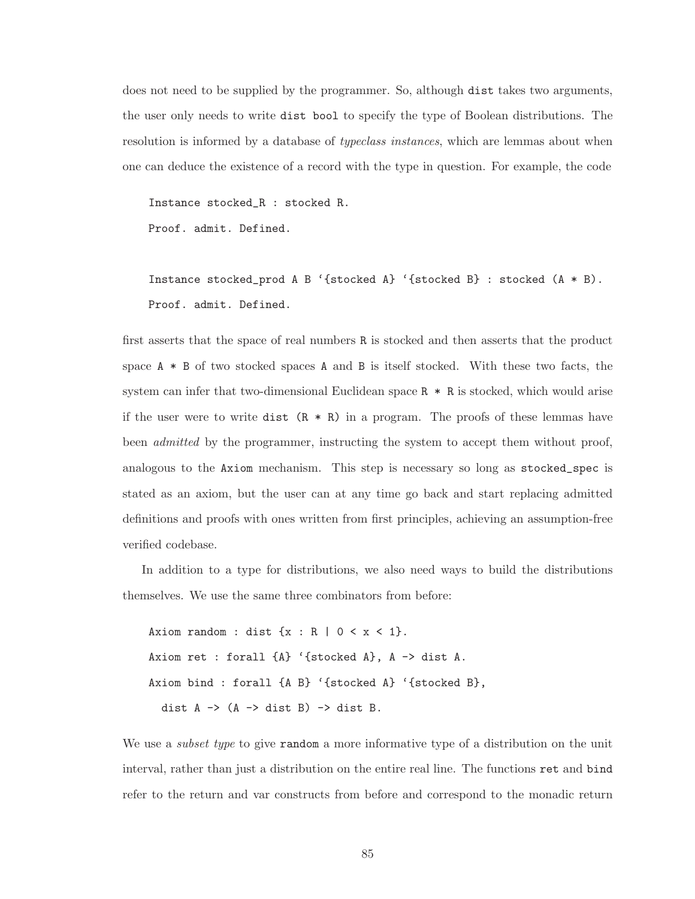does not need to be supplied by the programmer. So, although `dist` takes two arguments, the user only needs to write `dist bool` to specify the type of Boolean distributions. The resolution is informed by a database of *typeclass instances*, which are lemmas about when one can deduce the existence of a record with the type in question. For example, the code

```
Instance stocked_R : stocked R.
Proof. admit. Defined.

Instance stocked_prod A B `{stocked A} `{stocked B} : stocked (A * B).
Proof. admit. Defined.
```

first asserts that the space of real numbers `R` is stocked and then asserts that the product space `A * B` of two stocked spaces `A` and `B` is itself stocked. With these two facts, the system can infer that two-dimensional Euclidean space `R * R` is stocked, which would arise if the user were to write `dist (R * R)` in a program. The proofs of these lemmas have been *admitted* by the programmer, instructing the system to accept them without proof, analogous to the `Axiom` mechanism. This step is necessary so long as `stocked_spec` is stated as an axiom, but the user can at any time go back and start replacing admitted definitions and proofs with ones written from first principles, achieving an assumption-free verified codebase.

In addition to a type for distributions, we also need ways to build the distributions themselves. We use the same three combinators from before:

```
Axiom random : dist {x : R | 0 < x < 1}.
Axiom ret : forall {A} `{stocked A}, A -> dist A.
Axiom bind : forall {A B} `{stocked A} `{stocked B},
  dist A -> (A -> dist B) -> dist B.
```

We use a *subset type* to give `random` a more informative type of a distribution on the unit interval, rather than just a distribution on the entire real line. The functions `ret` and `bind` refer to the return and var constructs from before and correspond to the monadic return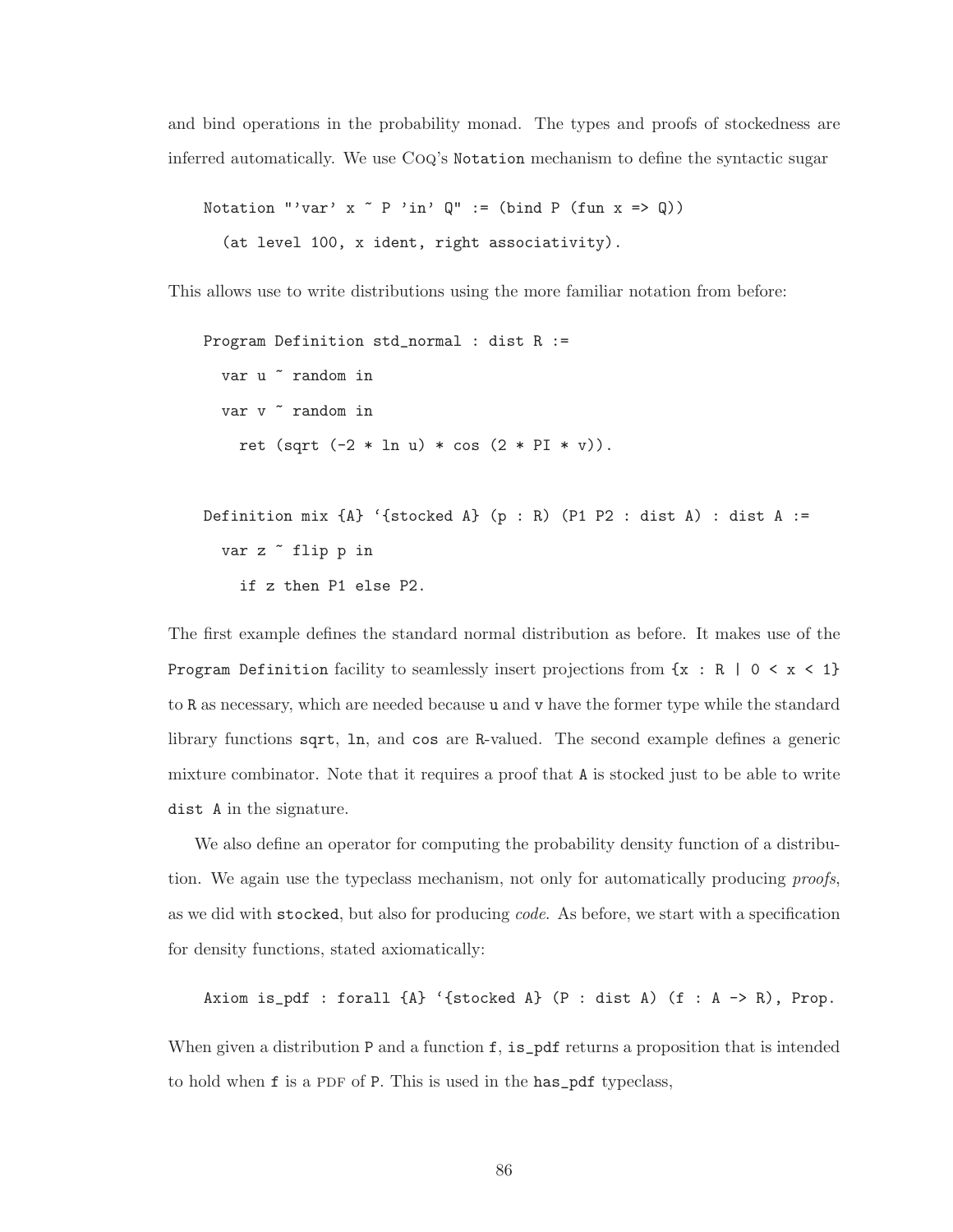and bind operations in the probability monad. The types and proofs of stockedness are inferred automatically. We use Coq's `Notation` mechanism to define the syntactic sugar

```
Notation "'var' x ~ P 'in' Q" := (bind P (fun x => Q))
  (at level 100, x ident, right associativity).
```

This allows use to write distributions using the more familiar notation from before:

```
Program Definition std_normal : dist R :=
  var u ~ random in
  var v ~ random in
    ret (sqrt (-2 * ln u) * cos (2 * PI * v)).

Definition mix {A} `{stocked A} (p : R) (P1 P2 : dist A) : dist A :=
  var z ~ flip p in
    if z then P1 else P2.
```

The first example defines the standard normal distribution as before. It makes use of the `Program Definition` facility to seamlessly insert projections from `{x : R | 0 < x < 1}` to `R` as necessary, which are needed because `u` and `v` have the former type while the standard library functions `sqrt`, `ln`, and `cos` are `R`-valued. The second example defines a generic mixture combinator. Note that it requires a proof that `A` is stocked just to be able to write `dist A` in the signature.

We also define an operator for computing the probability density function of a distribution. We again use the typeclass mechanism, not only for automatically producing *proofs*, as we did with `stocked`, but also for producing *code*. As before, we start with a specification for density functions, stated axiomatically:

```
Axiom is_pdf : forall {A} `{stocked A} (P : dist A) (f : A -> R), Prop.
```

When given a distribution `P` and a function `f`, `is_pdf` returns a proposition that is intended to hold when `f` is a PDF of `P`. This is used in the `has_pdf` typeclass,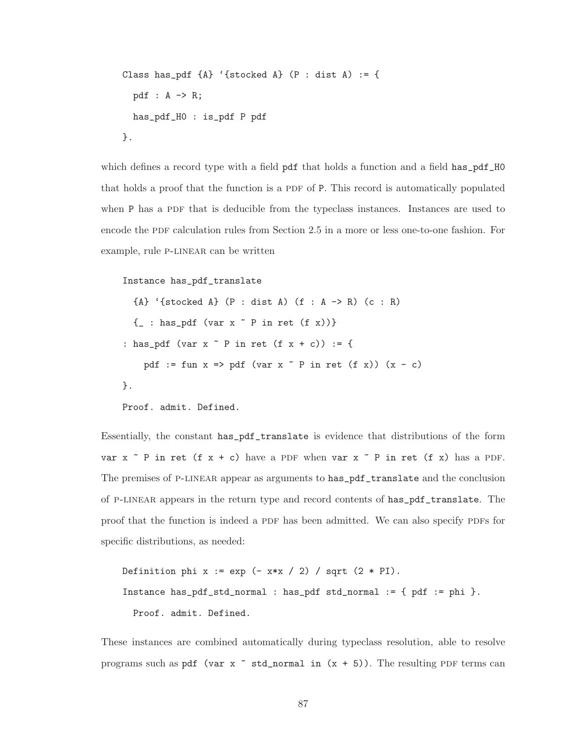```
Class has_pdf {A} `{stocked A} (P : dist A) := {
  pdf : A -> R;
  has_pdf_H0 : is_pdf P pdf
}.
```

which defines a record type with a field `pdf` that holds a function and a field `has_pdf_H0` that holds a proof that the function is a PDF of `P`. This record is automatically populated when `P` has a PDF that is deducible from the typeclass instances. Instances are used to encode the PDF calculation rules from Section 2.5 in a more or less one-to-one fashion. For example, rule P-LINEAR can be written

```
Instance has_pdf_translate
  {A} `{stocked A} (P : dist A) (f : A -> R) (c : R)
  {_ : has_pdf (var x ~ P in ret (f x))}
: has_pdf (var x ~ P in ret (f x + c)) := {
    pdf := fun x => pdf (var x ~ P in ret (f x)) (x - c)
}.
Proof. admit. Defined.
```

Essentially, the constant `has_pdf_translate` is evidence that distributions of the form `var x ~ P in ret (f x + c)` have a PDF when `var x ~ P in ret (f x)` has a PDF. The premises of P-LINEAR appear as arguments to `has_pdf_translate` and the conclusion of P-LINEAR appears in the return type and record contents of `has_pdf_translate`. The proof that the function is indeed a PDF has been admitted. We can also specify PDFs for specific distributions, as needed:

```
Definition phi x := exp (- x*x / 2) / sqrt (2 * PI).
Instance has_pdf_std_normal : has_pdf std_normal := { pdf := phi }.
  Proof. admit. Defined.
```

These instances are combined automatically during typeclass resolution, able to resolve programs such as `pdf (var x ~ std_normal in (x + 5))`. The resulting PDF terms can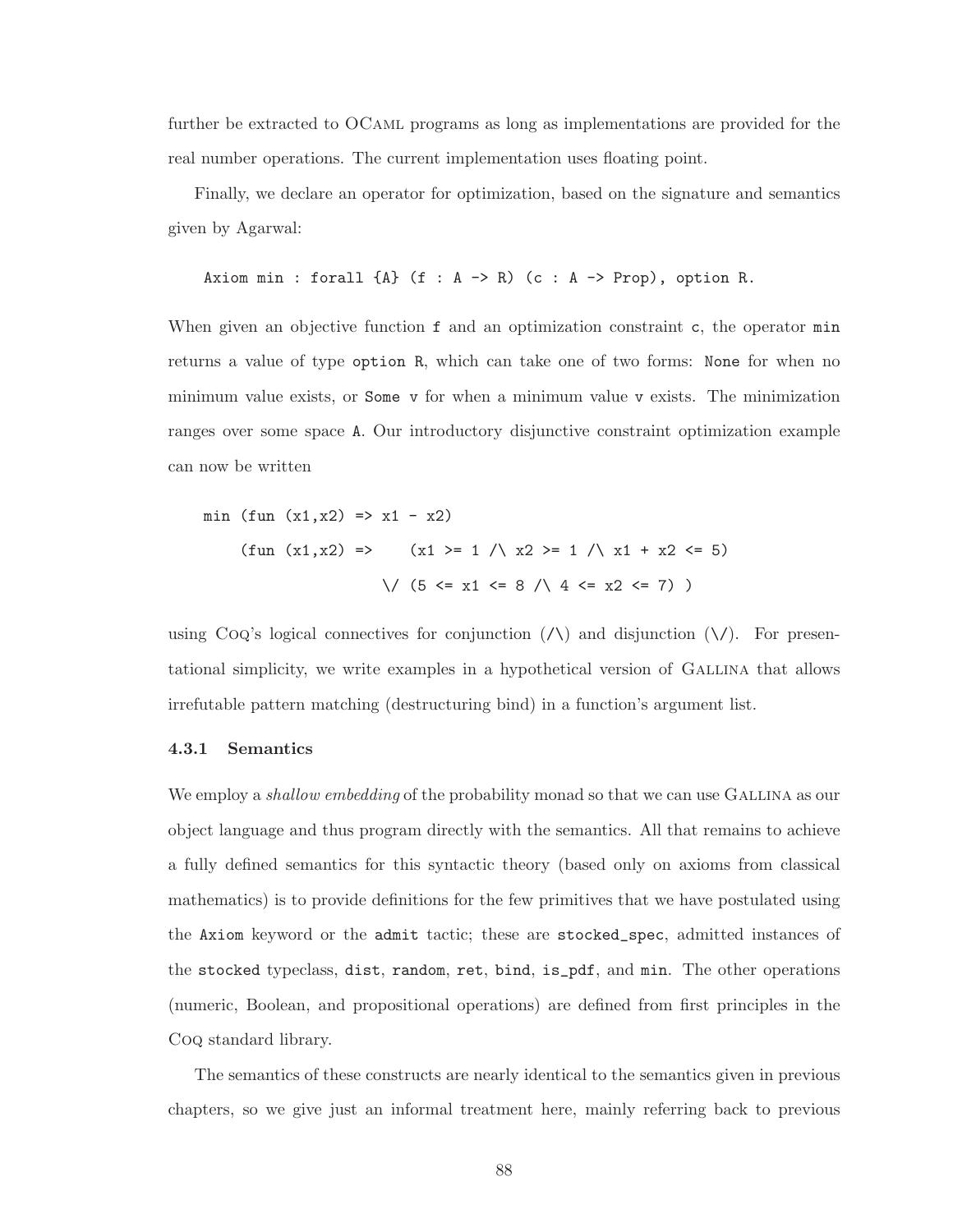further be extracted to OCaml programs as long as implementations are provided for the real number operations. The current implementation uses floating point.

Finally, we declare an operator for optimization, based on the signature and semantics given by Agarwal:

```
Axiom min : forall {A} (f : A -> R) (c : A -> Prop), option R.
```

When given an objective function `f` and an optimization constraint `c`, the operator `min` returns a value of type `option R`, which can take one of two forms: `None` for when no minimum value exists, or `Some v` for when a minimum value `v` exists. The minimization ranges over some space `A`. Our introductory disjunctive constraint optimization example can now be written

```
min (fun (x1,x2) => x1 - x2)
    (fun (x1,x2) =>    (x1 >= 1 /\ x2 >= 1 /\ x1 + x2 <= 5)
                    \/ (5 <= x1 <= 8 /\ 4 <= x2 <= 7) )
```

using Coq's logical connectives for conjunction (`/\`) and disjunction (`\/`). For presentational simplicity, we write examples in a hypothetical version of Gallina that allows irrefutable pattern matching (destructuring bind) in a function's argument list.

### 4.3.1 Semantics

We employ a *shallow embedding* of the probability monad so that we can use Gallina as our object language and thus program directly with the semantics. All that remains to achieve a fully defined semantics for this syntactic theory (based only on axioms from classical mathematics) is to provide definitions for the few primitives that we have postulated using the `Axiom` keyword or the `admit` tactic; these are `stocked_spec`, admitted instances of the `stocked` typeclass, `dist`, `random`, `ret`, `bind`, `is_pdf`, and `min`. The other operations (numeric, Boolean, and propositional operations) are defined from first principles in the Coq standard library.

The semantics of these constructs are nearly identical to the semantics given in previous chapters, so we give just an informal treatment here, mainly referring back to previous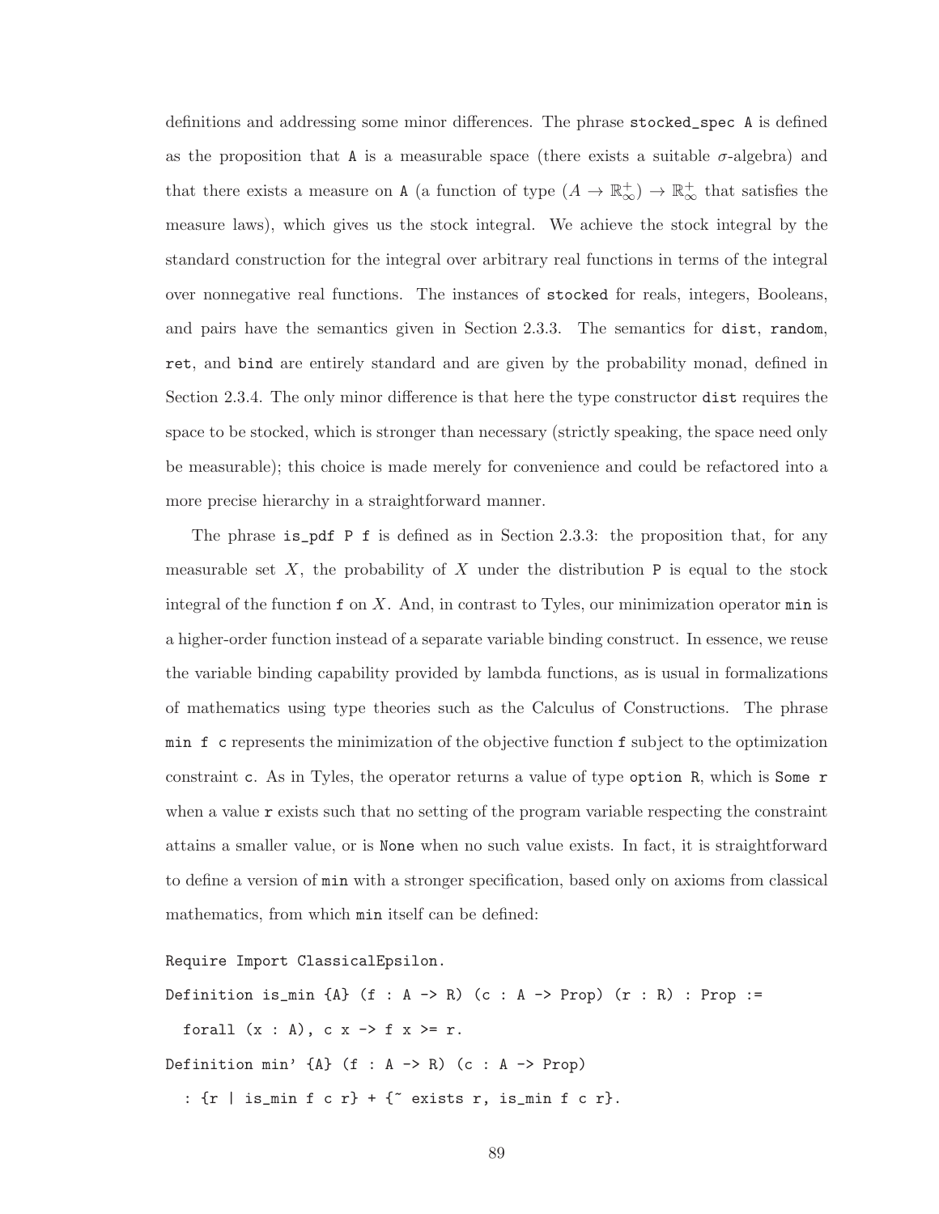definitions and addressing some minor differences. The phrase `stocked_spec A` is defined as the proposition that `A` is a measurable space (there exists a suitable $\sigma$-algebra) and that there exists a measure on `A` (a function of type $(A \to \mathbb{R}^+_\infty) \to \mathbb{R}^+_\infty$ that satisfies the measure laws), which gives us the stock integral. We achieve the stock integral by the standard construction for the integral over arbitrary real functions in terms of the integral over nonnegative real functions. The instances of `stocked` for reals, integers, Booleans, and pairs have the semantics given in Section 2.3.3. The semantics for `dist`, `random`, `ret`, and `bind` are entirely standard and are given by the probability monad, defined in Section 2.3.4. The only minor difference is that here the type constructor `dist` requires the space to be stocked, which is stronger than necessary (strictly speaking, the space need only be measurable); this choice is made merely for convenience and could be refactored into a more precise hierarchy in a straightforward manner.

The phrase `is_pdf P f` is defined as in Section 2.3.3: the proposition that, for any measurable set $X$, the probability of $X$ under the distribution `P` is equal to the stock integral of the function `f` on $X$. And, in contrast to Tyles, our minimization operator `min` is a higher-order function instead of a separate variable binding construct. In essence, we reuse the variable binding capability provided by lambda functions, as is usual in formalizations of mathematics using type theories such as the Calculus of Constructions. The phrase `min f c` represents the minimization of the objective function `f` subject to the optimization constraint `c`. As in Tyles, the operator returns a value of type `option R`, which is `Some r` when a value `r` exists such that no setting of the program variable respecting the constraint attains a smaller value, or is `None` when no such value exists. In fact, it is straightforward to define a version of `min` with a stronger specification, based only on axioms from classical mathematics, from which `min` itself can be defined:

```
Require Import ClassicalEpsilon.
Definition is_min {A} (f : A -> R) (c : A -> Prop) (r : R) : Prop :=
  forall (x : A), c x -> f x >= r.
Definition min' {A} (f : A -> R) (c : A -> Prop)
  : {r | is_min f c r} + {~ exists r, is_min f c r}.
```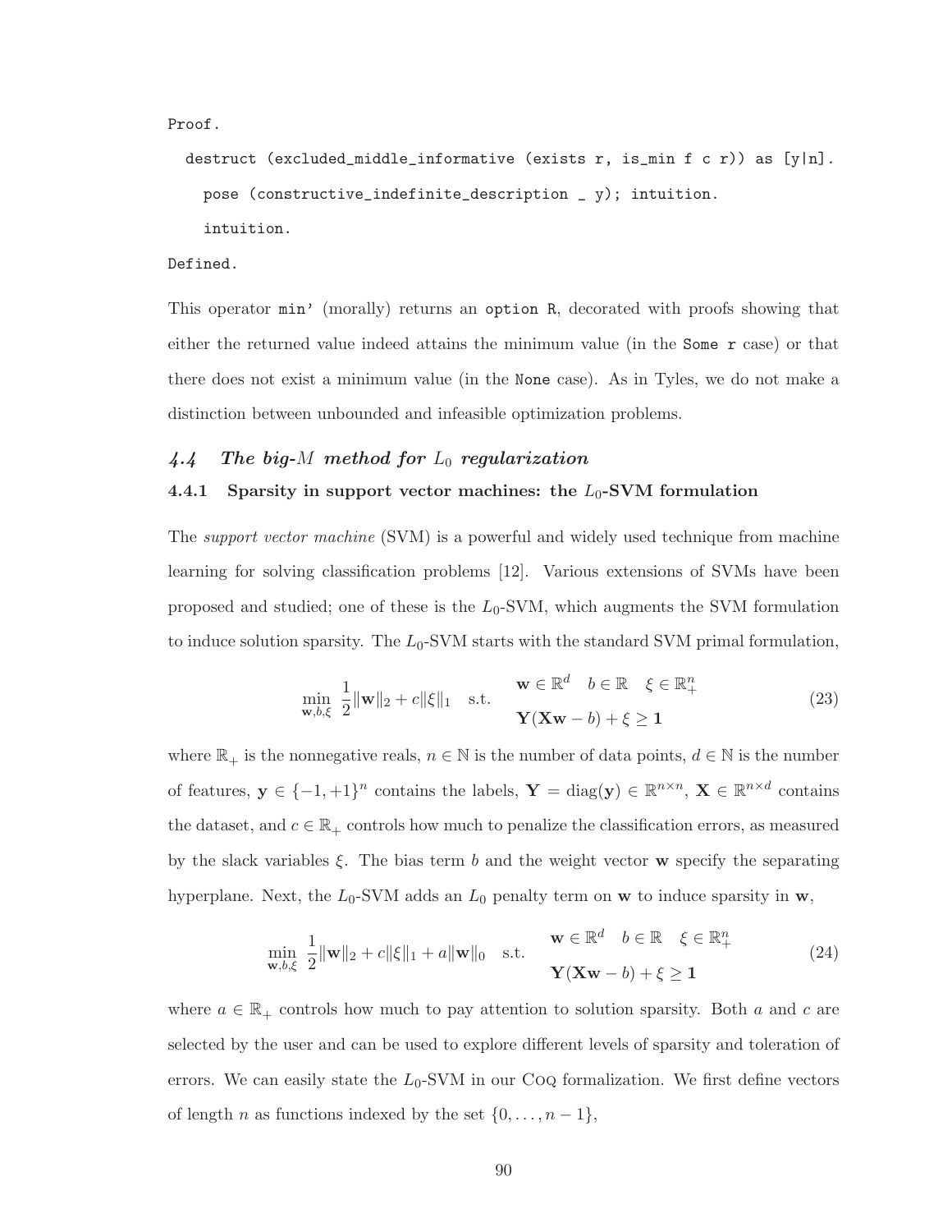```
Proof.
  destruct (excluded_middle_informative (exists r, is_min f c r)) as [y|n].
    pose (constructive_indefinite_description _ y); intuition.
    intuition.
Defined.
```

This operator `min'` (morally) returns an `option R`, decorated with proofs showing that either the returned value indeed attains the minimum value (in the `Some r` case) or that there does not exist a minimum value (in the `None` case). As in Tyles, we do not make a distinction between unbounded and infeasible optimization problems.

## *4.4 The big-M method for $L_0$ regularization*

### 4.4.1 Sparsity in support vector machines: the $L_0$-SVM formulation

The *support vector machine* (SVM) is a powerful and widely used technique from machine learning for solving classification problems [12]. Various extensions of SVMs have been proposed and studied; one of these is the $L_0$-SVM, which augments the SVM formulation to induce solution sparsity. The $L_0$-SVM starts with the standard SVM primal formulation,

$$\min_{\mathbf{w},b,\xi} \ \frac{1}{2}\|\mathbf{w}\|_2 + c\|\xi\|_1 \quad \text{s.t.} \quad \begin{array}{l} \mathbf{w} \in \mathbb{R}^d \quad b \in \mathbb{R} \quad \xi \in \mathbb{R}_+^n \\ \mathbf{Y}(\mathbf{X}\mathbf{w} - b) + \xi \geq \mathbf{1} \end{array} \tag{23}$$

where $\mathbb{R}_+$ is the nonnegative reals, $n \in \mathbb{N}$ is the number of data points, $d \in \mathbb{N}$ is the number of features, $\mathbf{y} \in \{-1, +1\}^n$ contains the labels, $\mathbf{Y} = \text{diag}(\mathbf{y}) \in \mathbb{R}^{n \times n}$, $\mathbf{X} \in \mathbb{R}^{n \times d}$ contains the dataset, and $c \in \mathbb{R}_+$ controls how much to penalize the classification errors, as measured by the slack variables $\xi$. The bias term $b$ and the weight vector $\mathbf{w}$ specify the separating hyperplane. Next, the $L_0$-SVM adds an $L_0$ penalty term on $\mathbf{w}$ to induce sparsity in $\mathbf{w}$,

$$\min_{\mathbf{w},b,\xi} \ \frac{1}{2}\|\mathbf{w}\|_2 + c\|\xi\|_1 + a\|\mathbf{w}\|_0 \quad \text{s.t.} \quad \begin{array}{l} \mathbf{w} \in \mathbb{R}^d \quad b \in \mathbb{R} \quad \xi \in \mathbb{R}_+^n \\ \mathbf{Y}(\mathbf{X}\mathbf{w} - b) + \xi \geq \mathbf{1} \end{array} \tag{24}$$

where $a \in \mathbb{R}_+$ controls how much to pay attention to solution sparsity. Both $a$ and $c$ are selected by the user and can be used to explore different levels of sparsity and toleration of errors. We can easily state the $L_0$-SVM in our Coq formalization. We first define vectors of length $n$ as functions indexed by the set $\{0, \ldots, n-1\}$,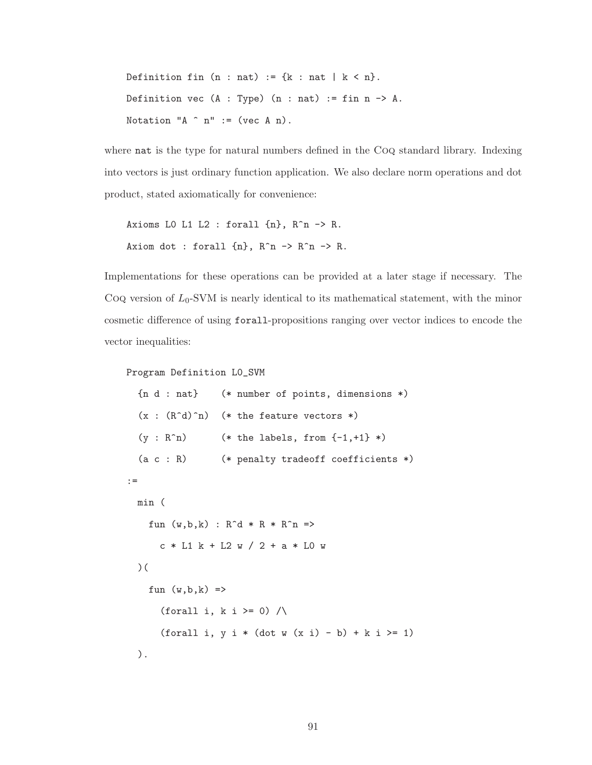```
Definition fin (n : nat) := {k : nat | k < n}.
Definition vec (A : Type) (n : nat) := fin n -> A.
Notation "A ^ n" := (vec A n).
```

where `nat` is the type for natural numbers defined in the Coq standard library. Indexing into vectors is just ordinary function application. We also declare norm operations and dot product, stated axiomatically for convenience:

```
Axioms L0 L1 L2 : forall {n}, R^n -> R.
Axiom dot : forall {n}, R^n -> R^n -> R.
```

Implementations for these operations can be provided at a later stage if necessary. The Coq version of $L_0$-SVM is nearly identical to its mathematical statement, with the minor cosmetic difference of using `forall`-propositions ranging over vector indices to encode the vector inequalities:

```
Program Definition L0_SVM
  {n d : nat}    (* number of points, dimensions *)
  (x : (R^d)^n)  (* the feature vectors *)
  (y : R^n)      (* the labels, from {-1,+1} *)
  (a c : R)      (* penalty tradeoff coefficients *)
:=
  min (
    fun (w,b,k) : R^d * R * R^n =>
      c * L1 k + L2 w / 2 + a * L0 w
  )(
    fun (w,b,k) =>
      (forall i, k i >= 0) /\
      (forall i, y i * (dot w (x i) - b) + k i >= 1)
  ).
```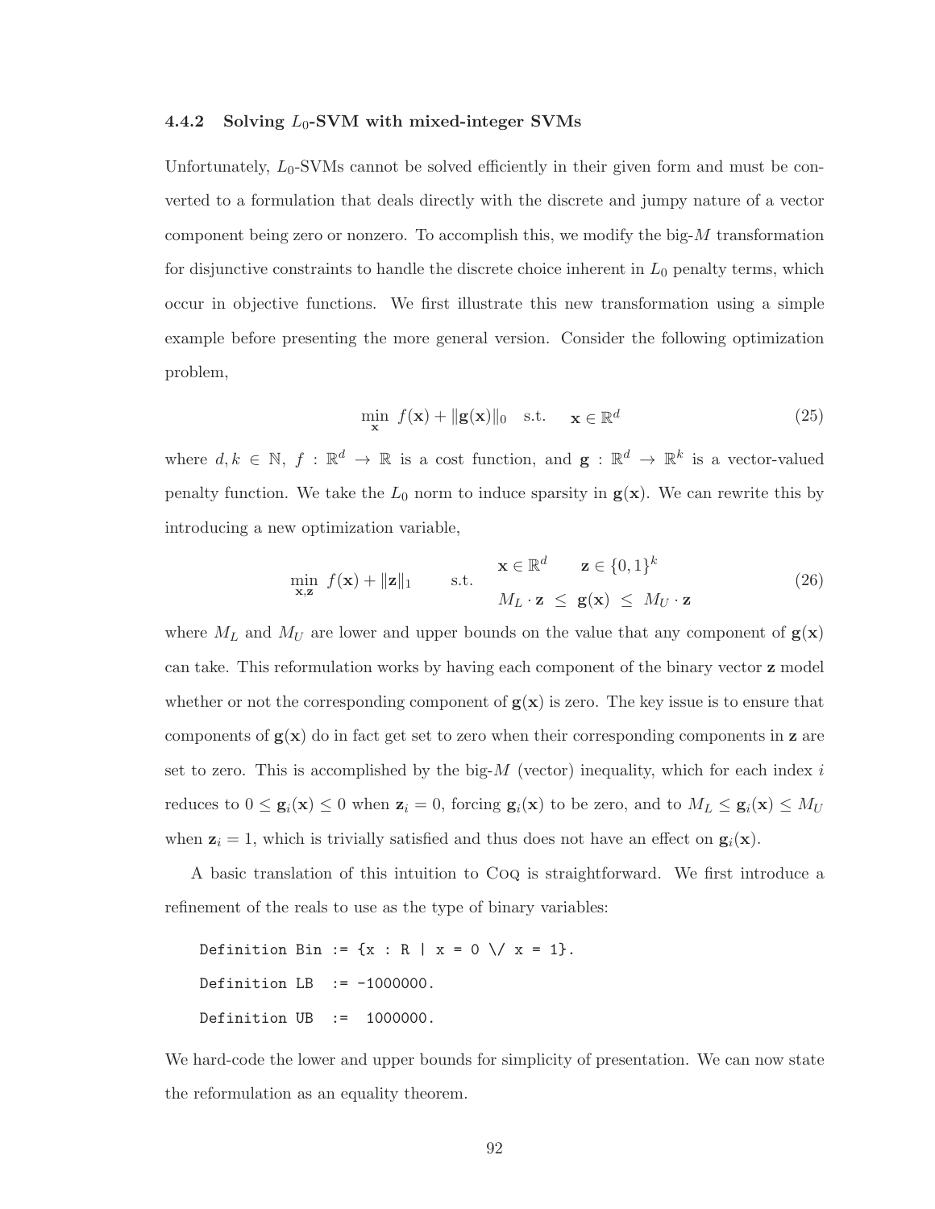### 4.4.2 Solving $L_0$-SVM with mixed-integer SVMs

Unfortunately, $L_0$-SVMs cannot be solved efficiently in their given form and must be converted to a formulation that deals directly with the discrete and jumpy nature of a vector component being zero or nonzero. To accomplish this, we modify the big-$M$ transformation for disjunctive constraints to handle the discrete choice inherent in $L_0$ penalty terms, which occur in objective functions. We first illustrate this new transformation using a simple example before presenting the more general version. Consider the following optimization problem,

$$\min_{\mathbf{x}} \ f(\mathbf{x}) + \|\mathbf{g}(\mathbf{x})\|_0 \quad \text{s.t.} \quad \mathbf{x} \in \mathbb{R}^d \tag{25}$$

where $d, k \in \mathbb{N}$, $f : \mathbb{R}^d \to \mathbb{R}$ is a cost function, and $\mathbf{g} : \mathbb{R}^d \to \mathbb{R}^k$ is a vector-valued penalty function. We take the $L_0$ norm to induce sparsity in $\mathbf{g}(\mathbf{x})$. We can rewrite this by introducing a new optimization variable,

$$\min_{\mathbf{x},\mathbf{z}} \ f(\mathbf{x}) + \|\mathbf{z}\|_1 \qquad \text{s.t.} \qquad \begin{array}{c} \mathbf{x} \in \mathbb{R}^d \qquad \mathbf{z} \in \{0,1\}^k \\ M_L \cdot \mathbf{z} \ \leq \ \mathbf{g}(\mathbf{x}) \ \leq \ M_U \cdot \mathbf{z} \end{array} \tag{26}$$

where $M_L$ and $M_U$ are lower and upper bounds on the value that any component of $\mathbf{g}(\mathbf{x})$ can take. This reformulation works by having each component of the binary vector $\mathbf{z}$ model whether or not the corresponding component of $\mathbf{g}(\mathbf{x})$ is zero. The key issue is to ensure that components of $\mathbf{g}(\mathbf{x})$ do in fact get set to zero when their corresponding components in $\mathbf{z}$ are set to zero. This is accomplished by the big-$M$ (vector) inequality, which for each index $i$ reduces to $0 \leq \mathbf{g}_i(\mathbf{x}) \leq 0$ when $\mathbf{z}_i = 0$, forcing $\mathbf{g}_i(\mathbf{x})$ to be zero, and to $M_L \leq \mathbf{g}_i(\mathbf{x}) \leq M_U$ when $\mathbf{z}_i = 1$, which is trivially satisfied and thus does not have an effect on $\mathbf{g}_i(\mathbf{x})$.

A basic translation of this intuition to Coq is straightforward. We first introduce a refinement of the reals to use as the type of binary variables:

```
Definition Bin := {x : R | x = 0 \/ x = 1}.
Definition LB  := -1000000.
Definition UB  :=  1000000.
```

We hard-code the lower and upper bounds for simplicity of presentation. We can now state the reformulation as an equality theorem.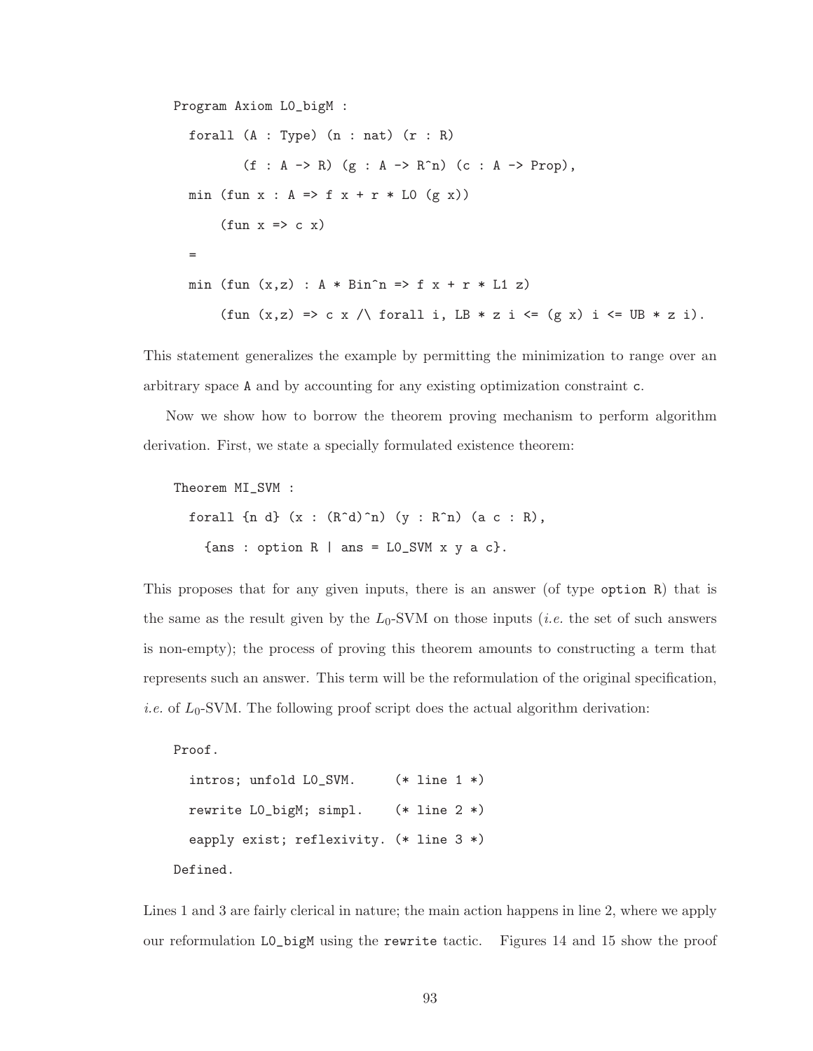```
Program Axiom L0_bigM :
  forall (A : Type) (n : nat) (r : R)
         (f : A -> R) (g : A -> R^n) (c : A -> Prop),
  min (fun x : A => f x + r * L0 (g x))
      (fun x => c x)
  =
  min (fun (x,z) : A * Bin^n => f x + r * L1 z)
      (fun (x,z) => c x /\ forall i, LB * z i <= (g x) i <= UB * z i).
```

This statement generalizes the example by permitting the minimization to range over an arbitrary space `A` and by accounting for any existing optimization constraint `c`.

Now we show how to borrow the theorem proving mechanism to perform algorithm derivation. First, we state a specially formulated existence theorem:

```
Theorem MI_SVM :
  forall {n d} (x : (R^d)^n) (y : R^n) (a c : R),
    {ans : option R | ans = L0_SVM x y a c}.
```

This proposes that for any given inputs, there is an answer (of type `option R`) that is the same as the result given by the $L_0$-SVM on those inputs (*i.e.* the set of such answers is non-empty); the process of proving this theorem amounts to constructing a term that represents such an answer. This term will be the reformulation of the original specification, *i.e.* of $L_0$-SVM. The following proof script does the actual algorithm derivation:

```
Proof.
  intros; unfold L0_SVM.      (* line 1 *)
  rewrite L0_bigM; simpl.     (* line 2 *)
  eapply exist; reflexivity. (* line 3 *)
Defined.
```

Lines 1 and 3 are fairly clerical in nature; the main action happens in line 2, where we apply our reformulation `L0_bigM` using the `rewrite` tactic. Figures 14 and 15 show the proof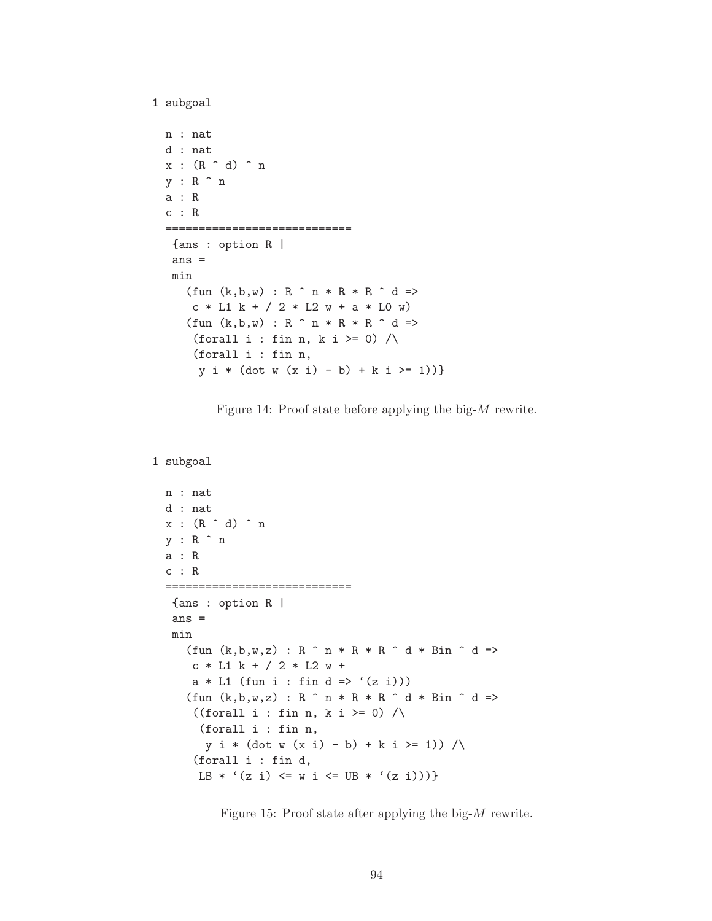```
1 subgoal

  n : nat
  d : nat
  x : (R ^ d) ^ n
  y : R ^ n
  a : R
  c : R
  ============================
   {ans : option R |
   ans =
   min
     (fun (k,b,w) : R ^ n * R * R ^ d =>
      c * L1 k + / 2 * L2 w + a * L0 w)
     (fun (k,b,w) : R ^ n * R * R ^ d =>
      (forall i : fin n, k i >= 0) /\
      (forall i : fin n,
       y i * (dot w (x i) - b) + k i >= 1))}
```

Figure 14: Proof state before applying the big-$M$ rewrite.

```
1 subgoal

  n : nat
  d : nat
  x : (R ^ d) ^ n
  y : R ^ n
  a : R
  c : R
  ============================
   {ans : option R |
   ans =
   min
     (fun (k,b,w,z) : R ^ n * R * R ^ d * Bin ^ d =>
      c * L1 k + / 2 * L2 w +
      a * L1 (fun i : fin d => `(z i)))
     (fun (k,b,w,z) : R ^ n * R * R ^ d * Bin ^ d =>
      ((forall i : fin n, k i >= 0) /\
       (forall i : fin n,
        y i * (dot w (x i) - b) + k i >= 1)) /\
      (forall i : fin d,
       LB * `(z i) <= w i <= UB * `(z i)))}
```

Figure 15: Proof state after applying the big-$M$ rewrite.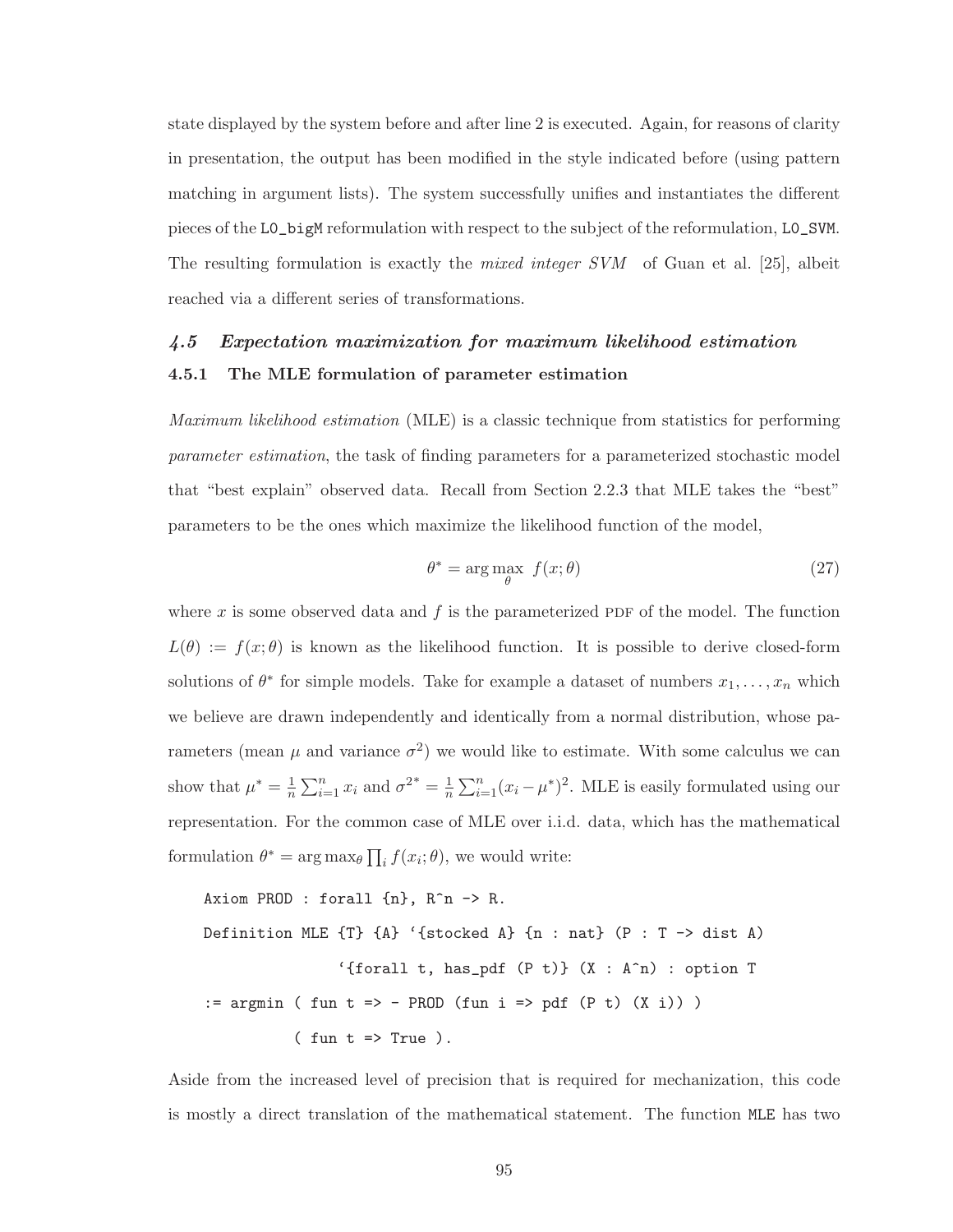state displayed by the system before and after line 2 is executed. Again, for reasons of clarity in presentation, the output has been modified in the style indicated before (using pattern matching in argument lists). The system successfully unifies and instantiates the different pieces of the `L0_bigM` reformulation with respect to the subject of the reformulation, `L0_SVM`. The resulting formulation is exactly the *mixed integer SVM* of Guan et al. [25], albeit reached via a different series of transformations.

## *4.5 Expectation maximization for maximum likelihood estimation*

### 4.5.1 The MLE formulation of parameter estimation

*Maximum likelihood estimation* (MLE) is a classic technique from statistics for performing *parameter estimation*, the task of finding parameters for a parameterized stochastic model that "best explain" observed data. Recall from Section 2.2.3 that MLE takes the "best" parameters to be the ones which maximize the likelihood function of the model,

$$\theta^* = \arg\max_{\theta} \; f(x;\theta) \tag{27}$$

where $x$ is some observed data and $f$ is the parameterized PDF of the model. The function $L(\theta) := f(x;\theta)$ is known as the likelihood function. It is possible to derive closed-form solutions of $\theta^*$ for simple models. Take for example a dataset of numbers $x_1, \ldots, x_n$ which we believe are drawn independently and identically from a normal distribution, whose parameters (mean $\mu$ and variance $\sigma^2$) we would like to estimate. With some calculus we can show that $\mu^* = \frac{1}{n}\sum_{i=1}^{n} x_i$ and $\sigma^{2*} = \frac{1}{n}\sum_{i=1}^{n}(x_i - \mu^*)^2$. MLE is easily formulated using our representation. For the common case of MLE over i.i.d. data, which has the mathematical formulation $\theta^* = \arg\max_\theta \prod_i f(x_i;\theta)$, we would write:

```
Axiom PROD : forall {n}, R^n -> R.
Definition MLE {T} {A} `{stocked A} {n : nat} (P : T -> dist A)
              `{forall t, has_pdf (P t)} (X : A^n) : option T
:= argmin ( fun t => - PROD (fun i => pdf (P t) (X i)) )
          ( fun t => True ).
```

Aside from the increased level of precision that is required for mechanization, this code is mostly a direct translation of the mathematical statement. The function `MLE` has two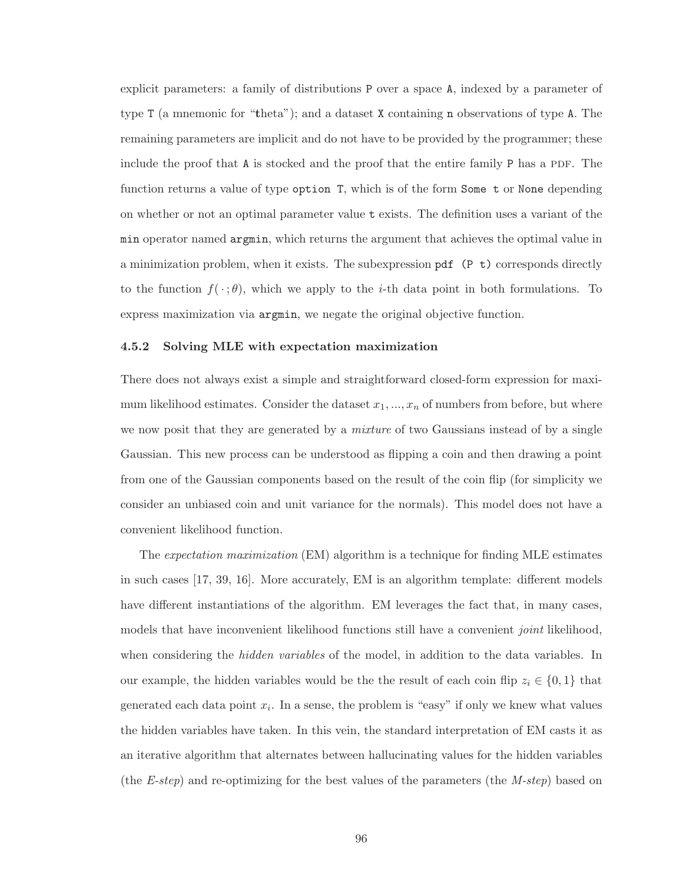explicit parameters: a family of distributions `P` over a space `A`, indexed by a parameter of type `T` (a mnemonic for "**t**heta"); and a dataset `X` containing `n` observations of type `A`. The remaining parameters are implicit and do not have to be provided by the programmer; these include the proof that `A` is stocked and the proof that the entire family `P` has a PDF. The function returns a value of type `option T`, which is of the form `Some t` or `None` depending on whether or not an optimal parameter value `t` exists. The definition uses a variant of the **`min`** operator named **`argmin`**, which returns the argument that achieves the optimal value in a minimization problem, when it exists. The subexpression **`pdf (P t)`** corresponds directly to the function $f(\cdot\,;\theta)$, which we apply to the $i$-th data point in both formulations. To express maximization via **`argmin`**, we negate the original objective function.

### 4.5.2 Solving MLE with expectation maximization

There does not always exist a simple and straightforward closed-form expression for maximum likelihood estimates. Consider the dataset $x_1, ..., x_n$ of numbers from before, but where we now posit that they are generated by a *mixture* of two Gaussians instead of by a single Gaussian. This new process can be understood as flipping a coin and then drawing a point from one of the Gaussian components based on the result of the coin flip (for simplicity we consider an unbiased coin and unit variance for the normals). This model does not have a convenient likelihood function.

The *expectation maximization* (EM) algorithm is a technique for finding MLE estimates in such cases [17, 39, 16]. More accurately, EM is an algorithm template: different models have different instantiations of the algorithm. EM leverages the fact that, in many cases, models that have inconvenient likelihood functions still have a convenient *joint* likelihood, when considering the *hidden variables* of the model, in addition to the data variables. In our example, the hidden variables would be the the result of each coin flip $z_i \in \{0, 1\}$ that generated each data point $x_i$. In a sense, the problem is "easy" if only we knew what values the hidden variables have taken. In this vein, the standard interpretation of EM casts it as an iterative algorithm that alternates between hallucinating values for the hidden variables (the *E-step*) and re-optimizing for the best values of the parameters (the *M-step*) based on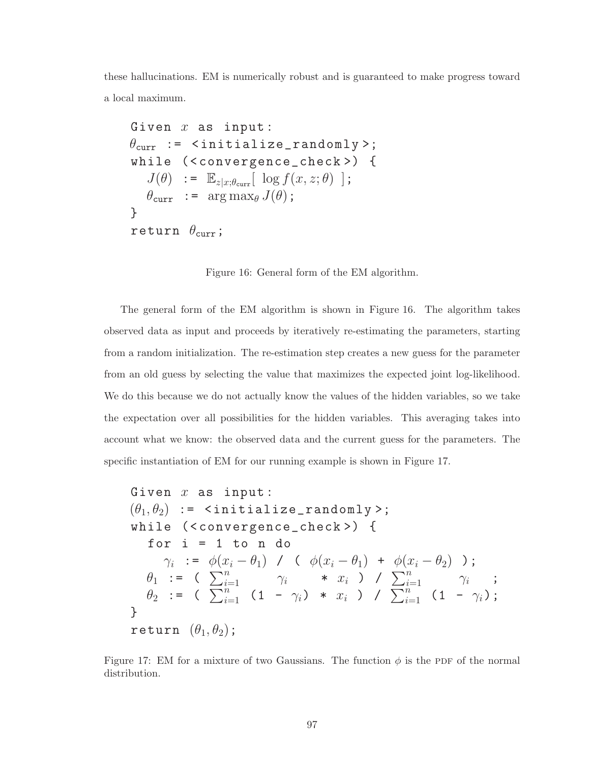these hallucinations. EM is numerically robust and is guaranteed to make progress toward a local maximum.

```
Given x as input:
θ_curr := <initialize_randomly>;
while (<convergence_check>) {
   J(θ) := E_{z|x;θ_curr}[ log f(x, z; θ) ];
   θ_curr := argmax_θ J(θ);
}
return θ_curr;
```

Figure 16: General form of the EM algorithm.

The general form of the EM algorithm is shown in Figure 16. The algorithm takes observed data as input and proceeds by iteratively re-estimating the parameters, starting from a random initialization. The re-estimation step creates a new guess for the parameter from an old guess by selecting the value that maximizes the expected joint log-likelihood. We do this because we do not actually know the values of the hidden variables, so we take the expectation over all possibilities for the hidden variables. This averaging takes into account what we know: the observed data and the current guess for the parameters. The specific instantiation of EM for our running example is shown in Figure 17.

```
Given x as input:
(θ_1, θ_2) := <initialize_randomly>;
while (<convergence_check>) {
  for i = 1 to n do
     γ_i := φ(x_i − θ_1) / ( φ(x_i − θ_1) + φ(x_i − θ_2) );
  θ_1 := ( Σ_{i=1}^n     γ_i     * x_i ) / Σ_{i=1}^n     γ_i    ;
  θ_2 := ( Σ_{i=1}^n (1 - γ_i) * x_i ) / Σ_{i=1}^n (1 - γ_i);
}
return (θ_1, θ_2);
```

Figure 17: EM for a mixture of two Gaussians. The function $\phi$ is the PDF of the normal distribution.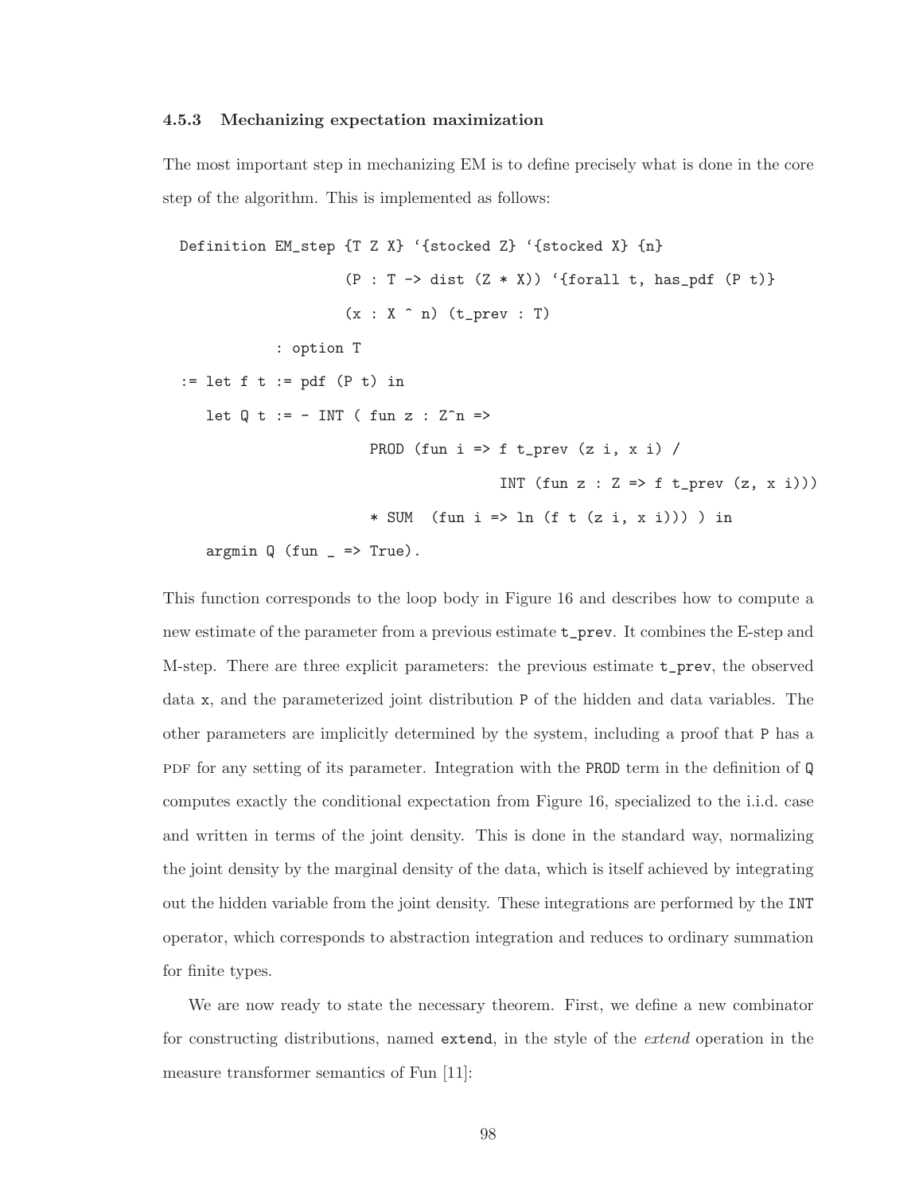### 4.5.3 Mechanizing expectation maximization

The most important step in mechanizing EM is to define precisely what is done in the core step of the algorithm. This is implemented as follows:

```
Definition EM_step {T Z X} `{stocked Z} `{stocked X} {n}
                   (P : T -> dist (Z * X)) `{forall t, has_pdf (P t)}
                   (x : X ^ n) (t_prev : T)
          : option T
:= let f t := pdf (P t) in
   let Q t := - INT ( fun z : Z^n =>
                        PROD (fun i => f t_prev (z i, x i) /
                                       INT (fun z : Z => f t_prev (z, x i)))
                        * SUM  (fun i => ln (f t (z i, x i))) ) in
   argmin Q (fun _ => True).
```

This function corresponds to the loop body in Figure 16 and describes how to compute a new estimate of the parameter from a previous estimate `t_prev`. It combines the E-step and M-step. There are three explicit parameters: the previous estimate `t_prev`, the observed data `x`, and the parameterized joint distribution `P` of the hidden and data variables. The other parameters are implicitly determined by the system, including a proof that `P` has a PDF for any setting of its parameter. Integration with the `PROD` term in the definition of `Q` computes exactly the conditional expectation from Figure 16, specialized to the i.i.d. case and written in terms of the joint density. This is done in the standard way, normalizing the joint density by the marginal density of the data, which is itself achieved by integrating out the hidden variable from the joint density. These integrations are performed by the `INT` operator, which corresponds to abstraction integration and reduces to ordinary summation for finite types.

We are now ready to state the necessary theorem. First, we define a new combinator for constructing distributions, named `extend`, in the style of the *extend* operation in the measure transformer semantics of Fun [11]: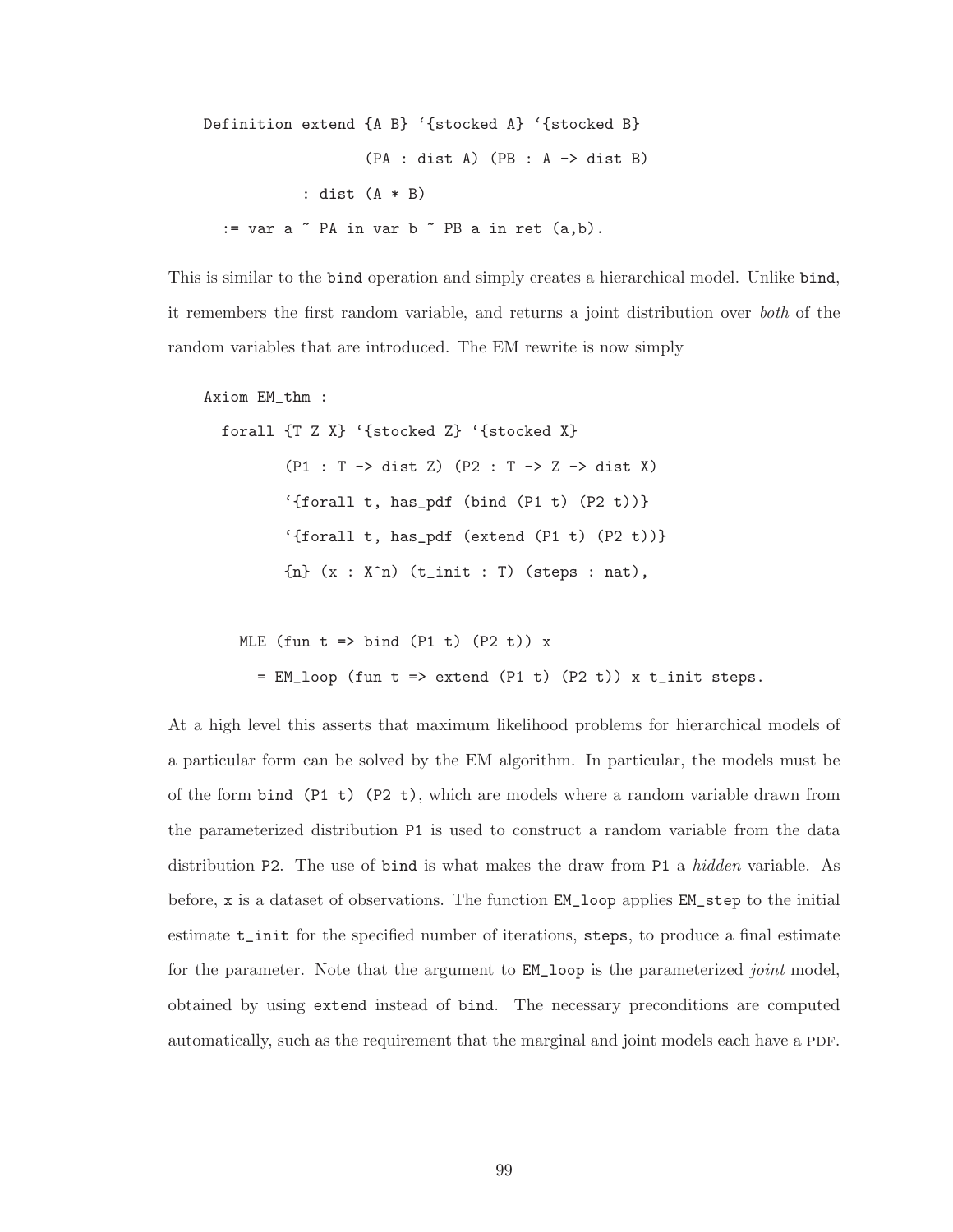```
Definition extend {A B} `{stocked A} `{stocked B}
                  (PA : dist A) (PB : A -> dist B)
           : dist (A * B)
  := var a ~ PA in var b ~ PB a in ret (a,b).
```

This is similar to the bind operation and simply creates a hierarchical model. Unlike bind, it remembers the first random variable, and returns a joint distribution over *both* of the random variables that are introduced. The EM rewrite is now simply

```
Axiom EM_thm :
  forall {T Z X} `{stocked Z} `{stocked X}
         (P1 : T -> dist Z) (P2 : T -> Z -> dist X)
         `{forall t, has_pdf (bind (P1 t) (P2 t))}
         `{forall t, has_pdf (extend (P1 t) (P2 t))}
         {n} (x : X^n) (t_init : T) (steps : nat),

    MLE (fun t => bind (P1 t) (P2 t)) x
      = EM_loop (fun t => extend (P1 t) (P2 t)) x t_init steps.
```

At a high level this asserts that maximum likelihood problems for hierarchical models of a particular form can be solved by the EM algorithm. In particular, the models must be of the form bind (P1 t) (P2 t), which are models where a random variable drawn from the parameterized distribution P1 is used to construct a random variable from the data distribution P2. The use of bind is what makes the draw from P1 a *hidden* variable. As before, x is a dataset of observations. The function EM_loop applies EM_step to the initial estimate t_init for the specified number of iterations, steps, to produce a final estimate for the parameter. Note that the argument to EM_loop is the parameterized *joint* model, obtained by using extend instead of bind. The necessary preconditions are computed automatically, such as the requirement that the marginal and joint models each have a PDF.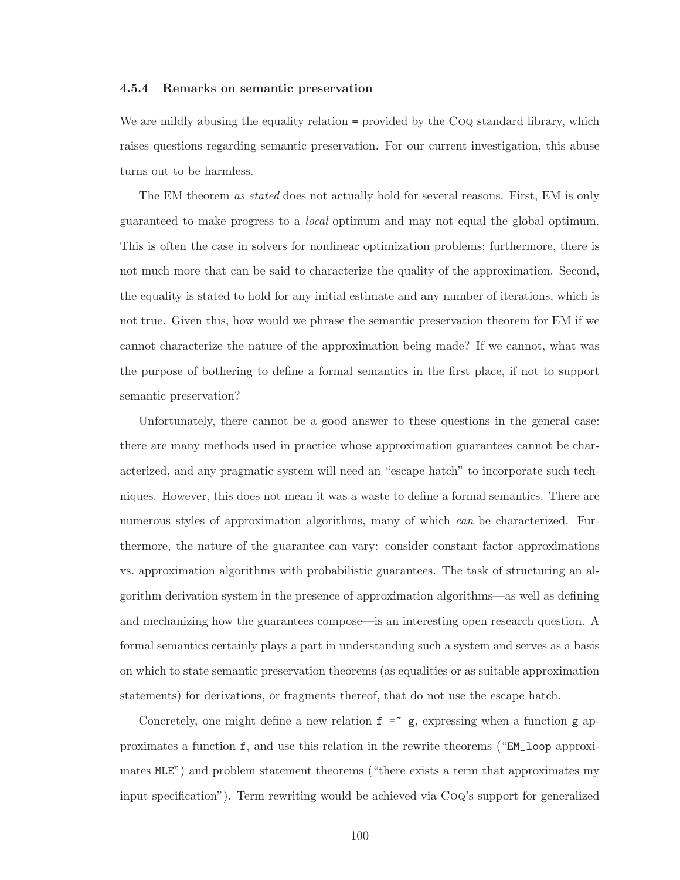### 4.5.4 Remarks on semantic preservation

We are mildly abusing the equality relation `=` provided by the Coq standard library, which raises questions regarding semantic preservation. For our current investigation, this abuse turns out to be harmless.

The EM theorem *as stated* does not actually hold for several reasons. First, EM is only guaranteed to make progress to a *local* optimum and may not equal the global optimum. This is often the case in solvers for nonlinear optimization problems; furthermore, there is not much more that can be said to characterize the quality of the approximation. Second, the equality is stated to hold for any initial estimate and any number of iterations, which is not true. Given this, how would we phrase the semantic preservation theorem for EM if we cannot characterize the nature of the approximation being made? If we cannot, what was the purpose of bothering to define a formal semantics in the first place, if not to support semantic preservation?

Unfortunately, there cannot be a good answer to these questions in the general case: there are many methods used in practice whose approximation guarantees cannot be characterized, and any pragmatic system will need an "escape hatch" to incorporate such techniques. However, this does not mean it was a waste to define a formal semantics. There are numerous styles of approximation algorithms, many of which *can* be characterized. Furthermore, the nature of the guarantee can vary: consider constant factor approximations vs. approximation algorithms with probabilistic guarantees. The task of structuring an algorithm derivation system in the presence of approximation algorithms—as well as defining and mechanizing how the guarantees compose—is an interesting open research question. A formal semantics certainly plays a part in understanding such a system and serves as a basis on which to state semantic preservation theorems (as equalities or as suitable approximation statements) for derivations, or fragments thereof, that do not use the escape hatch.

Concretely, one might define a new relation `f =~ g`, expressing when a function `g` approximates a function `f`, and use this relation in the rewrite theorems ("`EM_loop` approximates `MLE`") and problem statement theorems ("there exists a term that approximates my input specification"). Term rewriting would be achieved via Coq's support for generalized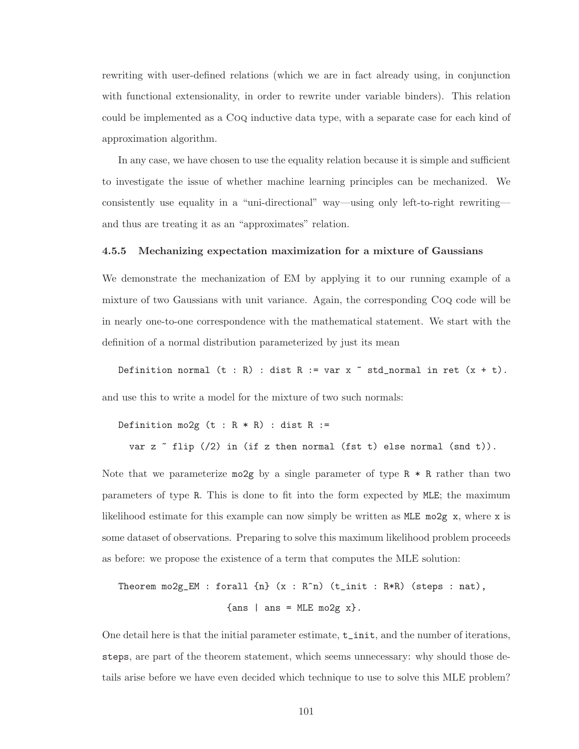rewriting with user-defined relations (which we are in fact already using, in conjunction with functional extensionality, in order to rewrite under variable binders). This relation could be implemented as a Coq inductive data type, with a separate case for each kind of approximation algorithm.

In any case, we have chosen to use the equality relation because it is simple and sufficient to investigate the issue of whether machine learning principles can be mechanized. We consistently use equality in a "uni-directional" way—using only left-to-right rewriting—and thus are treating it as an "approximates" relation.

### 4.5.5 Mechanizing expectation maximization for a mixture of Gaussians

We demonstrate the mechanization of EM by applying it to our running example of a mixture of two Gaussians with unit variance. Again, the corresponding Coq code will be in nearly one-to-one correspondence with the mathematical statement. We start with the definition of a normal distribution parameterized by just its mean

```
Definition normal (t : R) : dist R := var x ~ std_normal in ret (x + t).
```

and use this to write a model for the mixture of two such normals:

```
Definition mo2g (t : R * R) : dist R :=
  var z ~ flip (/2) in (if z then normal (fst t) else normal (snd t)).
```

Note that we parameterize `mo2g` by a single parameter of type `R * R` rather than two parameters of type `R`. This is done to fit into the form expected by `MLE`; the maximum likelihood estimate for this example can now simply be written as `MLE mo2g x`, where `x` is some dataset of observations. Preparing to solve this maximum likelihood problem proceeds as before: we propose the existence of a term that computes the MLE solution:

```
Theorem mo2g_EM : forall {n} (x : R^n) (t_init : R*R) (steps : nat),
                    {ans | ans = MLE mo2g x}.
```

One detail here is that the initial parameter estimate, `t_init`, and the number of iterations, `steps`, are part of the theorem statement, which seems unnecessary: why should those details arise before we have even decided which technique to use to solve this MLE problem?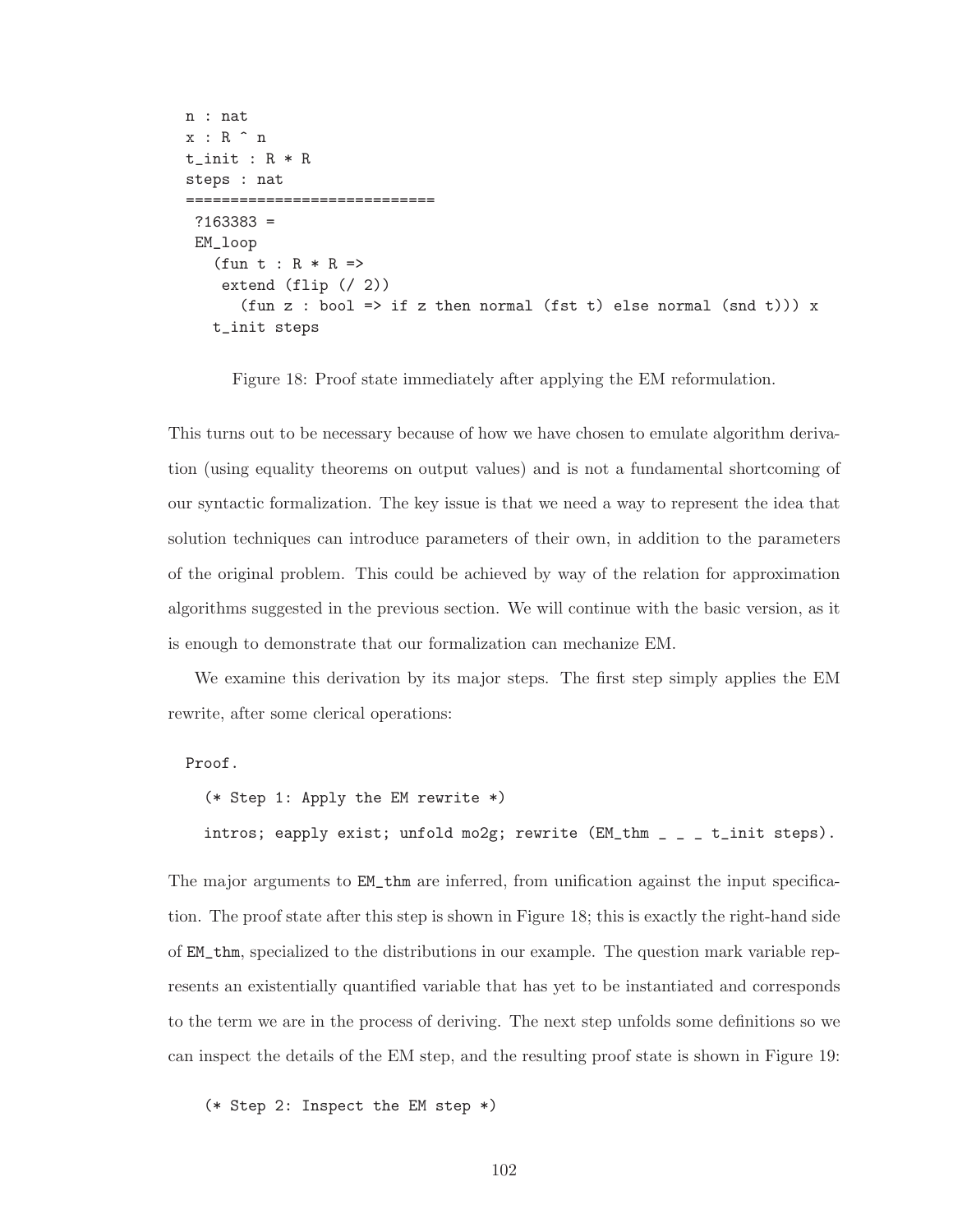```
n : nat
x : R ^ n
t_init : R * R
steps : nat
============================
 ?163383 =
 EM_loop
   (fun t : R * R =>
    extend (flip (/ 2))
      (fun z : bool => if z then normal (fst t) else normal (snd t))) x
   t_init steps
```

Figure 18: Proof state immediately after applying the EM reformulation.

This turns out to be necessary because of how we have chosen to emulate algorithm derivation (using equality theorems on output values) and is not a fundamental shortcoming of our syntactic formalization. The key issue is that we need a way to represent the idea that solution techniques can introduce parameters of their own, in addition to the parameters of the original problem. This could be achieved by way of the relation for approximation algorithms suggested in the previous section. We will continue with the basic version, as it is enough to demonstrate that our formalization can mechanize EM.

We examine this derivation by its major steps. The first step simply applies the EM rewrite, after some clerical operations:

```
Proof.
  (* Step 1: Apply the EM rewrite *)
  intros; eapply exist; unfold mo2g; rewrite (EM_thm _ _ _ t_init steps).
```

The major arguments to `EM_thm` are inferred, from unification against the input specification. The proof state after this step is shown in Figure 18; this is exactly the right-hand side of `EM_thm`, specialized to the distributions in our example. The question mark variable represents an existentially quantified variable that has yet to be instantiated and corresponds to the term we are in the process of deriving. The next step unfolds some definitions so we can inspect the details of the EM step, and the resulting proof state is shown in Figure 19:

```
  (* Step 2: Inspect the EM step *)
```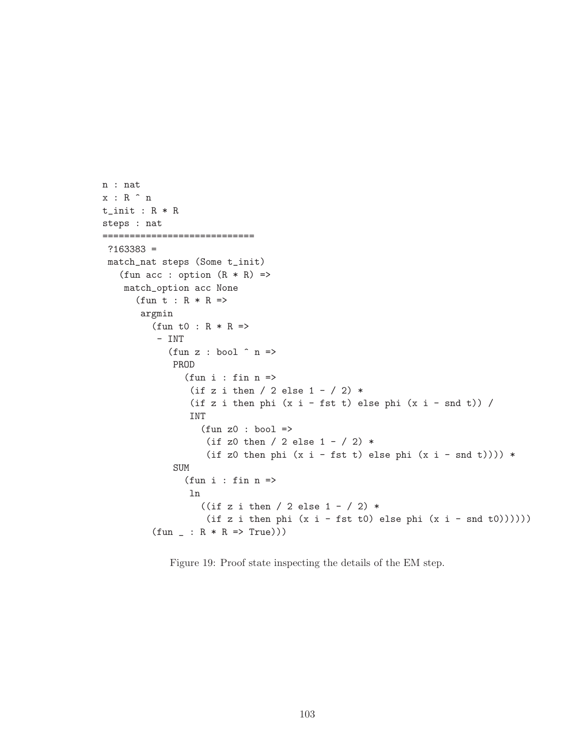```
n : nat
x : R ^ n
t_init : R * R
steps : nat
============================
 ?163383 =
 match_nat steps (Some t_init)
   (fun acc : option (R * R) =>
    match_option acc None
      (fun t : R * R =>
       argmin
         (fun t0 : R * R =>
          - INT
            (fun z : bool ^ n =>
             PROD
               (fun i : fin n =>
                (if z i then / 2 else 1 - / 2) *
                (if z i then phi (x i - fst t) else phi (x i - snd t)) /
                INT
                  (fun z0 : bool =>
                   (if z0 then / 2 else 1 - / 2) *
                   (if z0 then phi (x i - fst t) else phi (x i - snd t)))) *
             SUM
               (fun i : fin n =>
                ln
                  ((if z i then / 2 else 1 - / 2) *
                   (if z i then phi (x i - fst t0) else phi (x i - snd t0))))))
         (fun _ : R * R => True)))
```

Figure 19: Proof state inspecting the details of the EM step.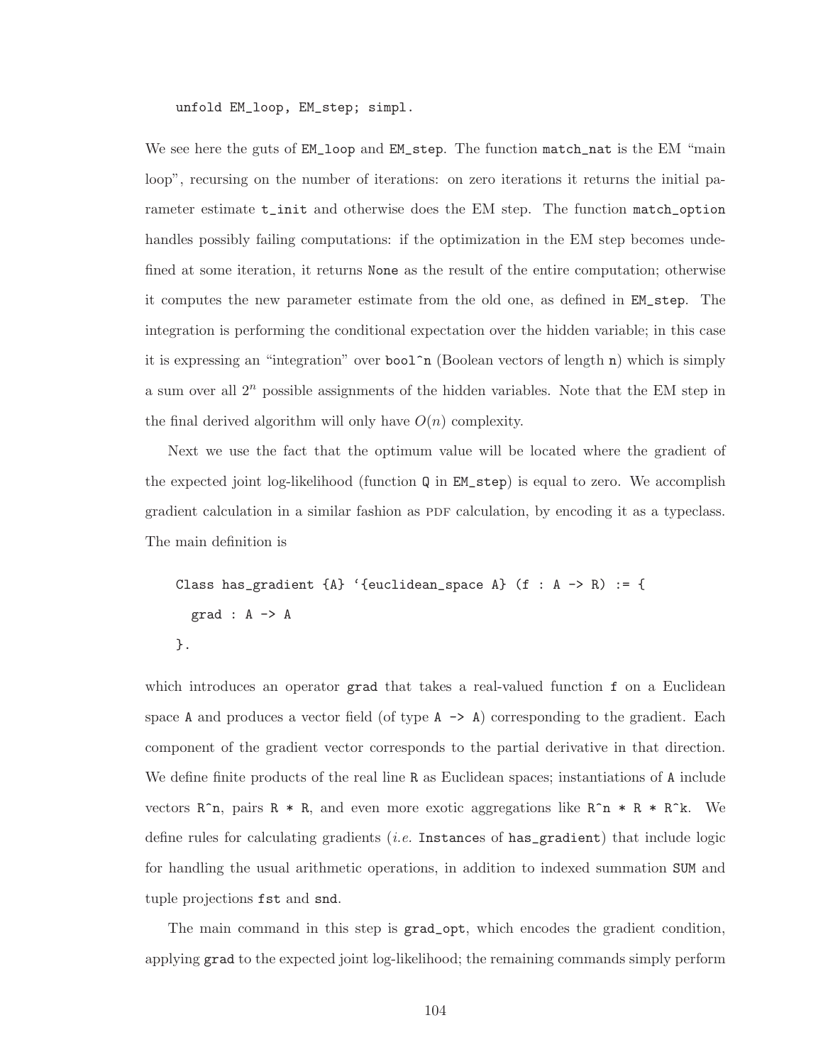```
unfold EM_loop, EM_step; simpl.
```

We see here the guts of `EM_loop` and `EM_step`. The function `match_nat` is the EM "main loop", recursing on the number of iterations: on zero iterations it returns the initial parameter estimate `t_init` and otherwise does the EM step. The function `match_option` handles possibly failing computations: if the optimization in the EM step becomes undefined at some iteration, it returns `None` as the result of the entire computation; otherwise it computes the new parameter estimate from the old one, as defined in `EM_step`. The integration is performing the conditional expectation over the hidden variable; in this case it is expressing an "integration" over `bool^n` (Boolean vectors of length `n`) which is simply a sum over all $2^n$ possible assignments of the hidden variables. Note that the EM step in the final derived algorithm will only have $O(n)$ complexity.

Next we use the fact that the optimum value will be located where the gradient of the expected joint log-likelihood (function `Q` in `EM_step`) is equal to zero. We accomplish gradient calculation in a similar fashion as PDF calculation, by encoding it as a typeclass. The main definition is

```
Class has_gradient {A} `{euclidean_space A} (f : A -> R) := {
  grad : A -> A
}.
```

which introduces an operator `grad` that takes a real-valued function `f` on a Euclidean space `A` and produces a vector field (of type `A -> A`) corresponding to the gradient. Each component of the gradient vector corresponds to the partial derivative in that direction. We define finite products of the real line `R` as Euclidean spaces; instantiations of `A` include vectors `R^n`, pairs `R * R`, and even more exotic aggregations like `R^n * R * R^k`. We define rules for calculating gradients (*i.e.* `Instance`s of `has_gradient`) that include logic for handling the usual arithmetic operations, in addition to indexed summation `SUM` and tuple projections `fst` and `snd`.

The main command in this step is `grad_opt`, which encodes the gradient condition, applying `grad` to the expected joint log-likelihood; the remaining commands simply perform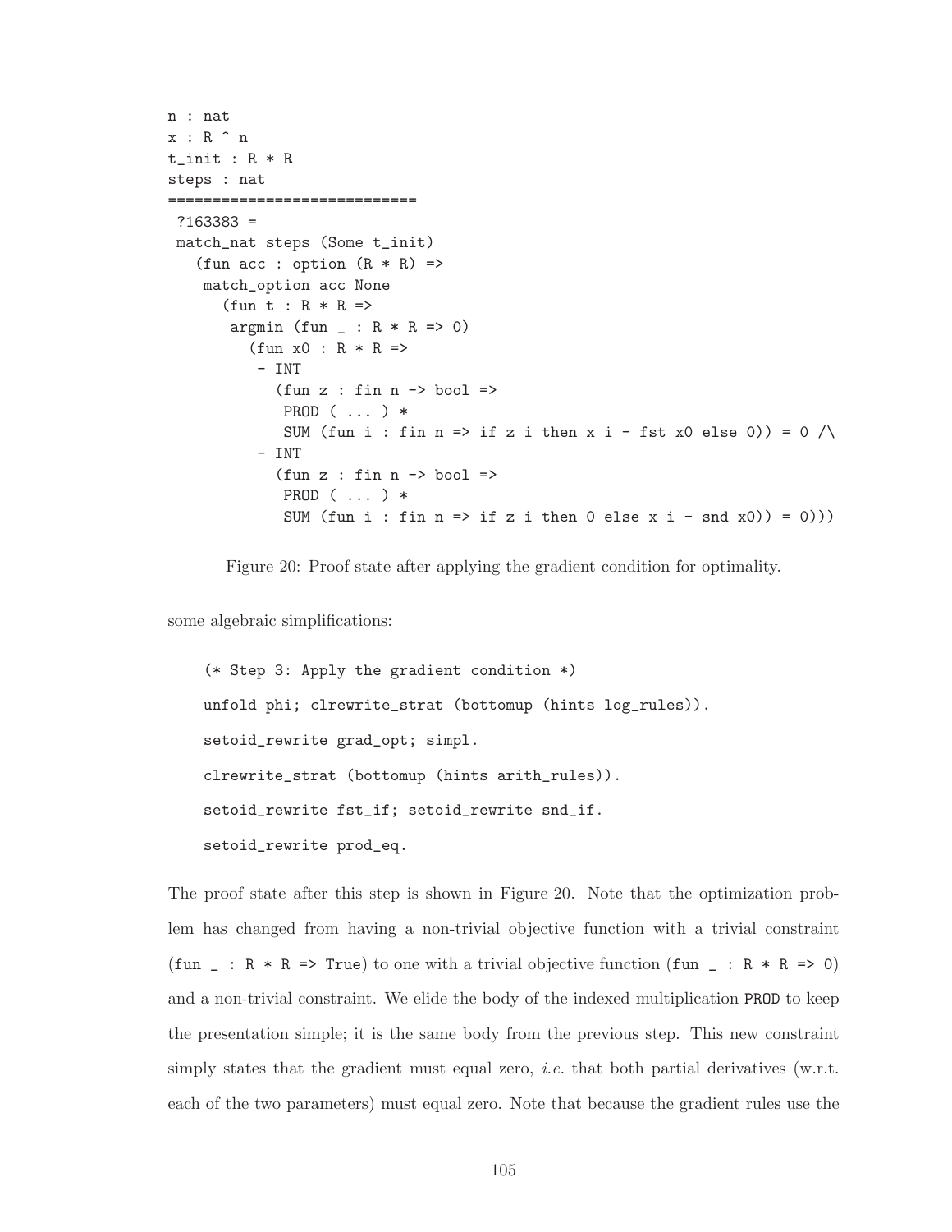```
n : nat
x : R ^ n
t_init : R * R
steps : nat
============================
 ?163383 =
 match_nat steps (Some t_init)
   (fun acc : option (R * R) =>
    match_option acc None
      (fun t : R * R =>
       argmin (fun _ : R * R => 0)
         (fun x0 : R * R =>
          - INT
            (fun z : fin n -> bool =>
             PROD ( ... ) *
             SUM (fun i : fin n => if z i then x i - fst x0 else 0)) = 0 /\
          - INT
            (fun z : fin n -> bool =>
             PROD ( ... ) *
             SUM (fun i : fin n => if z i then 0 else x i - snd x0)) = 0)))
```

Figure 20: Proof state after applying the gradient condition for optimality.

some algebraic simplifications:

```
(* Step 3: Apply the gradient condition *)
unfold phi; clrewrite_strat (bottomup (hints log_rules)).
setoid_rewrite grad_opt; simpl.
clrewrite_strat (bottomup (hints arith_rules)).
setoid_rewrite fst_if; setoid_rewrite snd_if.
setoid_rewrite prod_eq.
```

The proof state after this step is shown in Figure 20. Note that the optimization problem has changed from having a non-trivial objective function with a trivial constraint (`fun _ : R * R => True`) to one with a trivial objective function (`fun _ : R * R => 0`) and a non-trivial constraint. We elide the body of the indexed multiplication `PROD` to keep the presentation simple; it is the same body from the previous step. This new constraint simply states that the gradient must equal zero, *i.e.* that both partial derivatives (w.r.t. each of the two parameters) must equal zero. Note that because the gradient rules use the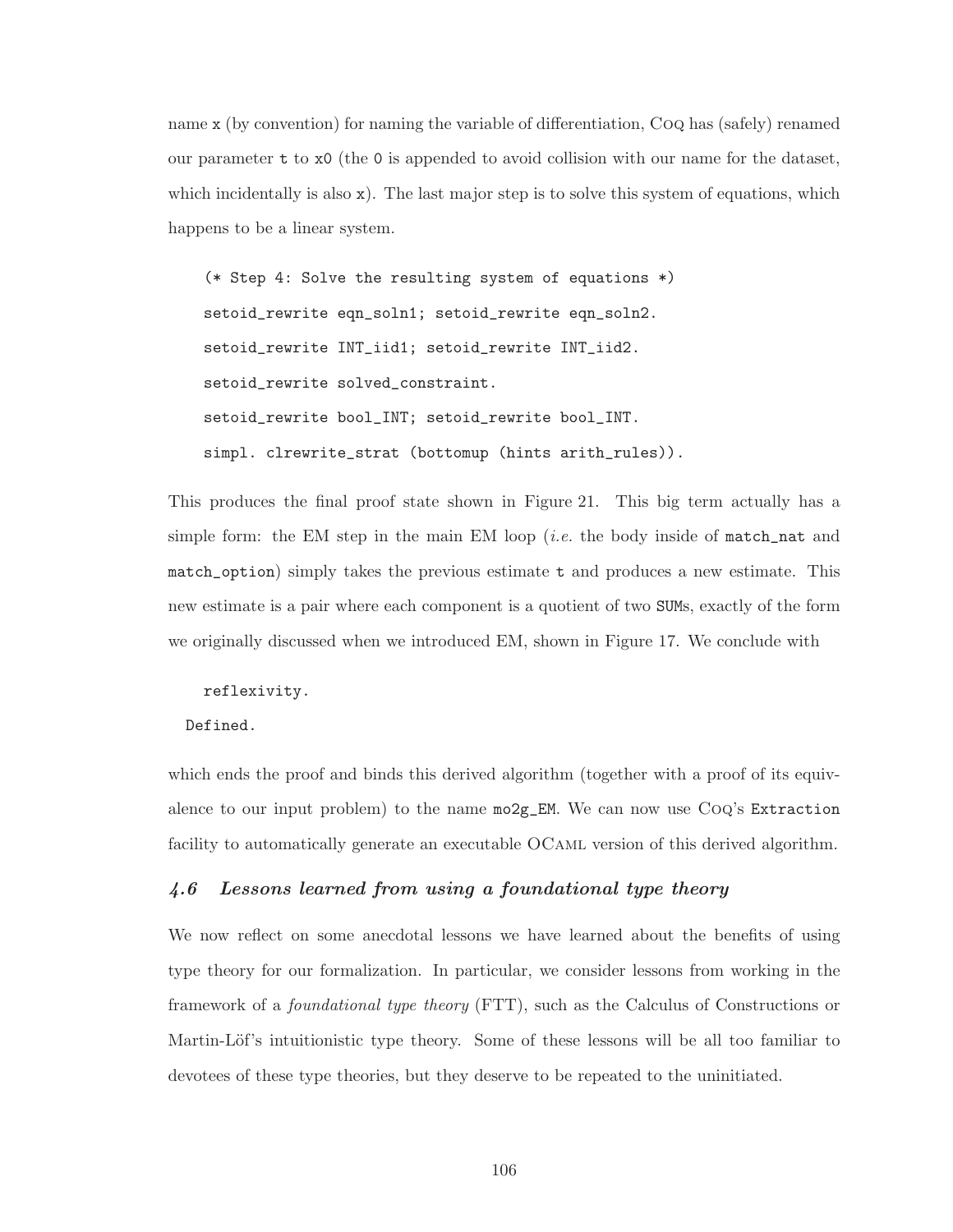name `x` (by convention) for naming the variable of differentiation, Coq has (safely) renamed our parameter `t` to `x0` (the `0` is appended to avoid collision with our name for the dataset, which incidentally is also `x`). The last major step is to solve this system of equations, which happens to be a linear system.

```
(* Step 4: Solve the resulting system of equations *)
setoid_rewrite eqn_soln1; setoid_rewrite eqn_soln2.
setoid_rewrite INT_iid1; setoid_rewrite INT_iid2.
setoid_rewrite solved_constraint.
setoid_rewrite bool_INT; setoid_rewrite bool_INT.
simpl. clrewrite_strat (bottomup (hints arith_rules)).
```

This produces the final proof state shown in Figure 21. This big term actually has a simple form: the EM step in the main EM loop (*i.e.* the body inside of `match_nat` and `match_option`) simply takes the previous estimate `t` and produces a new estimate. This new estimate is a pair where each component is a quotient of two `SUM`s, exactly of the form we originally discussed when we introduced EM, shown in Figure 17. We conclude with

```
  reflexivity.
Defined.
```

which ends the proof and binds this derived algorithm (together with a proof of its equivalence to our input problem) to the name `mo2g_EM`. We can now use Coq's `Extraction` facility to automatically generate an executable OCaml version of this derived algorithm.

### *4.6 Lessons learned from using a foundational type theory*

We now reflect on some anecdotal lessons we have learned about the benefits of using type theory for our formalization. In particular, we consider lessons from working in the framework of a *foundational type theory* (FTT), such as the Calculus of Constructions or Martin-Löf's intuitionistic type theory. Some of these lessons will be all too familiar to devotees of these type theories, but they deserve to be repeated to the uninitiated.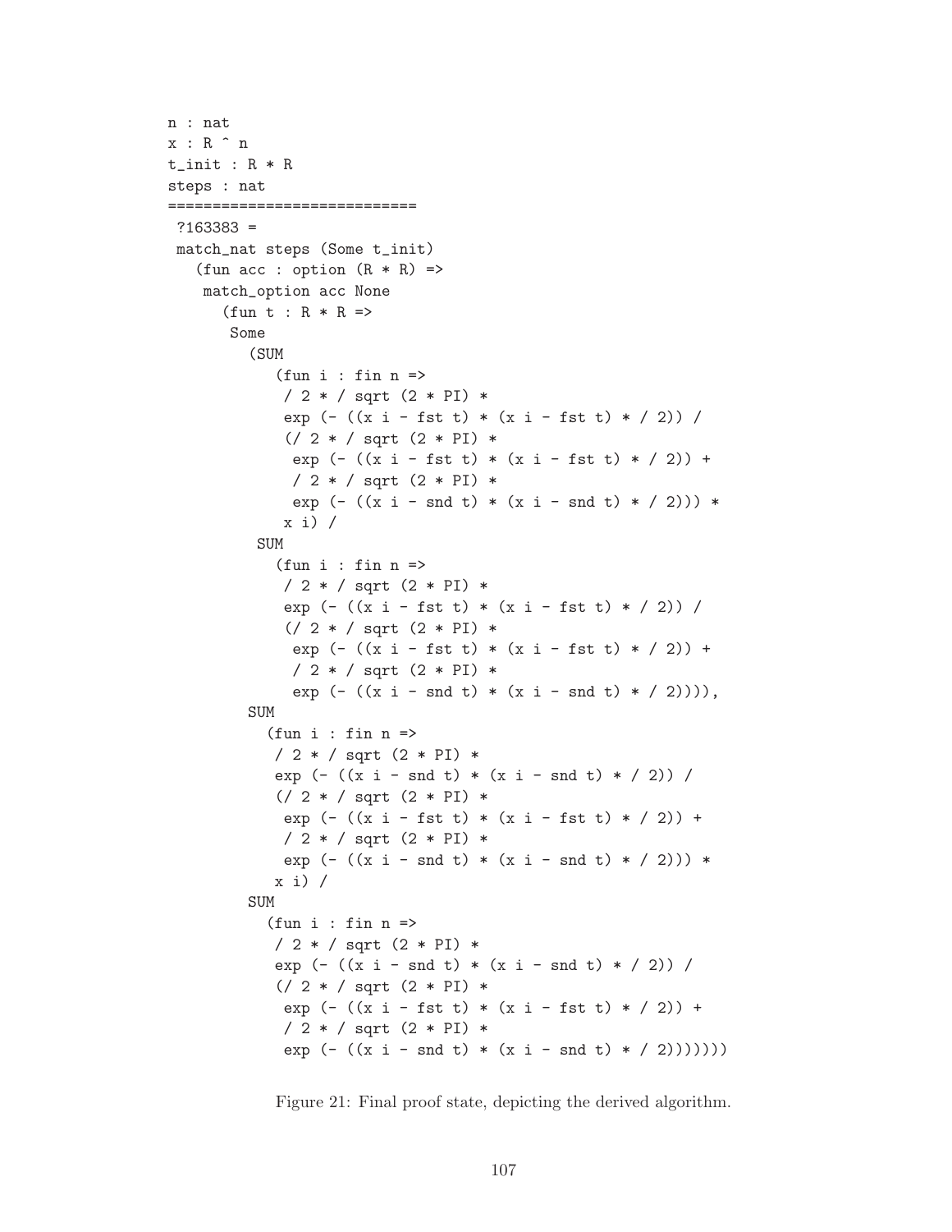```
n : nat
x : R ^ n
t_init : R * R
steps : nat
============================
 ?163383 =
 match_nat steps (Some t_init)
   (fun acc : option (R * R) =>
    match_option acc None
      (fun t : R * R =>
       Some
         (SUM
            (fun i : fin n =>
             / 2 * / sqrt (2 * PI) *
             exp (- ((x i - fst t) * (x i - fst t) * / 2)) /
             (/ 2 * / sqrt (2 * PI) *
              exp (- ((x i - fst t) * (x i - fst t) * / 2)) +
              / 2 * / sqrt (2 * PI) *
              exp (- ((x i - snd t) * (x i - snd t) * / 2))) *
             x i) /
          SUM
            (fun i : fin n =>
             / 2 * / sqrt (2 * PI) *
             exp (- ((x i - fst t) * (x i - fst t) * / 2)) /
             (/ 2 * / sqrt (2 * PI) *
              exp (- ((x i - fst t) * (x i - fst t) * / 2)) +
              / 2 * / sqrt (2 * PI) *
              exp (- ((x i - snd t) * (x i - snd t) * / 2)))),
         SUM
           (fun i : fin n =>
            / 2 * / sqrt (2 * PI) *
            exp (- ((x i - snd t) * (x i - snd t) * / 2)) /
            (/ 2 * / sqrt (2 * PI) *
             exp (- ((x i - fst t) * (x i - fst t) * / 2)) +
             / 2 * / sqrt (2 * PI) *
             exp (- ((x i - snd t) * (x i - snd t) * / 2))) *
            x i) /
         SUM
           (fun i : fin n =>
            / 2 * / sqrt (2 * PI) *
            exp (- ((x i - snd t) * (x i - snd t) * / 2)) /
            (/ 2 * / sqrt (2 * PI) *
             exp (- ((x i - fst t) * (x i - fst t) * / 2)) +
             / 2 * / sqrt (2 * PI) *
             exp (- ((x i - snd t) * (x i - snd t) * / 2)))))))
```

Figure 21: Final proof state, depicting the derived algorithm.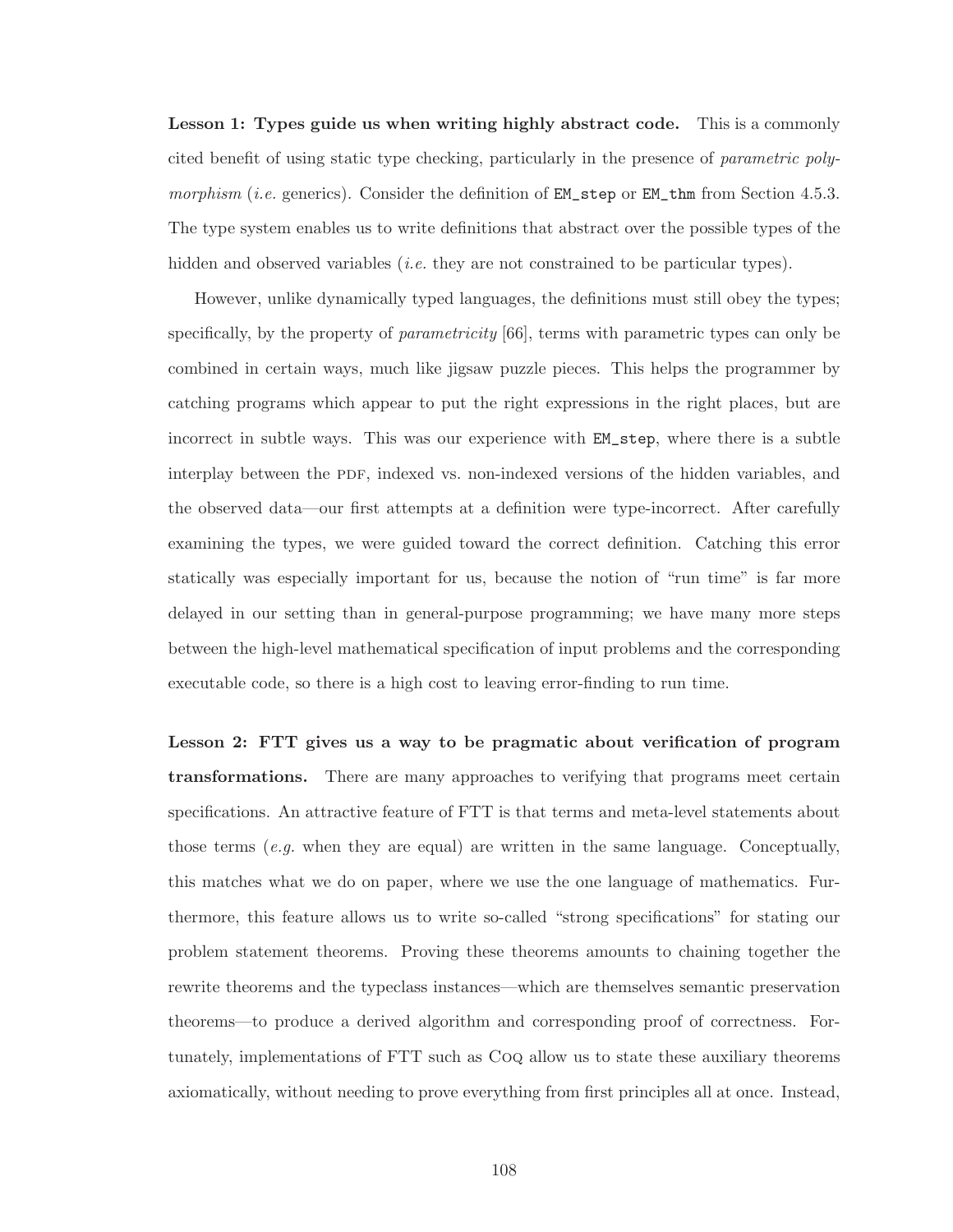**Lesson 1: Types guide us when writing highly abstract code.** This is a commonly cited benefit of using static type checking, particularly in the presence of *parametric polymorphism* (*i.e.* generics). Consider the definition of `EM_step` or `EM_thm` from Section 4.5.3. The type system enables us to write definitions that abstract over the possible types of the hidden and observed variables (*i.e.* they are not constrained to be particular types).

However, unlike dynamically typed languages, the definitions must still obey the types; specifically, by the property of *parametricity* [66], terms with parametric types can only be combined in certain ways, much like jigsaw puzzle pieces. This helps the programmer by catching programs which appear to put the right expressions in the right places, but are incorrect in subtle ways. This was our experience with `EM_step`, where there is a subtle interplay between the PDF, indexed vs. non-indexed versions of the hidden variables, and the observed data—our first attempts at a definition were type-incorrect. After carefully examining the types, we were guided toward the correct definition. Catching this error statically was especially important for us, because the notion of "run time" is far more delayed in our setting than in general-purpose programming; we have many more steps between the high-level mathematical specification of input problems and the corresponding executable code, so there is a high cost to leaving error-finding to run time.

**Lesson 2: FTT gives us a way to be pragmatic about verification of program transformations.** There are many approaches to verifying that programs meet certain specifications. An attractive feature of FTT is that terms and meta-level statements about those terms (*e.g.* when they are equal) are written in the same language. Conceptually, this matches what we do on paper, where we use the one language of mathematics. Furthermore, this feature allows us to write so-called "strong specifications" for stating our problem statement theorems. Proving these theorems amounts to chaining together the rewrite theorems and the typeclass instances—which are themselves semantic preservation theorems—to produce a derived algorithm and corresponding proof of correctness. Fortunately, implementations of FTT such as COQ allow us to state these auxiliary theorems axiomatically, without needing to prove everything from first principles all at once. Instead,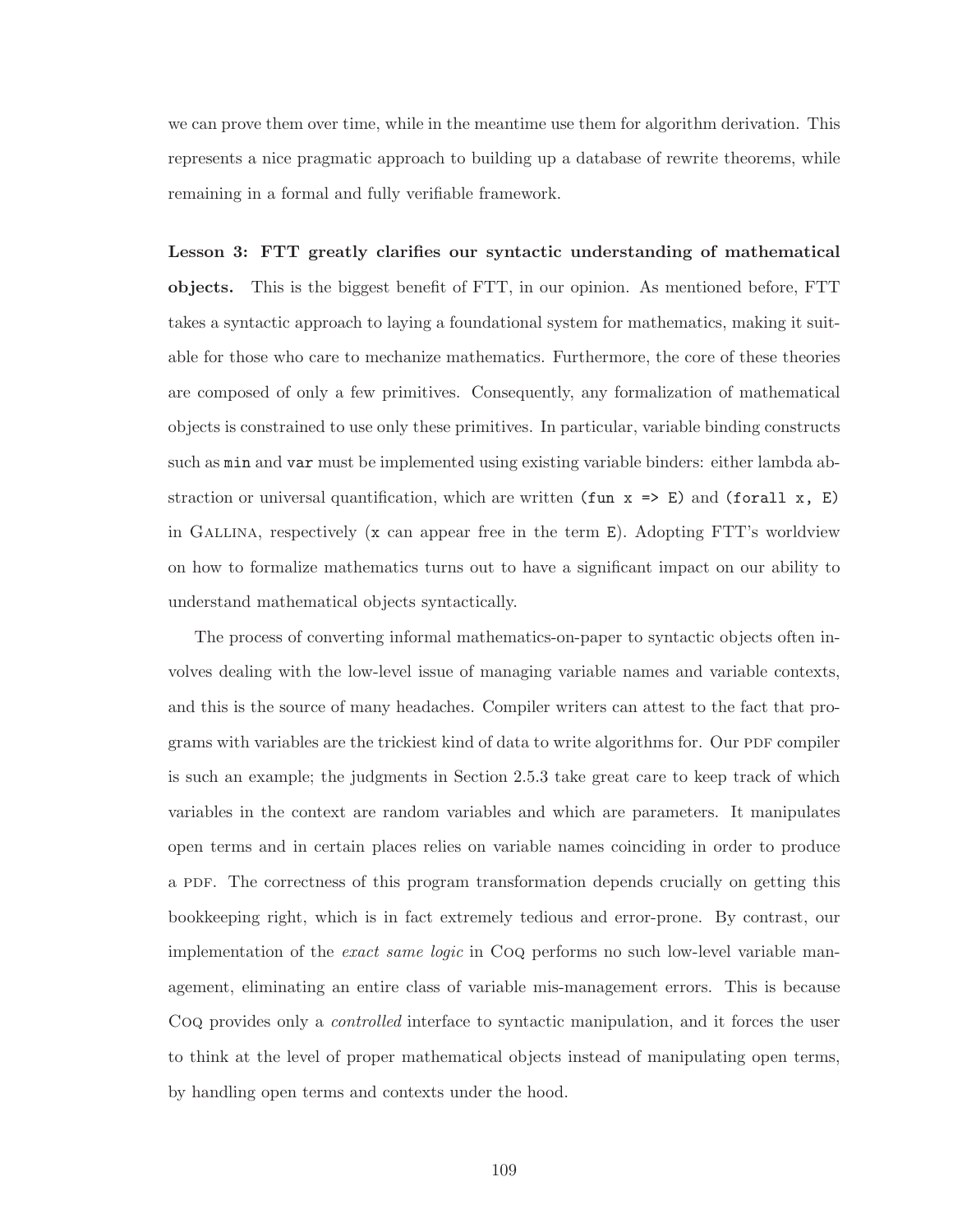we can prove them over time, while in the meantime use them for algorithm derivation. This represents a nice pragmatic approach to building up a database of rewrite theorems, while remaining in a formal and fully verifiable framework.

**Lesson 3: FTT greatly clarifies our syntactic understanding of mathematical objects.** This is the biggest benefit of FTT, in our opinion. As mentioned before, FTT takes a syntactic approach to laying a foundational system for mathematics, making it suitable for those who care to mechanize mathematics. Furthermore, the core of these theories are composed of only a few primitives. Consequently, any formalization of mathematical objects is constrained to use only these primitives. In particular, variable binding constructs such as `min` and `var` must be implemented using existing variable binders: either lambda abstraction or universal quantification, which are written `(fun x => E)` and `(forall x, E)` in Gallina, respectively (`x` can appear free in the term `E`). Adopting FTT's worldview on how to formalize mathematics turns out to have a significant impact on our ability to understand mathematical objects syntactically.

The process of converting informal mathematics-on-paper to syntactic objects often involves dealing with the low-level issue of managing variable names and variable contexts, and this is the source of many headaches. Compiler writers can attest to the fact that programs with variables are the trickiest kind of data to write algorithms for. Our PDF compiler is such an example; the judgments in Section 2.5.3 take great care to keep track of which variables in the context are random variables and which are parameters. It manipulates open terms and in certain places relies on variable names coinciding in order to produce a PDF. The correctness of this program transformation depends crucially on getting this bookkeeping right, which is in fact extremely tedious and error-prone. By contrast, our implementation of the *exact same logic* in Coq performs no such low-level variable management, eliminating an entire class of variable mis-management errors. This is because Coq provides only a *controlled* interface to syntactic manipulation, and it forces the user to think at the level of proper mathematical objects instead of manipulating open terms, by handling open terms and contexts under the hood.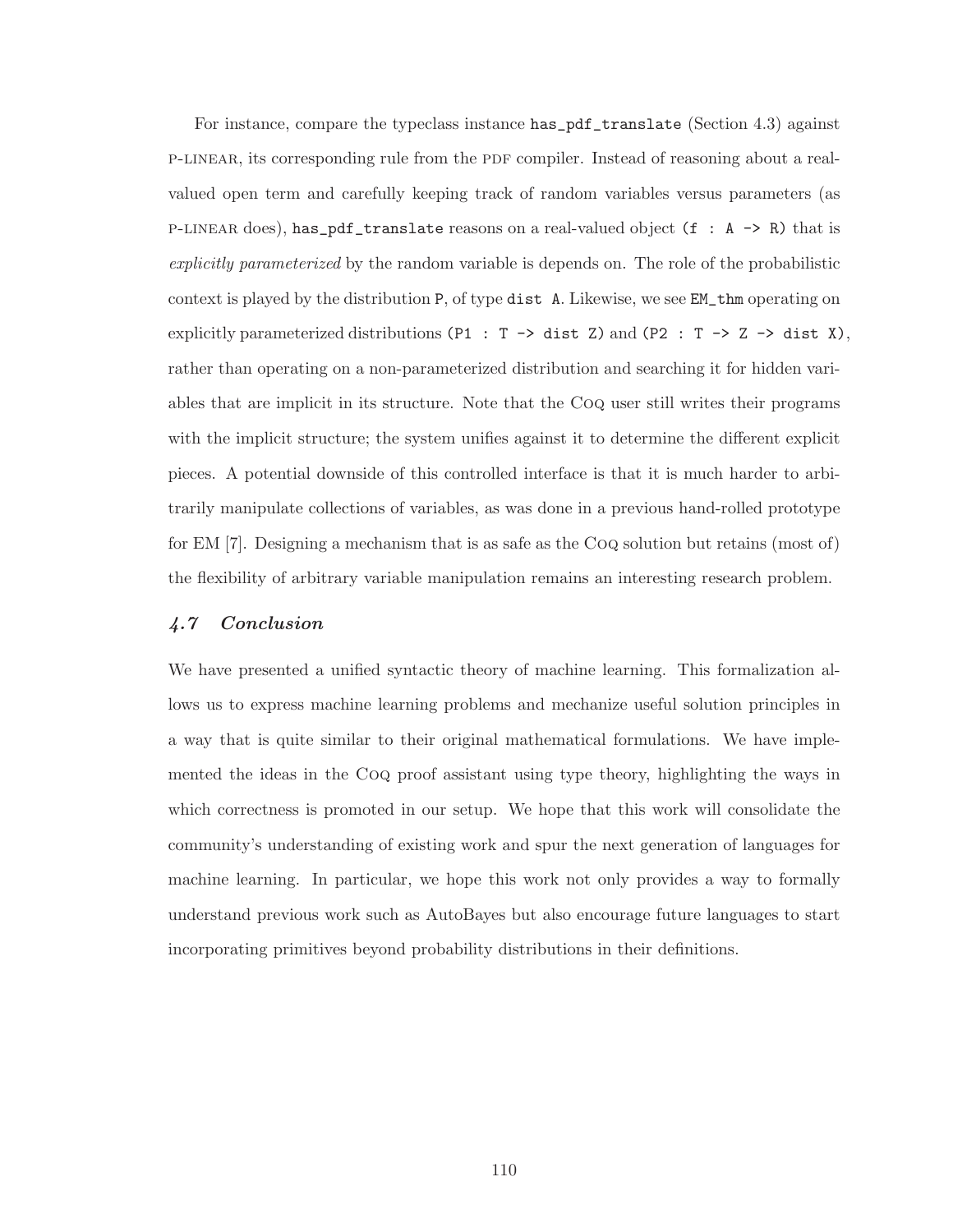For instance, compare the typeclass instance `has_pdf_translate` (Section 4.3) against P-LINEAR, its corresponding rule from the PDF compiler. Instead of reasoning about a real-valued open term and carefully keeping track of random variables versus parameters (as P-LINEAR does), `has_pdf_translate` reasons on a real-valued object `(f : A -> R)` that is *explicitly parameterized* by the random variable is depends on. The role of the probabilistic context is played by the distribution `P`, of type `dist A`. Likewise, we see `EM_thm` operating on explicitly parameterized distributions `(P1 : T -> dist Z)` and `(P2 : T -> Z -> dist X)`, rather than operating on a non-parameterized distribution and searching it for hidden variables that are implicit in its structure. Note that the COQ user still writes their programs with the implicit structure; the system unifies against it to determine the different explicit pieces. A potential downside of this controlled interface is that it is much harder to arbitrarily manipulate collections of variables, as was done in a previous hand-rolled prototype for EM [7]. Designing a mechanism that is as safe as the COQ solution but retains (most of) the flexibility of arbitrary variable manipulation remains an interesting research problem.

## *4.7 Conclusion*

We have presented a unified syntactic theory of machine learning. This formalization allows us to express machine learning problems and mechanize useful solution principles in a way that is quite similar to their original mathematical formulations. We have implemented the ideas in the COQ proof assistant using type theory, highlighting the ways in which correctness is promoted in our setup. We hope that this work will consolidate the community's understanding of existing work and spur the next generation of languages for machine learning. In particular, we hope this work not only provides a way to formally understand previous work such as AutoBayes but also encourage future languages to start incorporating primitives beyond probability distributions in their definitions.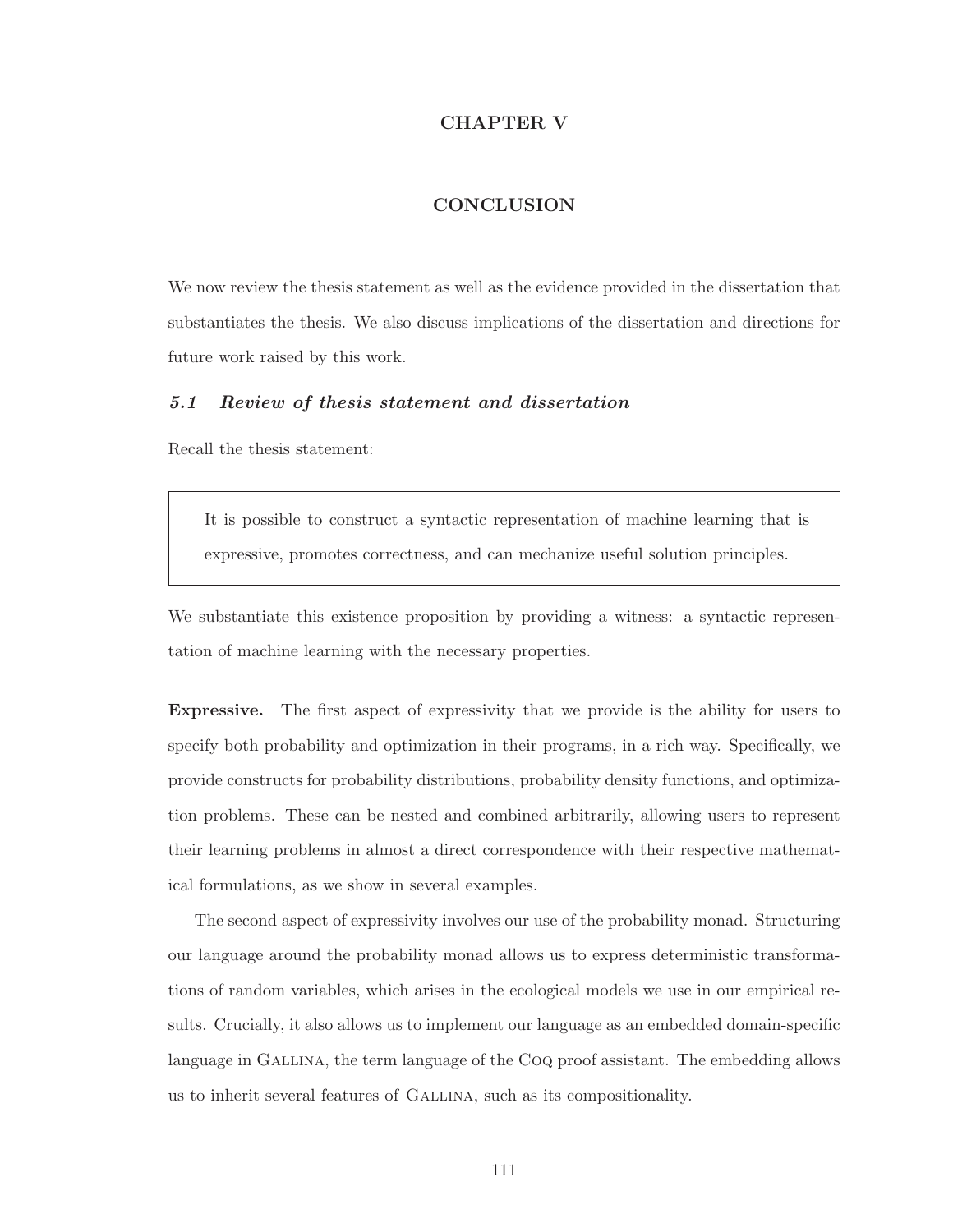# CHAPTER V

# CONCLUSION

We now review the thesis statement as well as the evidence provided in the dissertation that substantiates the thesis. We also discuss implications of the dissertation and directions for future work raised by this work.

## *5.1 Review of thesis statement and dissertation*

Recall the thesis statement:

> It is possible to construct a syntactic representation of machine learning that is expressive, promotes correctness, and can mechanize useful solution principles.

We substantiate this existence proposition by providing a witness: a syntactic representation of machine learning with the necessary properties.

**Expressive.** The first aspect of expressivity that we provide is the ability for users to specify both probability and optimization in their programs, in a rich way. Specifically, we provide constructs for probability distributions, probability density functions, and optimization problems. These can be nested and combined arbitrarily, allowing users to represent their learning problems in almost a direct correspondence with their respective mathematical formulations, as we show in several examples.

The second aspect of expressivity involves our use of the probability monad. Structuring our language around the probability monad allows us to express deterministic transformations of random variables, which arises in the ecological models we use in our empirical results. Crucially, it also allows us to implement our language as an embedded domain-specific language in Gallina, the term language of the Coq proof assistant. The embedding allows us to inherit several features of Gallina, such as its compositionality.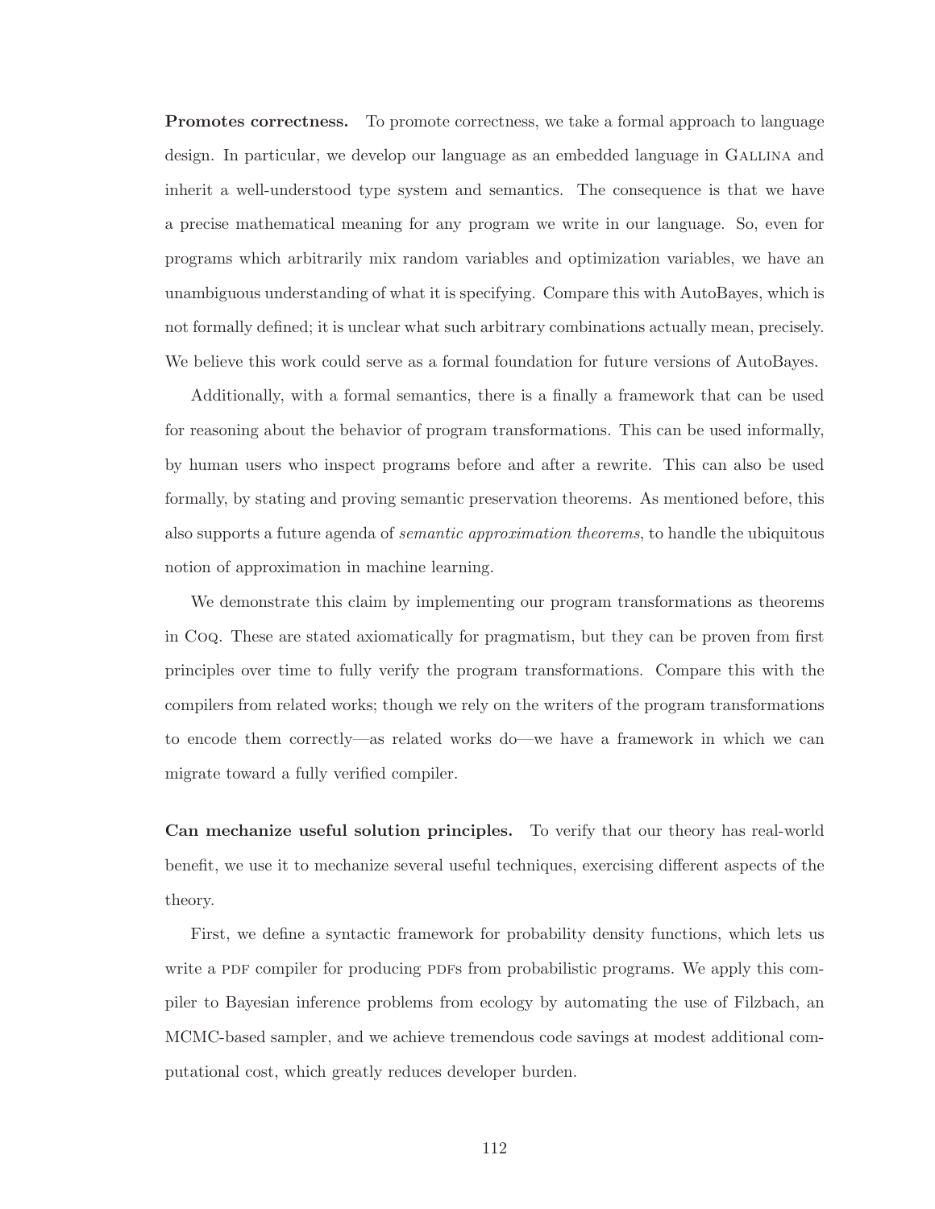**Promotes correctness.** To promote correctness, we take a formal approach to language design. In particular, we develop our language as an embedded language in GALLINA and inherit a well-understood type system and semantics. The consequence is that we have a precise mathematical meaning for any program we write in our language. So, even for programs which arbitrarily mix random variables and optimization variables, we have an unambiguous understanding of what it is specifying. Compare this with AutoBayes, which is not formally defined; it is unclear what such arbitrary combinations actually mean, precisely. We believe this work could serve as a formal foundation for future versions of AutoBayes.

Additionally, with a formal semantics, there is a finally a framework that can be used for reasoning about the behavior of program transformations. This can be used informally, by human users who inspect programs before and after a rewrite. This can also be used formally, by stating and proving semantic preservation theorems. As mentioned before, this also supports a future agenda of *semantic approximation theorems*, to handle the ubiquitous notion of approximation in machine learning.

We demonstrate this claim by implementing our program transformations as theorems in COQ. These are stated axiomatically for pragmatism, but they can be proven from first principles over time to fully verify the program transformations. Compare this with the compilers from related works; though we rely on the writers of the program transformations to encode them correctly—as related works do—we have a framework in which we can migrate toward a fully verified compiler.

**Can mechanize useful solution principles.** To verify that our theory has real-world benefit, we use it to mechanize several useful techniques, exercising different aspects of the theory.

First, we define a syntactic framework for probability density functions, which lets us write a PDF compiler for producing PDFs from probabilistic programs. We apply this compiler to Bayesian inference problems from ecology by automating the use of Filzbach, an MCMC-based sampler, and we achieve tremendous code savings at modest additional computational cost, which greatly reduces developer burden.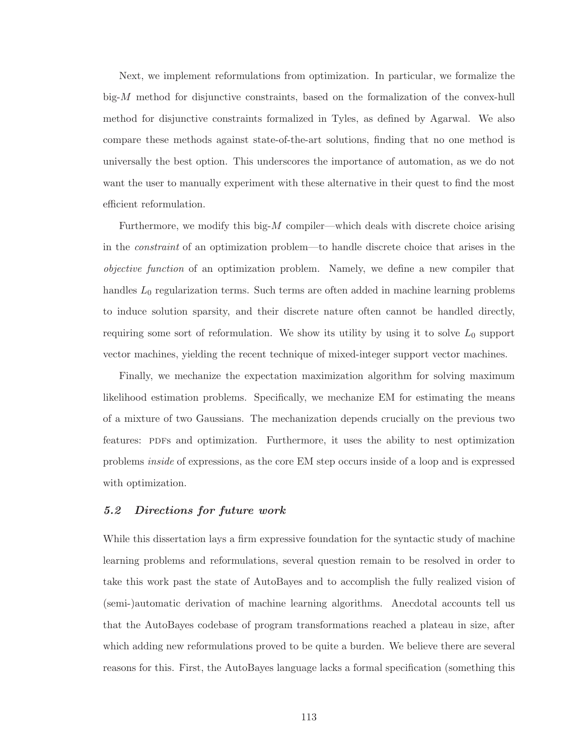Next, we implement reformulations from optimization. In particular, we formalize the big-$M$ method for disjunctive constraints, based on the formalization of the convex-hull method for disjunctive constraints formalized in Tyles, as defined by Agarwal. We also compare these methods against state-of-the-art solutions, finding that no one method is universally the best option. This underscores the importance of automation, as we do not want the user to manually experiment with these alternative in their quest to find the most efficient reformulation.

Furthermore, we modify this big-$M$ compiler—which deals with discrete choice arising in the *constraint* of an optimization problem—to handle discrete choice that arises in the *objective function* of an optimization problem. Namely, we define a new compiler that handles $L_0$ regularization terms. Such terms are often added in machine learning problems to induce solution sparsity, and their discrete nature often cannot be handled directly, requiring some sort of reformulation. We show its utility by using it to solve $L_0$ support vector machines, yielding the recent technique of mixed-integer support vector machines.

Finally, we mechanize the expectation maximization algorithm for solving maximum likelihood estimation problems. Specifically, we mechanize EM for estimating the means of a mixture of two Gaussians. The mechanization depends crucially on the previous two features: PDFs and optimization. Furthermore, it uses the ability to nest optimization problems *inside* of expressions, as the core EM step occurs inside of a loop and is expressed with optimization.

## *5.2 Directions for future work*

While this dissertation lays a firm expressive foundation for the syntactic study of machine learning problems and reformulations, several question remain to be resolved in order to take this work past the state of AutoBayes and to accomplish the fully realized vision of (semi-)automatic derivation of machine learning algorithms. Anecdotal accounts tell us that the AutoBayes codebase of program transformations reached a plateau in size, after which adding new reformulations proved to be quite a burden. We believe there are several reasons for this. First, the AutoBayes language lacks a formal specification (something this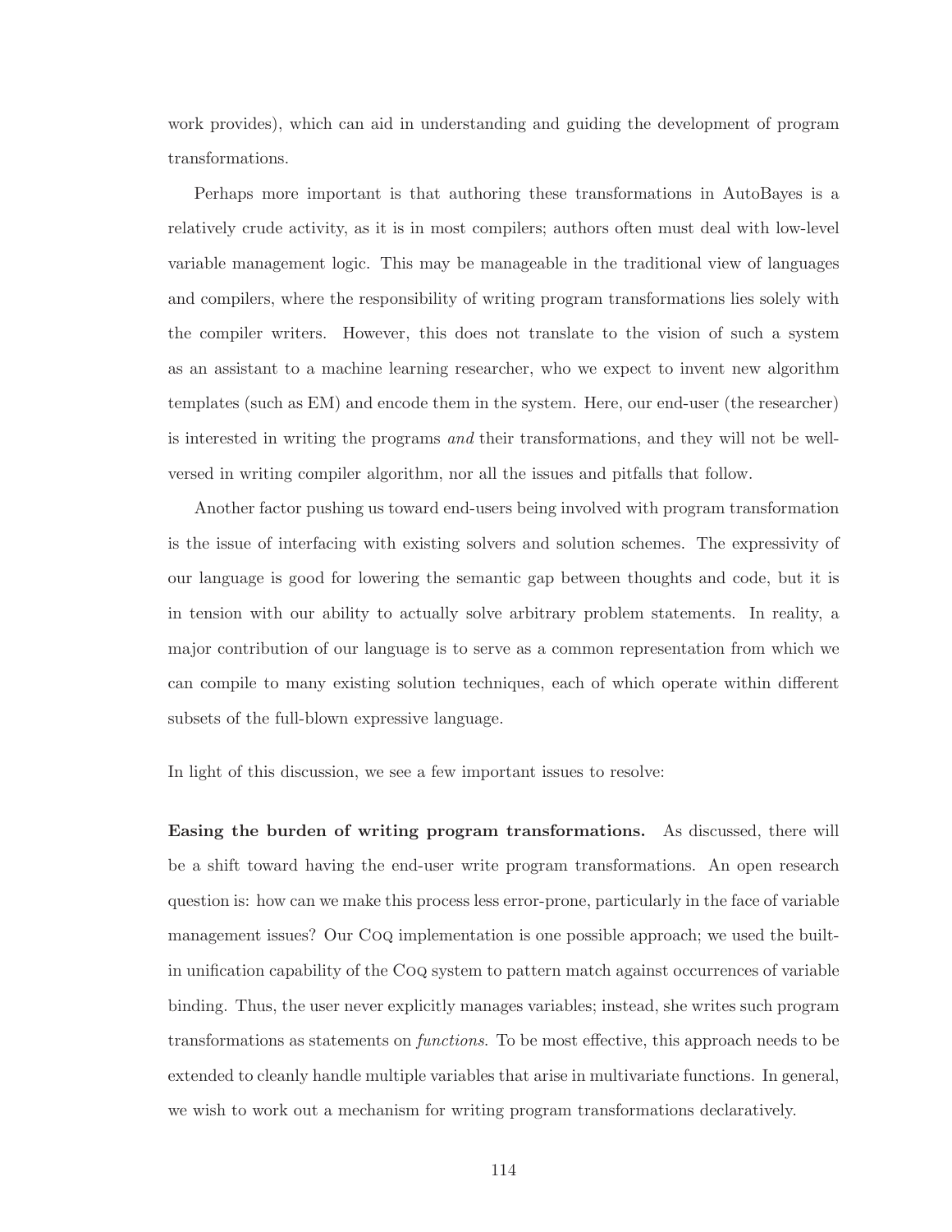work provides), which can aid in understanding and guiding the development of program transformations.

Perhaps more important is that authoring these transformations in AutoBayes is a relatively crude activity, as it is in most compilers; authors often must deal with low-level variable management logic. This may be manageable in the traditional view of languages and compilers, where the responsibility of writing program transformations lies solely with the compiler writers. However, this does not translate to the vision of such a system as an assistant to a machine learning researcher, who we expect to invent new algorithm templates (such as EM) and encode them in the system. Here, our end-user (the researcher) is interested in writing the programs *and* their transformations, and they will not be well-versed in writing compiler algorithm, nor all the issues and pitfalls that follow.

Another factor pushing us toward end-users being involved with program transformation is the issue of interfacing with existing solvers and solution schemes. The expressivity of our language is good for lowering the semantic gap between thoughts and code, but it is in tension with our ability to actually solve arbitrary problem statements. In reality, a major contribution of our language is to serve as a common representation from which we can compile to many existing solution techniques, each of which operate within different subsets of the full-blown expressive language.

In light of this discussion, we see a few important issues to resolve:

**Easing the burden of writing program transformations.** As discussed, there will be a shift toward having the end-user write program transformations. An open research question is: how can we make this process less error-prone, particularly in the face of variable management issues? Our Coq implementation is one possible approach; we used the built-in unification capability of the Coq system to pattern match against occurrences of variable binding. Thus, the user never explicitly manages variables; instead, she writes such program transformations as statements on *functions*. To be most effective, this approach needs to be extended to cleanly handle multiple variables that arise in multivariate functions. In general, we wish to work out a mechanism for writing program transformations declaratively.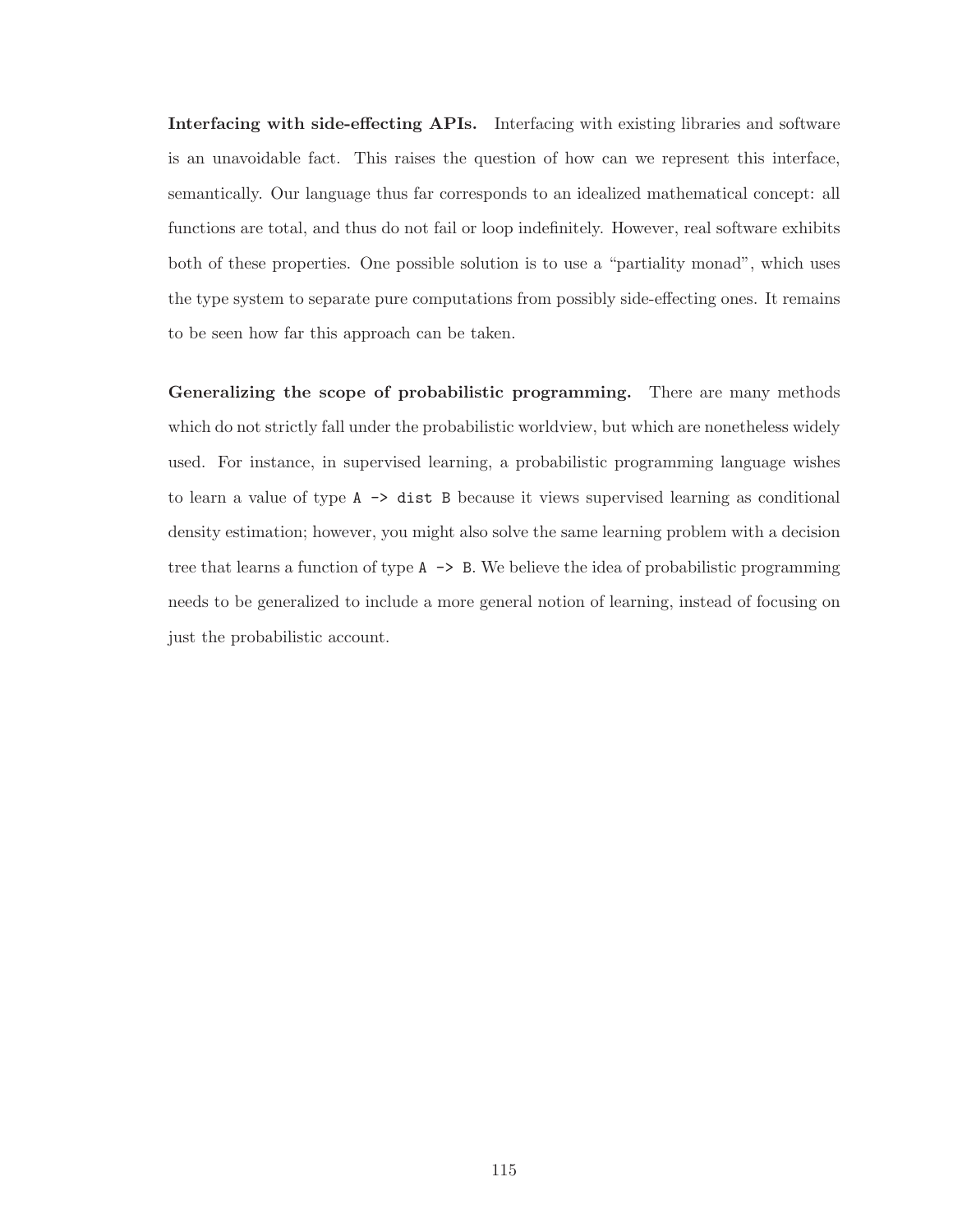**Interfacing with side-effecting APIs.** Interfacing with existing libraries and software is an unavoidable fact. This raises the question of how can we represent this interface, semantically. Our language thus far corresponds to an idealized mathematical concept: all functions are total, and thus do not fail or loop indefinitely. However, real software exhibits both of these properties. One possible solution is to use a "partiality monad", which uses the type system to separate pure computations from possibly side-effecting ones. It remains to be seen how far this approach can be taken.

**Generalizing the scope of probabilistic programming.** There are many methods which do not strictly fall under the probabilistic worldview, but which are nonetheless widely used. For instance, in supervised learning, a probabilistic programming language wishes to learn a value of type `A -> dist B` because it views supervised learning as conditional density estimation; however, you might also solve the same learning problem with a decision tree that learns a function of type `A -> B`. We believe the idea of probabilistic programming needs to be generalized to include a more general notion of learning, instead of focusing on just the probabilistic account.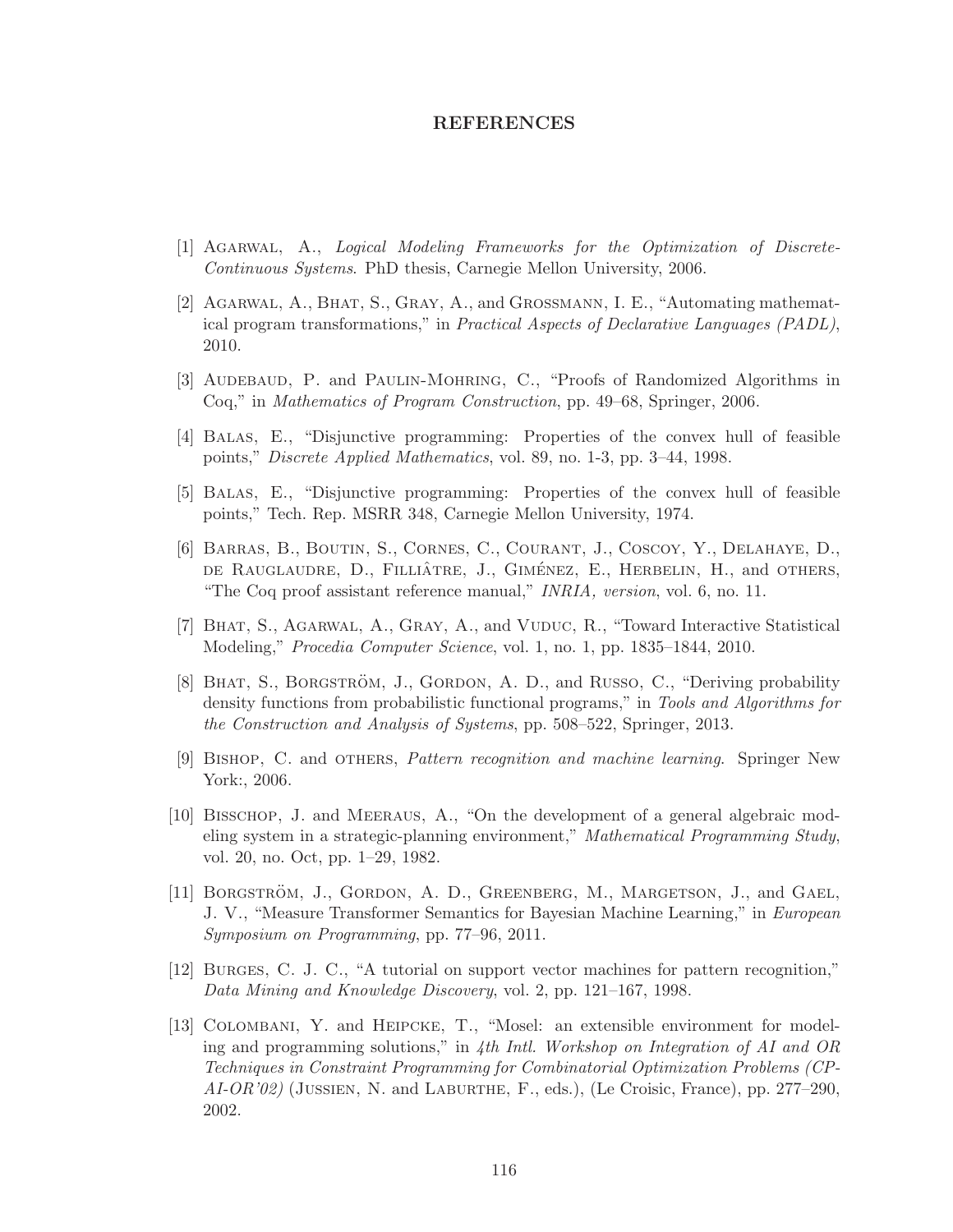# REFERENCES

[1] Agarwal, A., *Logical Modeling Frameworks for the Optimization of Discrete-Continuous Systems*. PhD thesis, Carnegie Mellon University, 2006.

[2] Agarwal, A., Bhat, S., Gray, A., and Grossmann, I. E., "Automating mathematical program transformations," in *Practical Aspects of Declarative Languages (PADL)*, 2010.

[3] Audebaud, P. and Paulin-Mohring, C., "Proofs of Randomized Algorithms in Coq," in *Mathematics of Program Construction*, pp. 49–68, Springer, 2006.

[4] Balas, E., "Disjunctive programming: Properties of the convex hull of feasible points," *Discrete Applied Mathematics*, vol. 89, no. 1-3, pp. 3–44, 1998.

[5] Balas, E., "Disjunctive programming: Properties of the convex hull of feasible points," Tech. Rep. MSRR 348, Carnegie Mellon University, 1974.

[6] Barras, B., Boutin, S., Cornes, C., Courant, J., Coscoy, Y., Delahaye, D., de Rauglaudre, D., Filliâtre, J., Giménez, E., Herbelin, H., and others, "The Coq proof assistant reference manual," *INRIA, version*, vol. 6, no. 11.

[7] Bhat, S., Agarwal, A., Gray, A., and Vuduc, R., "Toward Interactive Statistical Modeling," *Procedia Computer Science*, vol. 1, no. 1, pp. 1835–1844, 2010.

[8] Bhat, S., Borgström, J., Gordon, A. D., and Russo, C., "Deriving probability density functions from probabilistic functional programs," in *Tools and Algorithms for the Construction and Analysis of Systems*, pp. 508–522, Springer, 2013.

[9] Bishop, C. and others, *Pattern recognition and machine learning*. Springer New York:, 2006.

[10] Bisschop, J. and Meeraus, A., "On the development of a general algebraic modeling system in a strategic-planning environment," *Mathematical Programming Study*, vol. 20, no. Oct, pp. 1–29, 1982.

[11] Borgström, J., Gordon, A. D., Greenberg, M., Margetson, J., and Gael, J. V., "Measure Transformer Semantics for Bayesian Machine Learning," in *European Symposium on Programming*, pp. 77–96, 2011.

[12] Burges, C. J. C., "A tutorial on support vector machines for pattern recognition," *Data Mining and Knowledge Discovery*, vol. 2, pp. 121–167, 1998.

[13] Colombani, Y. and Heipcke, T., "Mosel: an extensible environment for modeling and programming solutions," in *4th Intl. Workshop on Integration of AI and OR Techniques in Constraint Programming for Combinatorial Optimization Problems (CP-AI-OR'02)* (Jussien, N. and Laburthe, F., eds.), (Le Croisic, France), pp. 277–290, 2002.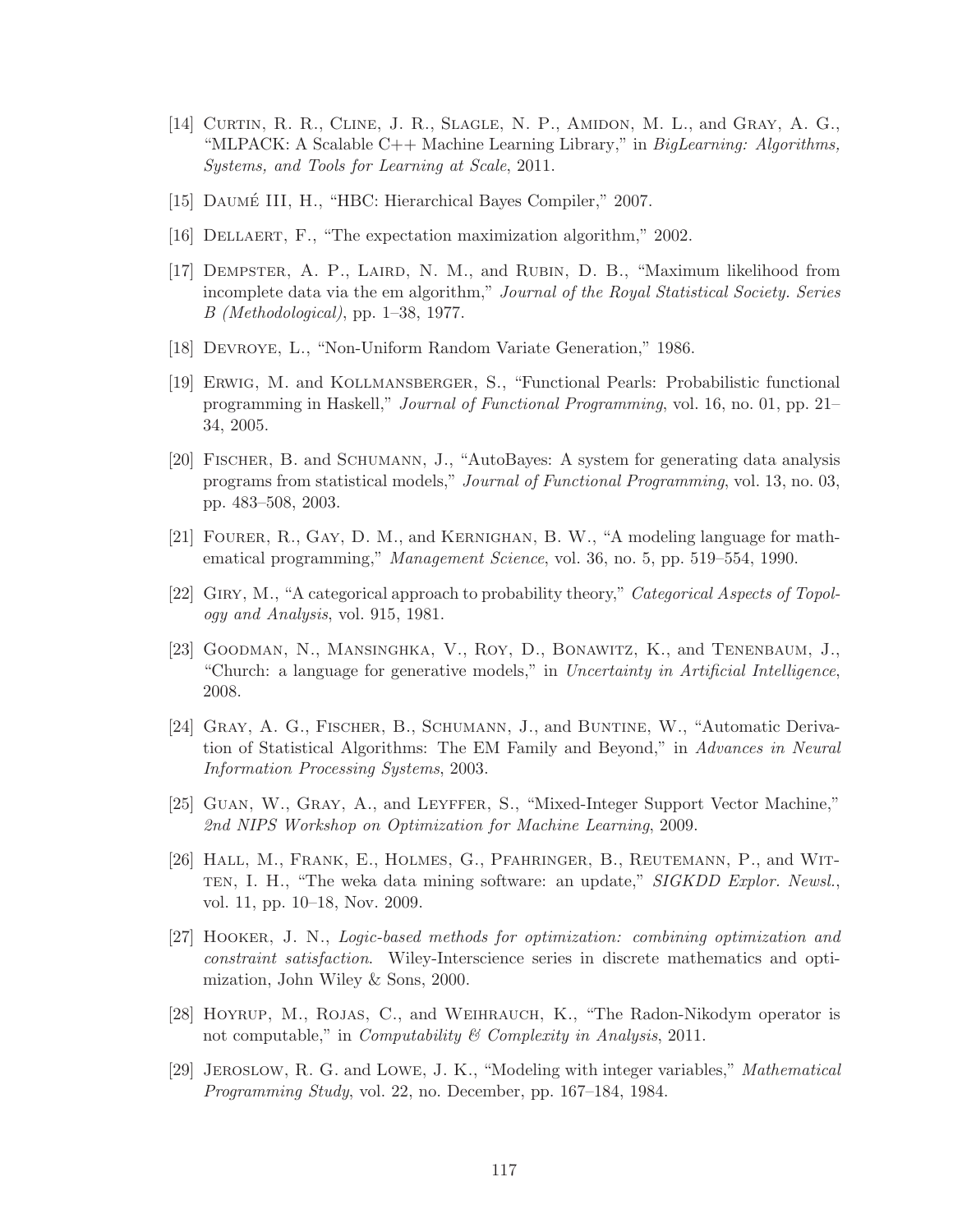[14] Curtin, R. R., Cline, J. R., Slagle, N. P., Amidon, M. L., and Gray, A. G., "MLPACK: A Scalable C++ Machine Learning Library," in *BigLearning: Algorithms, Systems, and Tools for Learning at Scale*, 2011.

[15] Daumé III, H., "HBC: Hierarchical Bayes Compiler," 2007.

[16] Dellaert, F., "The expectation maximization algorithm," 2002.

[17] Dempster, A. P., Laird, N. M., and Rubin, D. B., "Maximum likelihood from incomplete data via the em algorithm," *Journal of the Royal Statistical Society. Series B (Methodological)*, pp. 1–38, 1977.

[18] Devroye, L., "Non-Uniform Random Variate Generation," 1986.

[19] Erwig, M. and Kollmansberger, S., "Functional Pearls: Probabilistic functional programming in Haskell," *Journal of Functional Programming*, vol. 16, no. 01, pp. 21–34, 2005.

[20] Fischer, B. and Schumann, J., "AutoBayes: A system for generating data analysis programs from statistical models," *Journal of Functional Programming*, vol. 13, no. 03, pp. 483–508, 2003.

[21] Fourer, R., Gay, D. M., and Kernighan, B. W., "A modeling language for mathematical programming," *Management Science*, vol. 36, no. 5, pp. 519–554, 1990.

[22] Giry, M., "A categorical approach to probability theory," *Categorical Aspects of Topology and Analysis*, vol. 915, 1981.

[23] Goodman, N., Mansinghka, V., Roy, D., Bonawitz, K., and Tenenbaum, J., "Church: a language for generative models," in *Uncertainty in Artificial Intelligence*, 2008.

[24] Gray, A. G., Fischer, B., Schumann, J., and Buntine, W., "Automatic Derivation of Statistical Algorithms: The EM Family and Beyond," in *Advances in Neural Information Processing Systems*, 2003.

[25] Guan, W., Gray, A., and Leyffer, S., "Mixed-Integer Support Vector Machine," *2nd NIPS Workshop on Optimization for Machine Learning*, 2009.

[26] Hall, M., Frank, E., Holmes, G., Pfahringer, B., Reutemann, P., and Witten, I. H., "The weka data mining software: an update," *SIGKDD Explor. Newsl.*, vol. 11, pp. 10–18, Nov. 2009.

[27] Hooker, J. N., *Logic-based methods for optimization: combining optimization and constraint satisfaction*. Wiley-Interscience series in discrete mathematics and optimization, John Wiley & Sons, 2000.

[28] Hoyrup, M., Rojas, C., and Weihrauch, K., "The Radon-Nikodym operator is not computable," in *Computability & Complexity in Analysis*, 2011.

[29] Jeroslow, R. G. and Lowe, J. K., "Modeling with integer variables," *Mathematical Programming Study*, vol. 22, no. December, pp. 167–184, 1984.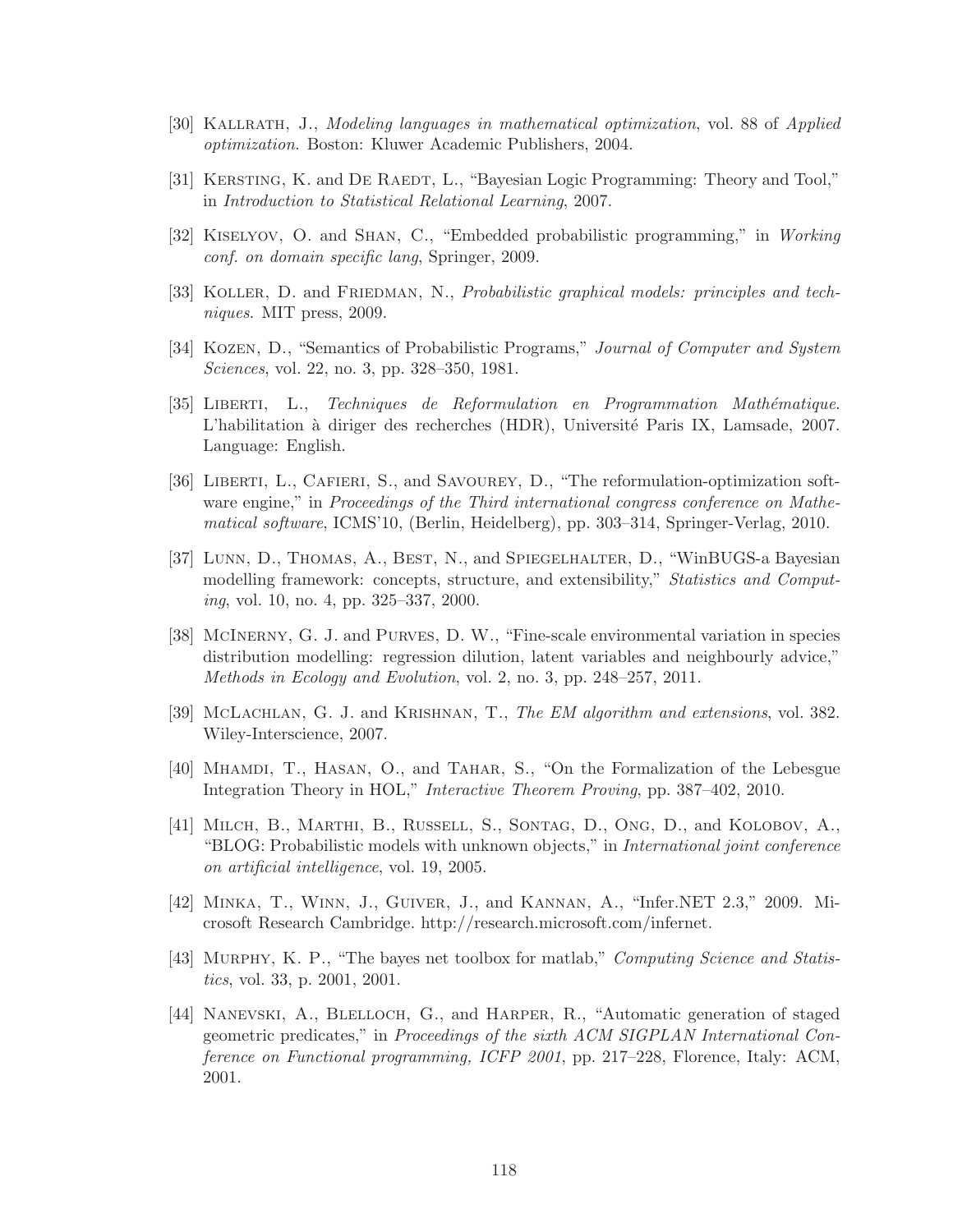[30] Kallrath, J., *Modeling languages in mathematical optimization*, vol. 88 of *Applied optimization*. Boston: Kluwer Academic Publishers, 2004.

[31] Kersting, K. and De Raedt, L., "Bayesian Logic Programming: Theory and Tool," in *Introduction to Statistical Relational Learning*, 2007.

[32] Kiselyov, O. and Shan, C., "Embedded probabilistic programming," in *Working conf. on domain specific lang*, Springer, 2009.

[33] Koller, D. and Friedman, N., *Probabilistic graphical models: principles and techniques*. MIT press, 2009.

[34] Kozen, D., "Semantics of Probabilistic Programs," *Journal of Computer and System Sciences*, vol. 22, no. 3, pp. 328–350, 1981.

[35] Liberti, L., *Techniques de Reformulation en Programmation Mathématique*. L'habilitation à diriger des recherches (HDR), Université Paris IX, Lamsade, 2007. Language: English.

[36] Liberti, L., Cafieri, S., and Savourey, D., "The reformulation-optimization software engine," in *Proceedings of the Third international congress conference on Mathematical software*, ICMS'10, (Berlin, Heidelberg), pp. 303–314, Springer-Verlag, 2010.

[37] Lunn, D., Thomas, A., Best, N., and Spiegelhalter, D., "WinBUGS-a Bayesian modelling framework: concepts, structure, and extensibility," *Statistics and Computing*, vol. 10, no. 4, pp. 325–337, 2000.

[38] McInerny, G. J. and Purves, D. W., "Fine-scale environmental variation in species distribution modelling: regression dilution, latent variables and neighbourly advice," *Methods in Ecology and Evolution*, vol. 2, no. 3, pp. 248–257, 2011.

[39] McLachlan, G. J. and Krishnan, T., *The EM algorithm and extensions*, vol. 382. Wiley-Interscience, 2007.

[40] Mhamdi, T., Hasan, O., and Tahar, S., "On the Formalization of the Lebesgue Integration Theory in HOL," *Interactive Theorem Proving*, pp. 387–402, 2010.

[41] Milch, B., Marthi, B., Russell, S., Sontag, D., Ong, D., and Kolobov, A., "BLOG: Probabilistic models with unknown objects," in *International joint conference on artificial intelligence*, vol. 19, 2005.

[42] Minka, T., Winn, J., Guiver, J., and Kannan, A., "Infer.NET 2.3," 2009. Microsoft Research Cambridge. http://research.microsoft.com/infernet.

[43] Murphy, K. P., "The bayes net toolbox for matlab," *Computing Science and Statistics*, vol. 33, p. 2001, 2001.

[44] Nanevski, A., Blelloch, G., and Harper, R., "Automatic generation of staged geometric predicates," in *Proceedings of the sixth ACM SIGPLAN International Conference on Functional programming, ICFP 2001*, pp. 217–228, Florence, Italy: ACM, 2001.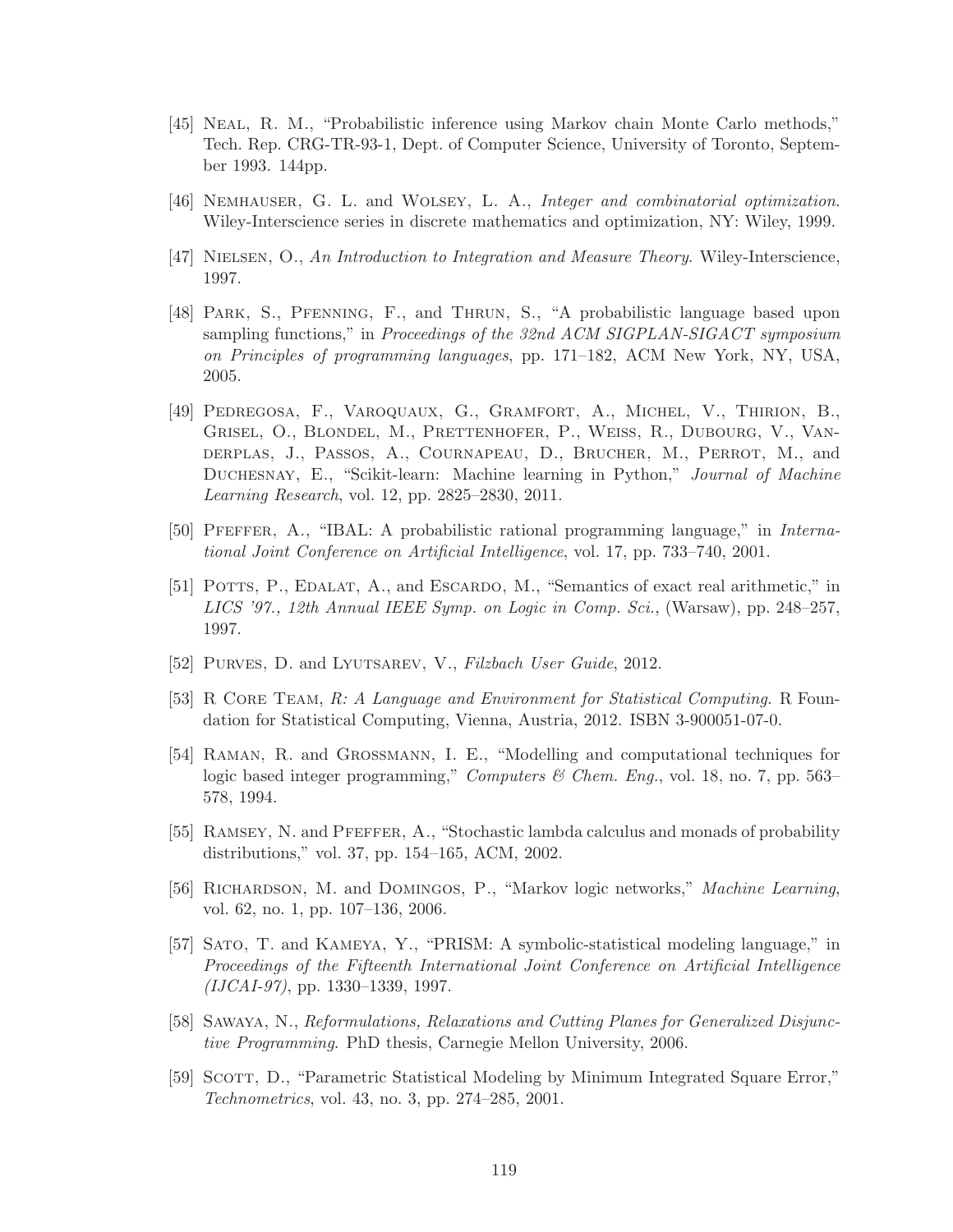[45] Neal, R. M., "Probabilistic inference using Markov chain Monte Carlo methods," Tech. Rep. CRG-TR-93-1, Dept. of Computer Science, University of Toronto, September 1993. 144pp.

[46] Nemhauser, G. L. and Wolsey, L. A., *Integer and combinatorial optimization*. Wiley-Interscience series in discrete mathematics and optimization, NY: Wiley, 1999.

[47] Nielsen, O., *An Introduction to Integration and Measure Theory*. Wiley-Interscience, 1997.

[48] Park, S., Pfenning, F., and Thrun, S., "A probabilistic language based upon sampling functions," in *Proceedings of the 32nd ACM SIGPLAN-SIGACT symposium on Principles of programming languages*, pp. 171–182, ACM New York, NY, USA, 2005.

[49] Pedregosa, F., Varoquaux, G., Gramfort, A., Michel, V., Thirion, B., Grisel, O., Blondel, M., Prettenhofer, P., Weiss, R., Dubourg, V., Vanderplas, J., Passos, A., Cournapeau, D., Brucher, M., Perrot, M., and Duchesnay, E., "Scikit-learn: Machine learning in Python," *Journal of Machine Learning Research*, vol. 12, pp. 2825–2830, 2011.

[50] Pfeffer, A., "IBAL: A probabilistic rational programming language," in *International Joint Conference on Artificial Intelligence*, vol. 17, pp. 733–740, 2001.

[51] Potts, P., Edalat, A., and Escardo, M., "Semantics of exact real arithmetic," in *LICS '97., 12th Annual IEEE Symp. on Logic in Comp. Sci.*, (Warsaw), pp. 248–257, 1997.

[52] Purves, D. and Lyutsarev, V., *Filzbach User Guide*, 2012.

[53] R Core Team, *R: A Language and Environment for Statistical Computing*. R Foundation for Statistical Computing, Vienna, Austria, 2012. ISBN 3-900051-07-0.

[54] Raman, R. and Grossmann, I. E., "Modelling and computational techniques for logic based integer programming," *Computers & Chem. Eng.*, vol. 18, no. 7, pp. 563–578, 1994.

[55] Ramsey, N. and Pfeffer, A., "Stochastic lambda calculus and monads of probability distributions," vol. 37, pp. 154–165, ACM, 2002.

[56] Richardson, M. and Domingos, P., "Markov logic networks," *Machine Learning*, vol. 62, no. 1, pp. 107–136, 2006.

[57] Sato, T. and Kameya, Y., "PRISM: A symbolic-statistical modeling language," in *Proceedings of the Fifteenth International Joint Conference on Artificial Intelligence (IJCAI-97)*, pp. 1330–1339, 1997.

[58] Sawaya, N., *Reformulations, Relaxations and Cutting Planes for Generalized Disjunctive Programming*. PhD thesis, Carnegie Mellon University, 2006.

[59] Scott, D., "Parametric Statistical Modeling by Minimum Integrated Square Error," *Technometrics*, vol. 43, no. 3, pp. 274–285, 2001.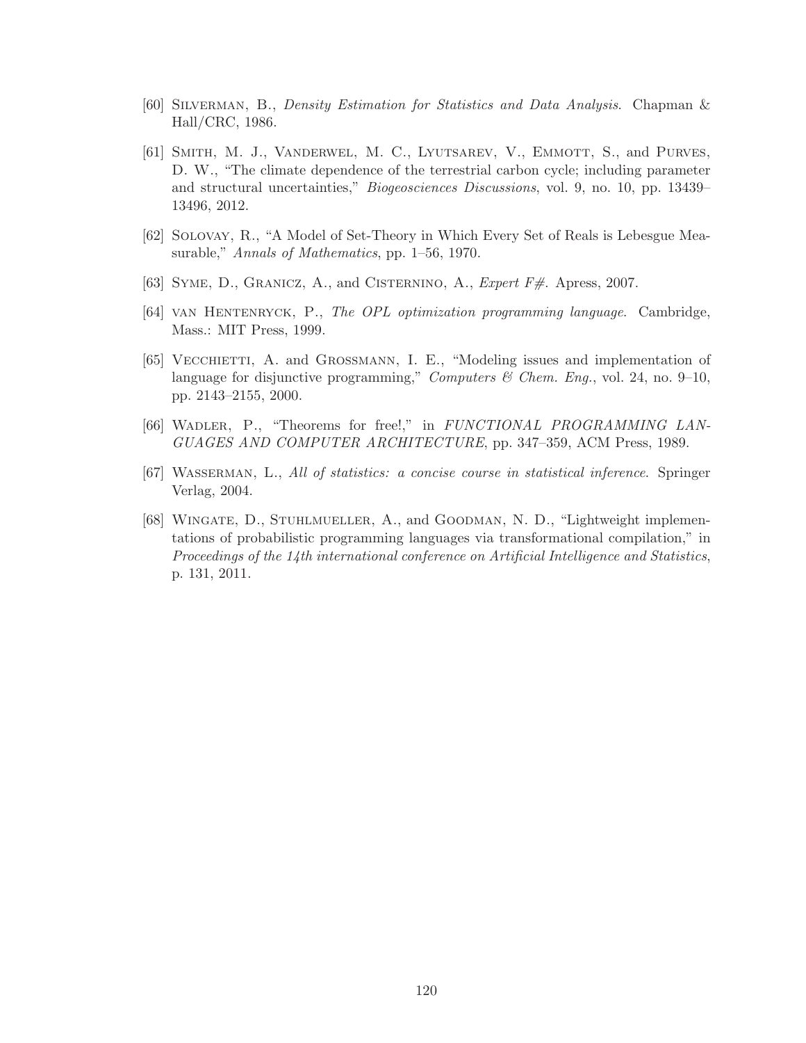[60] Silverman, B., *Density Estimation for Statistics and Data Analysis*. Chapman & Hall/CRC, 1986.

[61] Smith, M. J., Vanderwel, M. C., Lyutsarev, V., Emmott, S., and Purves, D. W., "The climate dependence of the terrestrial carbon cycle; including parameter and structural uncertainties," *Biogeosciences Discussions*, vol. 9, no. 10, pp. 13439–13496, 2012.

[62] Solovay, R., "A Model of Set-Theory in Which Every Set of Reals is Lebesgue Measurable," *Annals of Mathematics*, pp. 1–56, 1970.

[63] Syme, D., Granicz, A., and Cisternino, A., *Expert F#*. Apress, 2007.

[64] van Hentenryck, P., *The OPL optimization programming language*. Cambridge, Mass.: MIT Press, 1999.

[65] Vecchietti, A. and Grossmann, I. E., "Modeling issues and implementation of language for disjunctive programming," *Computers & Chem. Eng.*, vol. 24, no. 9–10, pp. 2143–2155, 2000.

[66] Wadler, P., "Theorems for free!," in *FUNCTIONAL PROGRAMMING LANGUAGES AND COMPUTER ARCHITECTURE*, pp. 347–359, ACM Press, 1989.

[67] Wasserman, L., *All of statistics: a concise course in statistical inference*. Springer Verlag, 2004.

[68] Wingate, D., Stuhlmueller, A., and Goodman, N. D., "Lightweight implementations of probabilistic programming languages via transformational compilation," in *Proceedings of the 14th international conference on Artificial Intelligence and Statistics*, p. 131, 2011.